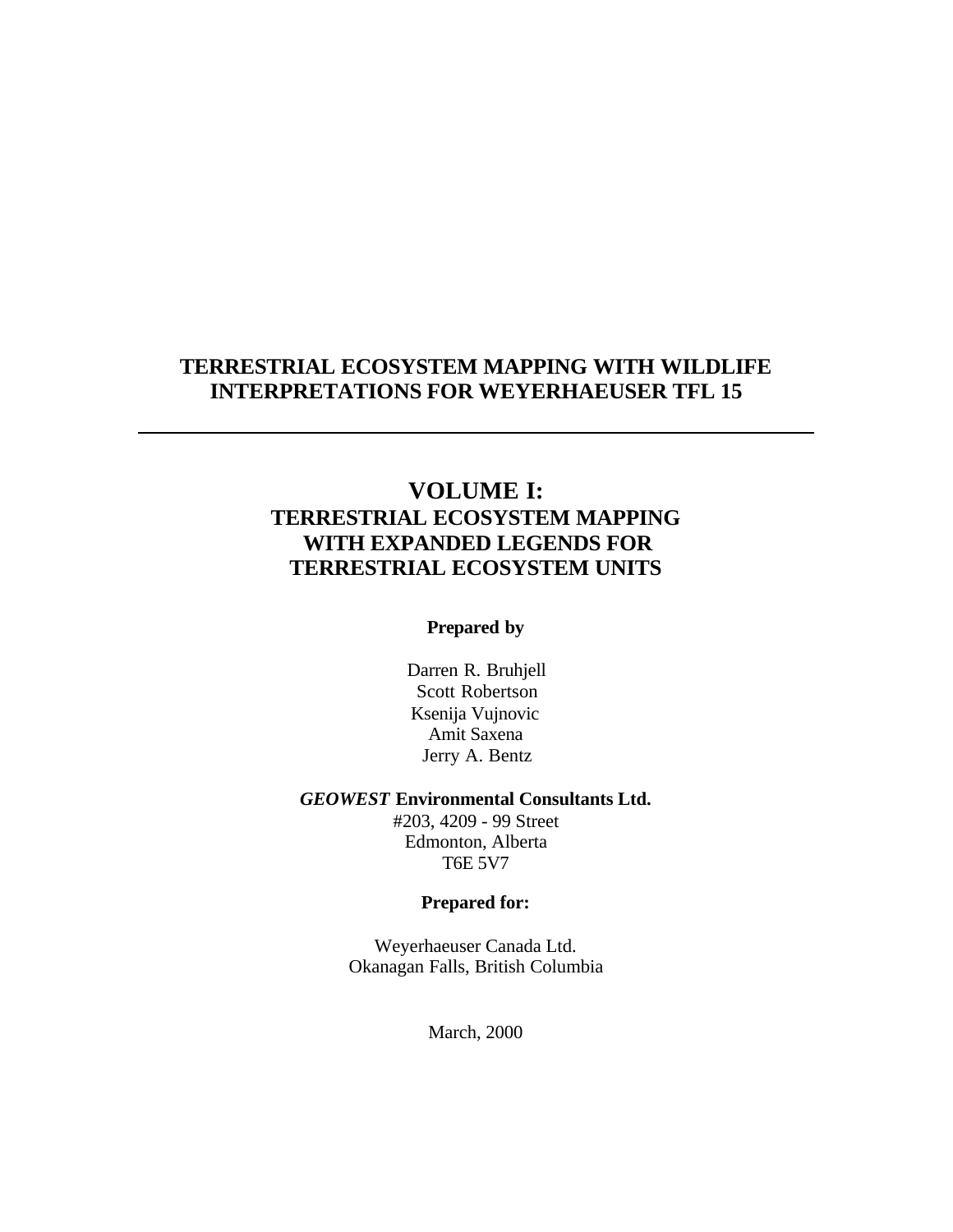# TERRESTRIAL ECOSYSTEM MAPPING WITH WILDLIFE INTERPRETATIONS FOR WEYERHAEUSER TFL 15

---

## VOLUME I:
## TERRESTRIAL ECOSYSTEM MAPPING WITH EXPANDED LEGENDS FOR TERRESTRIAL ECOSYSTEM UNITS

**Prepared by**

Darren R. Bruhjell
Scott Robertson
Ksenija Vujnovic
Amit Saxena
Jerry A. Bentz

***GEOWEST* Environmental Consultants Ltd.**
#203, 4209 - 99 Street
Edmonton, Alberta
T6E 5V7

**Prepared for:**

Weyerhaeuser Canada Ltd.
Okanagan Falls, British Columbia

March, 2000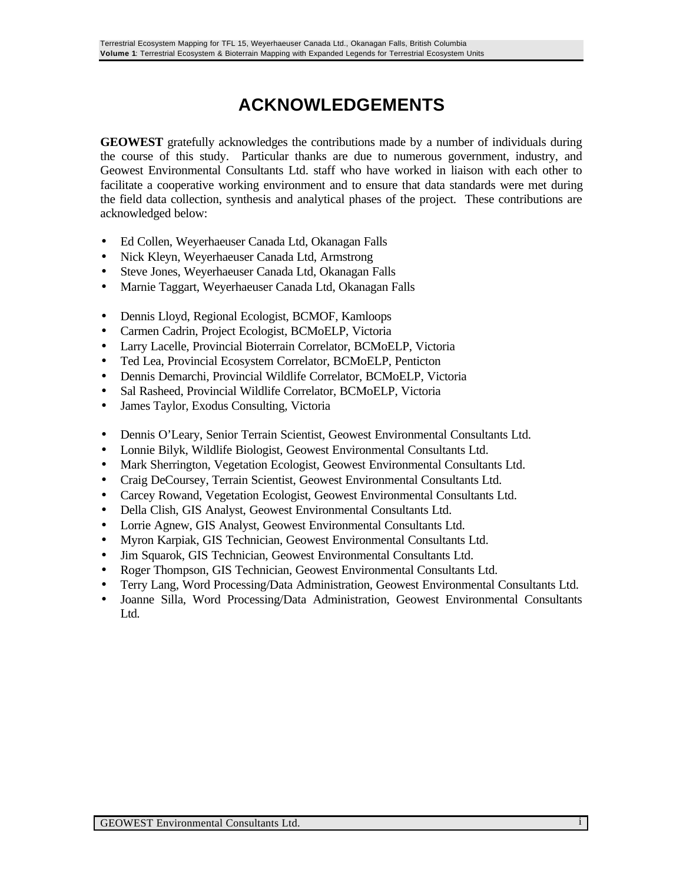# ACKNOWLEDGEMENTS

**GEOWEST** gratefully acknowledges the contributions made by a number of individuals during the course of this study. Particular thanks are due to numerous government, industry, and Geowest Environmental Consultants Ltd. staff who have worked in liaison with each other to facilitate a cooperative working environment and to ensure that data standards were met during the field data collection, synthesis and analytical phases of the project. These contributions are acknowledged below:

- Ed Collen, Weyerhaeuser Canada Ltd, Okanagan Falls
- Nick Kleyn, Weyerhaeuser Canada Ltd, Armstrong
- Steve Jones, Weyerhaeuser Canada Ltd, Okanagan Falls
- Marnie Taggart, Weyerhaeuser Canada Ltd, Okanagan Falls

- Dennis Lloyd, Regional Ecologist, BCMOF, Kamloops
- Carmen Cadrin, Project Ecologist, BCMoELP, Victoria
- Larry Lacelle, Provincial Bioterrain Correlator, BCMoELP, Victoria
- Ted Lea, Provincial Ecosystem Correlator, BCMoELP, Penticton
- Dennis Demarchi, Provincial Wildlife Correlator, BCMoELP, Victoria
- Sal Rasheed, Provincial Wildlife Correlator, BCMoELP, Victoria
- James Taylor, Exodus Consulting, Victoria

- Dennis O'Leary, Senior Terrain Scientist, Geowest Environmental Consultants Ltd.
- Lonnie Bilyk, Wildlife Biologist, Geowest Environmental Consultants Ltd.
- Mark Sherrington, Vegetation Ecologist, Geowest Environmental Consultants Ltd.
- Craig DeCoursey, Terrain Scientist, Geowest Environmental Consultants Ltd.
- Carcey Rowand, Vegetation Ecologist, Geowest Environmental Consultants Ltd.
- Della Clish, GIS Analyst, Geowest Environmental Consultants Ltd.
- Lorrie Agnew, GIS Analyst, Geowest Environmental Consultants Ltd.
- Myron Karpiak, GIS Technician, Geowest Environmental Consultants Ltd.
- Jim Squarok, GIS Technician, Geowest Environmental Consultants Ltd.
- Roger Thompson, GIS Technician, Geowest Environmental Consultants Ltd.
- Terry Lang, Word Processing/Data Administration, Geowest Environmental Consultants Ltd.
- Joanne Silla, Word Processing/Data Administration, Geowest Environmental Consultants Ltd.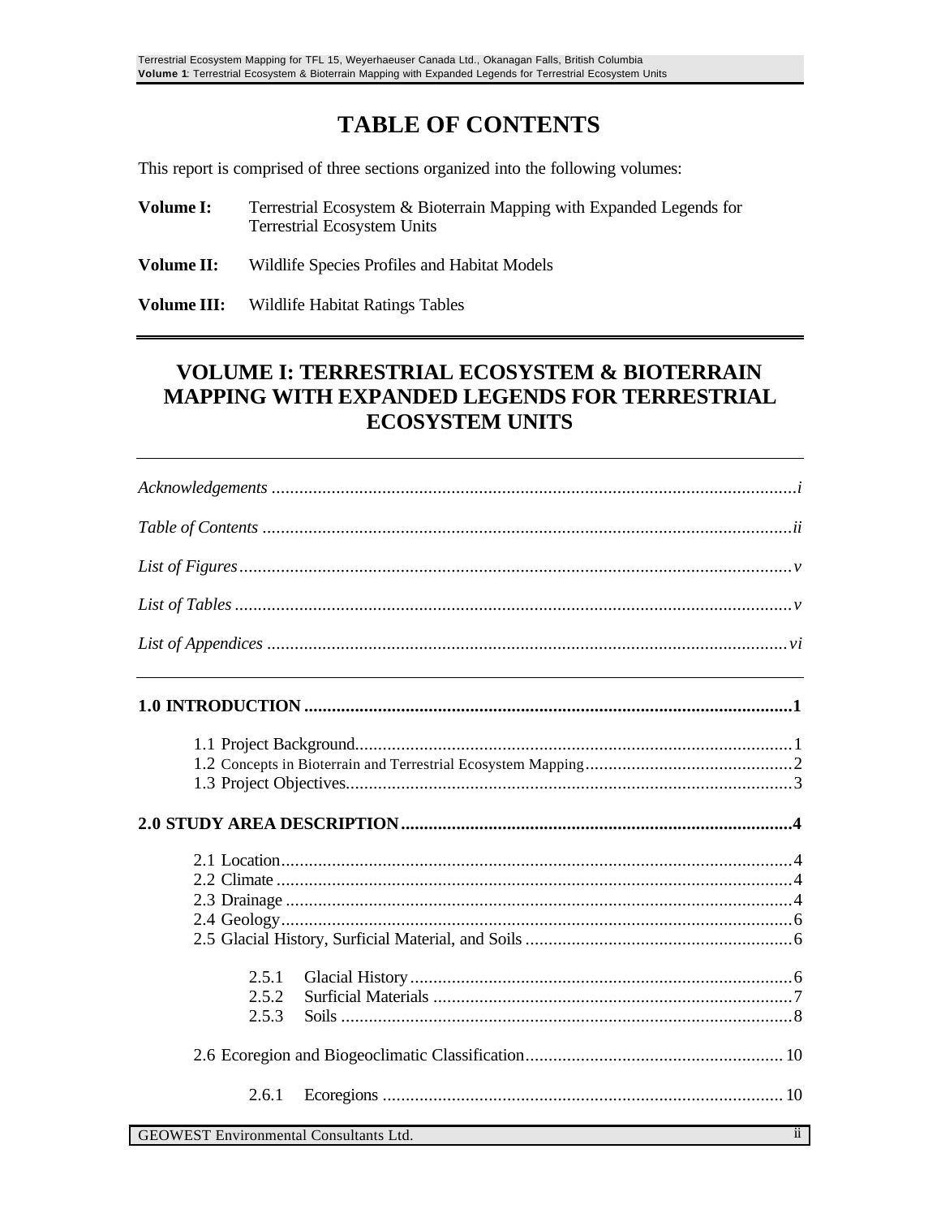# TABLE OF CONTENTS

This report is comprised of three sections organized into the following volumes:

**Volume I:** Terrestrial Ecosystem & Bioterrain Mapping with Expanded Legends for Terrestrial Ecosystem Units

**Volume II:** Wildlife Species Profiles and Habitat Models

**Volume III:** Wildlife Habitat Ratings Tables

## VOLUME I: TERRESTRIAL ECOSYSTEM & BIOTERRAIN MAPPING WITH EXPANDED LEGENDS FOR TERRESTRIAL ECOSYSTEM UNITS

*Acknowledgements* .......... *i*

*Table of Contents* .......... *ii*

*List of Figures* .......... *v*

*List of Tables* .......... *v*

*List of Appendices* .......... *vi*

**1.0 INTRODUCTION .......... 1**

- 1.1 Project Background .......... 1
- 1.2 Concepts in Bioterrain and Terrestrial Ecosystem Mapping .......... 2
- 1.3 Project Objectives .......... 3

**2.0 STUDY AREA DESCRIPTION .......... 4**

- 2.1 Location .......... 4
- 2.2 Climate .......... 4
- 2.3 Drainage .......... 4
- 2.4 Geology .......... 6
- 2.5 Glacial History, Surficial Material, and Soils .......... 6
  - 2.5.1 Glacial History .......... 6
  - 2.5.2 Surficial Materials .......... 7
  - 2.5.3 Soils .......... 8
- 2.6 Ecoregion and Biogeoclimatic Classification .......... 10
  - 2.6.1 Ecoregions .......... 10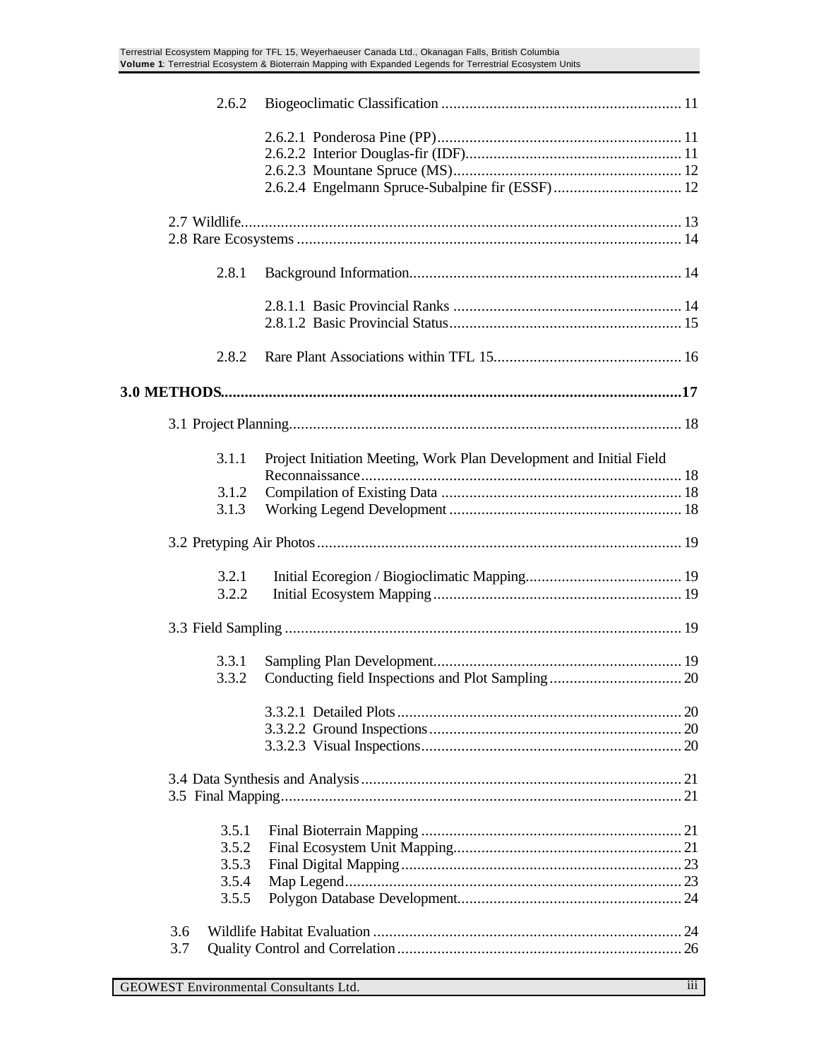2.6.2 Biogeoclimatic Classification ........................................................... 11

2.6.2.1 Ponderosa Pine (PP)............................................................ 11
2.6.2.2 Interior Douglas-fir (IDF)..................................................... 11
2.6.2.3 Mountane Spruce (MS)........................................................ 12
2.6.2.4 Engelmann Spruce-Subalpine fir (ESSF)................................ 12

2.7 Wildlife............................................................................................................. 13
2.8 Rare Ecosystems ............................................................................................... 14

2.8.1 Background Information.................................................................... 14

2.8.1.1 Basic Provincial Ranks ......................................................... 14
2.8.1.2 Basic Provincial Status.......................................................... 15

2.8.2 Rare Plant Associations within TFL 15............................................... 16

**3.0 METHODS..................................................................................................................17**

3.1 Project Planning................................................................................................. 18

3.1.1 Project Initiation Meeting, Work Plan Development and Initial Field Reconnaissance................................................................................ 18
3.1.2 Compilation of Existing Data ............................................................ 18
3.1.3 Working Legend Development .......................................................... 18

3.2 Pretyping Air Photos.......................................................................................... 19

3.2.1 Initial Ecoregion / Biogioclimatic Mapping....................................... 19
3.2.2 Initial Ecosystem Mapping.............................................................. 19

3.3 Field Sampling .................................................................................................. 19

3.3.1 Sampling Plan Development.............................................................. 19
3.3.2 Conducting field Inspections and Plot Sampling................................. 20

3.3.2.1 Detailed Plots....................................................................... 20
3.3.2.2 Ground Inspections............................................................... 20
3.3.2.3 Visual Inspections................................................................. 20

3.4 Data Synthesis and Analysis............................................................................... 21
3.5 Final Mapping.................................................................................................... 21

3.5.1 Final Bioterrain Mapping ................................................................. 21
3.5.2 Final Ecosystem Unit Mapping......................................................... 21
3.5.3 Final Digital Mapping...................................................................... 23
3.5.4 Map Legend.................................................................................... 23
3.5.5 Polygon Database Development........................................................ 24

3.6 Wildlife Habitat Evaluation ............................................................................. 24
3.7 Quality Control and Correlation....................................................................... 26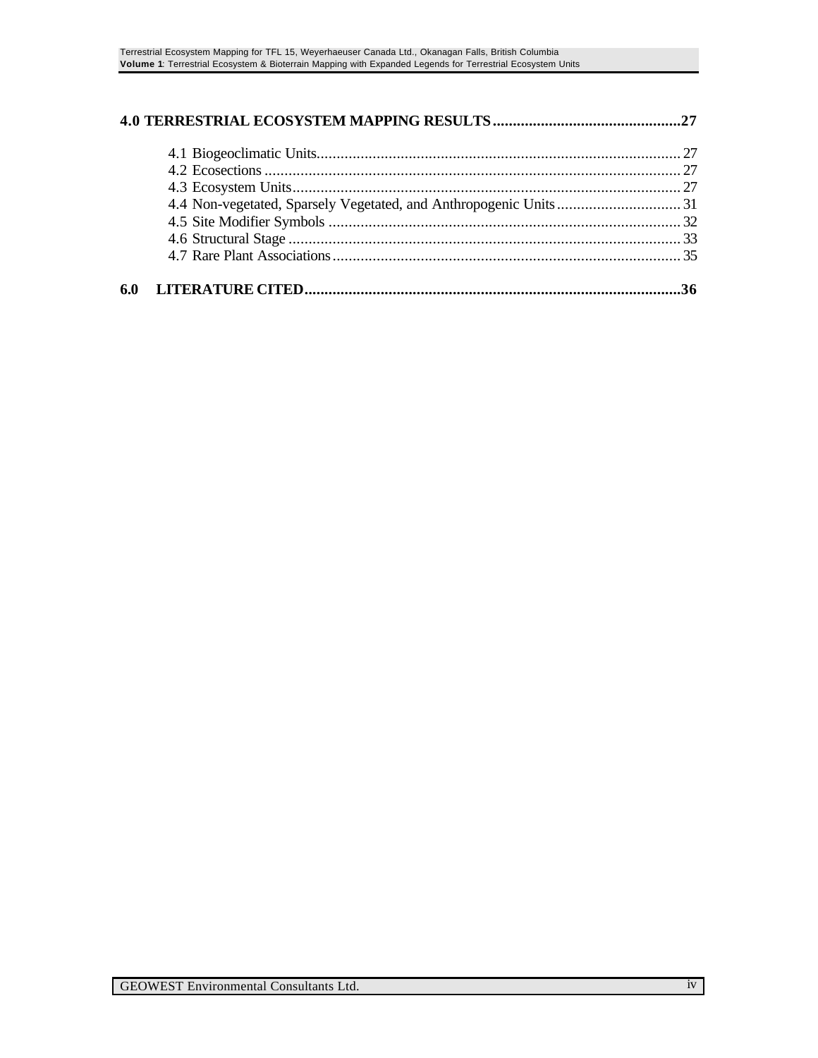**4.0 TERRESTRIAL ECOSYSTEM MAPPING RESULTS ............................................27**

4.1 Biogeoclimatic Units........................................................................................ 27
4.2 Ecosections ...................................................................................................... 27
4.3 Ecosystem Units............................................................................................... 27
4.4 Non-vegetated, Sparsely Vegetated, and Anthropogenic Units .............................. 31
4.5 Site Modifier Symbols ...................................................................................... 32
4.6 Structural Stage ................................................................................................ 33
4.7 Rare Plant Associations..................................................................................... 35

**6.0 LITERATURE CITED...........................................................................................36**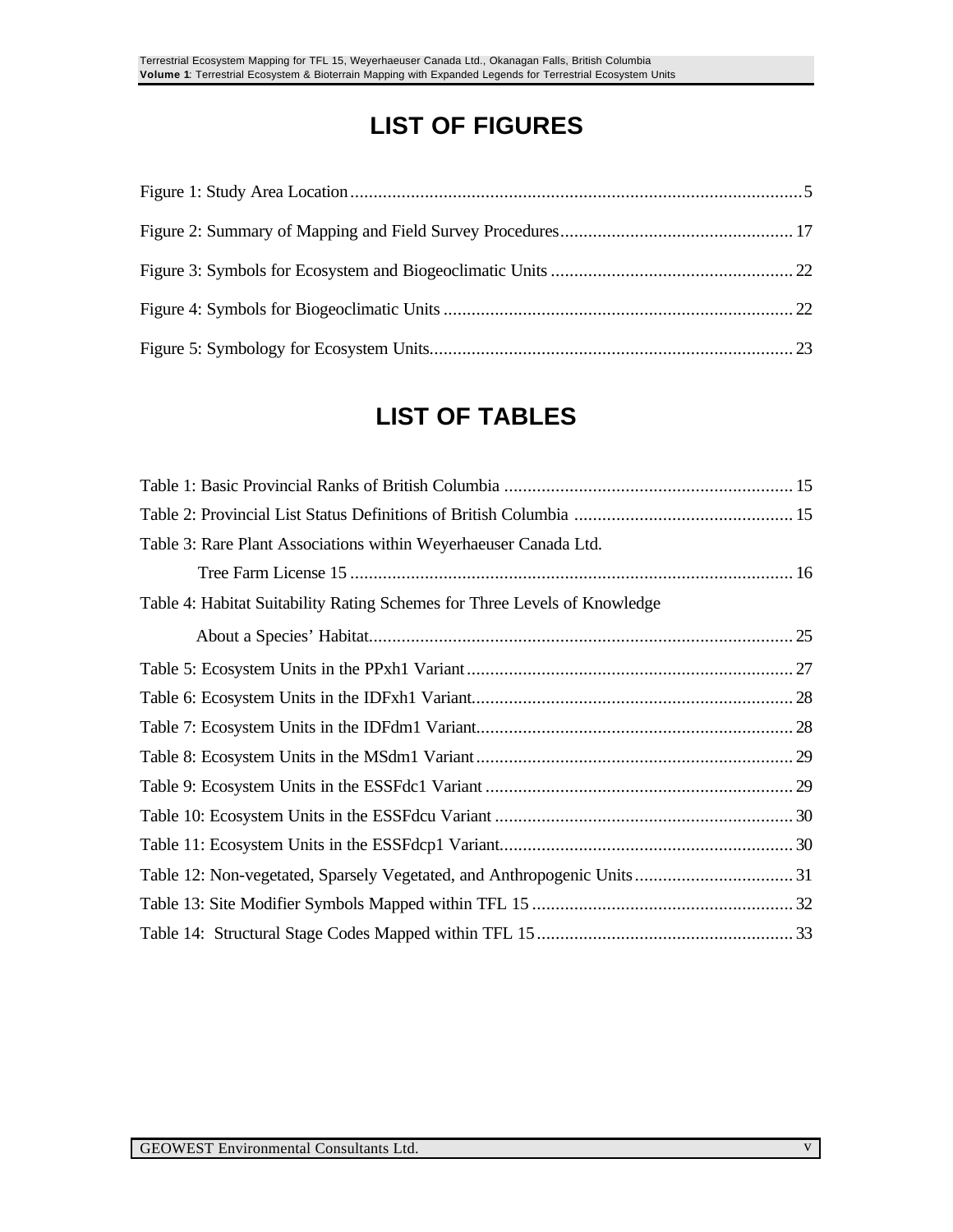# LIST OF FIGURES

Figure 1: Study Area Location .................................................................................................5

Figure 2: Summary of Mapping and Field Survey Procedures.................................................. 17

Figure 3: Symbols for Ecosystem and Biogeoclimatic Units .................................................... 22

Figure 4: Symbols for Biogeoclimatic Units ........................................................................... 22

Figure 5: Symbology for Ecosystem Units.............................................................................. 23

# LIST OF TABLES

Table 1: Basic Provincial Ranks of British Columbia .............................................................. 15

Table 2: Provincial List Status Definitions of British Columbia ............................................... 15

Table 3: Rare Plant Associations within Weyerhaeuser Canada Ltd.
Tree Farm License 15 ............................................................................................... 16

Table 4: Habitat Suitability Rating Schemes for Three Levels of Knowledge
About a Species' Habitat........................................................................................... 25

Table 5: Ecosystem Units in the PPxh1 Variant...................................................................... 27

Table 6: Ecosystem Units in the IDFxh1 Variant..................................................................... 28

Table 7: Ecosystem Units in the IDFdm1 Variant.................................................................... 28

Table 8: Ecosystem Units in the MSdm1 Variant.................................................................... 29

Table 9: Ecosystem Units in the ESSFdc1 Variant .................................................................. 29

Table 10: Ecosystem Units in the ESSFdcu Variant ................................................................ 30

Table 11: Ecosystem Units in the ESSFdcp1 Variant............................................................... 30

Table 12: Non-vegetated, Sparsely Vegetated, and Anthropogenic Units .................................. 31

Table 13: Site Modifier Symbols Mapped within TFL 15 ......................................................... 32

Table 14: Structural Stage Codes Mapped within TFL 15 ....................................................... 33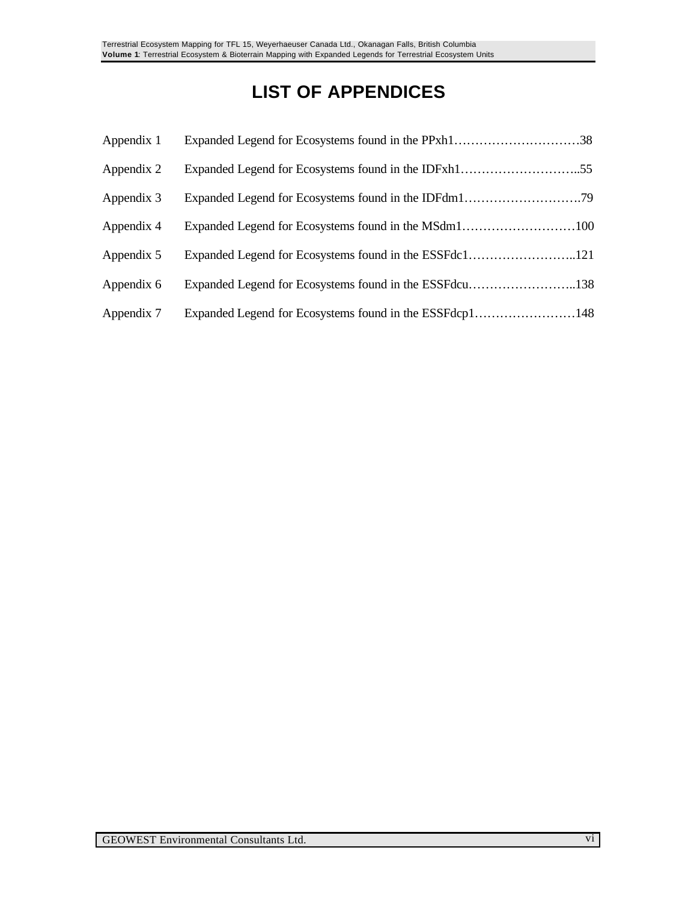# LIST OF APPENDICES

| | | |
|---|---|---|
| Appendix 1 | Expanded Legend for Ecosystems found in the PPxh1 | 38 |
| Appendix 2 | Expanded Legend for Ecosystems found in the IDFxh1 | 55 |
| Appendix 3 | Expanded Legend for Ecosystems found in the IDFdm1 | 79 |
| Appendix 4 | Expanded Legend for Ecosystems found in the MSdm1 | 100 |
| Appendix 5 | Expanded Legend for Ecosystems found in the ESSFdc1 | 121 |
| Appendix 6 | Expanded Legend for Ecosystems found in the ESSFdcu | 138 |
| Appendix 7 | Expanded Legend for Ecosystems found in the ESSFdcp1 | 148 |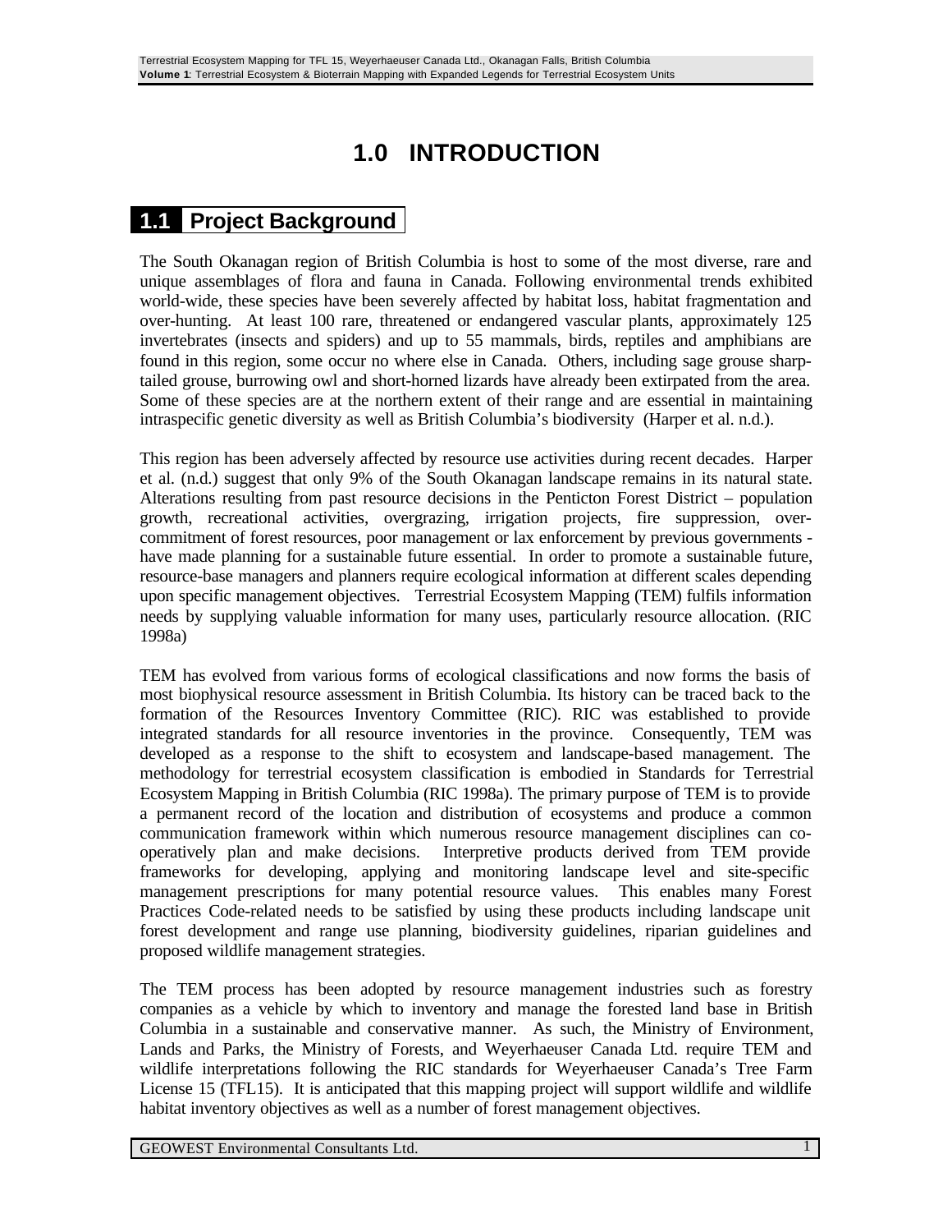# 1.0 INTRODUCTION

## 1.1 Project Background

The South Okanagan region of British Columbia is host to some of the most diverse, rare and unique assemblages of flora and fauna in Canada. Following environmental trends exhibited world-wide, these species have been severely affected by habitat loss, habitat fragmentation and over-hunting. At least 100 rare, threatened or endangered vascular plants, approximately 125 invertebrates (insects and spiders) and up to 55 mammals, birds, reptiles and amphibians are found in this region, some occur no where else in Canada. Others, including sage grouse sharp-tailed grouse, burrowing owl and short-horned lizards have already been extirpated from the area. Some of these species are at the northern extent of their range and are essential in maintaining intraspecific genetic diversity as well as British Columbia's biodiversity (Harper et al. n.d.).

This region has been adversely affected by resource use activities during recent decades. Harper et al. (n.d.) suggest that only 9% of the South Okanagan landscape remains in its natural state. Alterations resulting from past resource decisions in the Penticton Forest District – population growth, recreational activities, overgrazing, irrigation projects, fire suppression, over-commitment of forest resources, poor management or lax enforcement by previous governments - have made planning for a sustainable future essential. In order to promote a sustainable future, resource-base managers and planners require ecological information at different scales depending upon specific management objectives. Terrestrial Ecosystem Mapping (TEM) fulfils information needs by supplying valuable information for many uses, particularly resource allocation. (RIC 1998a)

TEM has evolved from various forms of ecological classifications and now forms the basis of most biophysical resource assessment in British Columbia. Its history can be traced back to the formation of the Resources Inventory Committee (RIC). RIC was established to provide integrated standards for all resource inventories in the province. Consequently, TEM was developed as a response to the shift to ecosystem and landscape-based management. The methodology for terrestrial ecosystem classification is embodied in Standards for Terrestrial Ecosystem Mapping in British Columbia (RIC 1998a). The primary purpose of TEM is to provide a permanent record of the location and distribution of ecosystems and produce a common communication framework within which numerous resource management disciplines can co-operatively plan and make decisions. Interpretive products derived from TEM provide frameworks for developing, applying and monitoring landscape level and site-specific management prescriptions for many potential resource values. This enables many Forest Practices Code-related needs to be satisfied by using these products including landscape unit forest development and range use planning, biodiversity guidelines, riparian guidelines and proposed wildlife management strategies.

The TEM process has been adopted by resource management industries such as forestry companies as a vehicle by which to inventory and manage the forested land base in British Columbia in a sustainable and conservative manner. As such, the Ministry of Environment, Lands and Parks, the Ministry of Forests, and Weyerhaeuser Canada Ltd. require TEM and wildlife interpretations following the RIC standards for Weyerhaeuser Canada's Tree Farm License 15 (TFL15). It is anticipated that this mapping project will support wildlife and wildlife habitat inventory objectives as well as a number of forest management objectives.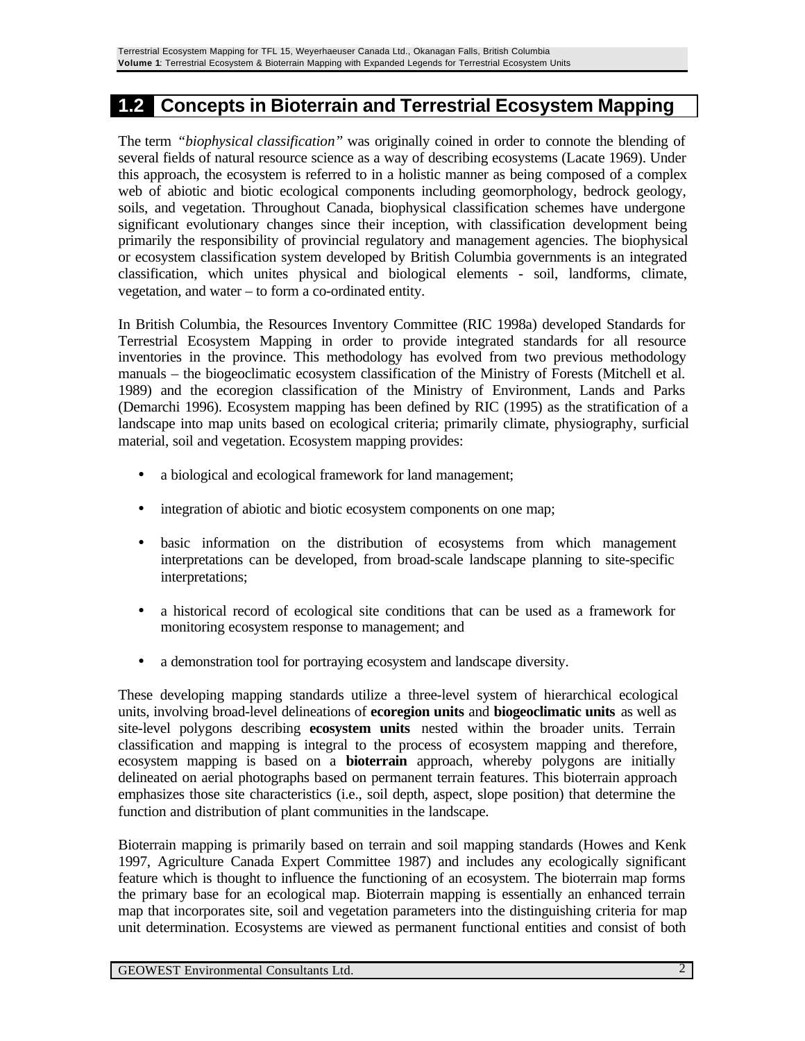## 1.2 Concepts in Bioterrain and Terrestrial Ecosystem Mapping

The term *"biophysical classification"* was originally coined in order to connote the blending of several fields of natural resource science as a way of describing ecosystems (Lacate 1969). Under this approach, the ecosystem is referred to in a holistic manner as being composed of a complex web of abiotic and biotic ecological components including geomorphology, bedrock geology, soils, and vegetation. Throughout Canada, biophysical classification schemes have undergone significant evolutionary changes since their inception, with classification development being primarily the responsibility of provincial regulatory and management agencies. The biophysical or ecosystem classification system developed by British Columbia governments is an integrated classification, which unites physical and biological elements - soil, landforms, climate, vegetation, and water – to form a co-ordinated entity.

In British Columbia, the Resources Inventory Committee (RIC 1998a) developed Standards for Terrestrial Ecosystem Mapping in order to provide integrated standards for all resource inventories in the province. This methodology has evolved from two previous methodology manuals – the biogeoclimatic ecosystem classification of the Ministry of Forests (Mitchell et al. 1989) and the ecoregion classification of the Ministry of Environment, Lands and Parks (Demarchi 1996). Ecosystem mapping has been defined by RIC (1995) as the stratification of a landscape into map units based on ecological criteria; primarily climate, physiography, surficial material, soil and vegetation. Ecosystem mapping provides:

- a biological and ecological framework for land management;
- integration of abiotic and biotic ecosystem components on one map;
- basic information on the distribution of ecosystems from which management interpretations can be developed, from broad-scale landscape planning to site-specific interpretations;
- a historical record of ecological site conditions that can be used as a framework for monitoring ecosystem response to management; and
- a demonstration tool for portraying ecosystem and landscape diversity.

These developing mapping standards utilize a three-level system of hierarchical ecological units, involving broad-level delineations of **ecoregion units** and **biogeoclimatic units** as well as site-level polygons describing **ecosystem units** nested within the broader units. Terrain classification and mapping is integral to the process of ecosystem mapping and therefore, ecosystem mapping is based on a **bioterrain** approach, whereby polygons are initially delineated on aerial photographs based on permanent terrain features. This bioterrain approach emphasizes those site characteristics (i.e., soil depth, aspect, slope position) that determine the function and distribution of plant communities in the landscape.

Bioterrain mapping is primarily based on terrain and soil mapping standards (Howes and Kenk 1997, Agriculture Canada Expert Committee 1987) and includes any ecologically significant feature which is thought to influence the functioning of an ecosystem. The bioterrain map forms the primary base for an ecological map. Bioterrain mapping is essentially an enhanced terrain map that incorporates site, soil and vegetation parameters into the distinguishing criteria for map unit determination. Ecosystems are viewed as permanent functional entities and consist of both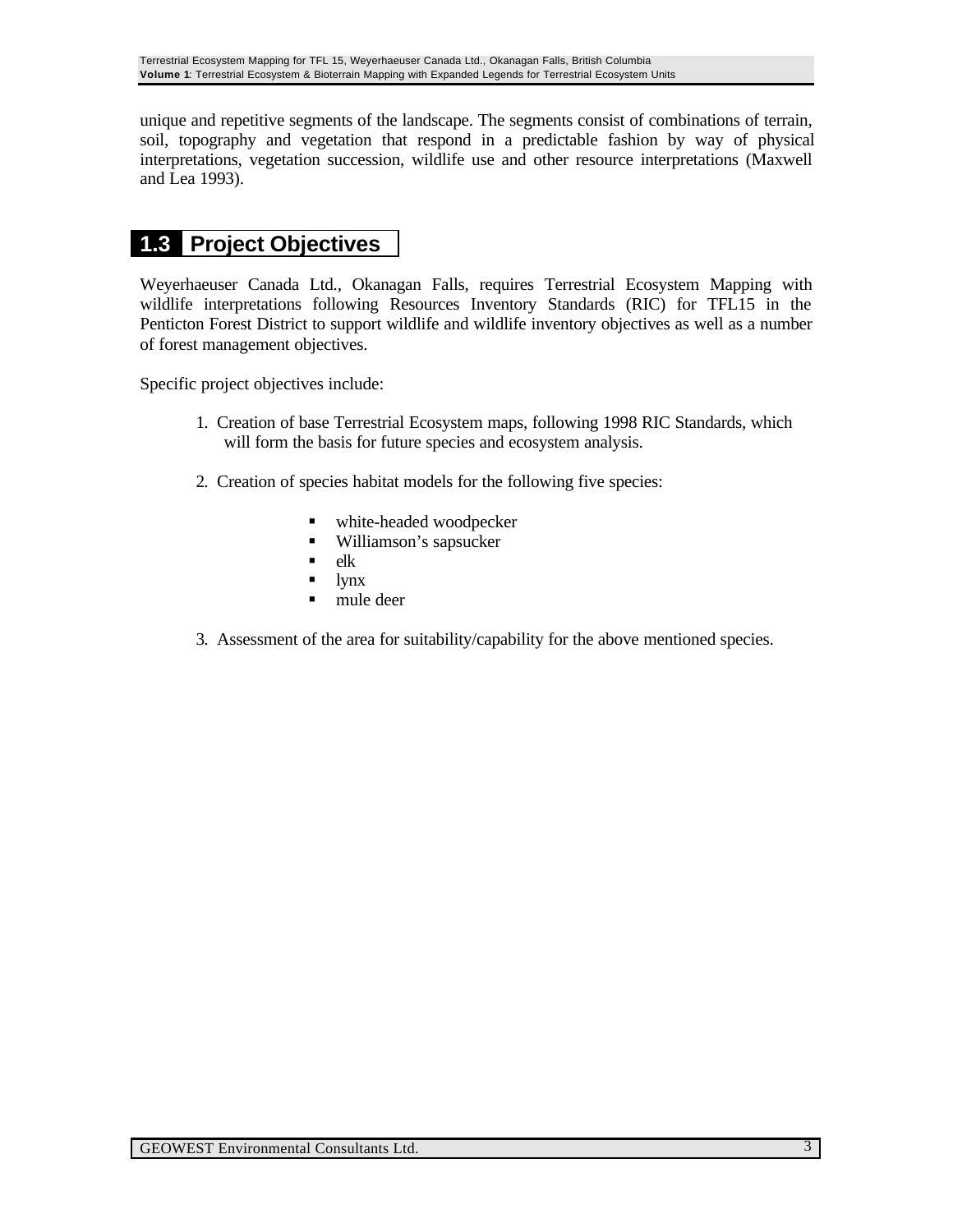unique and repetitive segments of the landscape. The segments consist of combinations of terrain, soil, topography and vegetation that respond in a predictable fashion by way of physical interpretations, vegetation succession, wildlife use and other resource interpretations (Maxwell and Lea 1993).

## 1.3 Project Objectives

Weyerhaeuser Canada Ltd., Okanagan Falls, requires Terrestrial Ecosystem Mapping with wildlife interpretations following Resources Inventory Standards (RIC) for TFL15 in the Penticton Forest District to support wildlife and wildlife inventory objectives as well as a number of forest management objectives.

Specific project objectives include:

1. Creation of base Terrestrial Ecosystem maps, following 1998 RIC Standards, which will form the basis for future species and ecosystem analysis.

2. Creation of species habitat models for the following five species:

   - white-headed woodpecker
   - Williamson's sapsucker
   - elk
   - lynx
   - mule deer

3. Assessment of the area for suitability/capability for the above mentioned species.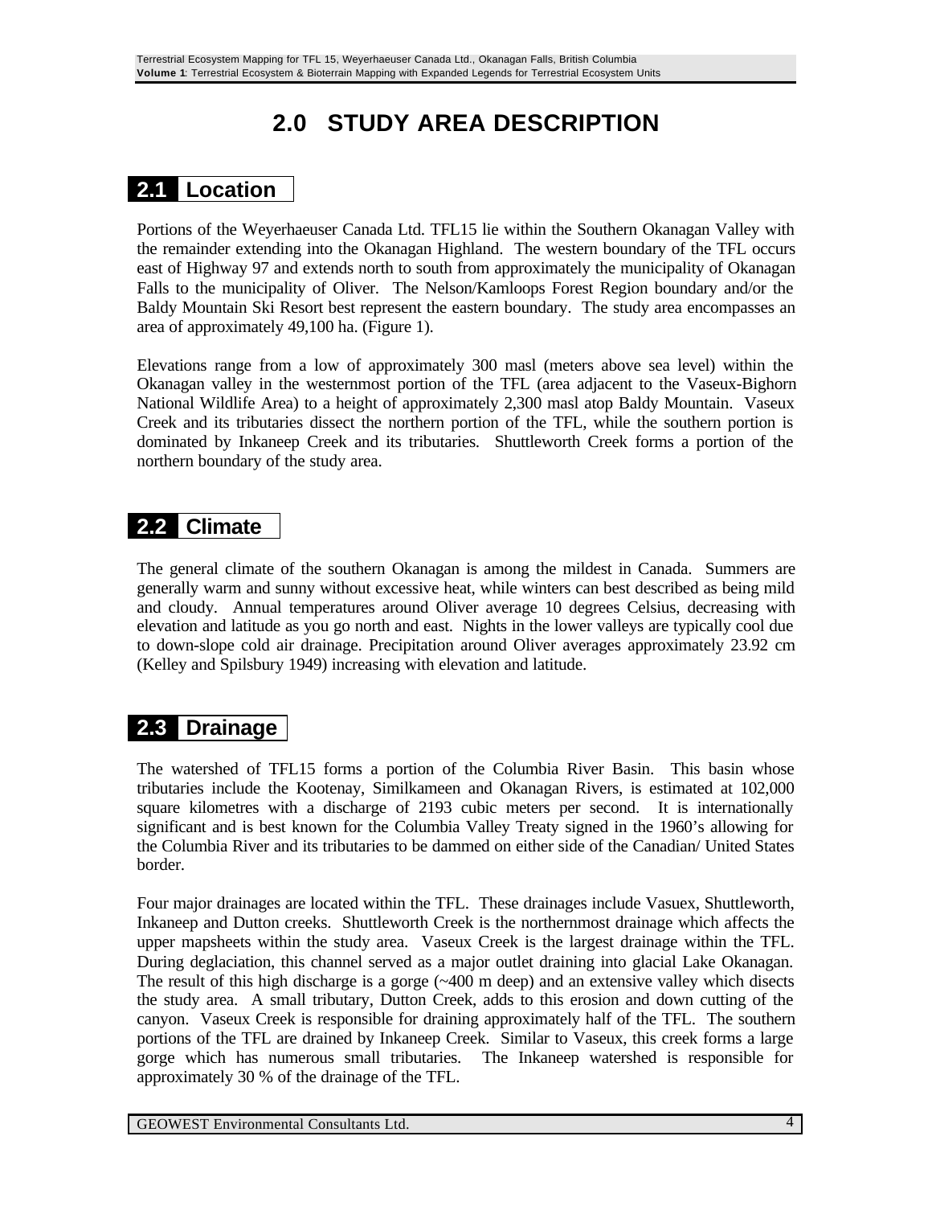# 2.0 STUDY AREA DESCRIPTION

## 2.1 Location

Portions of the Weyerhaeuser Canada Ltd. TFL15 lie within the Southern Okanagan Valley with the remainder extending into the Okanagan Highland. The western boundary of the TFL occurs east of Highway 97 and extends north to south from approximately the municipality of Okanagan Falls to the municipality of Oliver. The Nelson/Kamloops Forest Region boundary and/or the Baldy Mountain Ski Resort best represent the eastern boundary. The study area encompasses an area of approximately 49,100 ha. (Figure 1).

Elevations range from a low of approximately 300 masl (meters above sea level) within the Okanagan valley in the westernmost portion of the TFL (area adjacent to the Vaseux-Bighorn National Wildlife Area) to a height of approximately 2,300 masl atop Baldy Mountain. Vaseux Creek and its tributaries dissect the northern portion of the TFL, while the southern portion is dominated by Inkaneep Creek and its tributaries. Shuttleworth Creek forms a portion of the northern boundary of the study area.

## 2.2 Climate

The general climate of the southern Okanagan is among the mildest in Canada. Summers are generally warm and sunny without excessive heat, while winters can best described as being mild and cloudy. Annual temperatures around Oliver average 10 degrees Celsius, decreasing with elevation and latitude as you go north and east. Nights in the lower valleys are typically cool due to down-slope cold air drainage. Precipitation around Oliver averages approximately 23.92 cm (Kelley and Spilsbury 1949) increasing with elevation and latitude.

## 2.3 Drainage

The watershed of TFL15 forms a portion of the Columbia River Basin. This basin whose tributaries include the Kootenay, Similkameen and Okanagan Rivers, is estimated at 102,000 square kilometres with a discharge of 2193 cubic meters per second. It is internationally significant and is best known for the Columbia Valley Treaty signed in the 1960's allowing for the Columbia River and its tributaries to be dammed on either side of the Canadian/ United States border.

Four major drainages are located within the TFL. These drainages include Vasuex, Shuttleworth, Inkaneep and Dutton creeks. Shuttleworth Creek is the northernmost drainage which affects the upper mapsheets within the study area. Vaseux Creek is the largest drainage within the TFL. During deglaciation, this channel served as a major outlet draining into glacial Lake Okanagan. The result of this high discharge is a gorge (~400 m deep) and an extensive valley which disects the study area. A small tributary, Dutton Creek, adds to this erosion and down cutting of the canyon. Vaseux Creek is responsible for draining approximately half of the TFL. The southern portions of the TFL are drained by Inkaneep Creek. Similar to Vaseux, this creek forms a large gorge which has numerous small tributaries. The Inkaneep watershed is responsible for approximately 30 % of the drainage of the TFL.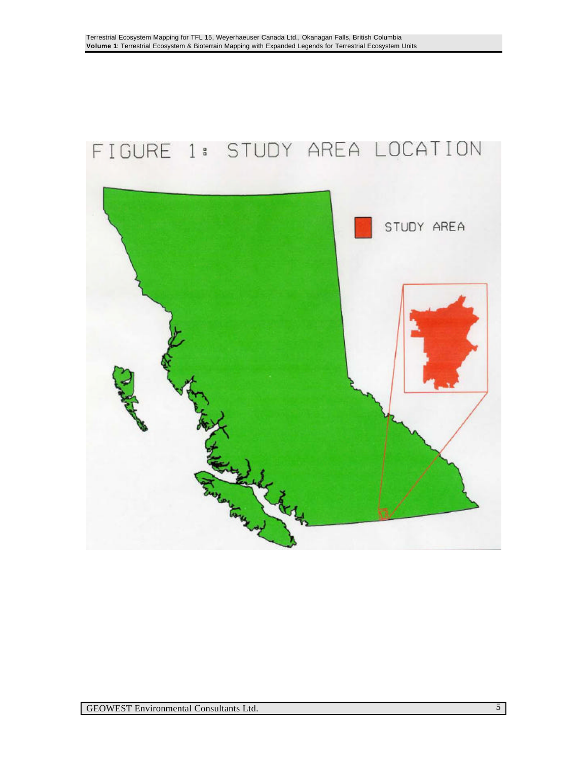FIGURE 1: STUDY AREA LOCATION

STUDY AREA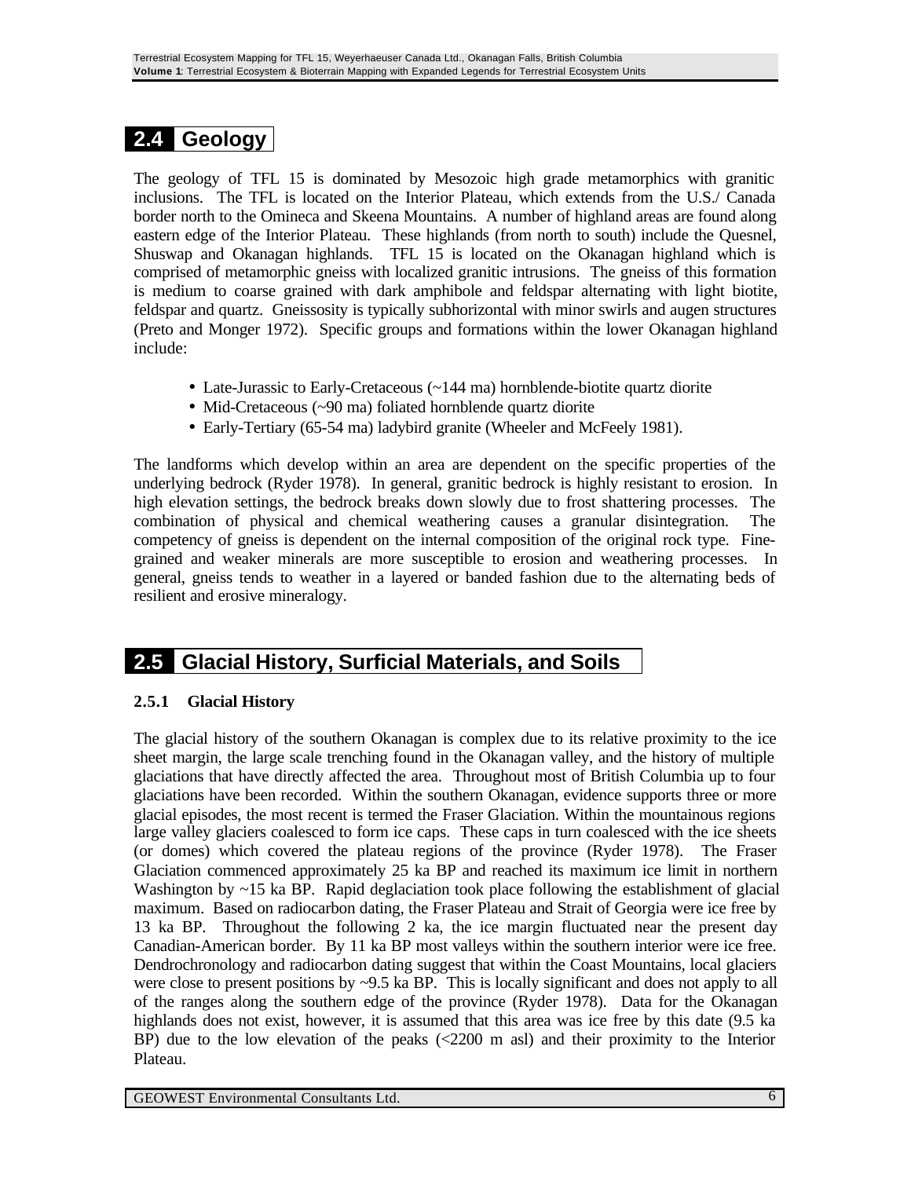## 2.4 Geology

The geology of TFL 15 is dominated by Mesozoic high grade metamorphics with granitic inclusions. The TFL is located on the Interior Plateau, which extends from the U.S./ Canada border north to the Omineca and Skeena Mountains. A number of highland areas are found along eastern edge of the Interior Plateau. These highlands (from north to south) include the Quesnel, Shuswap and Okanagan highlands. TFL 15 is located on the Okanagan highland which is comprised of metamorphic gneiss with localized granitic intrusions. The gneiss of this formation is medium to coarse grained with dark amphibole and feldspar alternating with light biotite, feldspar and quartz. Gneissosity is typically subhorizontal with minor swirls and augen structures (Preto and Monger 1972). Specific groups and formations within the lower Okanagan highland include:

- Late-Jurassic to Early-Cretaceous (~144 ma) hornblende-biotite quartz diorite
- Mid-Cretaceous (~90 ma) foliated hornblende quartz diorite
- Early-Tertiary (65-54 ma) ladybird granite (Wheeler and McFeely 1981).

The landforms which develop within an area are dependent on the specific properties of the underlying bedrock (Ryder 1978). In general, granitic bedrock is highly resistant to erosion. In high elevation settings, the bedrock breaks down slowly due to frost shattering processes. The combination of physical and chemical weathering causes a granular disintegration. The competency of gneiss is dependent on the internal composition of the original rock type. Fine-grained and weaker minerals are more susceptible to erosion and weathering processes. In general, gneiss tends to weather in a layered or banded fashion due to the alternating beds of resilient and erosive mineralogy.

## 2.5 Glacial History, Surficial Materials, and Soils

### 2.5.1 Glacial History

The glacial history of the southern Okanagan is complex due to its relative proximity to the ice sheet margin, the large scale trenching found in the Okanagan valley, and the history of multiple glaciations that have directly affected the area. Throughout most of British Columbia up to four glaciations have been recorded. Within the southern Okanagan, evidence supports three or more glacial episodes, the most recent is termed the Fraser Glaciation. Within the mountainous regions large valley glaciers coalesced to form ice caps. These caps in turn coalesced with the ice sheets (or domes) which covered the plateau regions of the province (Ryder 1978). The Fraser Glaciation commenced approximately 25 ka BP and reached its maximum ice limit in northern Washington by ~15 ka BP. Rapid deglaciation took place following the establishment of glacial maximum. Based on radiocarbon dating, the Fraser Plateau and Strait of Georgia were ice free by 13 ka BP. Throughout the following 2 ka, the ice margin fluctuated near the present day Canadian-American border. By 11 ka BP most valleys within the southern interior were ice free. Dendrochronology and radiocarbon dating suggest that within the Coast Mountains, local glaciers were close to present positions by ~9.5 ka BP. This is locally significant and does not apply to all of the ranges along the southern edge of the province (Ryder 1978). Data for the Okanagan highlands does not exist, however, it is assumed that this area was ice free by this date (9.5 ka BP) due to the low elevation of the peaks (<2200 m asl) and their proximity to the Interior Plateau.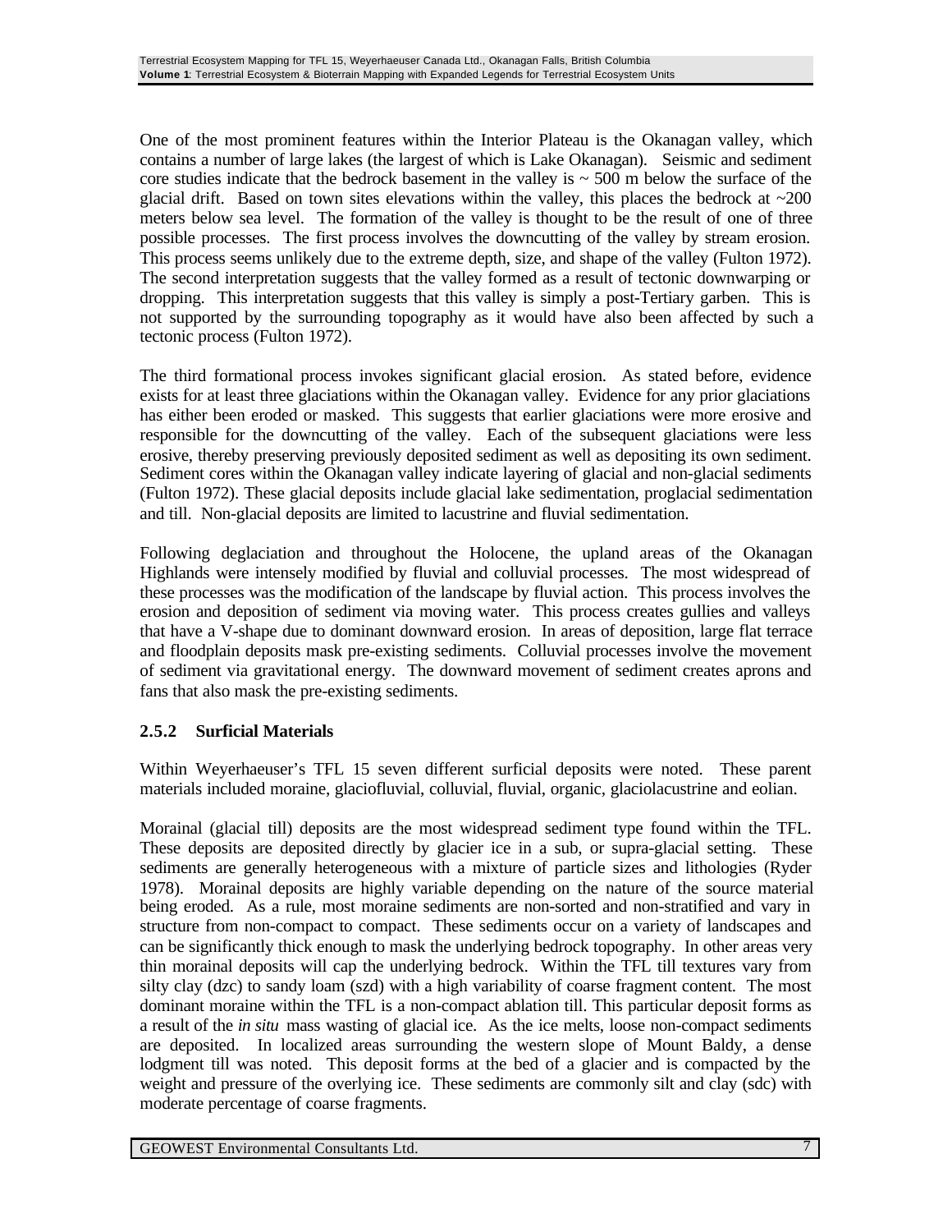One of the most prominent features within the Interior Plateau is the Okanagan valley, which contains a number of large lakes (the largest of which is Lake Okanagan). Seismic and sediment core studies indicate that the bedrock basement in the valley is ~ 500 m below the surface of the glacial drift. Based on town sites elevations within the valley, this places the bedrock at ~200 meters below sea level. The formation of the valley is thought to be the result of one of three possible processes. The first process involves the downcutting of the valley by stream erosion. This process seems unlikely due to the extreme depth, size, and shape of the valley (Fulton 1972). The second interpretation suggests that the valley formed as a result of tectonic downwarping or dropping. This interpretation suggests that this valley is simply a post-Tertiary garben. This is not supported by the surrounding topography as it would have also been affected by such a tectonic process (Fulton 1972).

The third formational process invokes significant glacial erosion. As stated before, evidence exists for at least three glaciations within the Okanagan valley. Evidence for any prior glaciations has either been eroded or masked. This suggests that earlier glaciations were more erosive and responsible for the downcutting of the valley. Each of the subsequent glaciations were less erosive, thereby preserving previously deposited sediment as well as depositing its own sediment. Sediment cores within the Okanagan valley indicate layering of glacial and non-glacial sediments (Fulton 1972). These glacial deposits include glacial lake sedimentation, proglacial sedimentation and till. Non-glacial deposits are limited to lacustrine and fluvial sedimentation.

Following deglaciation and throughout the Holocene, the upland areas of the Okanagan Highlands were intensely modified by fluvial and colluvial processes. The most widespread of these processes was the modification of the landscape by fluvial action. This process involves the erosion and deposition of sediment via moving water. This process creates gullies and valleys that have a V-shape due to dominant downward erosion. In areas of deposition, large flat terrace and floodplain deposits mask pre-existing sediments. Colluvial processes involve the movement of sediment via gravitational energy. The downward movement of sediment creates aprons and fans that also mask the pre-existing sediments.

### 2.5.2 Surficial Materials

Within Weyerhaeuser's TFL 15 seven different surficial deposits were noted. These parent materials included moraine, glaciofluvial, colluvial, fluvial, organic, glaciolacustrine and eolian.

Morainal (glacial till) deposits are the most widespread sediment type found within the TFL. These deposits are deposited directly by glacier ice in a sub, or supra-glacial setting. These sediments are generally heterogeneous with a mixture of particle sizes and lithologies (Ryder 1978). Morainal deposits are highly variable depending on the nature of the source material being eroded. As a rule, most moraine sediments are non-sorted and non-stratified and vary in structure from non-compact to compact. These sediments occur on a variety of landscapes and can be significantly thick enough to mask the underlying bedrock topography. In other areas very thin morainal deposits will cap the underlying bedrock. Within the TFL till textures vary from silty clay (dzc) to sandy loam (szd) with a high variability of coarse fragment content. The most dominant moraine within the TFL is a non-compact ablation till. This particular deposit forms as a result of the *in situ* mass wasting of glacial ice. As the ice melts, loose non-compact sediments are deposited. In localized areas surrounding the western slope of Mount Baldy, a dense lodgment till was noted. This deposit forms at the bed of a glacier and is compacted by the weight and pressure of the overlying ice. These sediments are commonly silt and clay (sdc) with moderate percentage of coarse fragments.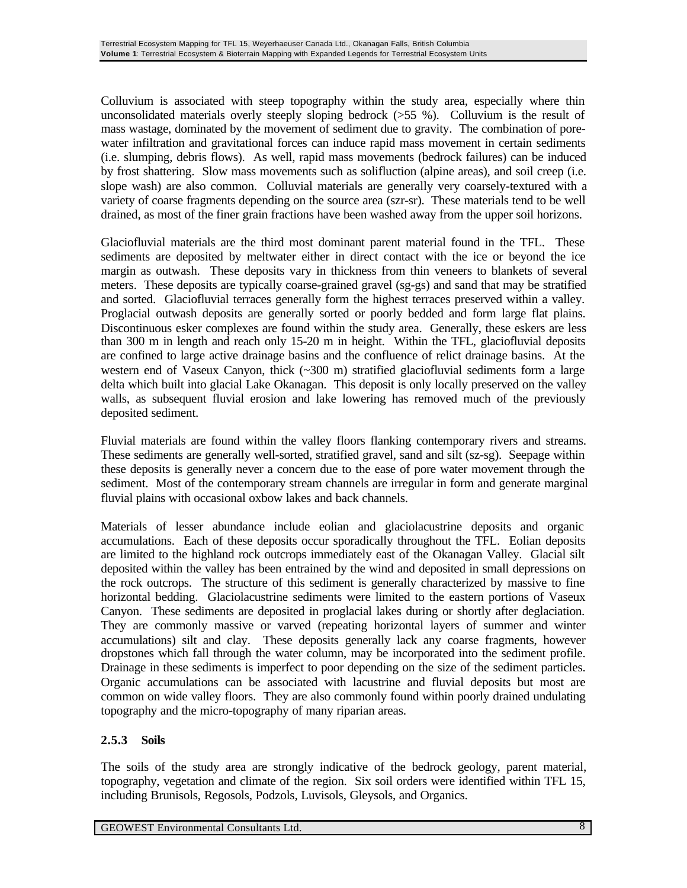Colluvium is associated with steep topography within the study area, especially where thin unconsolidated materials overly steeply sloping bedrock (>55 %). Colluvium is the result of mass wastage, dominated by the movement of sediment due to gravity. The combination of pore-water infiltration and gravitational forces can induce rapid mass movement in certain sediments (i.e. slumping, debris flows). As well, rapid mass movements (bedrock failures) can be induced by frost shattering. Slow mass movements such as solifluction (alpine areas), and soil creep (i.e. slope wash) are also common. Colluvial materials are generally very coarsely-textured with a variety of coarse fragments depending on the source area (szr-sr). These materials tend to be well drained, as most of the finer grain fractions have been washed away from the upper soil horizons.

Glaciofluvial materials are the third most dominant parent material found in the TFL. These sediments are deposited by meltwater either in direct contact with the ice or beyond the ice margin as outwash. These deposits vary in thickness from thin veneers to blankets of several meters. These deposits are typically coarse-grained gravel (sg-gs) and sand that may be stratified and sorted. Glaciofluvial terraces generally form the highest terraces preserved within a valley. Proglacial outwash deposits are generally sorted or poorly bedded and form large flat plains. Discontinuous esker complexes are found within the study area. Generally, these eskers are less than 300 m in length and reach only 15-20 m in height. Within the TFL, glaciofluvial deposits are confined to large active drainage basins and the confluence of relict drainage basins. At the western end of Vaseux Canyon, thick (~300 m) stratified glaciofluvial sediments form a large delta which built into glacial Lake Okanagan. This deposit is only locally preserved on the valley walls, as subsequent fluvial erosion and lake lowering has removed much of the previously deposited sediment.

Fluvial materials are found within the valley floors flanking contemporary rivers and streams. These sediments are generally well-sorted, stratified gravel, sand and silt (sz-sg). Seepage within these deposits is generally never a concern due to the ease of pore water movement through the sediment. Most of the contemporary stream channels are irregular in form and generate marginal fluvial plains with occasional oxbow lakes and back channels.

Materials of lesser abundance include eolian and glaciolacustrine deposits and organic accumulations. Each of these deposits occur sporadically throughout the TFL. Eolian deposits are limited to the highland rock outcrops immediately east of the Okanagan Valley. Glacial silt deposited within the valley has been entrained by the wind and deposited in small depressions on the rock outcrops. The structure of this sediment is generally characterized by massive to fine horizontal bedding. Glaciolacustrine sediments were limited to the eastern portions of Vaseux Canyon. These sediments are deposited in proglacial lakes during or shortly after deglaciation. They are commonly massive or varved (repeating horizontal layers of summer and winter accumulations) silt and clay. These deposits generally lack any coarse fragments, however dropstones which fall through the water column, may be incorporated into the sediment profile. Drainage in these sediments is imperfect to poor depending on the size of the sediment particles. Organic accumulations can be associated with lacustrine and fluvial deposits but most are common on wide valley floors. They are also commonly found within poorly drained undulating topography and the micro-topography of many riparian areas.

### 2.5.3 Soils

The soils of the study area are strongly indicative of the bedrock geology, parent material, topography, vegetation and climate of the region. Six soil orders were identified within TFL 15, including Brunisols, Regosols, Podzols, Luvisols, Gleysols, and Organics.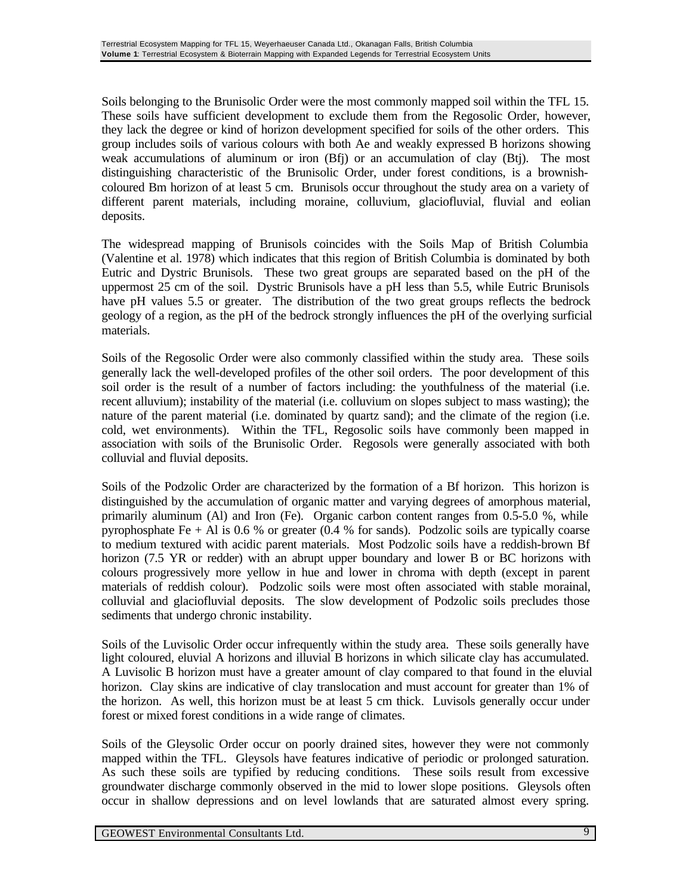Soils belonging to the Brunisolic Order were the most commonly mapped soil within the TFL 15. These soils have sufficient development to exclude them from the Regosolic Order, however, they lack the degree or kind of horizon development specified for soils of the other orders. This group includes soils of various colours with both Ae and weakly expressed B horizons showing weak accumulations of aluminum or iron (Bfj) or an accumulation of clay (Btj). The most distinguishing characteristic of the Brunisolic Order, under forest conditions, is a brownish-coloured Bm horizon of at least 5 cm. Brunisols occur throughout the study area on a variety of different parent materials, including moraine, colluvium, glaciofluvial, fluvial and eolian deposits.

The widespread mapping of Brunisols coincides with the Soils Map of British Columbia (Valentine et al. 1978) which indicates that this region of British Columbia is dominated by both Eutric and Dystric Brunisols. These two great groups are separated based on the pH of the uppermost 25 cm of the soil. Dystric Brunisols have a pH less than 5.5, while Eutric Brunisols have pH values 5.5 or greater. The distribution of the two great groups reflects the bedrock geology of a region, as the pH of the bedrock strongly influences the pH of the overlying surficial materials.

Soils of the Regosolic Order were also commonly classified within the study area. These soils generally lack the well-developed profiles of the other soil orders. The poor development of this soil order is the result of a number of factors including: the youthfulness of the material (i.e. recent alluvium); instability of the material (i.e. colluvium on slopes subject to mass wasting); the nature of the parent material (i.e. dominated by quartz sand); and the climate of the region (i.e. cold, wet environments). Within the TFL, Regosolic soils have commonly been mapped in association with soils of the Brunisolic Order. Regosols were generally associated with both colluvial and fluvial deposits.

Soils of the Podzolic Order are characterized by the formation of a Bf horizon. This horizon is distinguished by the accumulation of organic matter and varying degrees of amorphous material, primarily aluminum (Al) and Iron (Fe). Organic carbon content ranges from 0.5-5.0 %, while pyrophosphate Fe + Al is 0.6 % or greater (0.4 % for sands). Podzolic soils are typically coarse to medium textured with acidic parent materials. Most Podzolic soils have a reddish-brown Bf horizon (7.5 YR or redder) with an abrupt upper boundary and lower B or BC horizons with colours progressively more yellow in hue and lower in chroma with depth (except in parent materials of reddish colour). Podzolic soils were most often associated with stable morainal, colluvial and glaciofluvial deposits. The slow development of Podzolic soils precludes those sediments that undergo chronic instability.

Soils of the Luvisolic Order occur infrequently within the study area. These soils generally have light coloured, eluvial A horizons and illuvial B horizons in which silicate clay has accumulated. A Luvisolic B horizon must have a greater amount of clay compared to that found in the eluvial horizon. Clay skins are indicative of clay translocation and must account for greater than 1% of the horizon. As well, this horizon must be at least 5 cm thick. Luvisols generally occur under forest or mixed forest conditions in a wide range of climates.

Soils of the Gleysolic Order occur on poorly drained sites, however they were not commonly mapped within the TFL. Gleysols have features indicative of periodic or prolonged saturation. As such these soils are typified by reducing conditions. These soils result from excessive groundwater discharge commonly observed in the mid to lower slope positions. Gleysols often occur in shallow depressions and on level lowlands that are saturated almost every spring.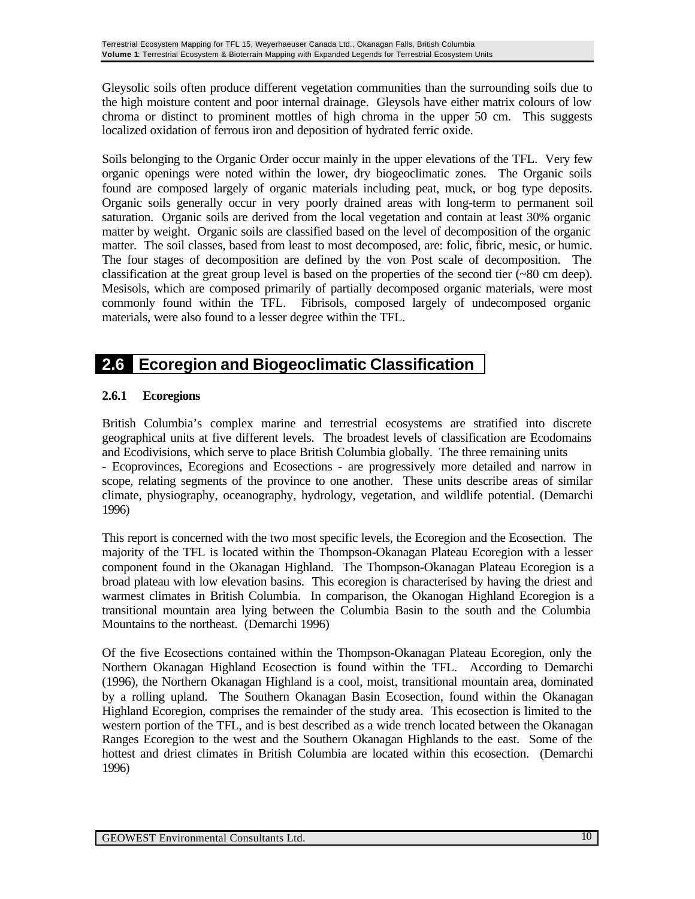Gleysolic soils often produce different vegetation communities than the surrounding soils due to the high moisture content and poor internal drainage. Gleysols have either matrix colours of low chroma or distinct to prominent mottles of high chroma in the upper 50 cm. This suggests localized oxidation of ferrous iron and deposition of hydrated ferric oxide.

Soils belonging to the Organic Order occur mainly in the upper elevations of the TFL. Very few organic openings were noted within the lower, dry biogeoclimatic zones. The Organic soils found are composed largely of organic materials including peat, muck, or bog type deposits. Organic soils generally occur in very poorly drained areas with long-term to permanent soil saturation. Organic soils are derived from the local vegetation and contain at least 30% organic matter by weight. Organic soils are classified based on the level of decomposition of the organic matter. The soil classes, based from least to most decomposed, are: folic, fibric, mesic, or humic. The four stages of decomposition are defined by the von Post scale of decomposition. The classification at the great group level is based on the properties of the second tier (~80 cm deep). Mesisols, which are composed primarily of partially decomposed organic materials, were most commonly found within the TFL. Fibrisols, composed largely of undecomposed organic materials, were also found to a lesser degree within the TFL.

## 2.6 Ecoregion and Biogeoclimatic Classification

### 2.6.1 Ecoregions

British Columbia's complex marine and terrestrial ecosystems are stratified into discrete geographical units at five different levels. The broadest levels of classification are Ecodomains and Ecodivisions, which serve to place British Columbia globally. The three remaining units - Ecoprovinces, Ecoregions and Ecosections - are progressively more detailed and narrow in scope, relating segments of the province to one another. These units describe areas of similar climate, physiography, oceanography, hydrology, vegetation, and wildlife potential. (Demarchi 1996)

This report is concerned with the two most specific levels, the Ecoregion and the Ecosection. The majority of the TFL is located within the Thompson-Okanagan Plateau Ecoregion with a lesser component found in the Okanagan Highland. The Thompson-Okanagan Plateau Ecoregion is a broad plateau with low elevation basins. This ecoregion is characterised by having the driest and warmest climates in British Columbia. In comparison, the Okanogan Highland Ecoregion is a transitional mountain area lying between the Columbia Basin to the south and the Columbia Mountains to the northeast. (Demarchi 1996)

Of the five Ecosections contained within the Thompson-Okanagan Plateau Ecoregion, only the Northern Okanagan Highland Ecosection is found within the TFL. According to Demarchi (1996), the Northern Okanagan Highland is a cool, moist, transitional mountain area, dominated by a rolling upland. The Southern Okanagan Basin Ecosection, found within the Okanagan Highland Ecoregion, comprises the remainder of the study area. This ecosection is limited to the western portion of the TFL, and is best described as a wide trench located between the Okanagan Ranges Ecoregion to the west and the Southern Okanagan Highlands to the east. Some of the hottest and driest climates in British Columbia are located within this ecosection. (Demarchi 1996)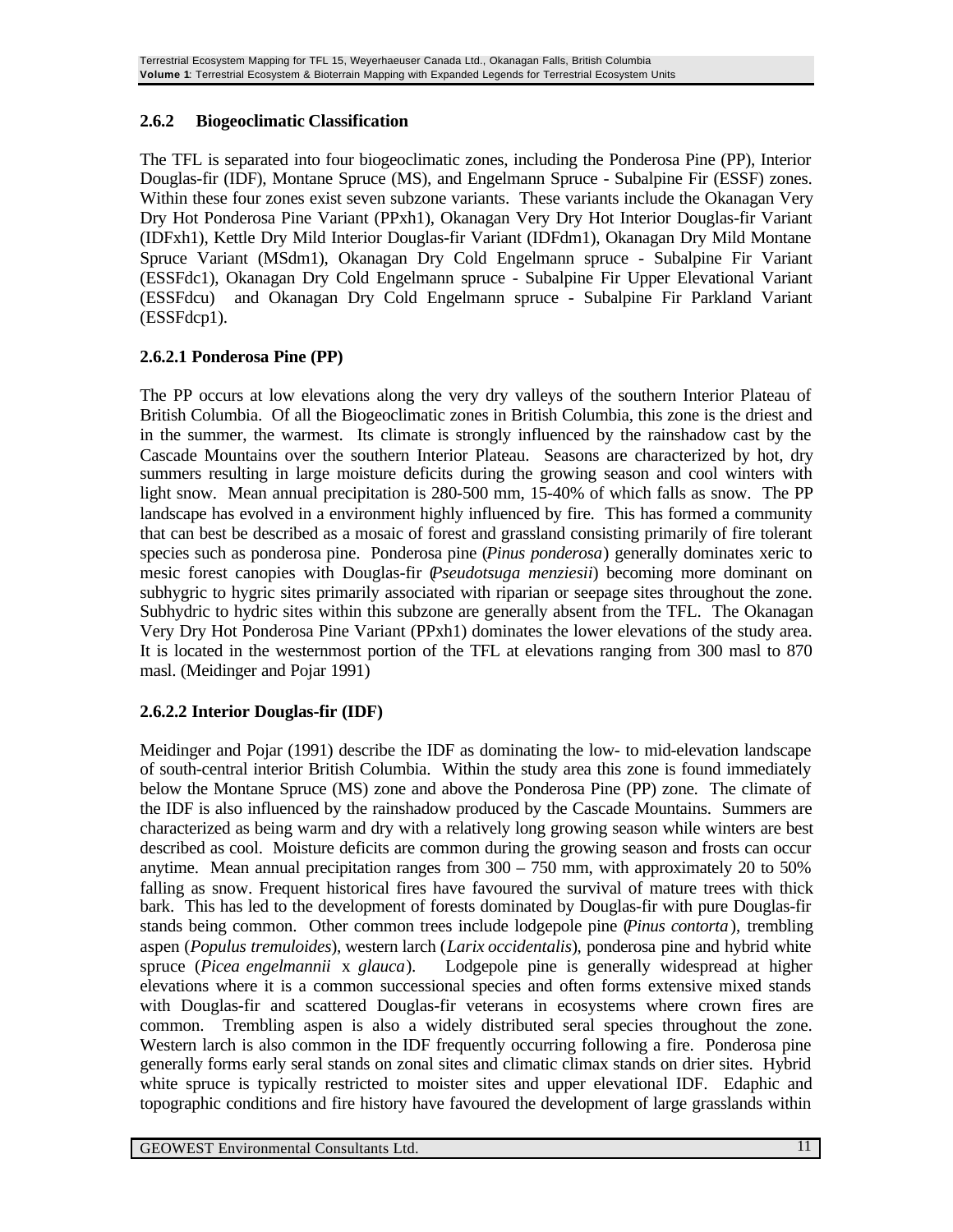### 2.6.2 Biogeoclimatic Classification

The TFL is separated into four biogeoclimatic zones, including the Ponderosa Pine (PP), Interior Douglas-fir (IDF), Montane Spruce (MS), and Engelmann Spruce - Subalpine Fir (ESSF) zones. Within these four zones exist seven subzone variants. These variants include the Okanagan Very Dry Hot Ponderosa Pine Variant (PPxh1), Okanagan Very Dry Hot Interior Douglas-fir Variant (IDFxh1), Kettle Dry Mild Interior Douglas-fir Variant (IDFdm1), Okanagan Dry Mild Montane Spruce Variant (MSdm1), Okanagan Dry Cold Engelmann spruce - Subalpine Fir Variant (ESSFdc1), Okanagan Dry Cold Engelmann spruce - Subalpine Fir Upper Elevational Variant (ESSFdcu) and Okanagan Dry Cold Engelmann spruce - Subalpine Fir Parkland Variant (ESSFdcp1).

#### 2.6.2.1 Ponderosa Pine (PP)

The PP occurs at low elevations along the very dry valleys of the southern Interior Plateau of British Columbia. Of all the Biogeoclimatic zones in British Columbia, this zone is the driest and in the summer, the warmest. Its climate is strongly influenced by the rainshadow cast by the Cascade Mountains over the southern Interior Plateau. Seasons are characterized by hot, dry summers resulting in large moisture deficits during the growing season and cool winters with light snow. Mean annual precipitation is 280-500 mm, 15-40% of which falls as snow. The PP landscape has evolved in a environment highly influenced by fire. This has formed a community that can best be described as a mosaic of forest and grassland consisting primarily of fire tolerant species such as ponderosa pine. Ponderosa pine (*Pinus ponderosa*) generally dominates xeric to mesic forest canopies with Douglas-fir (*Pseudotsuga menziesii*) becoming more dominant on subhygric to hygric sites primarily associated with riparian or seepage sites throughout the zone. Subhydric to hydric sites within this subzone are generally absent from the TFL. The Okanagan Very Dry Hot Ponderosa Pine Variant (PPxh1) dominates the lower elevations of the study area. It is located in the westernmost portion of the TFL at elevations ranging from 300 masl to 870 masl. (Meidinger and Pojar 1991)

#### 2.6.2.2 Interior Douglas-fir (IDF)

Meidinger and Pojar (1991) describe the IDF as dominating the low- to mid-elevation landscape of south-central interior British Columbia. Within the study area this zone is found immediately below the Montane Spruce (MS) zone and above the Ponderosa Pine (PP) zone. The climate of the IDF is also influenced by the rainshadow produced by the Cascade Mountains. Summers are characterized as being warm and dry with a relatively long growing season while winters are best described as cool. Moisture deficits are common during the growing season and frosts can occur anytime. Mean annual precipitation ranges from 300 – 750 mm, with approximately 20 to 50% falling as snow. Frequent historical fires have favoured the survival of mature trees with thick bark. This has led to the development of forests dominated by Douglas-fir with pure Douglas-fir stands being common. Other common trees include lodgepole pine (*Pinus contorta*), trembling aspen (*Populus tremuloides*), western larch (*Larix occidentalis*), ponderosa pine and hybrid white spruce (*Picea engelmannii* x *glauca*). Lodgepole pine is generally widespread at higher elevations where it is a common successional species and often forms extensive mixed stands with Douglas-fir and scattered Douglas-fir veterans in ecosystems where crown fires are common. Trembling aspen is also a widely distributed seral species throughout the zone. Western larch is also common in the IDF frequently occurring following a fire. Ponderosa pine generally forms early seral stands on zonal sites and climatic climax stands on drier sites. Hybrid white spruce is typically restricted to moister sites and upper elevational IDF. Edaphic and topographic conditions and fire history have favoured the development of large grasslands within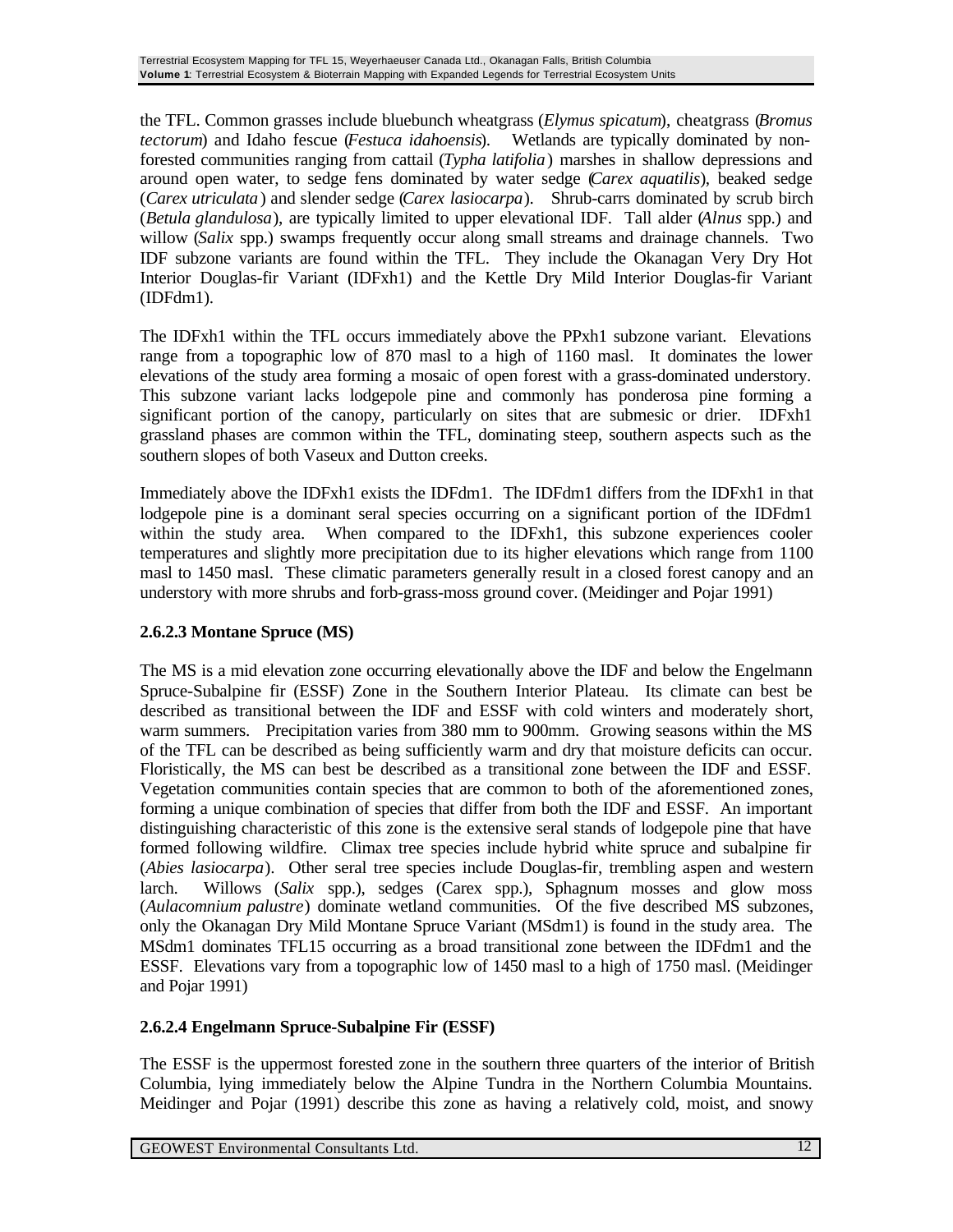the TFL. Common grasses include bluebunch wheatgrass (*Elymus spicatum*), cheatgrass (*Bromus tectorum*) and Idaho fescue (*Festuca idahoensis*). Wetlands are typically dominated by non-forested communities ranging from cattail (*Typha latifolia*) marshes in shallow depressions and around open water, to sedge fens dominated by water sedge (*Carex aquatilis*), beaked sedge (*Carex utriculata*) and slender sedge (*Carex lasiocarpa*). Shrub-carrs dominated by scrub birch (*Betula glandulosa*), are typically limited to upper elevational IDF. Tall alder (*Alnus* spp.) and willow (*Salix* spp.) swamps frequently occur along small streams and drainage channels. Two IDF subzone variants are found within the TFL. They include the Okanagan Very Dry Hot Interior Douglas-fir Variant (IDFxh1) and the Kettle Dry Mild Interior Douglas-fir Variant (IDFdm1).

The IDFxh1 within the TFL occurs immediately above the PPxh1 subzone variant. Elevations range from a topographic low of 870 masl to a high of 1160 masl. It dominates the lower elevations of the study area forming a mosaic of open forest with a grass-dominated understory. This subzone variant lacks lodgepole pine and commonly has ponderosa pine forming a significant portion of the canopy, particularly on sites that are submesic or drier. IDFxh1 grassland phases are common within the TFL, dominating steep, southern aspects such as the southern slopes of both Vaseux and Dutton creeks.

Immediately above the IDFxh1 exists the IDFdm1. The IDFdm1 differs from the IDFxh1 in that lodgepole pine is a dominant seral species occurring on a significant portion of the IDFdm1 within the study area. When compared to the IDFxh1, this subzone experiences cooler temperatures and slightly more precipitation due to its higher elevations which range from 1100 masl to 1450 masl. These climatic parameters generally result in a closed forest canopy and an understory with more shrubs and forb-grass-moss ground cover. (Meidinger and Pojar 1991)

### 2.6.2.3 Montane Spruce (MS)

The MS is a mid elevation zone occurring elevationally above the IDF and below the Engelmann Spruce-Subalpine fir (ESSF) Zone in the Southern Interior Plateau. Its climate can best be described as transitional between the IDF and ESSF with cold winters and moderately short, warm summers. Precipitation varies from 380 mm to 900mm. Growing seasons within the MS of the TFL can be described as being sufficiently warm and dry that moisture deficits can occur. Floristically, the MS can best be described as a transitional zone between the IDF and ESSF. Vegetation communities contain species that are common to both of the aforementioned zones, forming a unique combination of species that differ from both the IDF and ESSF. An important distinguishing characteristic of this zone is the extensive seral stands of lodgepole pine that have formed following wildfire. Climax tree species include hybrid white spruce and subalpine fir (*Abies lasiocarpa*). Other seral tree species include Douglas-fir, trembling aspen and western larch. Willows (*Salix* spp.), sedges (Carex spp.), Sphagnum mosses and glow moss (*Aulacomnium palustre*) dominate wetland communities. Of the five described MS subzones, only the Okanagan Dry Mild Montane Spruce Variant (MSdm1) is found in the study area. The MSdm1 dominates TFL15 occurring as a broad transitional zone between the IDFdm1 and the ESSF. Elevations vary from a topographic low of 1450 masl to a high of 1750 masl. (Meidinger and Pojar 1991)

### 2.6.2.4 Engelmann Spruce-Subalpine Fir (ESSF)

The ESSF is the uppermost forested zone in the southern three quarters of the interior of British Columbia, lying immediately below the Alpine Tundra in the Northern Columbia Mountains. Meidinger and Pojar (1991) describe this zone as having a relatively cold, moist, and snowy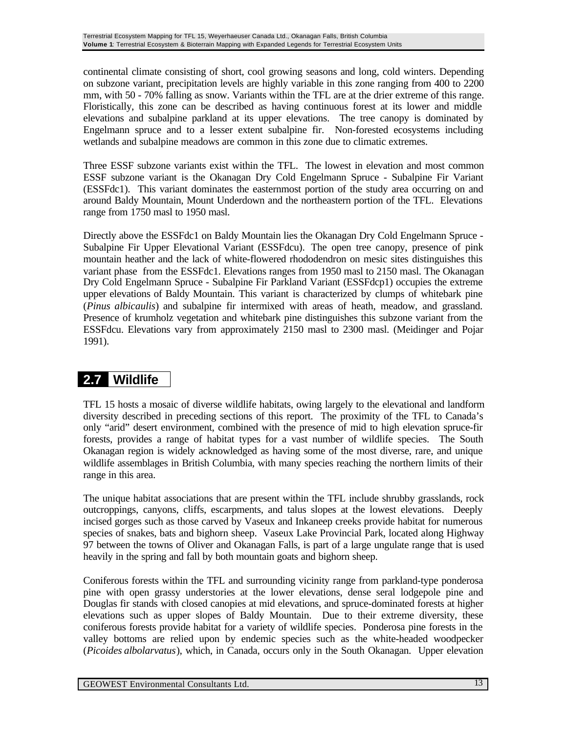continental climate consisting of short, cool growing seasons and long, cold winters. Depending on subzone variant, precipitation levels are highly variable in this zone ranging from 400 to 2200 mm, with 50 - 70% falling as snow. Variants within the TFL are at the drier extreme of this range. Floristically, this zone can be described as having continuous forest at its lower and middle elevations and subalpine parkland at its upper elevations. The tree canopy is dominated by Engelmann spruce and to a lesser extent subalpine fir. Non-forested ecosystems including wetlands and subalpine meadows are common in this zone due to climatic extremes.

Three ESSF subzone variants exist within the TFL. The lowest in elevation and most common ESSF subzone variant is the Okanagan Dry Cold Engelmann Spruce - Subalpine Fir Variant (ESSFdc1). This variant dominates the easternmost portion of the study area occurring on and around Baldy Mountain, Mount Underdown and the northeastern portion of the TFL. Elevations range from 1750 masl to 1950 masl.

Directly above the ESSFdc1 on Baldy Mountain lies the Okanagan Dry Cold Engelmann Spruce - Subalpine Fir Upper Elevational Variant (ESSFdcu). The open tree canopy, presence of pink mountain heather and the lack of white-flowered rhododendron on mesic sites distinguishes this variant phase from the ESSFdc1. Elevations ranges from 1950 masl to 2150 masl. The Okanagan Dry Cold Engelmann Spruce - Subalpine Fir Parkland Variant (ESSFdcp1) occupies the extreme upper elevations of Baldy Mountain. This variant is characterized by clumps of whitebark pine (*Pinus albicaulis*) and subalpine fir intermixed with areas of heath, meadow, and grassland. Presence of krumholz vegetation and whitebark pine distinguishes this subzone variant from the ESSFdcu. Elevations vary from approximately 2150 masl to 2300 masl. (Meidinger and Pojar 1991).

## 2.7 Wildlife

TFL 15 hosts a mosaic of diverse wildlife habitats, owing largely to the elevational and landform diversity described in preceding sections of this report. The proximity of the TFL to Canada's only "arid" desert environment, combined with the presence of mid to high elevation spruce-fir forests, provides a range of habitat types for a vast number of wildlife species. The South Okanagan region is widely acknowledged as having some of the most diverse, rare, and unique wildlife assemblages in British Columbia, with many species reaching the northern limits of their range in this area.

The unique habitat associations that are present within the TFL include shrubby grasslands, rock outcroppings, canyons, cliffs, escarpments, and talus slopes at the lowest elevations. Deeply incised gorges such as those carved by Vaseux and Inkaneep creeks provide habitat for numerous species of snakes, bats and bighorn sheep. Vaseux Lake Provincial Park, located along Highway 97 between the towns of Oliver and Okanagan Falls, is part of a large ungulate range that is used heavily in the spring and fall by both mountain goats and bighorn sheep.

Coniferous forests within the TFL and surrounding vicinity range from parkland-type ponderosa pine with open grassy understories at the lower elevations, dense seral lodgepole pine and Douglas fir stands with closed canopies at mid elevations, and spruce-dominated forests at higher elevations such as upper slopes of Baldy Mountain. Due to their extreme diversity, these coniferous forests provide habitat for a variety of wildlife species. Ponderosa pine forests in the valley bottoms are relied upon by endemic species such as the white-headed woodpecker (*Picoides albolarvatus*), which, in Canada, occurs only in the South Okanagan. Upper elevation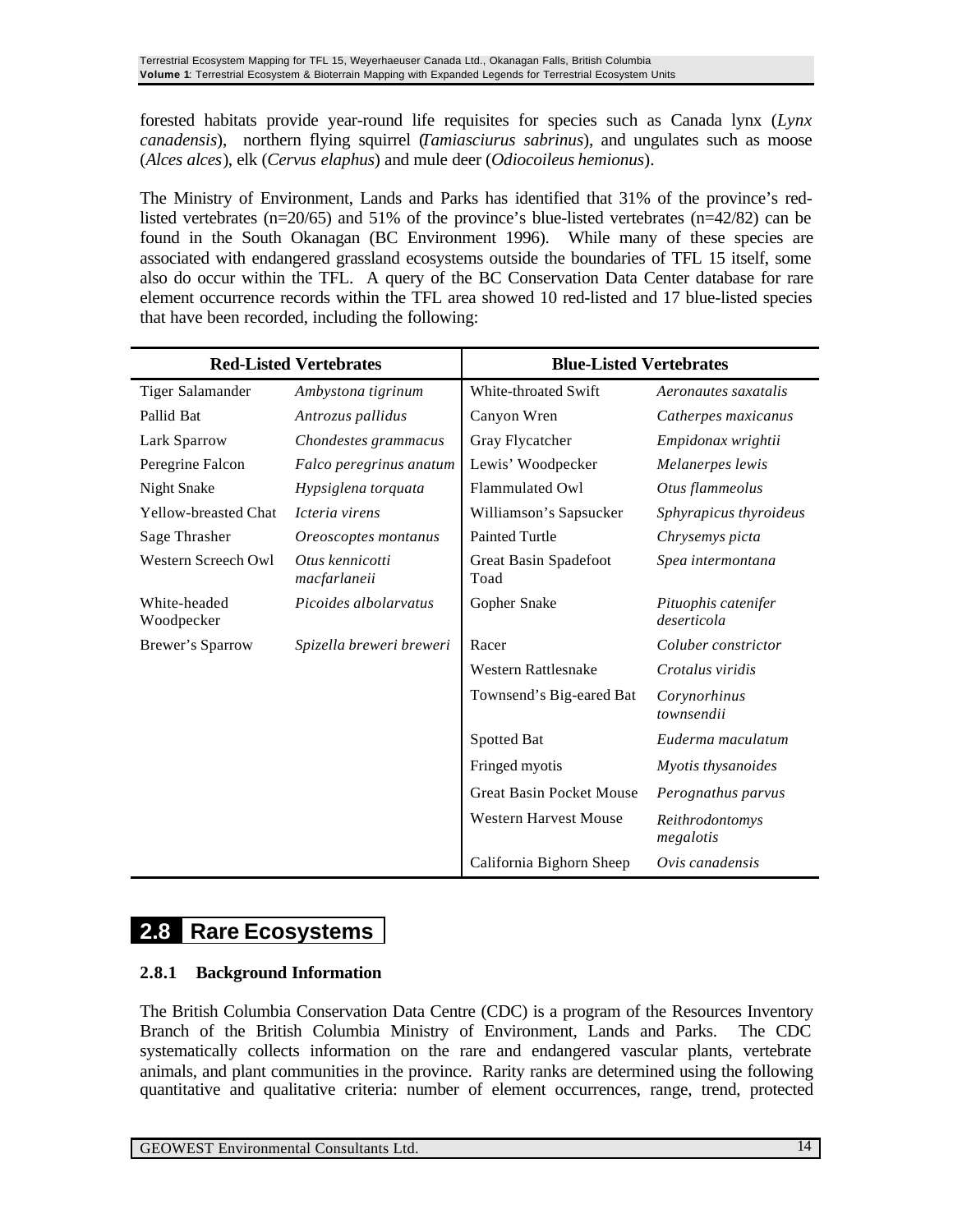forested habitats provide year-round life requisites for species such as Canada lynx (*Lynx canadensis*), northern flying squirrel (*Tamiasciurus sabrinus*), and ungulates such as moose (*Alces alces*), elk (*Cervus elaphus*) and mule deer (*Odiocoileus hemionus*).

The Ministry of Environment, Lands and Parks has identified that 31% of the province's red-listed vertebrates (n=20/65) and 51% of the province's blue-listed vertebrates (n=42/82) can be found in the South Okanagan (BC Environment 1996). While many of these species are associated with endangered grassland ecosystems outside the boundaries of TFL 15 itself, some also do occur within the TFL. A query of the BC Conservation Data Center database for rare element occurrence records within the TFL area showed 10 red-listed and 17 blue-listed species that have been recorded, including the following:

| **Red-Listed Vertebrates** | | **Blue-Listed Vertebrates** | |
|---|---|---|---|
| Tiger Salamander | *Ambystona tigrinum* | White-throated Swift | *Aeronautes saxatalis* |
| Pallid Bat | *Antrozus pallidus* | Canyon Wren | *Catherpes maxicanus* |
| Lark Sparrow | *Chondestes grammacus* | Gray Flycatcher | *Empidonax wrightii* |
| Peregrine Falcon | *Falco peregrinus anatum* | Lewis' Woodpecker | *Melanerpes lewis* |
| Night Snake | *Hypsiglena torquata* | Flammulated Owl | *Otus flammeolus* |
| Yellow-breasted Chat | *Icteria virens* | Williamson's Sapsucker | *Sphyrapicus thyroideus* |
| Sage Thrasher | *Oreoscoptes montanus* | Painted Turtle | *Chrysemys picta* |
| Western Screech Owl | *Otus kennicotti macfarlaneii* | Great Basin Spadefoot Toad | *Spea intermontana* |
| White-headed Woodpecker | *Picoides albolarvatus* | Gopher Snake | *Pituophis catenifer deserticola* |
| Brewer's Sparrow | *Spizella breweri breweri* | Racer | *Coluber constrictor* |
| | | Western Rattlesnake | *Crotalus viridis* |
| | | Townsend's Big-eared Bat | *Corynorhinus townsendii* |
| | | Spotted Bat | *Euderma maculatum* |
| | | Fringed myotis | *Myotis thysanoides* |
| | | Great Basin Pocket Mouse | *Perognathus parvus* |
| | | Western Harvest Mouse | *Reithrodontomys megalotis* |
| | | California Bighorn Sheep | *Ovis canadensis* |

## 2.8 Rare Ecosystems

### 2.8.1 Background Information

The British Columbia Conservation Data Centre (CDC) is a program of the Resources Inventory Branch of the British Columbia Ministry of Environment, Lands and Parks. The CDC systematically collects information on the rare and endangered vascular plants, vertebrate animals, and plant communities in the province. Rarity ranks are determined using the following quantitative and qualitative criteria: number of element occurrences, range, trend, protected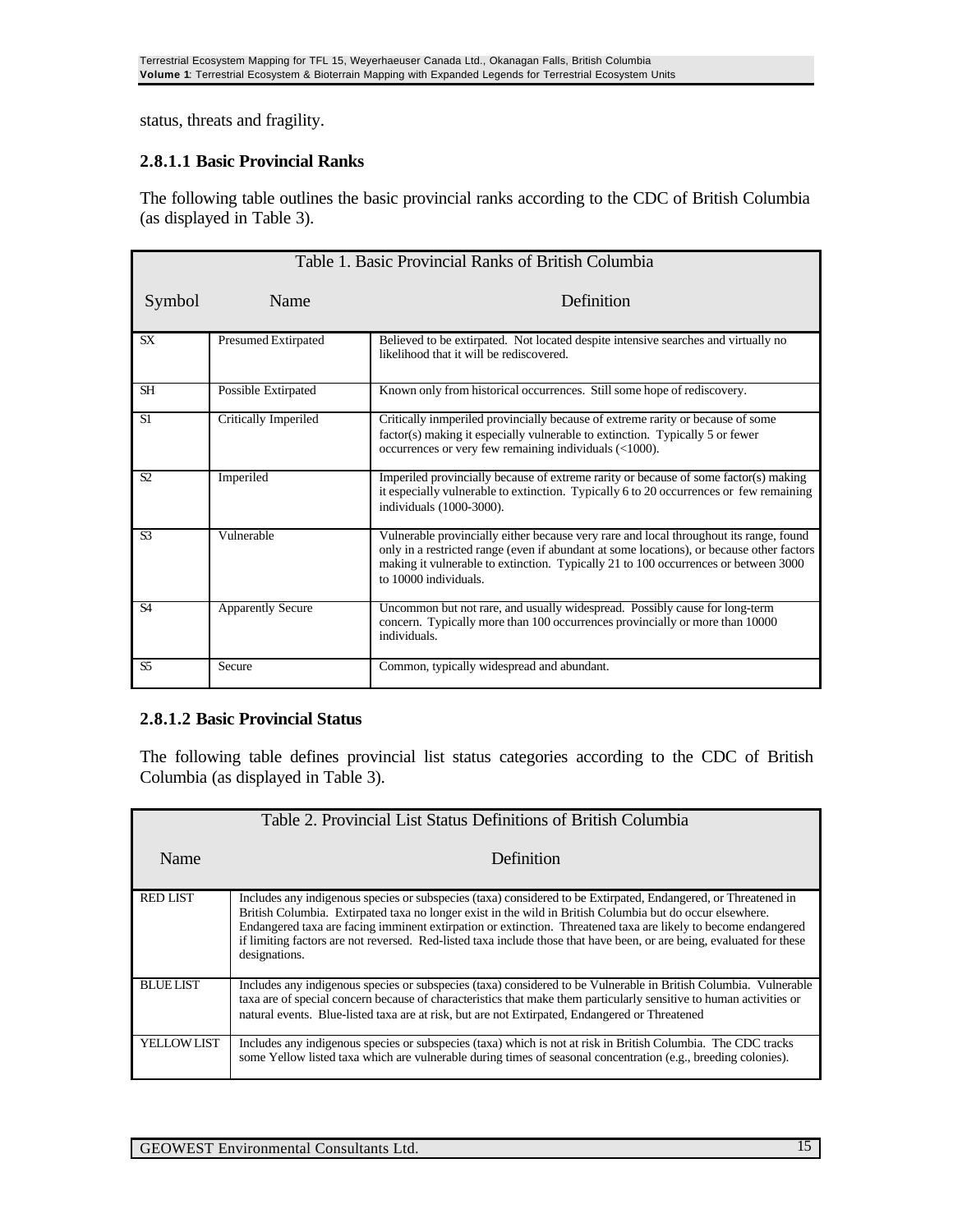status, threats and fragility.

### 2.8.1.1 Basic Provincial Ranks

The following table outlines the basic provincial ranks according to the CDC of British Columbia (as displayed in Table 3).

Table 1. Basic Provincial Ranks of British Columbia

| Symbol | Name | Definition |
|---|---|---|
| SX | Presumed Extirpated | Believed to be extirpated. Not located despite intensive searches and virtually no likelihood that it will be rediscovered. |
| SH | Possible Extirpated | Known only from historical occurrences. Still some hope of rediscovery. |
| S1 | Critically Imperiled | Critically inmperiled provincially because of extreme rarity or because of some factor(s) making it especially vulnerable to extinction. Typically 5 or fewer occurrences or very few remaining individuals (<1000). |
| S2 | Imperiled | Imperiled provincially because of extreme rarity or because of some factor(s) making it especially vulnerable to extinction. Typically 6 to 20 occurrences or few remaining individuals (1000-3000). |
| S3 | Vulnerable | Vulnerable provincially either because very rare and local throughout its range, found only in a restricted range (even if abundant at some locations), or because other factors making it vulnerable to extinction. Typically 21 to 100 occurrences or between 3000 to 10000 individuals. |
| S4 | Apparently Secure | Uncommon but not rare, and usually widespread. Possibly cause for long-term concern. Typically more than 100 occurrences provincially or more than 10000 individuals. |
| S5 | Secure | Common, typically widespread and abundant. |

### 2.8.1.2 Basic Provincial Status

The following table defines provincial list status categories according to the CDC of British Columbia (as displayed in Table 3).

Table 2. Provincial List Status Definitions of British Columbia

| Name | Definition |
|---|---|
| RED LIST | Includes any indigenous species or subspecies (taxa) considered to be Extirpated, Endangered, or Threatened in British Columbia. Extirpated taxa no longer exist in the wild in British Columbia but do occur elsewhere. Endangered taxa are facing imminent extirpation or extinction. Threatened taxa are likely to become endangered if limiting factors are not reversed. Red-listed taxa include those that have been, or are being, evaluated for these designations. |
| BLUE LIST | Includes any indigenous species or subspecies (taxa) considered to be Vulnerable in British Columbia. Vulnerable taxa are of special concern because of characteristics that make them particularly sensitive to human activities or natural events. Blue-listed taxa are at risk, but are not Extirpated, Endangered or Threatened |
| YELLOW LIST | Includes any indigenous species or subspecies (taxa) which is not at risk in British Columbia. The CDC tracks some Yellow listed taxa which are vulnerable during times of seasonal concentration (e.g., breeding colonies). |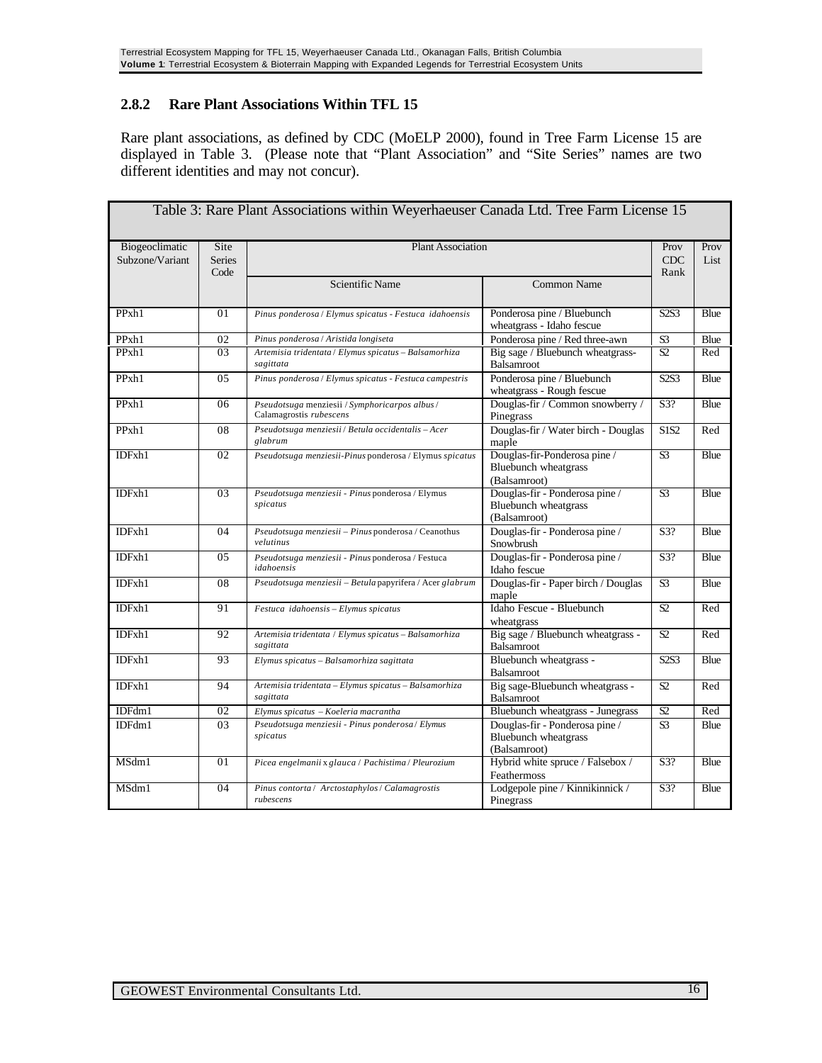### 2.8.2 Rare Plant Associations Within TFL 15

Rare plant associations, as defined by CDC (MoELP 2000), found in Tree Farm License 15 are displayed in Table 3. (Please note that "Plant Association" and "Site Series" names are two different identities and may not concur).

Table 3: Rare Plant Associations within Weyerhaeuser Canada Ltd. Tree Farm License 15

| Biogeoclimatic Subzone/Variant | Site Series Code | Plant Association | | Prov CDC Rank | Prov List |
|---|---|---|---|---|---|
| | | Scientific Name | Common Name | | |
| PPxh1 | 01 | *Pinus ponderosa / Elymus spicatus - Festuca idahoensis* | Ponderosa pine / Bluebunch wheatgrass - Idaho fescue | S2S3 | Blue |
| PPxh1 | 02 | *Pinus ponderosa / Aristida longiseta* | Ponderosa pine / Red three-awn | S3 | Blue |
| PPxh1 | 03 | *Artemisia tridentata / Elymus spicatus – Balsamorhiza sagittata* | Big sage / Bluebunch wheatgrass-Balsamroot | S2 | Red |
| PPxh1 | 05 | *Pinus ponderosa / Elymus spicatus - Festuca campestris* | Ponderosa pine / Bluebunch wheatgrass - Rough fescue | S2S3 | Blue |
| PPxh1 | 06 | *Pseudotsuga* menziesii / *Symphoricarpos albus* / Calamagrostis *rubescens* | Douglas-fir / Common snowberry / Pinegrass | S3? | Blue |
| PPxh1 | 08 | *Pseudotsuga menziesii / Betula occidentalis – Acer glabrum* | Douglas-fir / Water birch - Douglas maple | S1S2 | Red |
| IDFxh1 | 02 | *Pseudotsuga menziesii-Pinus* ponderosa / Elymus *spicatus* | Douglas-fir-Ponderosa pine / Bluebunch wheatgrass (Balsamroot) | S3 | Blue |
| IDFxh1 | 03 | *Pseudotsuga menziesii - Pinus* ponderosa / Elymus *spicatus* | Douglas-fir - Ponderosa pine / Bluebunch wheatgrass (Balsamroot) | S3 | Blue |
| IDFxh1 | 04 | *Pseudotsuga menziesii – Pinus* ponderosa / Ceanothus *velutinus* | Douglas-fir - Ponderosa pine / Snowbrush | S3? | Blue |
| IDFxh1 | 05 | *Pseudotsuga menziesii - Pinus* ponderosa / Festuca *idahoensis* | Douglas-fir - Ponderosa pine / Idaho fescue | S3? | Blue |
| IDFxh1 | 08 | *Pseudotsuga menziesii – Betula* papyrifera / Acer *glabrum* | Douglas-fir - Paper birch / Douglas maple | S3 | Blue |
| IDFxh1 | 91 | *Festuca idahoensis – Elymus spicatus* | Idaho Fescue - Bluebunch wheatgrass | S2 | Red |
| IDFxh1 | 92 | *Artemisia tridentata / Elymus spicatus – Balsamorhiza sagittata* | Big sage / Bluebunch wheatgrass - Balsamroot | S2 | Red |
| IDFxh1 | 93 | *Elymus spicatus – Balsamorhiza sagittata* | Bluebunch wheatgrass - Balsamroot | S2S3 | Blue |
| IDFxh1 | 94 | *Artemisia tridentata – Elymus spicatus – Balsamorhiza sagittata* | Big sage-Bluebunch wheatgrass - Balsamroot | S2 | Red |
| IDFdm1 | 02 | *Elymus spicatus – Koeleria macrantha* | Bluebunch wheatgrass - Junegrass | S2 | Red |
| IDFdm1 | 03 | *Pseudotsuga menziesii - Pinus ponderosa / Elymus spicatus* | Douglas-fir - Ponderosa pine / Bluebunch wheatgrass (Balsamroot) | S3 | Blue |
| MSdm1 | 01 | *Picea engelmanii x glauca / Pachistima / Pleurozium* | Hybrid white spruce / Falsebox / Feathermoss | S3? | Blue |
| MSdm1 | 04 | *Pinus contorta / Arctostaphylos / Calamagrostis rubescens* | Lodgepole pine / Kinnikinnick / Pinegrass | S3? | Blue |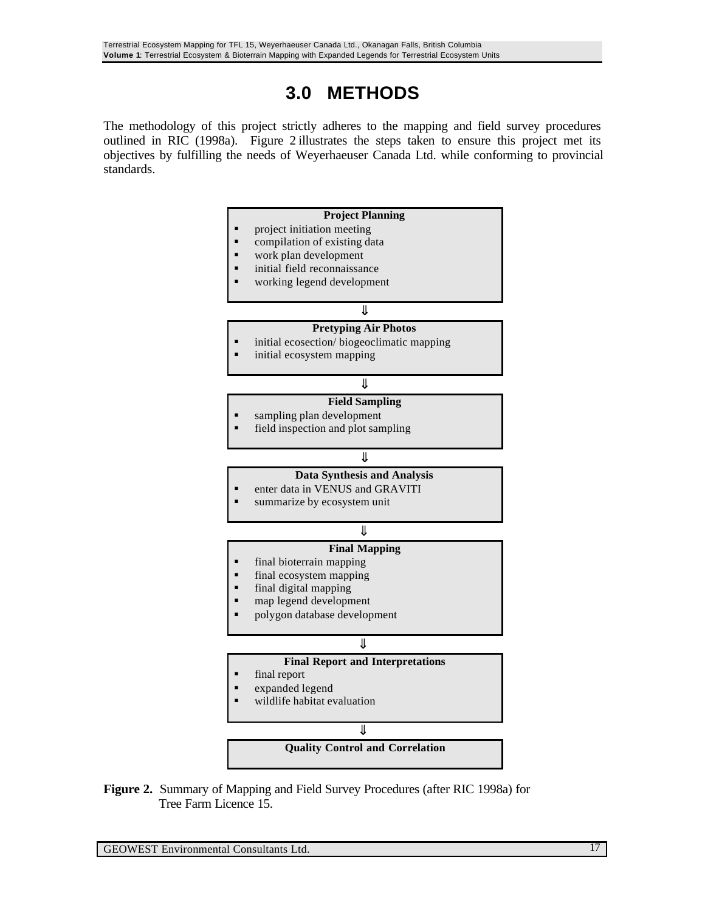# 3.0 METHODS

The methodology of this project strictly adheres to the mapping and field survey procedures outlined in RIC (1998a). Figure 2 illustrates the steps taken to ensure this project met its objectives by fulfilling the needs of Weyerhaeuser Canada Ltd. while conforming to provincial standards.

**Project Planning**
- project initiation meeting
- compilation of existing data
- work plan development
- initial field reconnaissance
- working legend development

⇓

**Pretyping Air Photos**
- initial ecosection/ biogeoclimatic mapping
- initial ecosystem mapping

⇓

**Field Sampling**
- sampling plan development
- field inspection and plot sampling

⇓

**Data Synthesis and Analysis**
- enter data in VENUS and GRAVITI
- summarize by ecosystem unit

⇓

**Final Mapping**
- final bioterrain mapping
- final ecosystem mapping
- final digital mapping
- map legend development
- polygon database development

⇓

**Final Report and Interpretations**
- final report
- expanded legend
- wildlife habitat evaluation

⇓

**Quality Control and Correlation**

**Figure 2.** Summary of Mapping and Field Survey Procedures (after RIC 1998a) for Tree Farm Licence 15.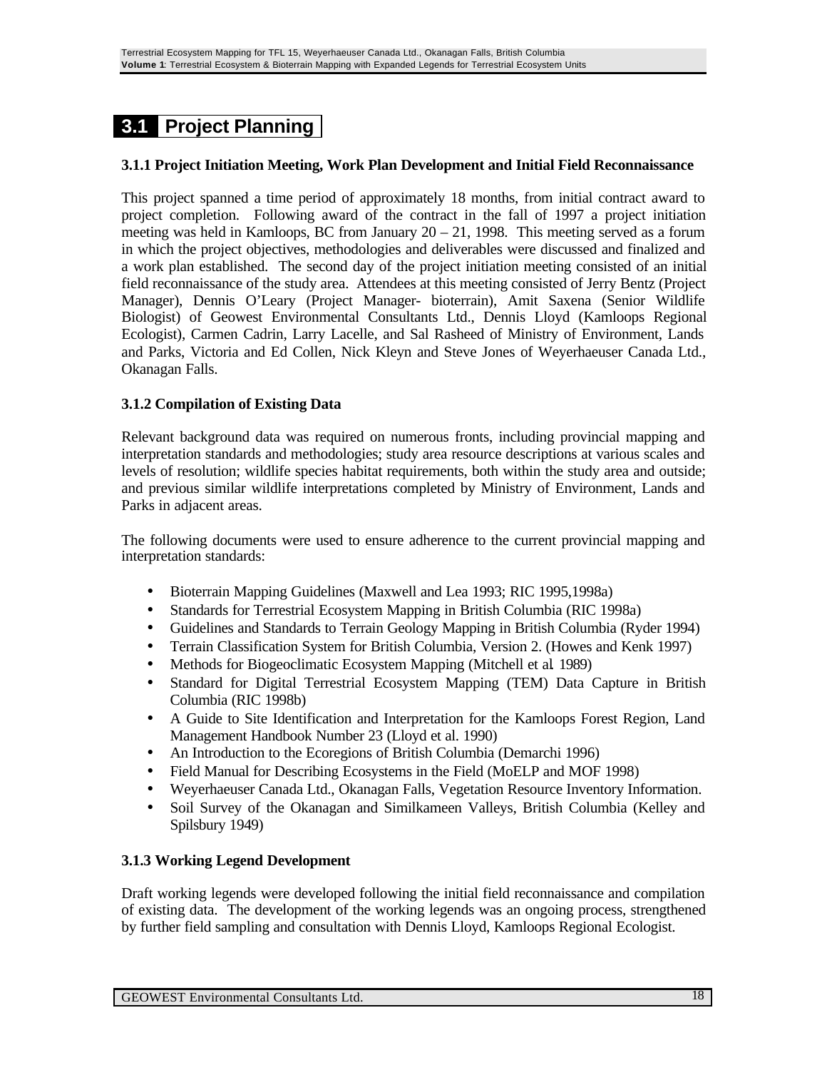## 3.1 Project Planning

### 3.1.1 Project Initiation Meeting, Work Plan Development and Initial Field Reconnaissance

This project spanned a time period of approximately 18 months, from initial contract award to project completion. Following award of the contract in the fall of 1997 a project initiation meeting was held in Kamloops, BC from January 20 – 21, 1998. This meeting served as a forum in which the project objectives, methodologies and deliverables were discussed and finalized and a work plan established. The second day of the project initiation meeting consisted of an initial field reconnaissance of the study area. Attendees at this meeting consisted of Jerry Bentz (Project Manager), Dennis O'Leary (Project Manager- bioterrain), Amit Saxena (Senior Wildlife Biologist) of Geowest Environmental Consultants Ltd., Dennis Lloyd (Kamloops Regional Ecologist), Carmen Cadrin, Larry Lacelle, and Sal Rasheed of Ministry of Environment, Lands and Parks, Victoria and Ed Collen, Nick Kleyn and Steve Jones of Weyerhaeuser Canada Ltd., Okanagan Falls.

### 3.1.2 Compilation of Existing Data

Relevant background data was required on numerous fronts, including provincial mapping and interpretation standards and methodologies; study area resource descriptions at various scales and levels of resolution; wildlife species habitat requirements, both within the study area and outside; and previous similar wildlife interpretations completed by Ministry of Environment, Lands and Parks in adjacent areas.

The following documents were used to ensure adherence to the current provincial mapping and interpretation standards:

- Bioterrain Mapping Guidelines (Maxwell and Lea 1993; RIC 1995,1998a)
- Standards for Terrestrial Ecosystem Mapping in British Columbia (RIC 1998a)
- Guidelines and Standards to Terrain Geology Mapping in British Columbia (Ryder 1994)
- Terrain Classification System for British Columbia, Version 2. (Howes and Kenk 1997)
- Methods for Biogeoclimatic Ecosystem Mapping (Mitchell et al. 1989)
- Standard for Digital Terrestrial Ecosystem Mapping (TEM) Data Capture in British Columbia (RIC 1998b)
- A Guide to Site Identification and Interpretation for the Kamloops Forest Region, Land Management Handbook Number 23 (Lloyd et al. 1990)
- An Introduction to the Ecoregions of British Columbia (Demarchi 1996)
- Field Manual for Describing Ecosystems in the Field (MoELP and MOF 1998)
- Weyerhaeuser Canada Ltd., Okanagan Falls, Vegetation Resource Inventory Information.
- Soil Survey of the Okanagan and Similkameen Valleys, British Columbia (Kelley and Spilsbury 1949)

### 3.1.3 Working Legend Development

Draft working legends were developed following the initial field reconnaissance and compilation of existing data. The development of the working legends was an ongoing process, strengthened by further field sampling and consultation with Dennis Lloyd, Kamloops Regional Ecologist.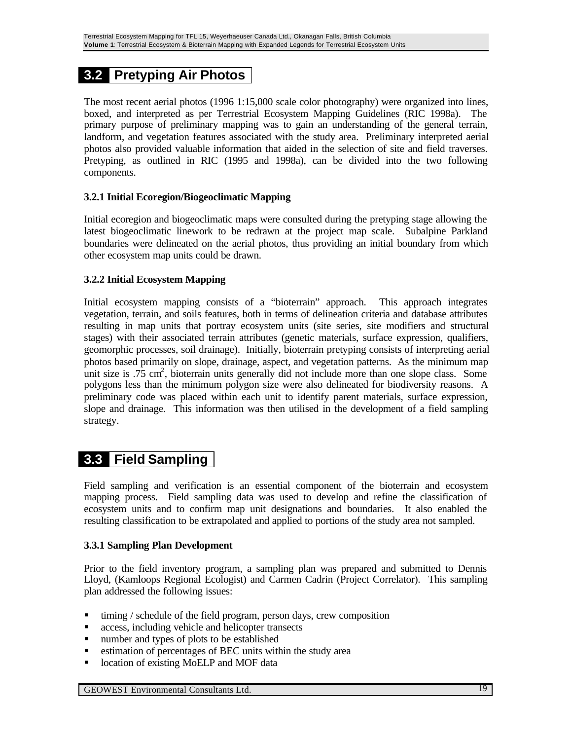## 3.2 Pretyping Air Photos

The most recent aerial photos (1996 1:15,000 scale color photography) were organized into lines, boxed, and interpreted as per Terrestrial Ecosystem Mapping Guidelines (RIC 1998a). The primary purpose of preliminary mapping was to gain an understanding of the general terrain, landform, and vegetation features associated with the study area. Preliminary interpreted aerial photos also provided valuable information that aided in the selection of site and field traverses. Pretyping, as outlined in RIC (1995 and 1998a), can be divided into the two following components.

### 3.2.1 Initial Ecoregion/Biogeoclimatic Mapping

Initial ecoregion and biogeoclimatic maps were consulted during the pretyping stage allowing the latest biogeoclimatic linework to be redrawn at the project map scale. Subalpine Parkland boundaries were delineated on the aerial photos, thus providing an initial boundary from which other ecosystem map units could be drawn.

### 3.2.2 Initial Ecosystem Mapping

Initial ecosystem mapping consists of a "bioterrain" approach. This approach integrates vegetation, terrain, and soils features, both in terms of delineation criteria and database attributes resulting in map units that portray ecosystem units (site series, site modifiers and structural stages) with their associated terrain attributes (genetic materials, surface expression, qualifiers, geomorphic processes, soil drainage). Initially, bioterrain pretyping consists of interpreting aerial photos based primarily on slope, drainage, aspect, and vegetation patterns. As the minimum map unit size is .75 $cm^2$, bioterrain units generally did not include more than one slope class. Some polygons less than the minimum polygon size were also delineated for biodiversity reasons. A preliminary code was placed within each unit to identify parent materials, surface expression, slope and drainage. This information was then utilised in the development of a field sampling strategy.

## 3.3 Field Sampling

Field sampling and verification is an essential component of the bioterrain and ecosystem mapping process. Field sampling data was used to develop and refine the classification of ecosystem units and to confirm map unit designations and boundaries. It also enabled the resulting classification to be extrapolated and applied to portions of the study area not sampled.

### 3.3.1 Sampling Plan Development

Prior to the field inventory program, a sampling plan was prepared and submitted to Dennis Lloyd, (Kamloops Regional Ecologist) and Carmen Cadrin (Project Correlator). This sampling plan addressed the following issues:

- timing / schedule of the field program, person days, crew composition
- access, including vehicle and helicopter transects
- number and types of plots to be established
- estimation of percentages of BEC units within the study area
- location of existing MoELP and MOF data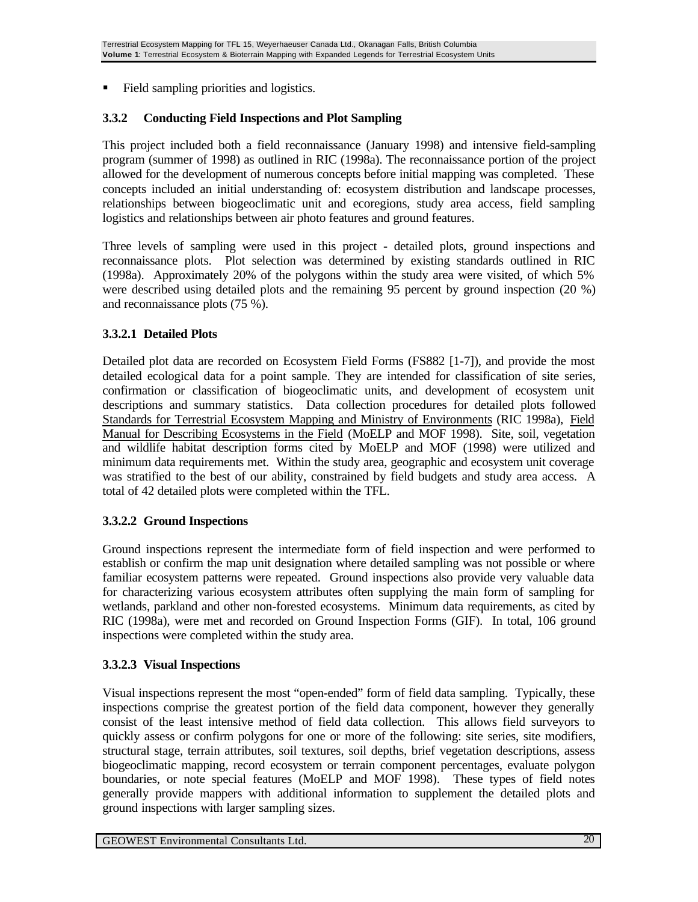- Field sampling priorities and logistics.

### 3.3.2 Conducting Field Inspections and Plot Sampling

This project included both a field reconnaissance (January 1998) and intensive field-sampling program (summer of 1998) as outlined in RIC (1998a). The reconnaissance portion of the project allowed for the development of numerous concepts before initial mapping was completed. These concepts included an initial understanding of: ecosystem distribution and landscape processes, relationships between biogeoclimatic unit and ecoregions, study area access, field sampling logistics and relationships between air photo features and ground features.

Three levels of sampling were used in this project - detailed plots, ground inspections and reconnaissance plots. Plot selection was determined by existing standards outlined in RIC (1998a). Approximately 20% of the polygons within the study area were visited, of which 5% were described using detailed plots and the remaining 95 percent by ground inspection (20 %) and reconnaissance plots (75 %).

#### 3.3.2.1 Detailed Plots

Detailed plot data are recorded on Ecosystem Field Forms (FS882 [1-7]), and provide the most detailed ecological data for a point sample. They are intended for classification of site series, confirmation or classification of biogeoclimatic units, and development of ecosystem unit descriptions and summary statistics. Data collection procedures for detailed plots followed Standards for Terrestrial Ecosystem Mapping and Ministry of Environments (RIC 1998a), Field Manual for Describing Ecosystems in the Field (MoELP and MOF 1998). Site, soil, vegetation and wildlife habitat description forms cited by MoELP and MOF (1998) were utilized and minimum data requirements met. Within the study area, geographic and ecosystem unit coverage was stratified to the best of our ability, constrained by field budgets and study area access. A total of 42 detailed plots were completed within the TFL.

#### 3.3.2.2 Ground Inspections

Ground inspections represent the intermediate form of field inspection and were performed to establish or confirm the map unit designation where detailed sampling was not possible or where familiar ecosystem patterns were repeated. Ground inspections also provide very valuable data for characterizing various ecosystem attributes often supplying the main form of sampling for wetlands, parkland and other non-forested ecosystems. Minimum data requirements, as cited by RIC (1998a), were met and recorded on Ground Inspection Forms (GIF). In total, 106 ground inspections were completed within the study area.

#### 3.3.2.3 Visual Inspections

Visual inspections represent the most "open-ended" form of field data sampling. Typically, these inspections comprise the greatest portion of the field data component, however they generally consist of the least intensive method of field data collection. This allows field surveyors to quickly assess or confirm polygons for one or more of the following: site series, site modifiers, structural stage, terrain attributes, soil textures, soil depths, brief vegetation descriptions, assess biogeoclimatic mapping, record ecosystem or terrain component percentages, evaluate polygon boundaries, or note special features (MoELP and MOF 1998). These types of field notes generally provide mappers with additional information to supplement the detailed plots and ground inspections with larger sampling sizes.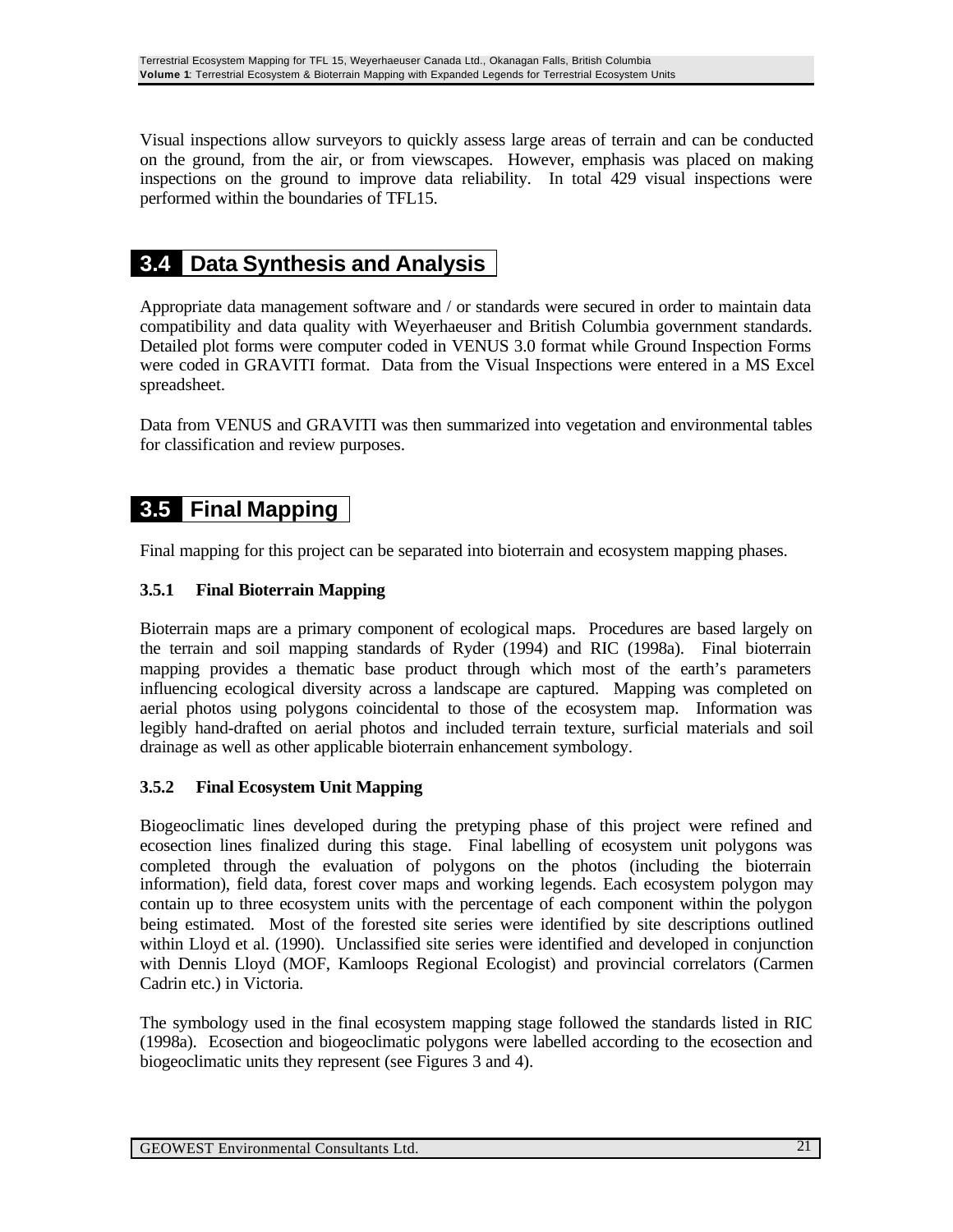Visual inspections allow surveyors to quickly assess large areas of terrain and can be conducted on the ground, from the air, or from viewscapes. However, emphasis was placed on making inspections on the ground to improve data reliability. In total 429 visual inspections were performed within the boundaries of TFL15.

## 3.4 Data Synthesis and Analysis

Appropriate data management software and / or standards were secured in order to maintain data compatibility and data quality with Weyerhaeuser and British Columbia government standards. Detailed plot forms were computer coded in VENUS 3.0 format while Ground Inspection Forms were coded in GRAVITI format. Data from the Visual Inspections were entered in a MS Excel spreadsheet.

Data from VENUS and GRAVITI was then summarized into vegetation and environmental tables for classification and review purposes.

## 3.5 Final Mapping

Final mapping for this project can be separated into bioterrain and ecosystem mapping phases.

### 3.5.1 Final Bioterrain Mapping

Bioterrain maps are a primary component of ecological maps. Procedures are based largely on the terrain and soil mapping standards of Ryder (1994) and RIC (1998a). Final bioterrain mapping provides a thematic base product through which most of the earth's parameters influencing ecological diversity across a landscape are captured. Mapping was completed on aerial photos using polygons coincidental to those of the ecosystem map. Information was legibly hand-drafted on aerial photos and included terrain texture, surficial materials and soil drainage as well as other applicable bioterrain enhancement symbology.

### 3.5.2 Final Ecosystem Unit Mapping

Biogeoclimatic lines developed during the pretyping phase of this project were refined and ecosection lines finalized during this stage. Final labelling of ecosystem unit polygons was completed through the evaluation of polygons on the photos (including the bioterrain information), field data, forest cover maps and working legends. Each ecosystem polygon may contain up to three ecosystem units with the percentage of each component within the polygon being estimated. Most of the forested site series were identified by site descriptions outlined within Lloyd et al. (1990). Unclassified site series were identified and developed in conjunction with Dennis Lloyd (MOF, Kamloops Regional Ecologist) and provincial correlators (Carmen Cadrin etc.) in Victoria.

The symbology used in the final ecosystem mapping stage followed the standards listed in RIC (1998a). Ecosection and biogeoclimatic polygons were labelled according to the ecosection and biogeoclimatic units they represent (see Figures 3 and 4).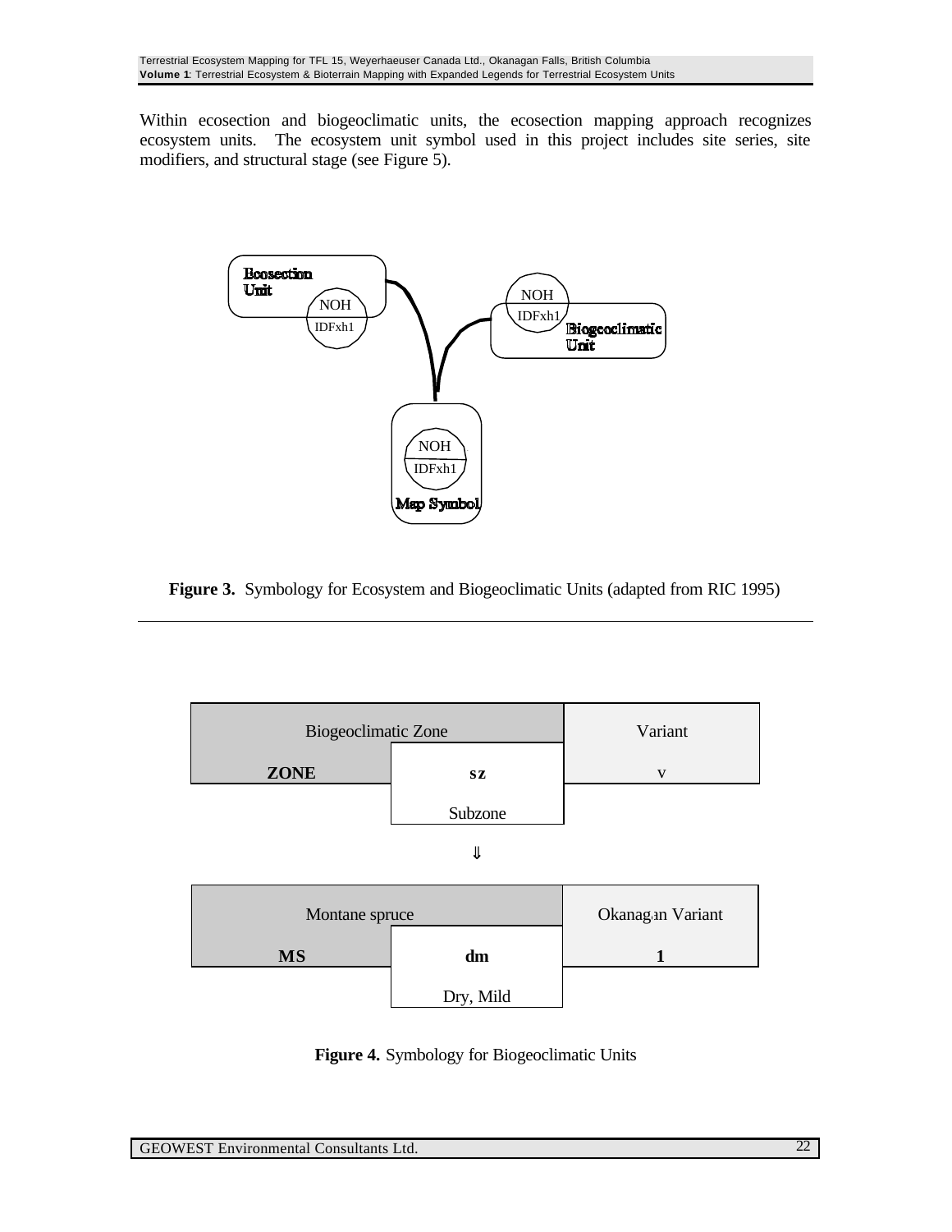Within ecosection and biogeoclimatic units, the ecosection mapping approach recognizes ecosystem units. The ecosystem unit symbol used in this project includes site series, site modifiers, and structural stage (see Figure 5).

Ecosection Unit

NOH
IDFxh1

NOH
IDFxh1

Biogeoclimatic Unit

NOH
IDFxh1

Map Symbol

**Figure 3.** Symbology for Ecosystem and Biogeoclimatic Units (adapted from RIC 1995)

| Biogeoclimatic Zone | | Variant |
|---|---|---|
| **ZONE** | **sz** | v |
| | Subzone | |

⇓

| Montane spruce | | Okanagan Variant |
|---|---|---|
| **MS** | **dm** | **1** |
| | Dry, Mild | |

**Figure 4.** Symbology for Biogeoclimatic Units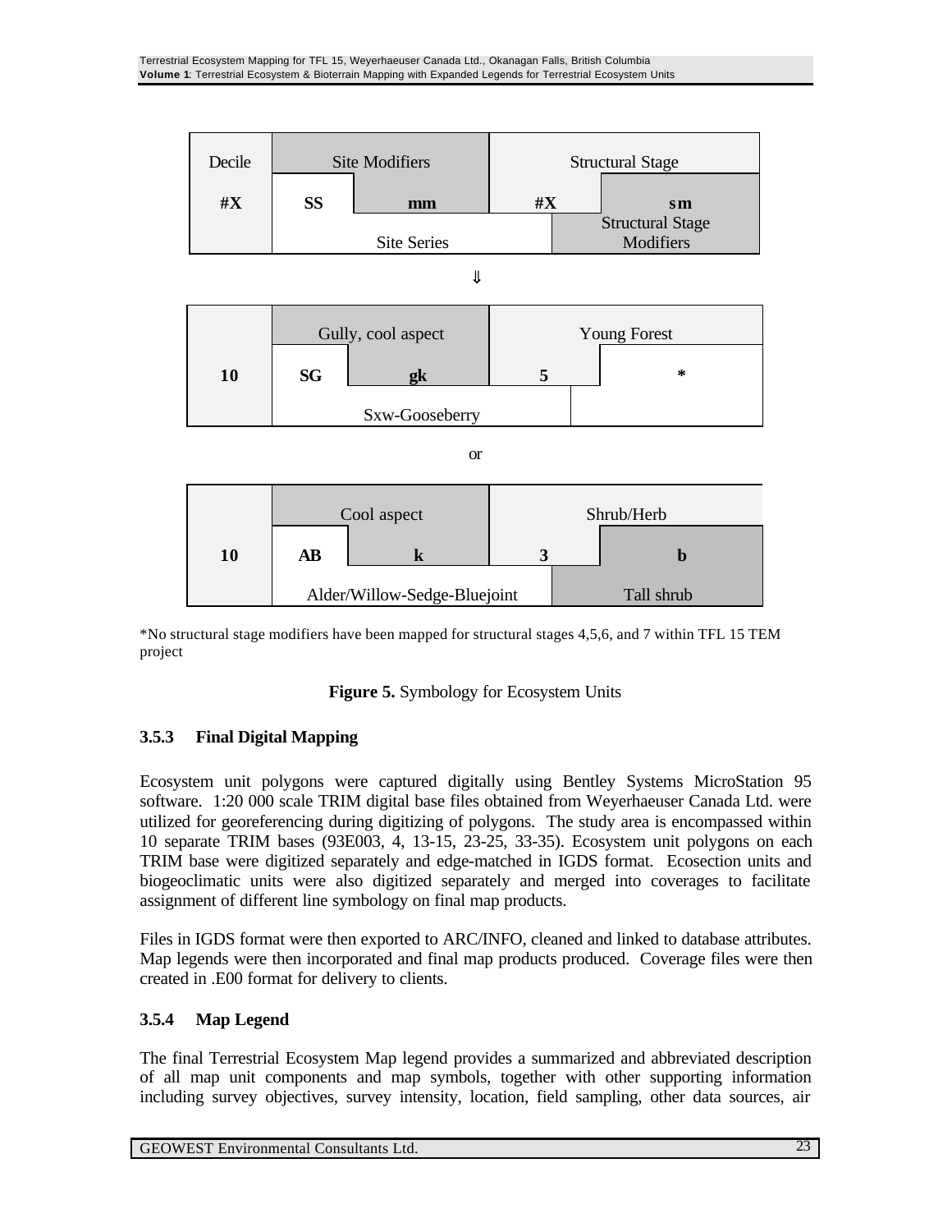| Decile | Site Modifiers | | Structural Stage | |
|---|---|---|---|---|
| **#X** | **SS** | **mm** | **#X** | **sm** |
| | Site Series | | | Structural Stage Modifiers |

⇓

| | Gully, cool aspect | | Young Forest | |
|---|---|---|---|---|
| **10** | **SG** | **gk** | **5** | * |
| | Sxw-Gooseberry | | | |

or

| | Cool aspect | | Shrub/Herb | |
|---|---|---|---|---|
| **10** | **AB** | **k** | **3** | **b** |
| | Alder/Willow-Sedge-Bluejoint | | | Tall shrub |

*No structural stage modifiers have been mapped for structural stages 4,5,6, and 7 within TFL 15 TEM project

**Figure 5.** Symbology for Ecosystem Units

### 3.5.3 Final Digital Mapping

Ecosystem unit polygons were captured digitally using Bentley Systems MicroStation 95 software. 1:20 000 scale TRIM digital base files obtained from Weyerhaeuser Canada Ltd. were utilized for georeferencing during digitizing of polygons. The study area is encompassed within 10 separate TRIM bases (93E003, 4, 13-15, 23-25, 33-35). Ecosystem unit polygons on each TRIM base were digitized separately and edge-matched in IGDS format. Ecosection units and biogeoclimatic units were also digitized separately and merged into coverages to facilitate assignment of different line symbology on final map products.

Files in IGDS format were then exported to ARC/INFO, cleaned and linked to database attributes. Map legends were then incorporated and final map products produced. Coverage files were then created in .E00 format for delivery to clients.

### 3.5.4 Map Legend

The final Terrestrial Ecosystem Map legend provides a summarized and abbreviated description of all map unit components and map symbols, together with other supporting information including survey objectives, survey intensity, location, field sampling, other data sources, air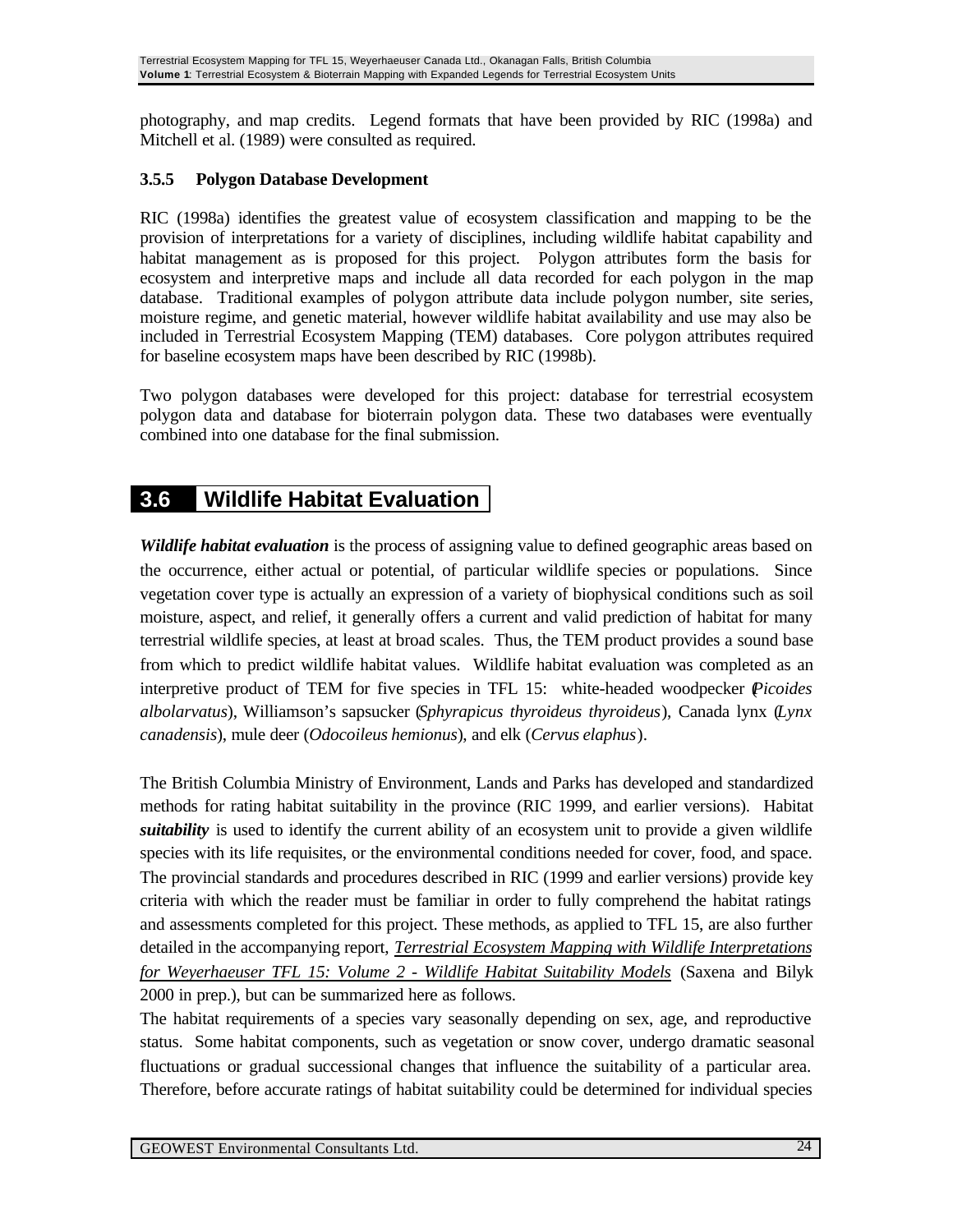photography, and map credits. Legend formats that have been provided by RIC (1998a) and Mitchell et al. (1989) were consulted as required.

### 3.5.5 Polygon Database Development

RIC (1998a) identifies the greatest value of ecosystem classification and mapping to be the provision of interpretations for a variety of disciplines, including wildlife habitat capability and habitat management as is proposed for this project. Polygon attributes form the basis for ecosystem and interpretive maps and include all data recorded for each polygon in the map database. Traditional examples of polygon attribute data include polygon number, site series, moisture regime, and genetic material, however wildlife habitat availability and use may also be included in Terrestrial Ecosystem Mapping (TEM) databases. Core polygon attributes required for baseline ecosystem maps have been described by RIC (1998b).

Two polygon databases were developed for this project: database for terrestrial ecosystem polygon data and database for bioterrain polygon data. These two databases were eventually combined into one database for the final submission.

## 3.6 Wildlife Habitat Evaluation

***Wildlife habitat evaluation*** is the process of assigning value to defined geographic areas based on the occurrence, either actual or potential, of particular wildlife species or populations. Since vegetation cover type is actually an expression of a variety of biophysical conditions such as soil moisture, aspect, and relief, it generally offers a current and valid prediction of habitat for many terrestrial wildlife species, at least at broad scales. Thus, the TEM product provides a sound base from which to predict wildlife habitat values. Wildlife habitat evaluation was completed as an interpretive product of TEM for five species in TFL 15: white-headed woodpecker (*Picoides albolarvatus*), Williamson's sapsucker (*Sphyrapicus thyroideus thyroideus*), Canada lynx (*Lynx canadensis*), mule deer (*Odocoileus hemionus*), and elk (*Cervus elaphus*).

The British Columbia Ministry of Environment, Lands and Parks has developed and standardized methods for rating habitat suitability in the province (RIC 1999, and earlier versions). Habitat ***suitability*** is used to identify the current ability of an ecosystem unit to provide a given wildlife species with its life requisites, or the environmental conditions needed for cover, food, and space. The provincial standards and procedures described in RIC (1999 and earlier versions) provide key criteria with which the reader must be familiar in order to fully comprehend the habitat ratings and assessments completed for this project. These methods, as applied to TFL 15, are also further detailed in the accompanying report, *Terrestrial Ecosystem Mapping with Wildlife Interpretations for Weyerhaeuser TFL 15: Volume 2 - Wildlife Habitat Suitability Models* (Saxena and Bilyk 2000 in prep.), but can be summarized here as follows.

The habitat requirements of a species vary seasonally depending on sex, age, and reproductive status. Some habitat components, such as vegetation or snow cover, undergo dramatic seasonal fluctuations or gradual successional changes that influence the suitability of a particular area. Therefore, before accurate ratings of habitat suitability could be determined for individual species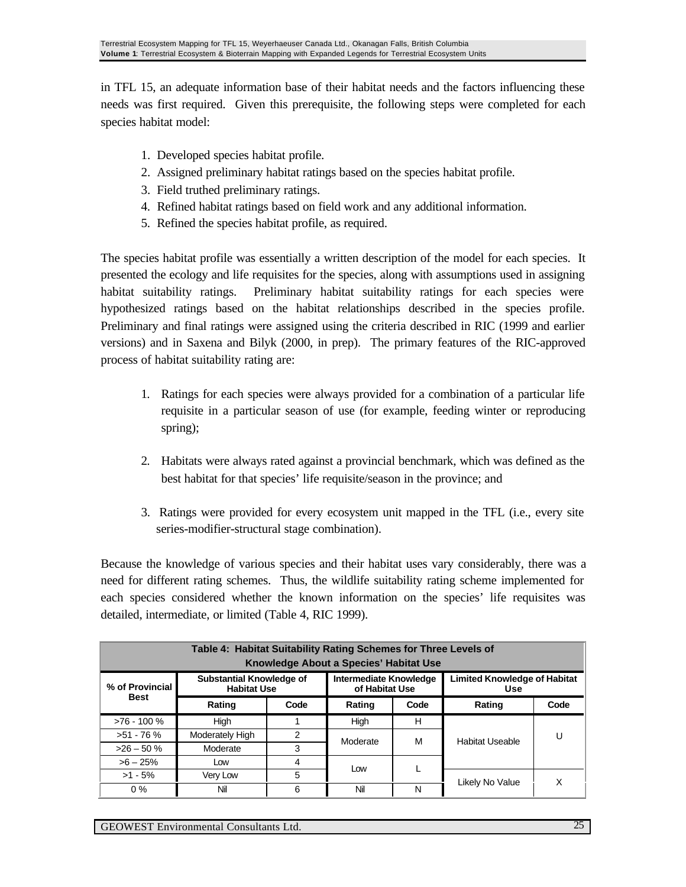in TFL 15, an adequate information base of their habitat needs and the factors influencing these needs was first required. Given this prerequisite, the following steps were completed for each species habitat model:

1. Developed species habitat profile.
2. Assigned preliminary habitat ratings based on the species habitat profile.
3. Field truthed preliminary ratings.
4. Refined habitat ratings based on field work and any additional information.
5. Refined the species habitat profile, as required.

The species habitat profile was essentially a written description of the model for each species. It presented the ecology and life requisites for the species, along with assumptions used in assigning habitat suitability ratings. Preliminary habitat suitability ratings for each species were hypothesized ratings based on the habitat relationships described in the species profile. Preliminary and final ratings were assigned using the criteria described in RIC (1999 and earlier versions) and in Saxena and Bilyk (2000, in prep). The primary features of the RIC-approved process of habitat suitability rating are:

1. Ratings for each species were always provided for a combination of a particular life requisite in a particular season of use (for example, feeding winter or reproducing spring);

2. Habitats were always rated against a provincial benchmark, which was defined as the best habitat for that species' life requisite/season in the province; and

3. Ratings were provided for every ecosystem unit mapped in the TFL (i.e., every site series-modifier-structural stage combination).

Because the knowledge of various species and their habitat uses vary considerably, there was a need for different rating schemes. Thus, the wildlife suitability rating scheme implemented for each species considered whether the known information on the species' life requisites was detailed, intermediate, or limited (Table 4, RIC 1999).

**Table 4: Habitat Suitability Rating Schemes for Three Levels of Knowledge About a Species' Habitat Use**

| % of Provincial Best | Substantial Knowledge of Habitat Use | | Intermediate Knowledge of Habitat Use | | Limited Knowledge of Habitat Use | |
|---|---|---|---|---|---|---|
| | Rating | Code | Rating | Code | Rating | Code |
| >76 - 100 % | High | 1 | High | H | Habitat Useable | U |
| >51 - 76 % | Moderately High | 2 | Moderate | M | | |
| >26 – 50 % | Moderate | 3 | | | | |
| >6 – 25% | Low | 4 | Low | L | | |
| >1 - 5% | Very Low | 5 | | | Likely No Value | X |
| 0 % | Nil | 6 | Nil | N | | |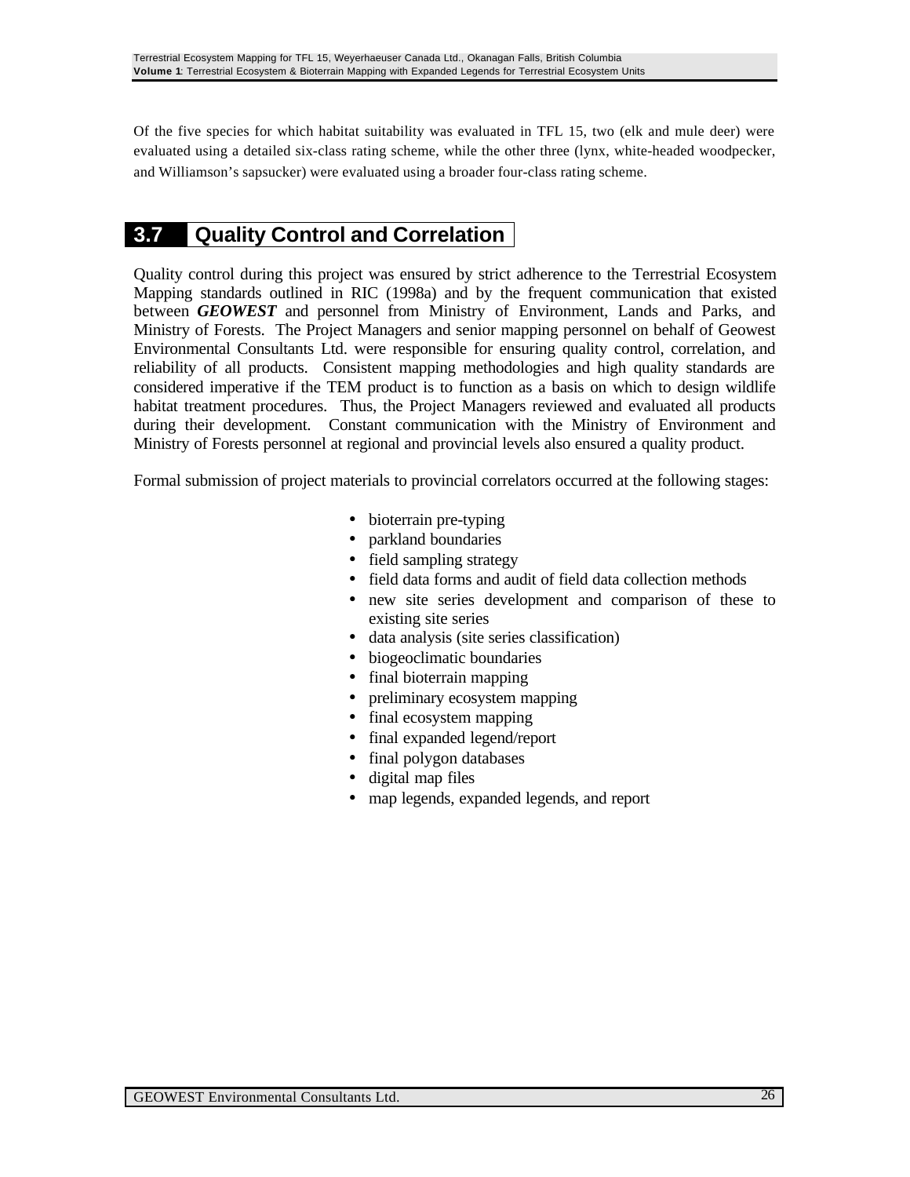Of the five species for which habitat suitability was evaluated in TFL 15, two (elk and mule deer) were evaluated using a detailed six-class rating scheme, while the other three (lynx, white-headed woodpecker, and Williamson's sapsucker) were evaluated using a broader four-class rating scheme.

## 3.7 Quality Control and Correlation

Quality control during this project was ensured by strict adherence to the Terrestrial Ecosystem Mapping standards outlined in RIC (1998a) and by the frequent communication that existed between ***GEOWEST*** and personnel from Ministry of Environment, Lands and Parks, and Ministry of Forests. The Project Managers and senior mapping personnel on behalf of Geowest Environmental Consultants Ltd. were responsible for ensuring quality control, correlation, and reliability of all products. Consistent mapping methodologies and high quality standards are considered imperative if the TEM product is to function as a basis on which to design wildlife habitat treatment procedures. Thus, the Project Managers reviewed and evaluated all products during their development. Constant communication with the Ministry of Environment and Ministry of Forests personnel at regional and provincial levels also ensured a quality product.

Formal submission of project materials to provincial correlators occurred at the following stages:

- bioterrain pre-typing
- parkland boundaries
- field sampling strategy
- field data forms and audit of field data collection methods
- new site series development and comparison of these to existing site series
- data analysis (site series classification)
- biogeoclimatic boundaries
- final bioterrain mapping
- preliminary ecosystem mapping
- final ecosystem mapping
- final expanded legend/report
- final polygon databases
- digital map files
- map legends, expanded legends, and report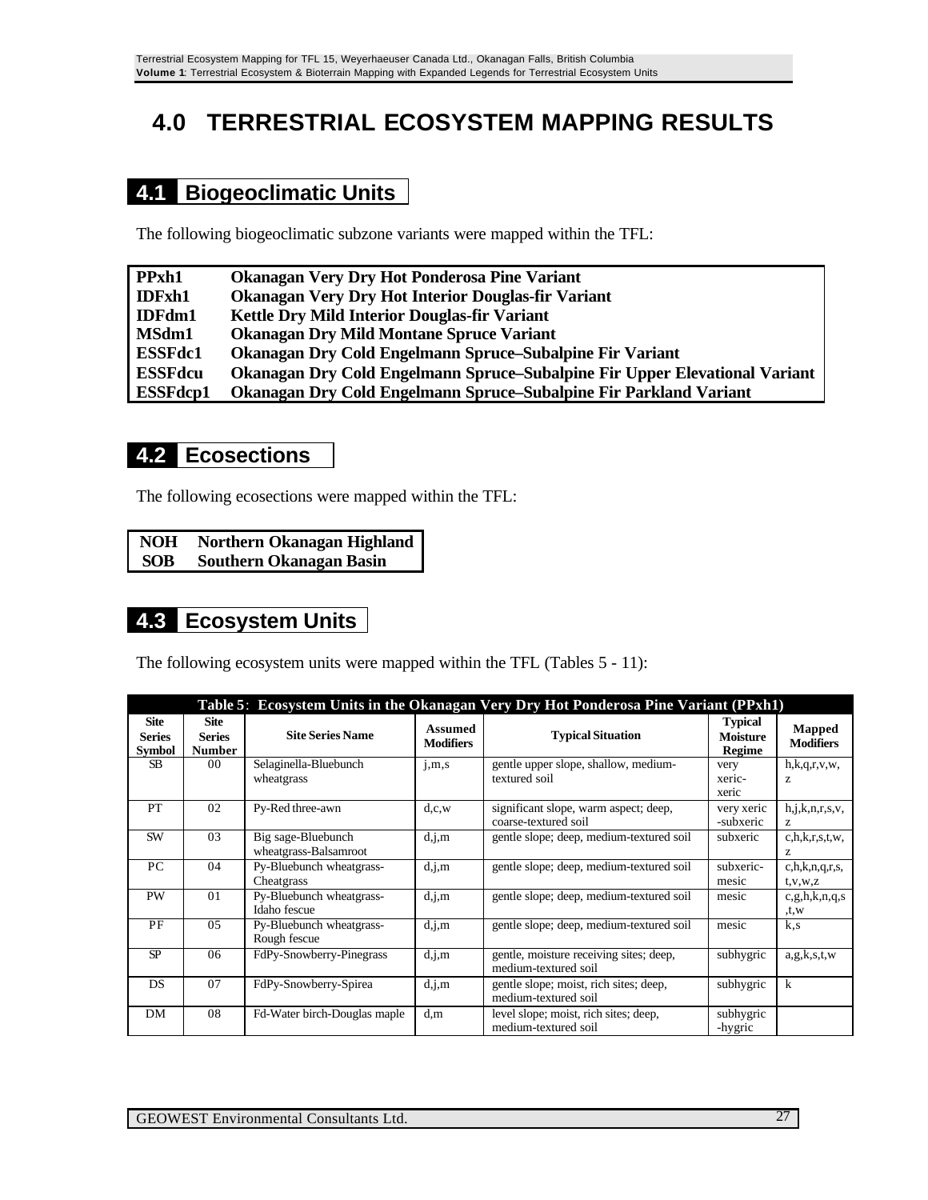# 4.0 TERRESTRIAL ECOSYSTEM MAPPING RESULTS

## 4.1 Biogeoclimatic Units

The following biogeoclimatic subzone variants were mapped within the TFL:

| | |
|---|---|
| **PPxh1** | **Okanagan Very Dry Hot Ponderosa Pine Variant** |
| **IDFxh1** | **Okanagan Very Dry Hot Interior Douglas-fir Variant** |
| **IDFdm1** | **Kettle Dry Mild Interior Douglas-fir Variant** |
| **MSdm1** | **Okanagan Dry Mild Montane Spruce Variant** |
| **ESSFdc1** | **Okanagan Dry Cold Engelmann Spruce–Subalpine Fir Variant** |
| **ESSFdcu** | **Okanagan Dry Cold Engelmann Spruce–Subalpine Fir Upper Elevational Variant** |
| **ESSFdcp1** | **Okanagan Dry Cold Engelmann Spruce–Subalpine Fir Parkland Variant** |

## 4.2 Ecosections

The following ecosections were mapped within the TFL:

| | |
|---|---|
| **NOH** | **Northern Okanagan Highland** |
| **SOB** | **Southern Okanagan Basin** |

## 4.3 Ecosystem Units

The following ecosystem units were mapped within the TFL (Tables 5 - 11):

**Table 5**: **Ecosystem Units in the Okanagan Very Dry Hot Ponderosa Pine Variant (PPxh1)**

| Site Series Symbol | Site Series Number | Site Series Name | Assumed Modifiers | Typical Situation | Typical Moisture Regime | Mapped Modifiers |
|---|---|---|---|---|---|---|
| SB | 00 | Selaginella-Bluebunch wheatgrass | j,m,s | gentle upper slope, shallow, medium-textured soil | very xeric-xeric | h,k,q,r,v,w,z |
| PT | 02 | Py-Red three-awn | d,c,w | significant slope, warm aspect; deep, coarse-textured soil | very xeric -subxeric | h,j,k,n,r,s,v,z |
| SW | 03 | Big sage-Bluebunch wheatgrass-Balsamroot | d,j,m | gentle slope; deep, medium-textured soil | subxeric | c,h,k,r,s,t,w,z |
| PC | 04 | Py-Bluebunch wheatgrass-Cheatgrass | d,j,m | gentle slope; deep, medium-textured soil | subxeric-mesic | c,h,k,n,q,r,s,t,v,w,z |
| PW | 01 | Py-Bluebunch wheatgrass-Idaho fescue | d,j,m | gentle slope; deep, medium-textured soil | mesic | c,g,h,k,n,q,s,t,w |
| PF | 05 | Py-Bluebunch wheatgrass-Rough fescue | d,j,m | gentle slope; deep, medium-textured soil | mesic | k,s |
| SP | 06 | FdPy-Snowberry-Pinegrass | d,j,m | gentle, moisture receiving sites; deep, medium-textured soil | subhygric | a,g,k,s,t,w |
| DS | 07 | FdPy-Snowberry-Spirea | d,j,m | gentle slope; moist, rich sites; deep, medium-textured soil | subhygric | k |
| DM | 08 | Fd-Water birch-Douglas maple | d,m | level slope; moist, rich sites; deep, medium-textured soil | subhygric -hygric | |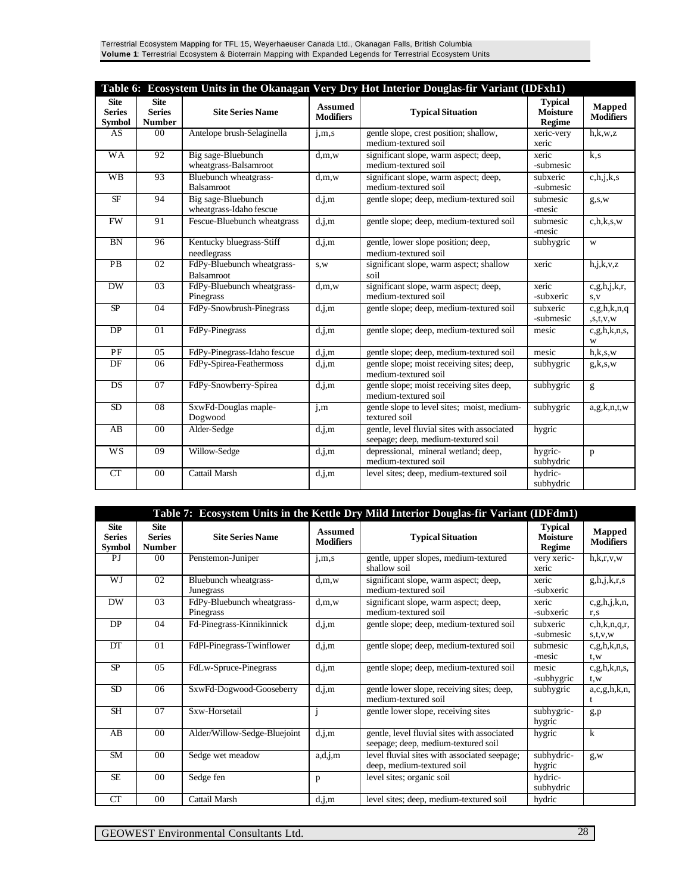**Table 6: Ecosystem Units in the Okanagan Very Dry Hot Interior Douglas-fir Variant (IDFxh1)**

| Site Series Symbol | Site Series Number | Site Series Name | Assumed Modifiers | Typical Situation | Typical Moisture Regime | Mapped Modifiers |
|---|---|---|---|---|---|---|
| AS | 00 | Antelope brush-Selaginella | j,m,s | gentle slope, crest position; shallow, medium-textured soil | xeric-very xeric | h,k,w,z |
| WA | 92 | Big sage-Bluebunch wheatgrass-Balsamroot | d,m,w | significant slope, warm aspect; deep, medium-textured soil | xeric -submesic | k,s |
| WB | 93 | Bluebunch wheatgrass-Balsamroot | d,m,w | significant slope, warm aspect; deep, medium-textured soil | subxeric -submesic | c,h,j,k,s |
| SF | 94 | Big sage-Bluebunch wheatgrass-Idaho fescue | d,j,m | gentle slope; deep, medium-textured soil | submesic -mesic | g,s,w |
| FW | 91 | Fescue-Bluebunch wheatgrass | d,j,m | gentle slope; deep, medium-textured soil | submesic -mesic | c,h,k,s,w |
| BN | 96 | Kentucky bluegrass-Stiff needlegrass | d,j,m | gentle, lower slope position; deep, medium-textured soil | subhygric | w |
| PB | 02 | FdPy-Bluebunch wheatgrass-Balsamroot | s,w | significant slope, warm aspect; shallow soil | xeric | h,j,k,v,z |
| DW | 03 | FdPy-Bluebunch wheatgrass-Pinegrass | d,m,w | significant slope, warm aspect; deep, medium-textured soil | xeric -subxeric | c,g,h,j,k,r,s,v |
| SP | 04 | FdPy-Snowbrush-Pinegrass | d,j,m | gentle slope; deep, medium-textured soil | subxeric -submesic | c,g,h,k,n,q,s,t,v,w |
| DP | 01 | FdPy-Pinegrass | d,j,m | gentle slope; deep, medium-textured soil | mesic | c,g,h,k,n,s,w |
| PF | 05 | FdPy-Pinegrass-Idaho fescue | d,j,m | gentle slope; deep, medium-textured soil | mesic | h,k,s,w |
| DF | 06 | FdPy-Spirea-Feathermoss | d,j,m | gentle slope; moist receiving sites; deep, medium-textured soil | subhygric | g,k,s,w |
| DS | 07 | FdPy-Snowberry-Spirea | d,j,m | gentle slope; moist receiving sites deep, medium-textured soil | subhygric | g |
| SD | 08 | SxwFd-Douglas maple-Dogwood | j,m | gentle slope to level sites; moist, medium-textured soil | subhygric | a,g,k,n,t,w |
| AB | 00 | Alder-Sedge | d,j,m | gentle, level fluvial sites with associated seepage; deep, medium-textured soil | hygric | |
| WS | 09 | Willow-Sedge | d,j,m | depressional, mineral wetland; deep, medium-textured soil | hygric-subhydric | p |
| CT | 00 | Cattail Marsh | d,j,m | level sites; deep, medium-textured soil | hydric-subhydric | |

**Table 7: Ecosystem Units in the Kettle Dry Mild Interior Douglas-fir Variant (IDFdm1)**

| Site Series Symbol | Site Series Number | Site Series Name | Assumed Modifiers | Typical Situation | Typical Moisture Regime | Mapped Modifiers |
|---|---|---|---|---|---|---|
| PJ | 00 | Penstemon-Juniper | j,m,s | gentle, upper slopes, medium-textured shallow soil | very xeric-xeric | h,k,r,v,w |
| WJ | 02 | Bluebunch wheatgrass-Junegrass | d,m,w | significant slope, warm aspect; deep, medium-textured soil | xeric -subxeric | g,h,j,k,r,s |
| DW | 03 | FdPy-Bluebunch wheatgrass-Pinegrass | d,m,w | significant slope, warm aspect; deep, medium-textured soil | xeric -subxeric | c,g,h,j,k,n,r,s |
| DP | 04 | Fd-Pinegrass-Kinnikinnick | d,j,m | gentle slope; deep, medium-textured soil | subxeric -submesic | c,h,k,n,q,r,s,t,v,w |
| DT | 01 | FdPl-Pinegrass-Twinflower | d,j,m | gentle slope; deep, medium-textured soil | submesic -mesic | c,g,h,k,n,s,t,w |
| SP | 05 | FdLw-Spruce-Pinegrass | d,j,m | gentle slope; deep, medium-textured soil | mesic -subhygric | c,g,h,k,n,s,t,w |
| SD | 06 | SxwFd-Dogwood-Gooseberry | d,j,m | gentle lower slope, receiving sites; deep, medium-textured soil | subhygric | a,c,g,h,k,n,t |
| SH | 07 | Sxw-Horsetail | j | gentle lower slope, receiving sites | subhygric-hygric | g,p |
| AB | 00 | Alder/Willow-Sedge-Bluejoint | d,j,m | gentle, level fluvial sites with associated seepage; deep, medium-textured soil | hygric | k |
| SM | 00 | Sedge wet meadow | a,d,j,m | level fluvial sites with associated seepage; deep, medium-textured soil | subhydric-hygric | g,w |
| SE | 00 | Sedge fen | p | level sites; organic soil | hydric-subhydric | |
| CT | 00 | Cattail Marsh | d,j,m | level sites; deep, medium-textured soil | hydric | |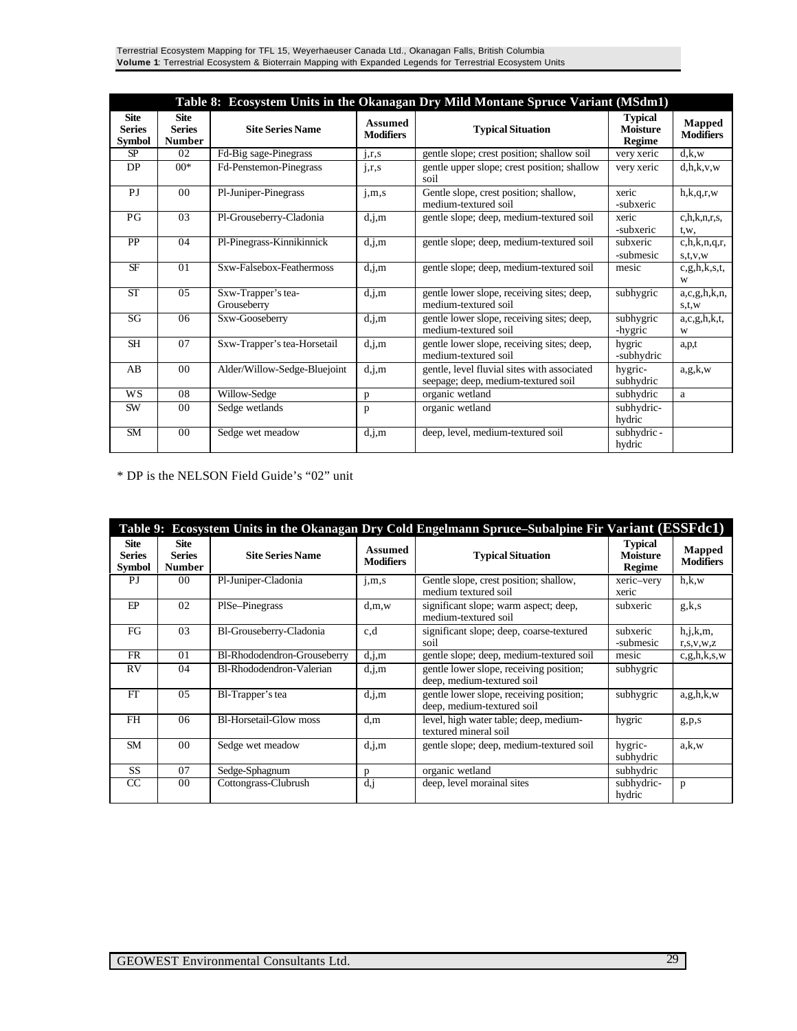| Table 8: Ecosystem Units in the Okanagan Dry Mild Montane Spruce Variant (MSdm1) | | | | | | |
|---|---|---|---|---|---|---|
| **Site Series Symbol** | **Site Series Number** | **Site Series Name** | **Assumed Modifiers** | **Typical Situation** | **Typical Moisture Regime** | **Mapped Modifiers** |
| SP | 02 | Fd-Big sage-Pinegrass | j,r,s | gentle slope; crest position; shallow soil | very xeric | d,k,w |
| DP | 00* | Fd-Penstemon-Pinegrass | j,r,s | gentle upper slope; crest position; shallow soil | very xeric | d,h,k,v,w |
| PJ | 00 | Pl-Juniper-Pinegrass | j,m,s | Gentle slope, crest position; shallow, medium-textured soil | xeric -subxeric | h,k,q,r,w |
| PG | 03 | Pl-Grouseberry-Cladonia | d,j,m | gentle slope; deep, medium-textured soil | xeric -subxeric | c,h,k,n,r,s, t,w, |
| PP | 04 | Pl-Pinegrass-Kinnikinnick | d,j,m | gentle slope; deep, medium-textured soil | subxeric -submesic | c,h,k,n,q,r, s,t,v,w |
| SF | 01 | Sxw-Falsebox-Feathermoss | d,j,m | gentle slope; deep, medium-textured soil | mesic | c,g,h,k,s,t, w |
| ST | 05 | Sxw-Trapper's tea-Grouseberry | d,j,m | gentle lower slope, receiving sites; deep, medium-textured soil | subhygric | a,c,g,h,k,n, s,t,w |
| SG | 06 | Sxw-Gooseberry | d,j,m | gentle lower slope, receiving sites; deep, medium-textured soil | subhygric -hygric | a,c,g,h,k,t, w |
| SH | 07 | Sxw-Trapper's tea-Horsetail | d,j,m | gentle lower slope, receiving sites; deep, medium-textured soil | hygric -subhydric | a,p,t |
| AB | 00 | Alder/Willow-Sedge-Bluejoint | d,j,m | gentle, level fluvial sites with associated seepage; deep, medium-textured soil | hygric-subhydric | a,g,k,w |
| WS | 08 | Willow-Sedge | p | organic wetland | subhydric | a |
| SW | 00 | Sedge wetlands | p | organic wetland | subhydric-hydric | |
| SM | 00 | Sedge wet meadow | d,j,m | deep, level, medium-textured soil | subhydric - hydric | |

* DP is the NELSON Field Guide's "02" unit

| Table 9: Ecosystem Units in the Okanagan Dry Cold Engelmann Spruce–Subalpine Fir Variant (ESSFdc1) | | | | | | |
|---|---|---|---|---|---|---|
| **Site Series Symbol** | **Site Series Number** | **Site Series Name** | **Assumed Modifiers** | **Typical Situation** | **Typical Moisture Regime** | **Mapped Modifiers** |
| PJ | 00 | Pl-Juniper-Cladonia | j,m,s | Gentle slope, crest position; shallow, medium textured soil | xeric–very xeric | h,k,w |
| EP | 02 | PlSe–Pinegrass | d,m,w | significant slope; warm aspect; deep, medium-textured soil | subxeric | g,k,s |
| FG | 03 | Bl-Grouseberry-Cladonia | c,d | significant slope; deep, coarse-textured soil | subxeric -submesic | h,j,k,m, r,s,v,w,z |
| FR | 01 | Bl-Rhododendron-Grouseberry | d,j,m | gentle slope; deep, medium-textured soil | mesic | c,g,h,k,s,w |
| RV | 04 | Bl-Rhododendron-Valerian | d,j,m | gentle lower slope, receiving position; deep, medium-textured soil | subhygric | |
| FT | 05 | Bl-Trapper's tea | d,j,m | gentle lower slope, receiving position; deep, medium-textured soil | subhygric | a,g,h,k,w |
| FH | 06 | Bl-Horsetail-Glow moss | d,m | level, high water table; deep, medium-textured mineral soil | hygric | g,p,s |
| SM | 00 | Sedge wet meadow | d,j,m | gentle slope; deep, medium-textured soil | hygric-subhydric | a,k,w |
| SS | 07 | Sedge-Sphagnum | p | organic wetland | subhydric | |
| CC | 00 | Cottongrass-Clubrush | d,j | deep, level morainal sites | subhydric-hydric | p |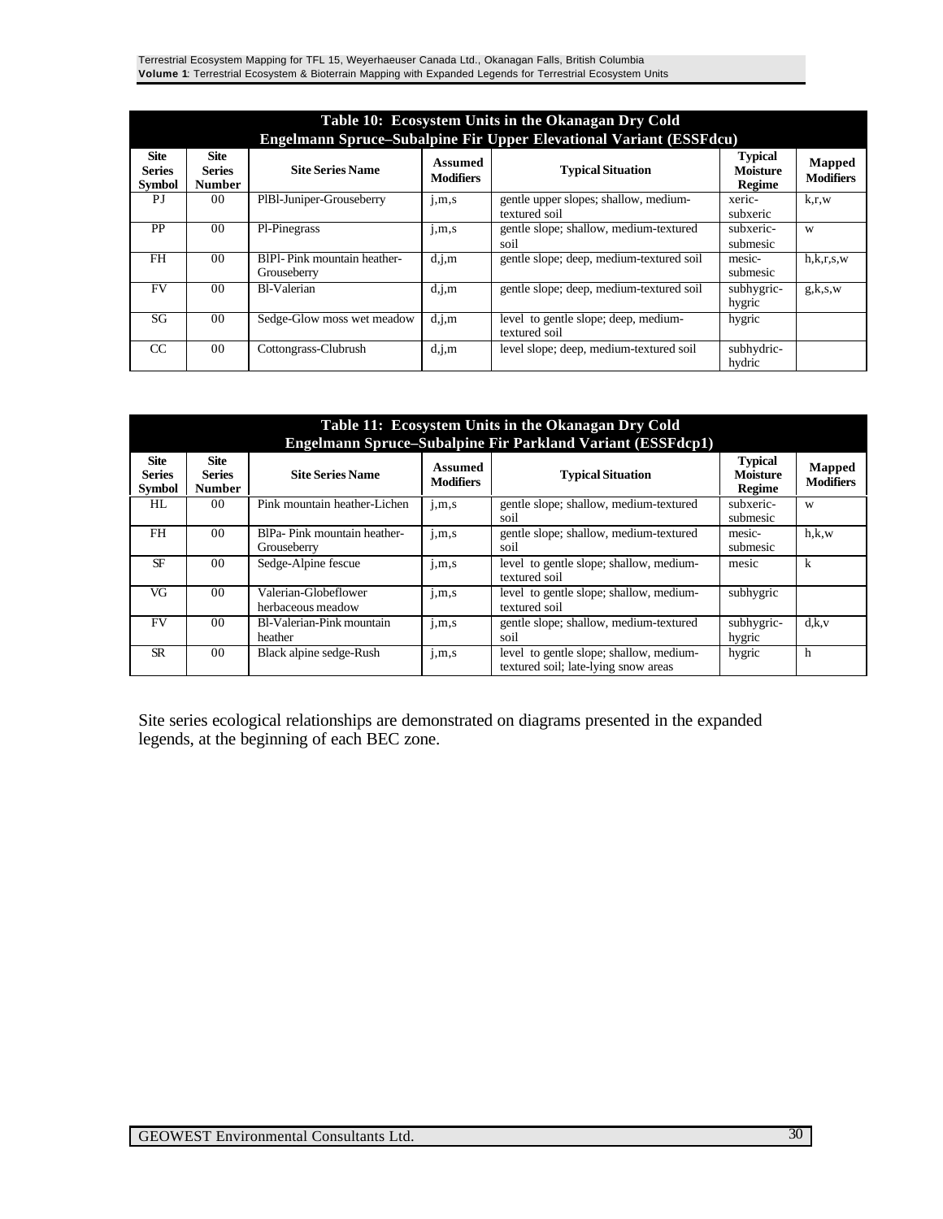| Table 10: Ecosystem Units in the Okanagan Dry Cold Engelmann Spruce–Subalpine Fir Upper Elevational Variant (ESSFdcu) | | | | | | |
|---|---|---|---|---|---|---|
| **Site Series Symbol** | **Site Series Number** | **Site Series Name** | **Assumed Modifiers** | **Typical Situation** | **Typical Moisture Regime** | **Mapped Modifiers** |
| PJ | 00 | PlBl-Juniper-Grouseberry | j,m,s | gentle upper slopes; shallow, medium-textured soil | xeric-subxeric | k,r,w |
| PP | 00 | Pl-Pinegrass | j,m,s | gentle slope; shallow, medium-textured soil | subxeric-submesic | w |
| FH | 00 | BlPl- Pink mountain heather-Grouseberry | d,j,m | gentle slope; deep, medium-textured soil | mesic-submesic | h,k,r,s,w |
| FV | 00 | Bl-Valerian | d,j,m | gentle slope; deep, medium-textured soil | subhygric-hygric | g,k,s,w |
| SG | 00 | Sedge-Glow moss wet meadow | d,j,m | level to gentle slope; deep, medium-textured soil | hygric | |
| CC | 00 | Cottongrass-Clubrush | d,j,m | level slope; deep, medium-textured soil | subhydric-hydric | |

| Table 11: Ecosystem Units in the Okanagan Dry Cold Engelmann Spruce–Subalpine Fir Parkland Variant (ESSFdcp1) | | | | | | |
|---|---|---|---|---|---|---|
| **Site Series Symbol** | **Site Series Number** | **Site Series Name** | **Assumed Modifiers** | **Typical Situation** | **Typical Moisture Regime** | **Mapped Modifiers** |
| HL | 00 | Pink mountain heather-Lichen | j,m,s | gentle slope; shallow, medium-textured soil | subxeric-submesic | w |
| FH | 00 | BlPa- Pink mountain heather-Grouseberry | j,m,s | gentle slope; shallow, medium-textured soil | mesic-submesic | h,k,w |
| SF | 00 | Sedge-Alpine fescue | j,m,s | level to gentle slope; shallow, medium-textured soil | mesic | k |
| VG | 00 | Valerian-Globeflower herbaceous meadow | j,m,s | level to gentle slope; shallow, medium-textured soil | subhygric | |
| FV | 00 | Bl-Valerian-Pink mountain heather | j,m,s | gentle slope; shallow, medium-textured soil | subhygric-hygric | d,k,v |
| SR | 00 | Black alpine sedge-Rush | j,m,s | level to gentle slope; shallow, medium-textured soil; late-lying snow areas | hygric | h |

Site series ecological relationships are demonstrated on diagrams presented in the expanded legends, at the beginning of each BEC zone.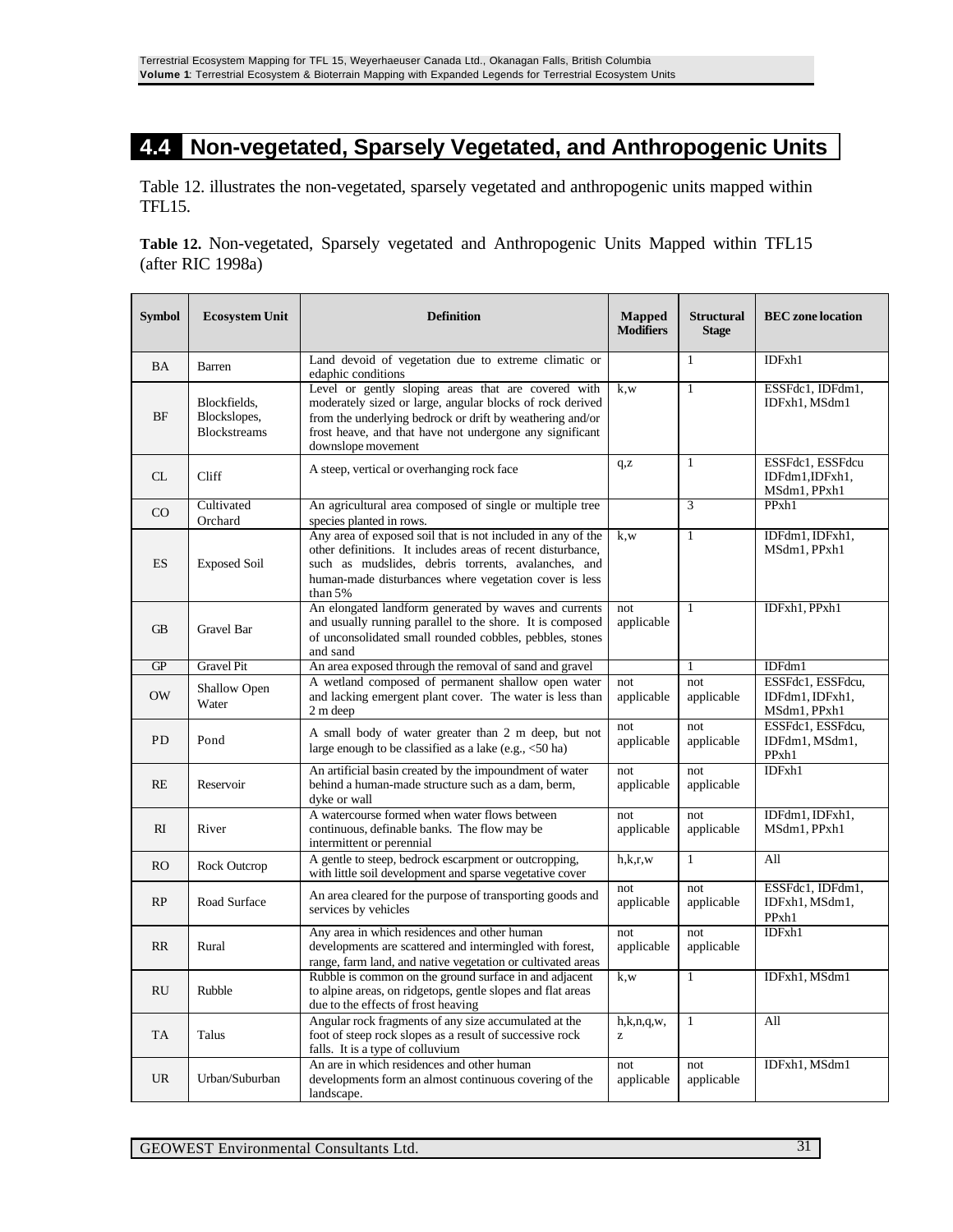## 4.4 Non-vegetated, Sparsely Vegetated, and Anthropogenic Units

Table 12. illustrates the non-vegetated, sparsely vegetated and anthropogenic units mapped within TFL15.

**Table 12.** Non-vegetated, Sparsely vegetated and Anthropogenic Units Mapped within TFL15 (after RIC 1998a)

| Symbol | Ecosystem Unit | Definition | Mapped Modifiers | Structural Stage | BEC zone location |
|---|---|---|---|---|---|
| BA | Barren | Land devoid of vegetation due to extreme climatic or edaphic conditions | | 1 | IDFxh1 |
| BF | Blockfields, Blockslopes, Blockstreams | Level or gently sloping areas that are covered with moderately sized or large, angular blocks of rock derived from the underlying bedrock or drift by weathering and/or frost heave, and that have not undergone any significant downslope movement | k,w | 1 | ESSFdc1, IDFdm1, IDFxh1, MSdm1 |
| CL | Cliff | A steep, vertical or overhanging rock face | q,z | 1 | ESSFdc1, ESSFdcu IDFdm1,IDFxh1, MSdm1, PPxh1 |
| CO | Cultivated Orchard | An agricultural area composed of single or multiple tree species planted in rows. | | 3 | PPxh1 |
| ES | Exposed Soil | Any area of exposed soil that is not included in any of the other definitions. It includes areas of recent disturbance, such as mudslides, debris torrents, avalanches, and human-made disturbances where vegetation cover is less than 5% | k,w | 1 | IDFdm1, IDFxh1, MSdm1, PPxh1 |
| GB | Gravel Bar | An elongated landform generated by waves and currents and usually running parallel to the shore. It is composed of unconsolidated small rounded cobbles, pebbles, stones and sand | not applicable | 1 | IDFxh1, PPxh1 |
| GP | Gravel Pit | An area exposed through the removal of sand and gravel | | 1 | IDFdm1 |
| OW | Shallow Open Water | A wetland composed of permanent shallow open water and lacking emergent plant cover. The water is less than 2 m deep | not applicable | not applicable | ESSFdc1, ESSFdcu, IDFdm1, IDFxh1, MSdm1, PPxh1 |
| PD | Pond | A small body of water greater than 2 m deep, but not large enough to be classified as a lake (e.g., <50 ha) | not applicable | not applicable | ESSFdc1, ESSFdcu, IDFdm1, MSdm1, PPxh1 |
| RE | Reservoir | An artificial basin created by the impoundment of water behind a human-made structure such as a dam, berm, dyke or wall | not applicable | not applicable | IDFxh1 |
| RI | River | A watercourse formed when water flows between continuous, definable banks. The flow may be intermittent or perennial | not applicable | not applicable | IDFdm1, IDFxh1, MSdm1, PPxh1 |
| RO | Rock Outcrop | A gentle to steep, bedrock escarpment or outcropping, with little soil development and sparse vegetative cover | h,k,r,w | 1 | All |
| RP | Road Surface | An area cleared for the purpose of transporting goods and services by vehicles | not applicable | not applicable | ESSFdc1, IDFdm1, IDFxh1, MSdm1, PPxh1 |
| RR | Rural | Any area in which residences and other human developments are scattered and intermingled with forest, range, farm land, and native vegetation or cultivated areas | not applicable | not applicable | IDFxh1 |
| RU | Rubble | Rubble is common on the ground surface in and adjacent to alpine areas, on ridgetops, gentle slopes and flat areas due to the effects of frost heaving | k,w | 1 | IDFxh1, MSdm1 |
| TA | Talus | Angular rock fragments of any size accumulated at the foot of steep rock slopes as a result of successive rock falls. It is a type of colluvium | h,k,n,q,w, z | 1 | All |
| UR | Urban/Suburban | An are in which residences and other human developments form an almost continuous covering of the landscape. | not applicable | not applicable | IDFxh1, MSdm1 |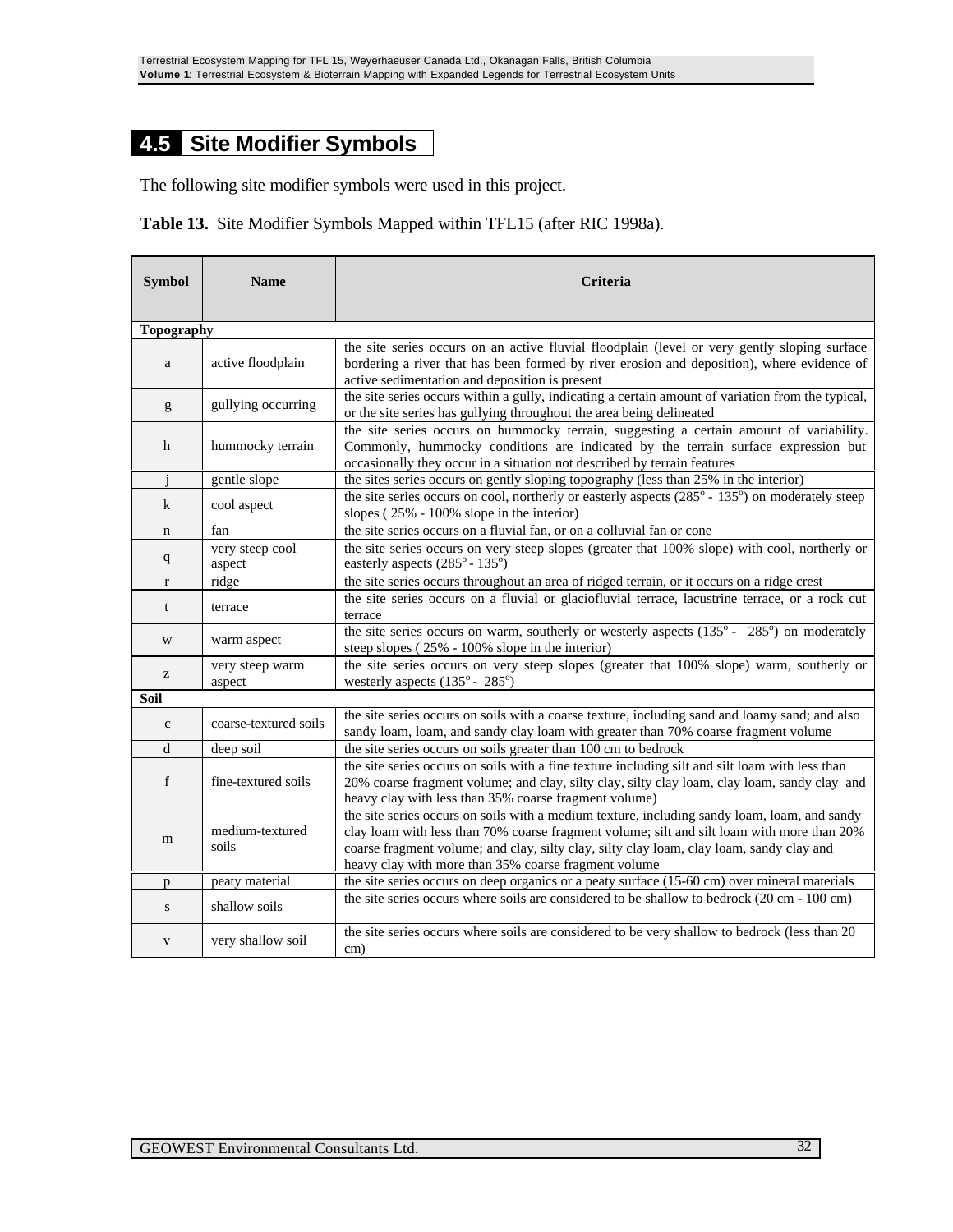## 4.5 Site Modifier Symbols

The following site modifier symbols were used in this project.

**Table 13.** Site Modifier Symbols Mapped within TFL15 (after RIC 1998a).

| Symbol | Name | Criteria |
|---|---|---|
| **Topography** | | |
| a | active floodplain | the site series occurs on an active fluvial floodplain (level or very gently sloping surface bordering a river that has been formed by river erosion and deposition), where evidence of active sedimentation and deposition is present |
| g | gullying occurring | the site series occurs within a gully, indicating a certain amount of variation from the typical, or the site series has gullying throughout the area being delineated |
| h | hummocky terrain | the site series occurs on hummocky terrain, suggesting a certain amount of variability. Commonly, hummocky conditions are indicated by the terrain surface expression but occasionally they occur in a situation not described by terrain features |
| j | gentle slope | the sites series occurs on gently sloping topography (less than 25% in the interior) |
| k | cool aspect | the site series occurs on cool, northerly or easterly aspects (285º - 135º) on moderately steep slopes ( 25% - 100% slope in the interior) |
| n | fan | the site series occurs on a fluvial fan, or on a colluvial fan or cone |
| q | very steep cool aspect | the site series occurs on very steep slopes (greater that 100% slope) with cool, northerly or easterly aspects (285º - 135º) |
| r | ridge | the site series occurs throughout an area of ridged terrain, or it occurs on a ridge crest |
| t | terrace | the site series occurs on a fluvial or glaciofluvial terrace, lacustrine terrace, or a rock cut terrace |
| w | warm aspect | the site series occurs on warm, southerly or westerly aspects (135º - 285º) on moderately steep slopes ( 25% - 100% slope in the interior) |
| z | very steep warm aspect | the site series occurs on very steep slopes (greater that 100% slope) warm, southerly or westerly aspects (135º - 285º) |
| **Soil** | | |
| c | coarse-textured soils | the site series occurs on soils with a coarse texture, including sand and loamy sand; and also sandy loam, loam, and sandy clay loam with greater than 70% coarse fragment volume |
| d | deep soil | the site series occurs on soils greater than 100 cm to bedrock |
| f | fine-textured soils | the site series occurs on soils with a fine texture including silt and silt loam with less than 20% coarse fragment volume; and clay, silty clay, silty clay loam, clay loam, sandy clay and heavy clay with less than 35% coarse fragment volume) |
| m | medium-textured soils | the site series occurs on soils with a medium texture, including sandy loam, loam, and sandy clay loam with less than 70% coarse fragment volume; silt and silt loam with more than 20% coarse fragment volume; and clay, silty clay, silty clay loam, clay loam, sandy clay and heavy clay with more than 35% coarse fragment volume |
| p | peaty material | the site series occurs on deep organics or a peaty surface (15-60 cm) over mineral materials |
| s | shallow soils | the site series occurs where soils are considered to be shallow to bedrock (20 cm - 100 cm) |
| v | very shallow soil | the site series occurs where soils are considered to be very shallow to bedrock (less than 20 cm) |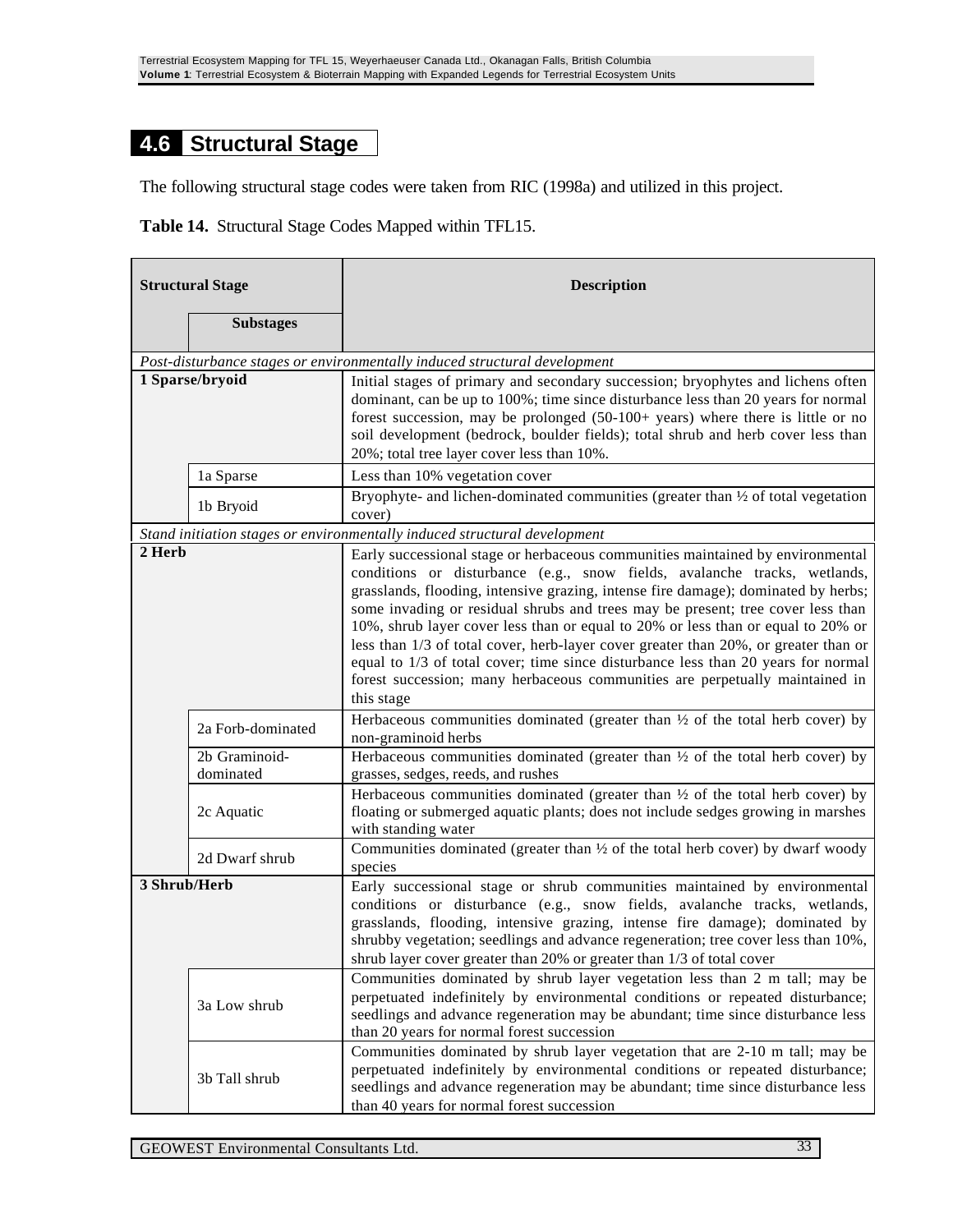## 4.6 Structural Stage

The following structural stage codes were taken from RIC (1998a) and utilized in this project.

**Table 14.** Structural Stage Codes Mapped within TFL15.

| Structural Stage | Substages | Description |
|---|---|---|
| *Post-disturbance stages or environmentally induced structural development* | | |
| **1 Sparse/bryoid** | | Initial stages of primary and secondary succession; bryophytes and lichens often dominant, can be up to 100%; time since disturbance less than 20 years for normal forest succession, may be prolonged (50-100+ years) where there is little or no soil development (bedrock, boulder fields); total shrub and herb cover less than 20%; total tree layer cover less than 10%. |
| | 1a Sparse | Less than 10% vegetation cover |
| | 1b Bryoid | Bryophyte- and lichen-dominated communities (greater than ½ of total vegetation cover) |
| *Stand initiation stages or environmentally induced structural development* | | |
| **2 Herb** | | Early successional stage or herbaceous communities maintained by environmental conditions or disturbance (e.g., snow fields, avalanche tracks, wetlands, grasslands, flooding, intensive grazing, intense fire damage); dominated by herbs; some invading or residual shrubs and trees may be present; tree cover less than 10%, shrub layer cover less than or equal to 20% or less than or equal to 20% or less than 1/3 of total cover, herb-layer cover greater than 20%, or greater than or equal to 1/3 of total cover; time since disturbance less than 20 years for normal forest succession; many herbaceous communities are perpetually maintained in this stage |
| | 2a Forb-dominated | Herbaceous communities dominated (greater than ½ of the total herb cover) by non-graminoid herbs |
| | 2b Graminoid-dominated | Herbaceous communities dominated (greater than ½ of the total herb cover) by grasses, sedges, reeds, and rushes |
| | 2c Aquatic | Herbaceous communities dominated (greater than ½ of the total herb cover) by floating or submerged aquatic plants; does not include sedges growing in marshes with standing water |
| | 2d Dwarf shrub | Communities dominated (greater than ½ of the total herb cover) by dwarf woody species |
| **3 Shrub/Herb** | | Early successional stage or shrub communities maintained by environmental conditions or disturbance (e.g., snow fields, avalanche tracks, wetlands, grasslands, flooding, intensive grazing, intense fire damage); dominated by shrubby vegetation; seedlings and advance regeneration; tree cover less than 10%, shrub layer cover greater than 20% or greater than 1/3 of total cover |
| | 3a Low shrub | Communities dominated by shrub layer vegetation less than 2 m tall; may be perpetuated indefinitely by environmental conditions or repeated disturbance; seedlings and advance regeneration may be abundant; time since disturbance less than 20 years for normal forest succession |
| | 3b Tall shrub | Communities dominated by shrub layer vegetation that are 2-10 m tall; may be perpetuated indefinitely by environmental conditions or repeated disturbance; seedlings and advance regeneration may be abundant; time since disturbance less than 40 years for normal forest succession |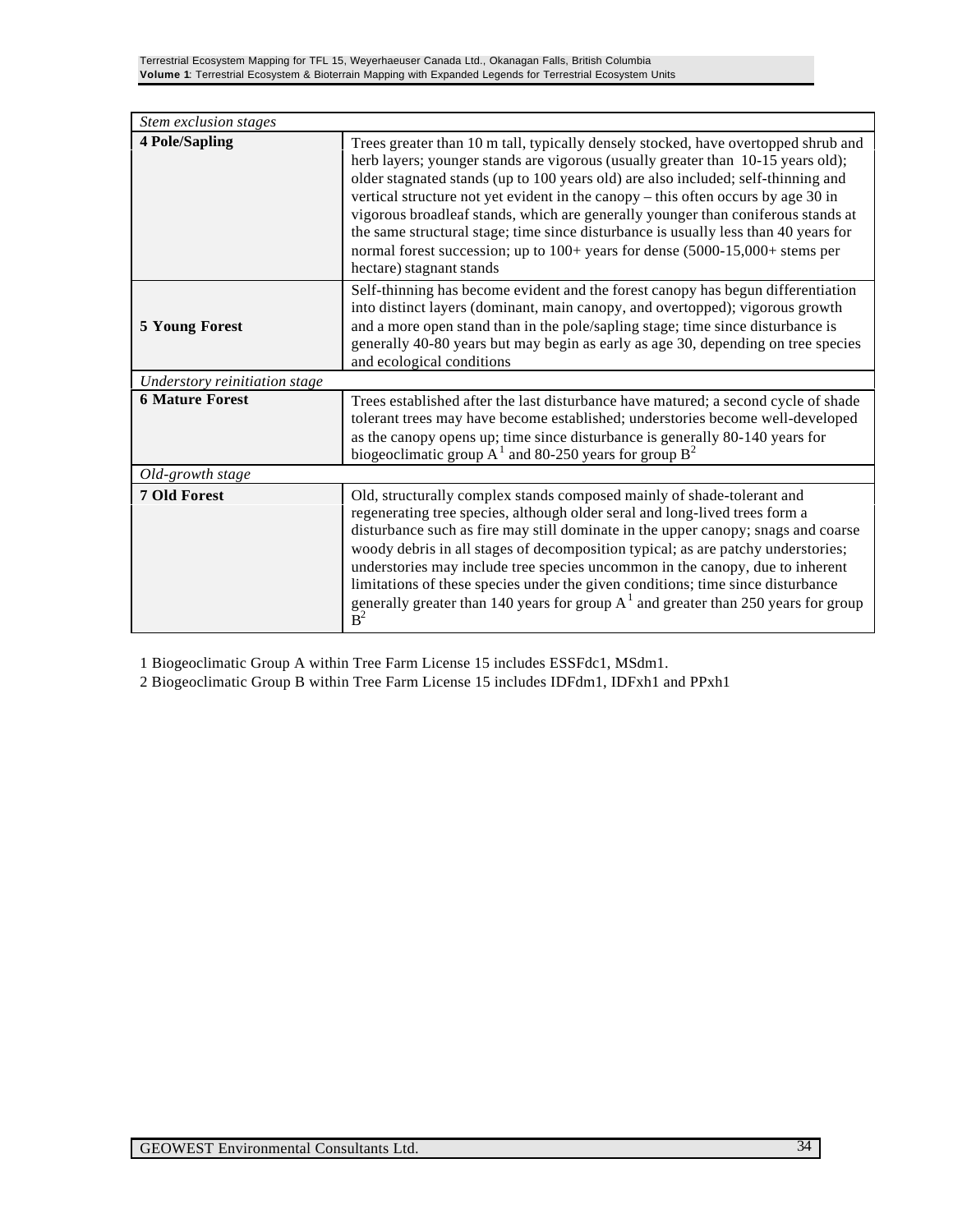| *Stem exclusion stages* | |
|---|---|
| **4 Pole/Sapling** | Trees greater than 10 m tall, typically densely stocked, have overtopped shrub and herb layers; younger stands are vigorous (usually greater than 10-15 years old); older stagnated stands (up to 100 years old) are also included; self-thinning and vertical structure not yet evident in the canopy – this often occurs by age 30 in vigorous broadleaf stands, which are generally younger than coniferous stands at the same structural stage; time since disturbance is usually less than 40 years for normal forest succession; up to 100+ years for dense (5000-15,000+ stems per hectare) stagnant stands |
| **5 Young Forest** | Self-thinning has become evident and the forest canopy has begun differentiation into distinct layers (dominant, main canopy, and overtopped); vigorous growth and a more open stand than in the pole/sapling stage; time since disturbance is generally 40-80 years but may begin as early as age 30, depending on tree species and ecological conditions |
| *Understory reinitiation stage* | |
| **6 Mature Forest** | Trees established after the last disturbance have matured; a second cycle of shade tolerant trees may have become established; understories become well-developed as the canopy opens up; time since disturbance is generally 80-140 years for biogeoclimatic group A[1] and 80-250 years for group B[2] |
| *Old-growth stage* | |
| **7 Old Forest** | Old, structurally complex stands composed mainly of shade-tolerant and regenerating tree species, although older seral and long-lived trees form a disturbance such as fire may still dominate in the upper canopy; snags and coarse woody debris in all stages of decomposition typical; as are patchy understories; understories may include tree species uncommon in the canopy, due to inherent limitations of these species under the given conditions; time since disturbance generally greater than 140 years for group A[1] and greater than 250 years for group B[2] |

1 Biogeoclimatic Group A within Tree Farm License 15 includes ESSFdc1, MSdm1.

2 Biogeoclimatic Group B within Tree Farm License 15 includes IDFdm1, IDFxh1 and PPxh1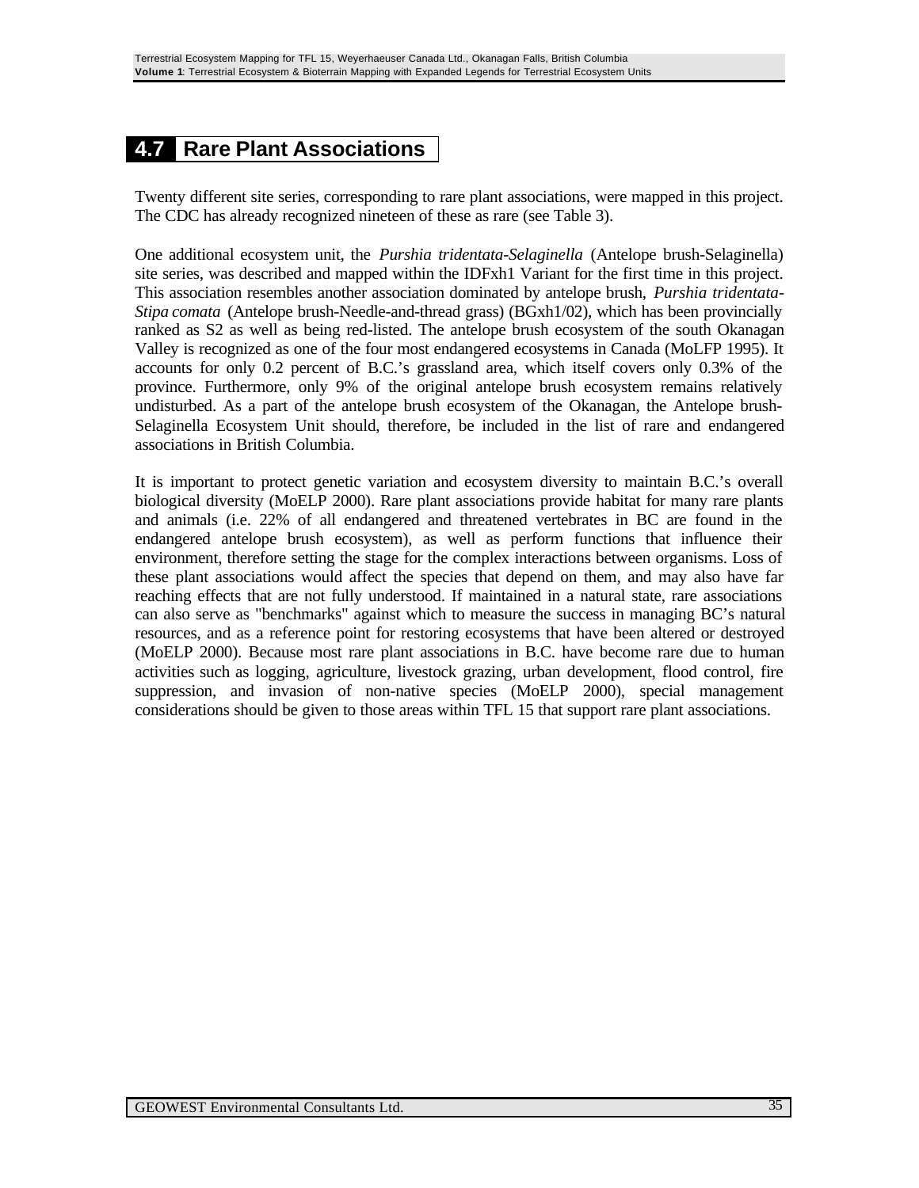## 4.7 Rare Plant Associations

Twenty different site series, corresponding to rare plant associations, were mapped in this project. The CDC has already recognized nineteen of these as rare (see Table 3).

One additional ecosystem unit, the *Purshia tridentata-Selaginella* (Antelope brush-Selaginella) site series, was described and mapped within the IDFxh1 Variant for the first time in this project. This association resembles another association dominated by antelope brush, *Purshia tridentata-Stipa comata* (Antelope brush-Needle-and-thread grass) (BGxh1/02), which has been provincially ranked as S2 as well as being red-listed. The antelope brush ecosystem of the south Okanagan Valley is recognized as one of the four most endangered ecosystems in Canada (MoLFP 1995). It accounts for only 0.2 percent of B.C.'s grassland area, which itself covers only 0.3% of the province. Furthermore, only 9% of the original antelope brush ecosystem remains relatively undisturbed. As a part of the antelope brush ecosystem of the Okanagan, the Antelope brush-Selaginella Ecosystem Unit should, therefore, be included in the list of rare and endangered associations in British Columbia.

It is important to protect genetic variation and ecosystem diversity to maintain B.C.'s overall biological diversity (MoELP 2000). Rare plant associations provide habitat for many rare plants and animals (i.e. 22% of all endangered and threatened vertebrates in BC are found in the endangered antelope brush ecosystem), as well as perform functions that influence their environment, therefore setting the stage for the complex interactions between organisms. Loss of these plant associations would affect the species that depend on them, and may also have far reaching effects that are not fully understood. If maintained in a natural state, rare associations can also serve as "benchmarks" against which to measure the success in managing BC's natural resources, and as a reference point for restoring ecosystems that have been altered or destroyed (MoELP 2000). Because most rare plant associations in B.C. have become rare due to human activities such as logging, agriculture, livestock grazing, urban development, flood control, fire suppression, and invasion of non-native species (MoELP 2000), special management considerations should be given to those areas within TFL 15 that support rare plant associations.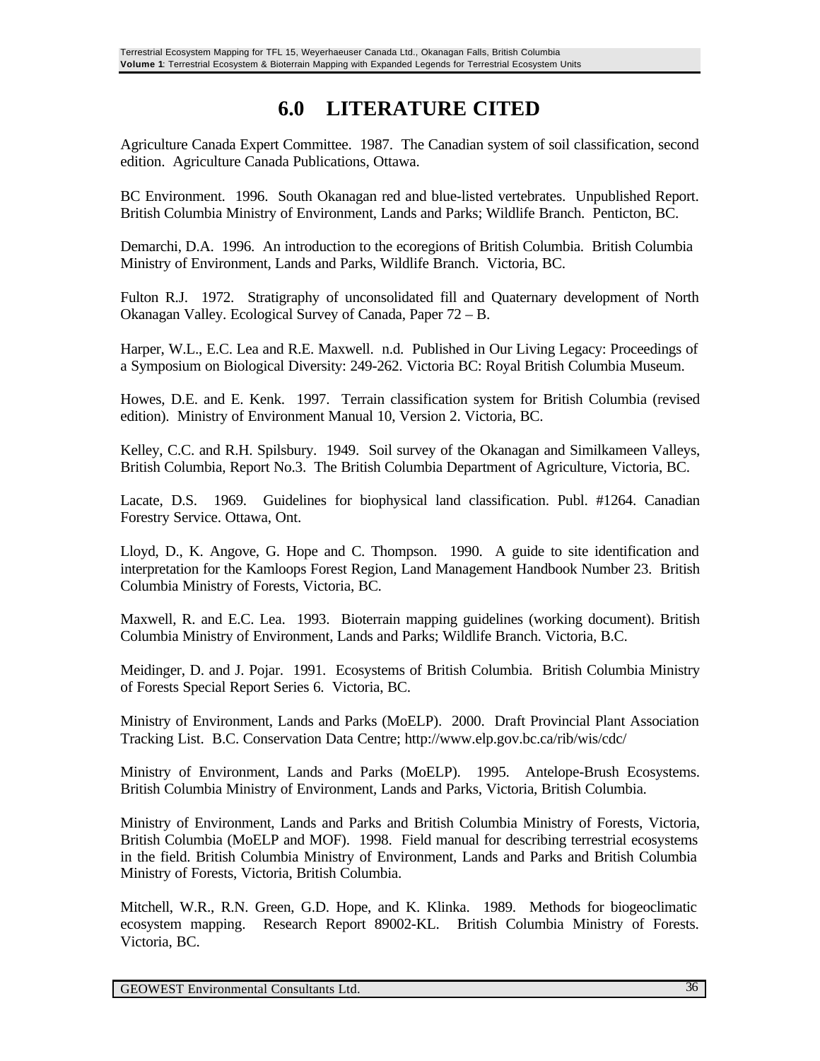# 6.0 LITERATURE CITED

Agriculture Canada Expert Committee. 1987. The Canadian system of soil classification, second edition. Agriculture Canada Publications, Ottawa.

BC Environment. 1996. South Okanagan red and blue-listed vertebrates. Unpublished Report. British Columbia Ministry of Environment, Lands and Parks; Wildlife Branch. Penticton, BC.

Demarchi, D.A. 1996. An introduction to the ecoregions of British Columbia. British Columbia Ministry of Environment, Lands and Parks, Wildlife Branch. Victoria, BC.

Fulton R.J. 1972. Stratigraphy of unconsolidated fill and Quaternary development of North Okanagan Valley. Ecological Survey of Canada, Paper 72 – B.

Harper, W.L., E.C. Lea and R.E. Maxwell. n.d. Published in Our Living Legacy: Proceedings of a Symposium on Biological Diversity: 249-262. Victoria BC: Royal British Columbia Museum.

Howes, D.E. and E. Kenk. 1997. Terrain classification system for British Columbia (revised edition). Ministry of Environment Manual 10, Version 2. Victoria, BC.

Kelley, C.C. and R.H. Spilsbury. 1949. Soil survey of the Okanagan and Similkameen Valleys, British Columbia, Report No.3. The British Columbia Department of Agriculture, Victoria, BC.

Lacate, D.S. 1969. Guidelines for biophysical land classification. Publ. #1264. Canadian Forestry Service. Ottawa, Ont.

Lloyd, D., K. Angove, G. Hope and C. Thompson. 1990. A guide to site identification and interpretation for the Kamloops Forest Region, Land Management Handbook Number 23. British Columbia Ministry of Forests, Victoria, BC.

Maxwell, R. and E.C. Lea. 1993. Bioterrain mapping guidelines (working document). British Columbia Ministry of Environment, Lands and Parks; Wildlife Branch. Victoria, B.C.

Meidinger, D. and J. Pojar. 1991. Ecosystems of British Columbia. British Columbia Ministry of Forests Special Report Series 6. Victoria, BC.

Ministry of Environment, Lands and Parks (MoELP). 2000. Draft Provincial Plant Association Tracking List. B.C. Conservation Data Centre; http://www.elp.gov.bc.ca/rib/wis/cdc/

Ministry of Environment, Lands and Parks (MoELP). 1995. Antelope-Brush Ecosystems. British Columbia Ministry of Environment, Lands and Parks, Victoria, British Columbia.

Ministry of Environment, Lands and Parks and British Columbia Ministry of Forests, Victoria, British Columbia (MoELP and MOF). 1998. Field manual for describing terrestrial ecosystems in the field. British Columbia Ministry of Environment, Lands and Parks and British Columbia Ministry of Forests, Victoria, British Columbia.

Mitchell, W.R., R.N. Green, G.D. Hope, and K. Klinka. 1989. Methods for biogeoclimatic ecosystem mapping. Research Report 89002-KL. British Columbia Ministry of Forests. Victoria, BC.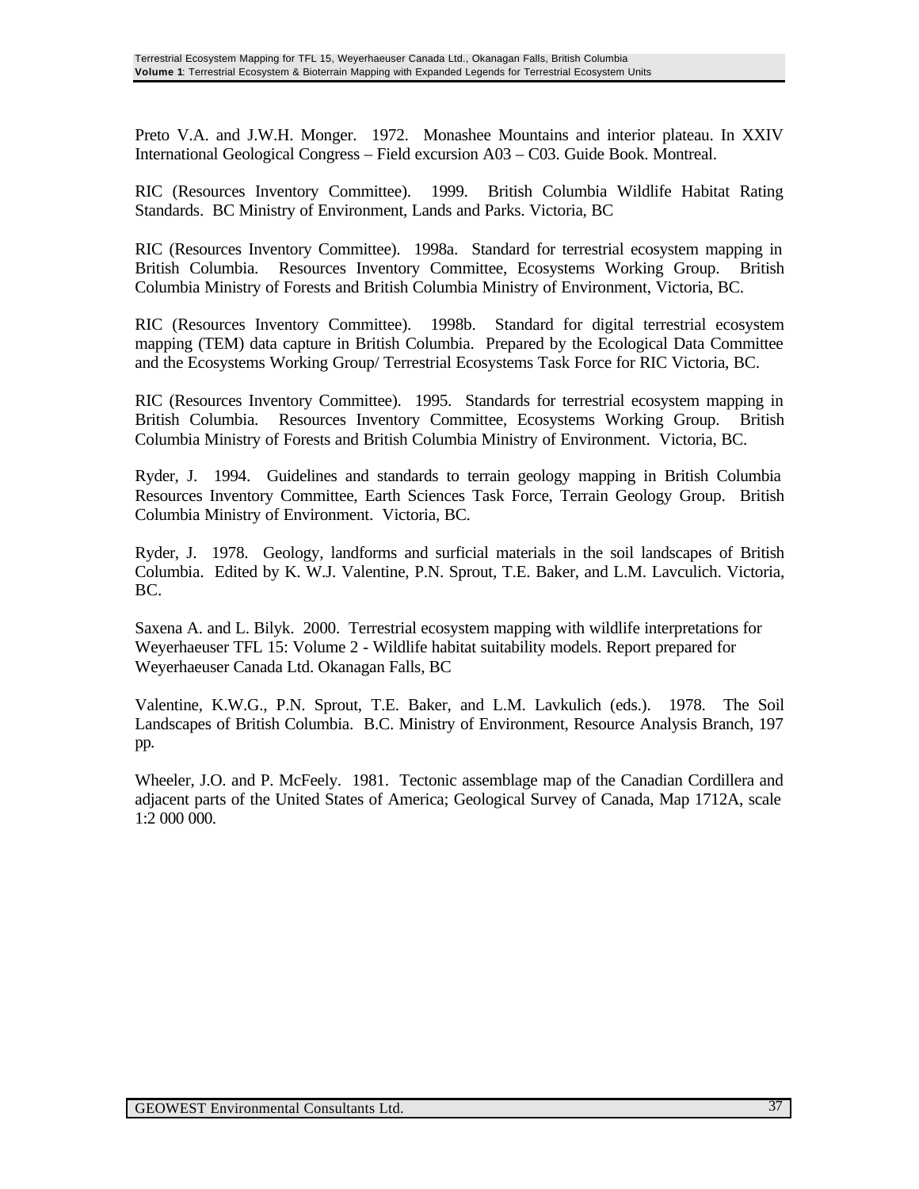Preto V.A. and J.W.H. Monger. 1972. Monashee Mountains and interior plateau. In XXIV International Geological Congress – Field excursion A03 – C03. Guide Book. Montreal.

RIC (Resources Inventory Committee). 1999. British Columbia Wildlife Habitat Rating Standards. BC Ministry of Environment, Lands and Parks. Victoria, BC

RIC (Resources Inventory Committee). 1998a. Standard for terrestrial ecosystem mapping in British Columbia. Resources Inventory Committee, Ecosystems Working Group. British Columbia Ministry of Forests and British Columbia Ministry of Environment, Victoria, BC.

RIC (Resources Inventory Committee). 1998b. Standard for digital terrestrial ecosystem mapping (TEM) data capture in British Columbia. Prepared by the Ecological Data Committee and the Ecosystems Working Group/ Terrestrial Ecosystems Task Force for RIC Victoria, BC.

RIC (Resources Inventory Committee). 1995. Standards for terrestrial ecosystem mapping in British Columbia. Resources Inventory Committee, Ecosystems Working Group. British Columbia Ministry of Forests and British Columbia Ministry of Environment. Victoria, BC.

Ryder, J. 1994. Guidelines and standards to terrain geology mapping in British Columbia Resources Inventory Committee, Earth Sciences Task Force, Terrain Geology Group. British Columbia Ministry of Environment. Victoria, BC.

Ryder, J. 1978. Geology, landforms and surficial materials in the soil landscapes of British Columbia. Edited by K. W.J. Valentine, P.N. Sprout, T.E. Baker, and L.M. Lavculich. Victoria, BC.

Saxena A. and L. Bilyk. 2000. Terrestrial ecosystem mapping with wildlife interpretations for Weyerhaeuser TFL 15: Volume 2 - Wildlife habitat suitability models. Report prepared for Weyerhaeuser Canada Ltd. Okanagan Falls, BC

Valentine, K.W.G., P.N. Sprout, T.E. Baker, and L.M. Lavkulich (eds.). 1978. The Soil Landscapes of British Columbia. B.C. Ministry of Environment, Resource Analysis Branch, 197 pp.

Wheeler, J.O. and P. McFeely. 1981. Tectonic assemblage map of the Canadian Cordillera and adjacent parts of the United States of America; Geological Survey of Canada, Map 1712A, scale 1:2 000 000.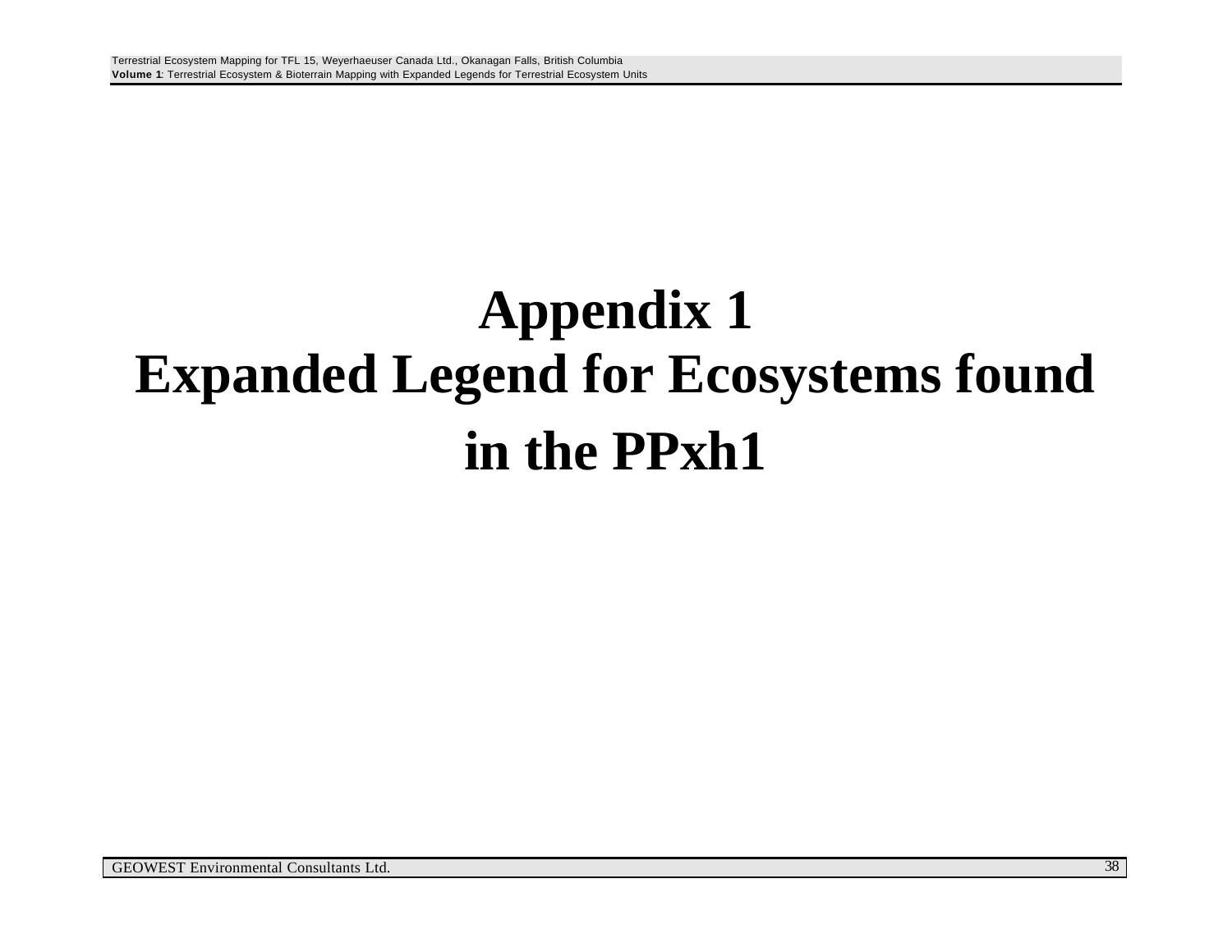# Appendix 1
# Expanded Legend for Ecosystems found in the PPxh1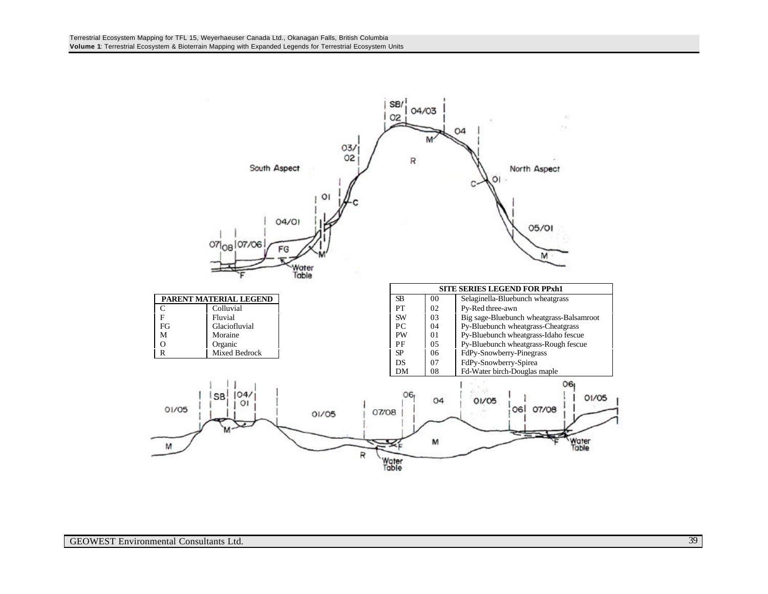| PARENT MATERIAL LEGEND | |
|---|---|
| C | Colluvial |
| F | Fluvial |
| FG | Glaciofluvial |
| M | Moraine |
| O | Organic |
| R | Mixed Bedrock |

| SITE SERIES LEGEND FOR PPxh1 | | |
|---|---|---|
| SB | 00 | Selaginella-Bluebunch wheatgrass |
| PT | 02 | Py-Red three-awn |
| SW | 03 | Big sage-Bluebunch wheatgrass-Balsamroot |
| PC | 04 | Py-Bluebunch wheatgrass-Cheatgrass |
| PW | 01 | Py-Bluebunch wheatgrass-Idaho fescue |
| PF | 05 | Py-Bluebunch wheatgrass-Rough fescue |
| SP | 06 | FdPy-Snowberry-Pinegrass |
| DS | 07 | FdPy-Snowberry-Spirea |
| DM | 08 | Fd-Water birch-Douglas maple |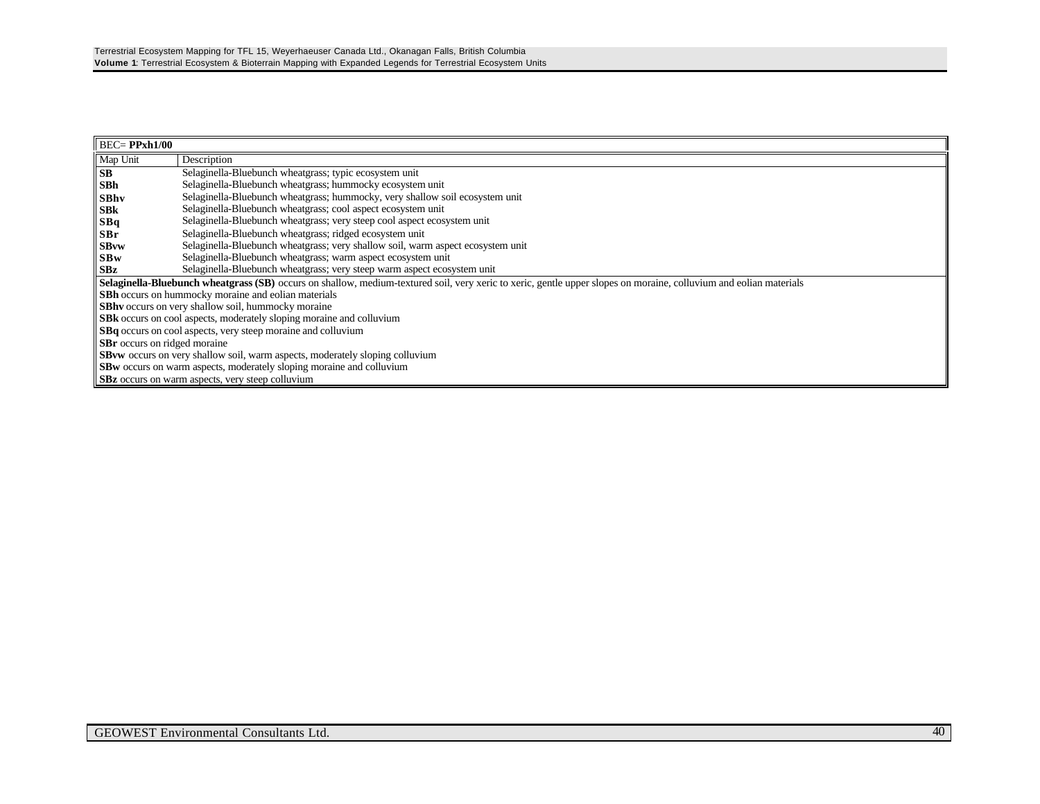| BEC= **PPxh1/00** | |
|---|---|
| Map Unit | Description |
| **SB** | Selaginella-Bluebunch wheatgrass; typic ecosystem unit |
| **SBh** | Selaginella-Bluebunch wheatgrass; hummocky ecosystem unit |
| **SBhv** | Selaginella-Bluebunch wheatgrass; hummocky, very shallow soil ecosystem unit |
| **SBk** | Selaginella-Bluebunch wheatgrass; cool aspect ecosystem unit |
| **SBq** | Selaginella-Bluebunch wheatgrass; very steep cool aspect ecosystem unit |
| **SBr** | Selaginella-Bluebunch wheatgrass; ridged ecosystem unit |
| **SBvw** | Selaginella-Bluebunch wheatgrass; very shallow soil, warm aspect ecosystem unit |
| **SBw** | Selaginella-Bluebunch wheatgrass; warm aspect ecosystem unit |
| **SBz** | Selaginella-Bluebunch wheatgrass; very steep warm aspect ecosystem unit |

**Selaginella-Bluebunch wheatgrass (SB)** occurs on shallow, medium-textured soil, very xeric to xeric, gentle upper slopes on moraine, colluvium and eolian materials
**SBh** occurs on hummocky moraine and eolian materials
**SBhv** occurs on very shallow soil, hummocky moraine
**SBk** occurs on cool aspects, moderately sloping moraine and colluvium
**SBq** occurs on cool aspects, very steep moraine and colluvium
**SBr** occurs on ridged moraine
**SBvw** occurs on very shallow soil, warm aspects, moderately sloping colluvium
**SBw** occurs on warm aspects, moderately sloping moraine and colluvium
**SBz** occurs on warm aspects, very steep colluvium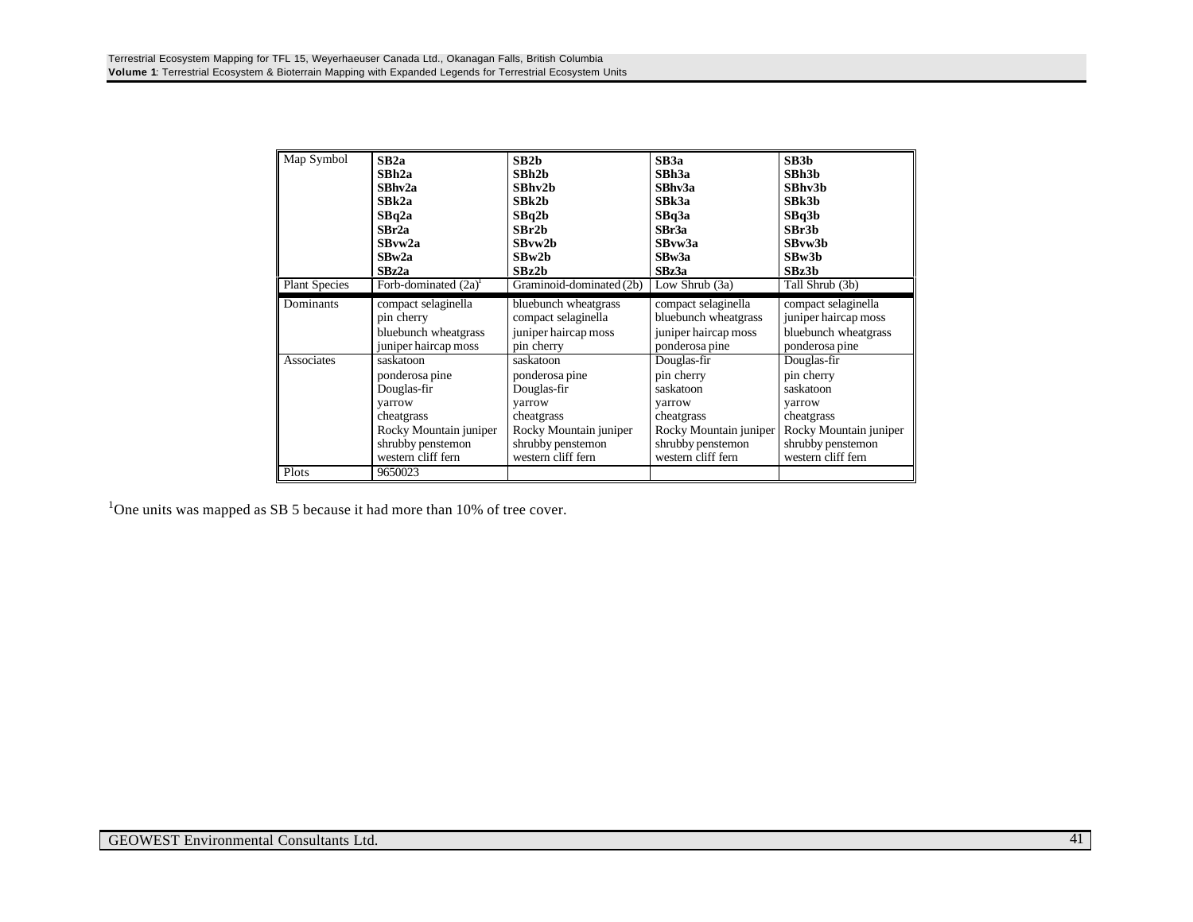| Map Symbol | **SB2a**<br>**SBh2a**<br>**SBhv2a**<br>**SBk2a**<br>**SBq2a**<br>**SBr2a**<br>**SBvw2a**<br>**SBw2a**<br>**SBz2a** | **SB2b**<br>**SBh2b**<br>**SBhv2b**<br>**SBk2b**<br>**SBq2b**<br>**SBr2b**<br>**SBvw2b**<br>**SBw2b**<br>**SBz2b** | **SB3a**<br>**SBh3a**<br>**SBhv3a**<br>**SBk3a**<br>**SBq3a**<br>**SBr3a**<br>**SBvw3a**<br>**SBw3a**<br>**SBz3a** | **SB3b**<br>**SBh3b**<br>**SBhv3b**<br>**SBk3b**<br>**SBq3b**<br>**SBr3b**<br>**SBvw3b**<br>**SBw3b**<br>**SBz3b** |
|---|---|---|---|---|
| Plant Species | Forb-dominated (2a)[1] | Graminoid-dominated (2b) | Low Shrub (3a) | Tall Shrub (3b) |
| Dominants | compact selaginella<br>pin cherry<br>bluebunch wheatgrass<br>juniper haircap moss | bluebunch wheatgrass<br>compact selaginella<br>juniper haircap moss<br>pin cherry | compact selaginella<br>bluebunch wheatgrass<br>juniper haircap moss<br>ponderosa pine | compact selaginella<br>juniper haircap moss<br>bluebunch wheatgrass<br>ponderosa pine |
| Associates | saskatoon<br>ponderosa pine<br>Douglas-fir<br>yarrow<br>cheatgrass<br>Rocky Mountain juniper<br>shrubby penstemon<br>western cliff fern | saskatoon<br>ponderosa pine<br>Douglas-fir<br>yarrow<br>cheatgrass<br>Rocky Mountain juniper<br>shrubby penstemon<br>western cliff fern | Douglas-fir<br>pin cherry<br>saskatoon<br>yarrow<br>cheatgrass<br>Rocky Mountain juniper<br>shrubby penstemon<br>western cliff fern | Douglas-fir<br>pin cherry<br>saskatoon<br>yarrow<br>cheatgrass<br>Rocky Mountain juniper<br>shrubby penstemon<br>western cliff fern |
| Plots | 9650023 | | | |

[1]One units was mapped as SB 5 because it had more than 10% of tree cover.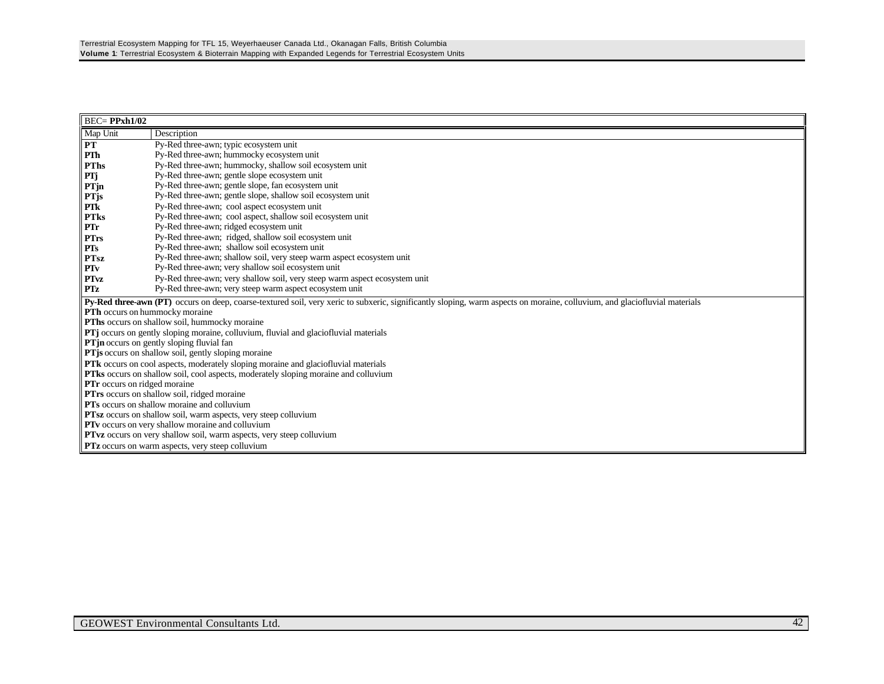| BEC= **PPxh1/02** | |
|---|---|
| Map Unit | Description |
| **PT** | Py-Red three-awn; typic ecosystem unit |
| **PTh** | Py-Red three-awn; hummocky ecosystem unit |
| **PThs** | Py-Red three-awn; hummocky, shallow soil ecosystem unit |
| **PTj** | Py-Red three-awn; gentle slope ecosystem unit |
| **PTjn** | Py-Red three-awn; gentle slope, fan ecosystem unit |
| **PTjs** | Py-Red three-awn; gentle slope, shallow soil ecosystem unit |
| **PTk** | Py-Red three-awn; cool aspect ecosystem unit |
| **PTks** | Py-Red three-awn; cool aspect, shallow soil ecosystem unit |
| **PTr** | Py-Red three-awn; ridged ecosystem unit |
| **PTrs** | Py-Red three-awn; ridged, shallow soil ecosystem unit |
| **PTs** | Py-Red three-awn; shallow soil ecosystem unit |
| **PTsz** | Py-Red three-awn; shallow soil, very steep warm aspect ecosystem unit |
| **PTv** | Py-Red three-awn; very shallow soil ecosystem unit |
| **PTvz** | Py-Red three-awn; very shallow soil, very steep warm aspect ecosystem unit |
| **PTz** | Py-Red three-awn; very steep warm aspect ecosystem unit |

**Py-Red three-awn (PT)** occurs on deep, coarse-textured soil, very xeric to subxeric, significantly sloping, warm aspects on moraine, colluvium, and glaciofluvial materials
**PTh** occurs on hummocky moraine
**PThs** occurs on shallow soil, hummocky moraine
**PTj** occurs on gently sloping moraine, colluvium, fluvial and glaciofluvial materials
**PTjn** occurs on gently sloping fluvial fan
**PTjs** occurs on shallow soil, gently sloping moraine
**PTk** occurs on cool aspects, moderately sloping moraine and glaciofluvial materials
**PTks** occurs on shallow soil, cool aspects, moderately sloping moraine and colluvium
**PTr** occurs on ridged moraine
**PTrs** occurs on shallow soil, ridged moraine
**PTs** occurs on shallow moraine and colluvium
**PTsz** occurs on shallow soil, warm aspects, very steep colluvium
**PTv** occurs on very shallow moraine and colluvium
**PTvz** occurs on very shallow soil, warm aspects, very steep colluvium
**PTz** occurs on warm aspects, very steep colluvium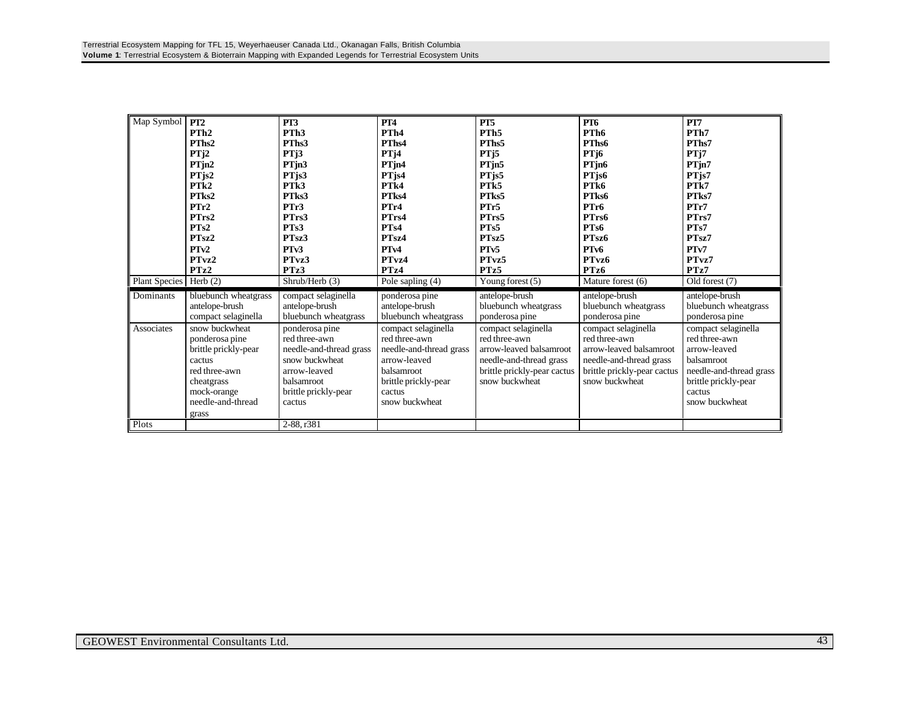| Map Symbol | PT2<br>PTh2<br>PThs2<br>PTj2<br>PTjn2<br>PTjs2<br>PTk2<br>PTks2<br>PTr2<br>PTrs2<br>PTs2<br>PTsz2<br>PTv2<br>PTvz2<br>PTz2 | PT3<br>PTh3<br>PThs3<br>PTj3<br>PTjn3<br>PTjs3<br>PTk3<br>PTks3<br>PTr3<br>PTrs3<br>PTs3<br>PTsz3<br>PTv3<br>PTvz3<br>PTz3 | PT4<br>PTh4<br>PThs4<br>PTj4<br>PTjn4<br>PTjs4<br>PTk4<br>PTks4<br>PTr4<br>PTrs4<br>PTs4<br>PTsz4<br>PTv4<br>PTvz4<br>PTz4 | PT5<br>PTh5<br>PThs5<br>PTj5<br>PTjn5<br>PTjs5<br>PTk5<br>PTks5<br>PTr5<br>PTrs5<br>PTs5<br>PTsz5<br>PTv5<br>PTvz5<br>PTz5 | PT6<br>PTh6<br>PThs6<br>PTj6<br>PTjn6<br>PTjs6<br>PTk6<br>PTks6<br>PTr6<br>PTrs6<br>PTs6<br>PTsz6<br>PTv6<br>PTvz6<br>PTz6 | PT7<br>PTh7<br>PThs7<br>PTj7<br>PTjn7<br>PTjs7<br>PTk7<br>PTks7<br>PTr7<br>PTrs7<br>PTs7<br>PTsz7<br>PTv7<br>PTvz7<br>PTz7 |
|---|---|---|---|---|---|---|
| Plant Species | Herb (2) | Shrub/Herb (3) | Pole sapling (4) | Young forest (5) | Mature forest (6) | Old forest (7) |
| Dominants | bluebunch wheatgrass<br>antelope-brush<br>compact selaginella | compact selaginella<br>antelope-brush<br>bluebunch wheatgrass | ponderosa pine<br>antelope-brush<br>bluebunch wheatgrass | antelope-brush<br>bluebunch wheatgrass<br>ponderosa pine | antelope-brush<br>bluebunch wheatgrass<br>ponderosa pine | antelope-brush<br>bluebunch wheatgrass<br>ponderosa pine |
| Associates | snow buckwheat<br>ponderosa pine<br>brittle prickly-pear cactus<br>red three-awn<br>cheatgrass<br>mock-orange<br>needle-and-thread grass | ponderosa pine<br>red three-awn<br>needle-and-thread grass<br>snow buckwheat<br>arrow-leaved balsamroot<br>brittle prickly-pear cactus | compact selaginella<br>red three-awn<br>needle-and-thread grass<br>arrow-leaved balsamroot<br>brittle prickly-pear cactus<br>snow buckwheat | compact selaginella<br>red three-awn<br>arrow-leaved balsamroot<br>needle-and-thread grass<br>brittle prickly-pear cactus<br>snow buckwheat | compact selaginella<br>red three-awn<br>arrow-leaved balsamroot<br>needle-and-thread grass<br>brittle prickly-pear cactus<br>snow buckwheat | compact selaginella<br>red three-awn<br>arrow-leaved balsamroot<br>needle-and-thread grass<br>brittle prickly-pear cactus<br>snow buckwheat |
| Plots | | 2-88, r381 | | | | |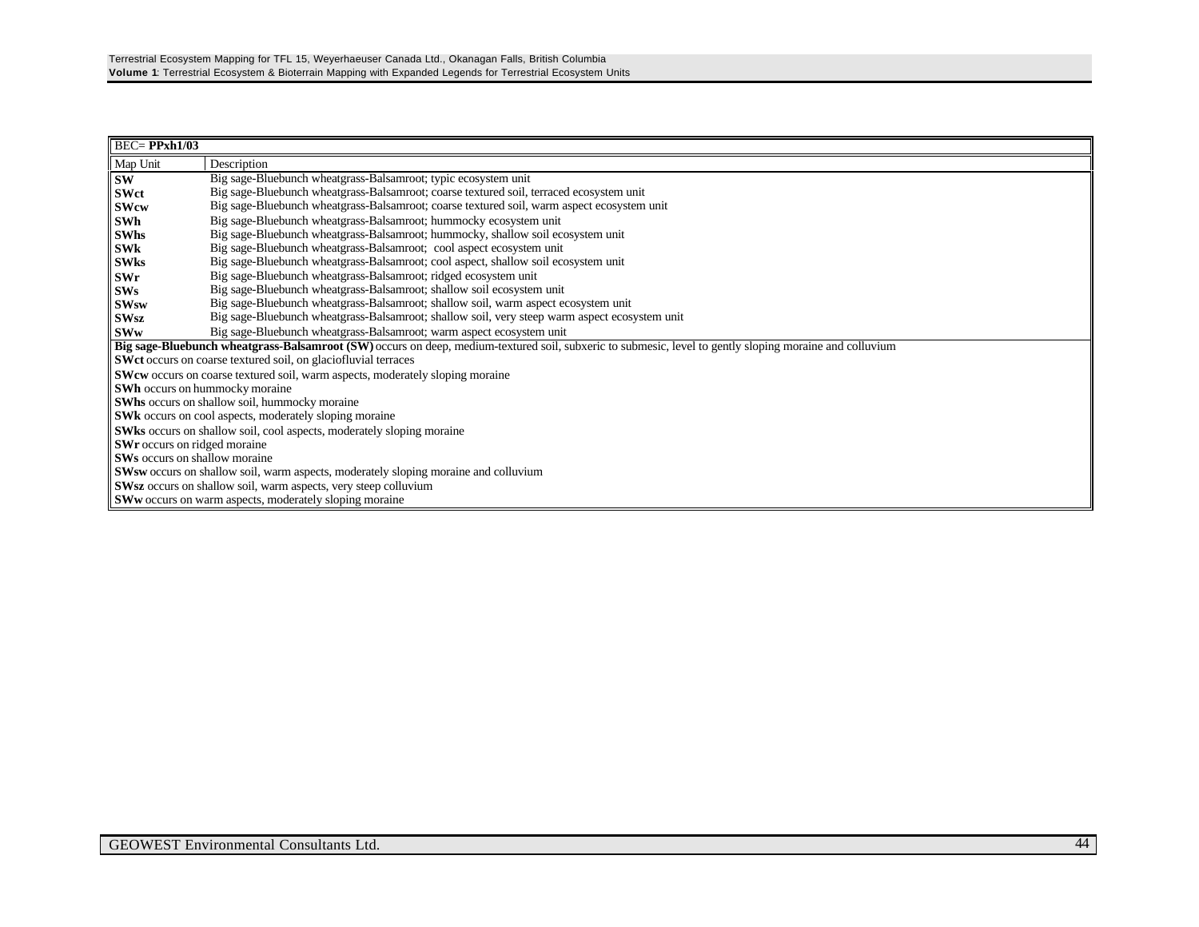| BEC= **PPxh1/03** | |
|---|---|
| Map Unit | Description |
| **SW** | Big sage-Bluebunch wheatgrass-Balsamroot; typic ecosystem unit |
| **SWct** | Big sage-Bluebunch wheatgrass-Balsamroot; coarse textured soil, terraced ecosystem unit |
| **SWcw** | Big sage-Bluebunch wheatgrass-Balsamroot; coarse textured soil, warm aspect ecosystem unit |
| **SWh** | Big sage-Bluebunch wheatgrass-Balsamroot; hummocky ecosystem unit |
| **SWhs** | Big sage-Bluebunch wheatgrass-Balsamroot; hummocky, shallow soil ecosystem unit |
| **SWk** | Big sage-Bluebunch wheatgrass-Balsamroot; cool aspect ecosystem unit |
| **SWks** | Big sage-Bluebunch wheatgrass-Balsamroot; cool aspect, shallow soil ecosystem unit |
| **SWr** | Big sage-Bluebunch wheatgrass-Balsamroot; ridged ecosystem unit |
| **SWs** | Big sage-Bluebunch wheatgrass-Balsamroot; shallow soil ecosystem unit |
| **SWsw** | Big sage-Bluebunch wheatgrass-Balsamroot; shallow soil, warm aspect ecosystem unit |
| **SWsz** | Big sage-Bluebunch wheatgrass-Balsamroot; shallow soil, very steep warm aspect ecosystem unit |
| **SWw** | Big sage-Bluebunch wheatgrass-Balsamroot; warm aspect ecosystem unit |

**Big sage-Bluebunch wheatgrass-Balsamroot (SW)** occurs on deep, medium-textured soil, subxeric to submesic, level to gently sloping moraine and colluvium

**SWct** occurs on coarse textured soil, on glaciofluvial terraces

**SWcw** occurs on coarse textured soil, warm aspects, moderately sloping moraine

**SWh** occurs on hummocky moraine

**SWhs** occurs on shallow soil, hummocky moraine

**SWk** occurs on cool aspects, moderately sloping moraine

**SWks** occurs on shallow soil, cool aspects, moderately sloping moraine

**SWr** occurs on ridged moraine

**SWs** occurs on shallow moraine

**SWsw** occurs on shallow soil, warm aspects, moderately sloping moraine and colluvium

**SWsz** occurs on shallow soil, warm aspects, very steep colluvium

**SWw** occurs on warm aspects, moderately sloping moraine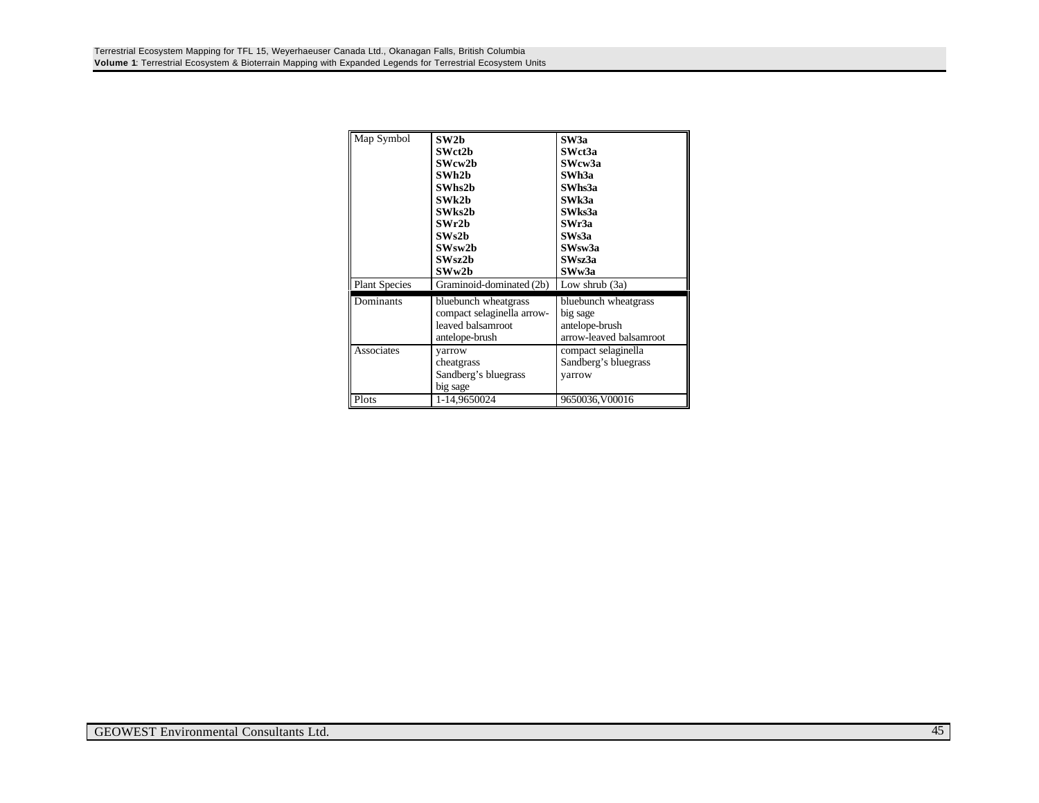| Map Symbol | **SW2b**<br>**SWct2b**<br>**SWcw2b**<br>**SWh2b**<br>**SWhs2b**<br>**SWk2b**<br>**SWks2b**<br>**SWr2b**<br>**SWs2b**<br>**SWsw2b**<br>**SWsz2b**<br>**SWw2b** | **SW3a**<br>**SWct3a**<br>**SWcw3a**<br>**SWh3a**<br>**SWhs3a**<br>**SWk3a**<br>**SWks3a**<br>**SWr3a**<br>**SWs3a**<br>**SWsw3a**<br>**SWsz3a**<br>**SWw3a** |
|---|---|---|
| Plant Species | Graminoid-dominated (2b) | Low shrub (3a) |
| Dominants | bluebunch wheatgrass<br>compact selaginella arrow-leaved balsamroot<br>antelope-brush | bluebunch wheatgrass<br>big sage<br>antelope-brush<br>arrow-leaved balsamroot |
| Associates | yarrow<br>cheatgrass<br>Sandberg's bluegrass<br>big sage | compact selaginella<br>Sandberg's bluegrass<br>yarrow |
| Plots | 1-14,9650024 | 9650036,V00016 |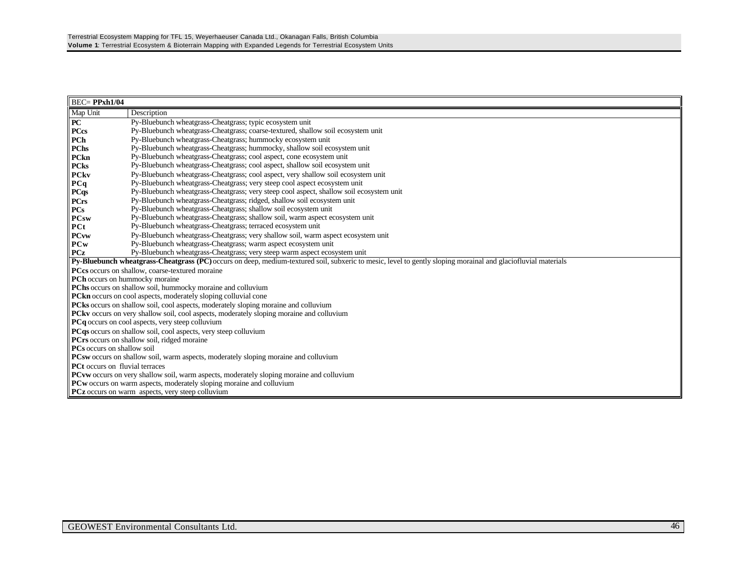| BEC= **PPxh1/04** | |
|---|---|
| Map Unit | Description |
| **PC** | Py-Bluebunch wheatgrass-Cheatgrass; typic ecosystem unit |
| **PCcs** | Py-Bluebunch wheatgrass-Cheatgrass; coarse-textured, shallow soil ecosystem unit |
| **PCh** | Py-Bluebunch wheatgrass-Cheatgrass; hummocky ecosystem unit |
| **PChs** | Py-Bluebunch wheatgrass-Cheatgrass; hummocky, shallow soil ecosystem unit |
| **PCkn** | Py-Bluebunch wheatgrass-Cheatgrass; cool aspect, cone ecosystem unit |
| **PCks** | Py-Bluebunch wheatgrass-Cheatgrass; cool aspect, shallow soil ecosystem unit |
| **PCkv** | Py-Bluebunch wheatgrass-Cheatgrass; cool aspect, very shallow soil ecosystem unit |
| **PCq** | Py-Bluebunch wheatgrass-Cheatgrass; very steep cool aspect ecosystem unit |
| **PCqs** | Py-Bluebunch wheatgrass-Cheatgrass; very steep cool aspect, shallow soil ecosystem unit |
| **PCrs** | Py-Bluebunch wheatgrass-Cheatgrass; ridged, shallow soil ecosystem unit |
| **PCs** | Py-Bluebunch wheatgrass-Cheatgrass; shallow soil ecosystem unit |
| **PCsw** | Py-Bluebunch wheatgrass-Cheatgrass; shallow soil, warm aspect ecosystem unit |
| **PCt** | Py-Bluebunch wheatgrass-Cheatgrass; terraced ecosystem unit |
| **PCvw** | Py-Bluebunch wheatgrass-Cheatgrass; very shallow soil, warm aspect ecosystem unit |
| **PCw** | Py-Bluebunch wheatgrass-Cheatgrass; warm aspect ecosystem unit |
| **PCz** | Py-Bluebunch wheatgrass-Cheatgrass; very steep warm aspect ecosystem unit |

**Py-Bluebunch wheatgrass-Cheatgrass (PC)** occurs on deep, medium-textured soil, subxeric to mesic, level to gently sloping morainal and glaciofluvial materials

**PCcs** occurs on shallow, coarse-textured moraine

**PCh** occurs on hummocky moraine

**PChs** occurs on shallow soil, hummocky moraine and colluvium

**PCkn** occurs on cool aspects, moderately sloping colluvial cone

**PCks** occurs on shallow soil, cool aspects, moderately sloping moraine and colluvium

**PCkv** occurs on very shallow soil, cool aspects, moderately sloping moraine and colluvium

**PCq** occurs on cool aspects, very steep colluvium

**PCqs** occurs on shallow soil, cool aspects, very steep colluvium

**PCrs** occurs on shallow soil, ridged moraine

**PCs** occurs on shallow soil

**PCsw** occurs on shallow soil, warm aspects, moderately sloping moraine and colluvium

**PCt** occurs on fluvial terraces

**PCvw** occurs on very shallow soil, warm aspects, moderately sloping moraine and colluvium

**PCw** occurs on warm aspects, moderately sloping moraine and colluvium

**PCz** occurs on warm aspects, very steep colluvium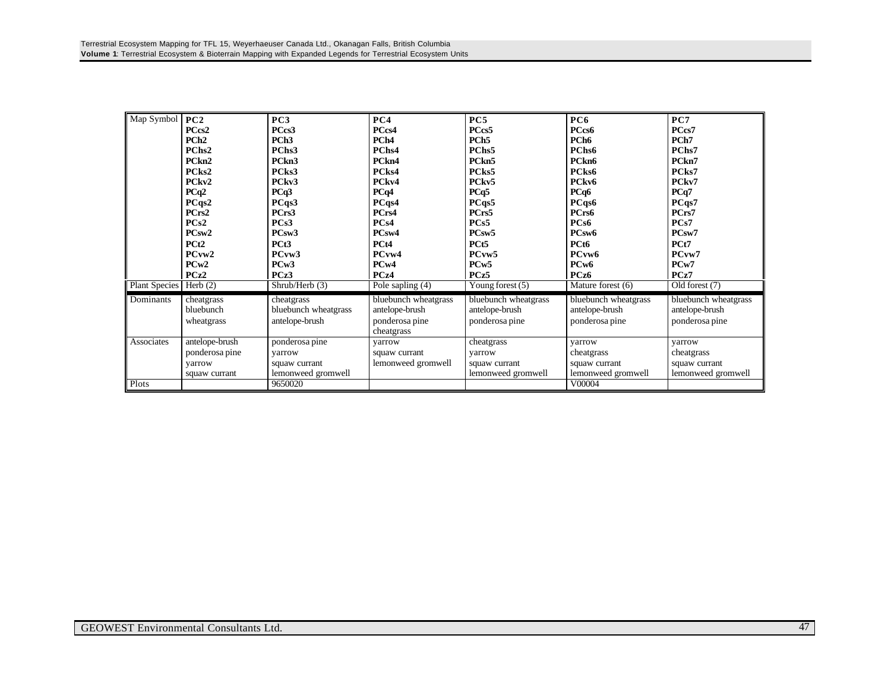| Map Symbol | PC2 | PC3 | PC4 | PC5 | PC6 | PC7 |
|---|---|---|---|---|---|---|
| | **PCcs2**<br>**PCh2**<br>**PChs2**<br>**PCkn2**<br>**PCks2**<br>**PCkv2**<br>**PCq2**<br>**PCqs2**<br>**PCrs2**<br>**PCs2**<br>**PCsw2**<br>**PCt2**<br>**PCvw2**<br>**PCw2**<br>**PCz2** | **PCcs3**<br>**PCh3**<br>**PChs3**<br>**PCkn3**<br>**PCks3**<br>**PCkv3**<br>**PCq3**<br>**PCqs3**<br>**PCrs3**<br>**PCs3**<br>**PCsw3**<br>**PCt3**<br>**PCvw3**<br>**PCw3**<br>**PCz3** | **PCcs4**<br>**PCh4**<br>**PChs4**<br>**PCkn4**<br>**PCks4**<br>**PCkv4**<br>**PCq4**<br>**PCqs4**<br>**PCrs4**<br>**PCs4**<br>**PCsw4**<br>**PCt4**<br>**PCvw4**<br>**PCw4**<br>**PCz4** | **PCcs5**<br>**PCh5**<br>**PChs5**<br>**PCkn5**<br>**PCks5**<br>**PCkv5**<br>**PCq5**<br>**PCqs5**<br>**PCrs5**<br>**PCs5**<br>**PCsw5**<br>**PCt5**<br>**PCvw5**<br>**PCw5**<br>**PCz5** | **PCcs6**<br>**PCh6**<br>**PChs6**<br>**PCkn6**<br>**PCks6**<br>**PCkv6**<br>**PCq6**<br>**PCqs6**<br>**PCrs6**<br>**PCs6**<br>**PCsw6**<br>**PCt6**<br>**PCvw6**<br>**PCw6**<br>**PCz6** | **PCcs7**<br>**PCh7**<br>**PChs7**<br>**PCkn7**<br>**PCks7**<br>**PCkv7**<br>**PCq7**<br>**PCqs7**<br>**PCrs7**<br>**PCs7**<br>**PCsw7**<br>**PCt7**<br>**PCvw7**<br>**PCw7**<br>**PCz7** |
| Plant Species | Herb (2) | Shrub/Herb (3) | Pole sapling (4) | Young forest (5) | Mature forest (6) | Old forest (7) |
| Dominants | cheatgrass<br>bluebunch<br>wheatgrass | cheatgrass<br>bluebunch wheatgrass<br>antelope-brush | bluebunch wheatgrass<br>antelope-brush<br>ponderosa pine<br>cheatgrass | bluebunch wheatgrass<br>antelope-brush<br>ponderosa pine | bluebunch wheatgrass<br>antelope-brush<br>ponderosa pine | bluebunch wheatgrass<br>antelope-brush<br>ponderosa pine |
| Associates | antelope-brush<br>ponderosa pine<br>yarrow<br>squaw currant | ponderosa pine<br>yarrow<br>squaw currant<br>lemonweed gromwell | yarrow<br>squaw currant<br>lemonweed gromwell | cheatgrass<br>yarrow<br>squaw currant<br>lemonweed gromwell | yarrow<br>cheatgrass<br>squaw currant<br>lemonweed gromwell | yarrow<br>cheatgrass<br>squaw currant<br>lemonweed gromwell |
| Plots | | 9650020 | | | V00004 | |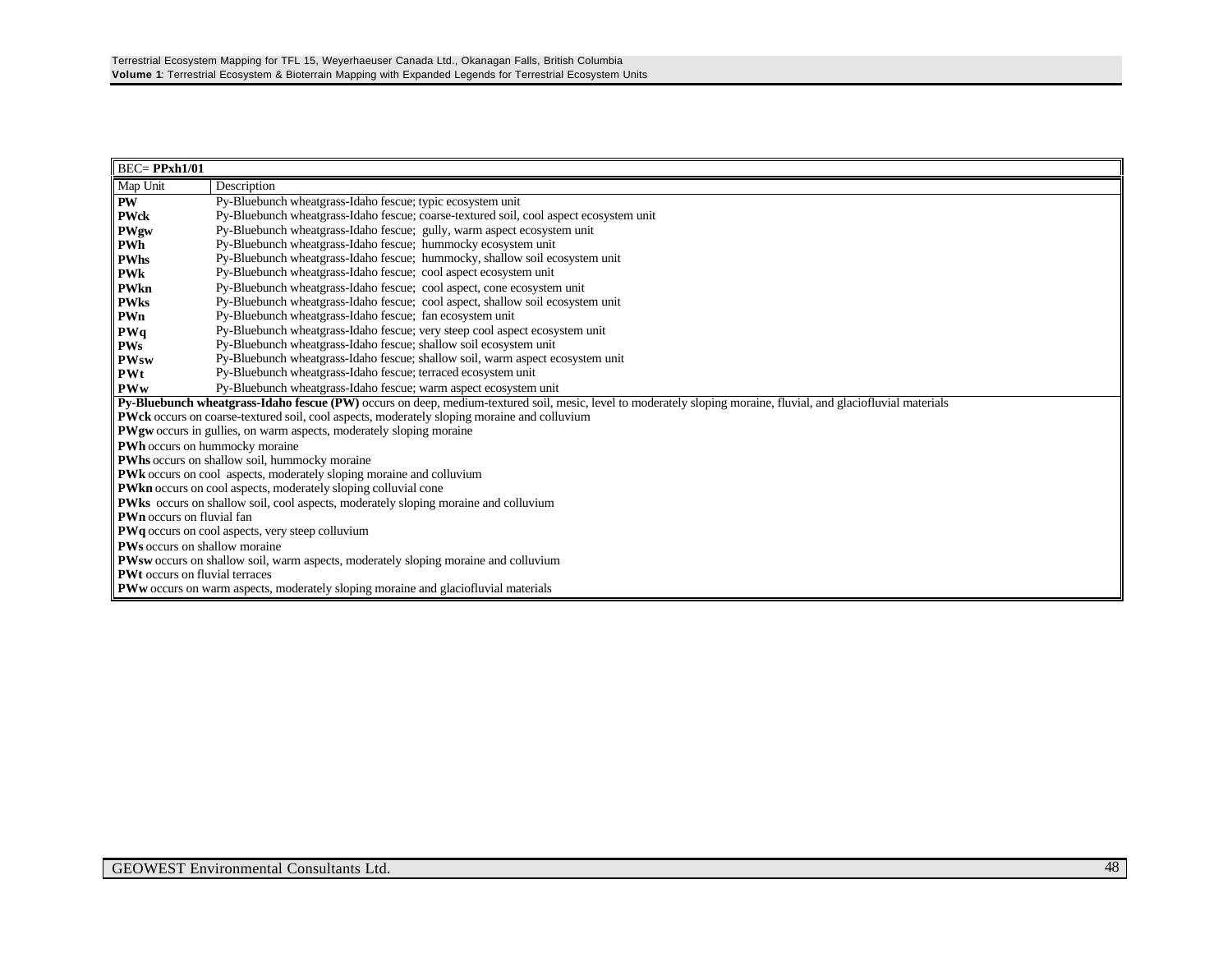| BEC= **PPxh1/01** | |
|---|---|
| Map Unit | Description |
| **PW** | Py-Bluebunch wheatgrass-Idaho fescue; typic ecosystem unit |
| **PWck** | Py-Bluebunch wheatgrass-Idaho fescue; coarse-textured soil, cool aspect ecosystem unit |
| **PWgw** | Py-Bluebunch wheatgrass-Idaho fescue; gully, warm aspect ecosystem unit |
| **PWh** | Py-Bluebunch wheatgrass-Idaho fescue; hummocky ecosystem unit |
| **PWhs** | Py-Bluebunch wheatgrass-Idaho fescue; hummocky, shallow soil ecosystem unit |
| **PWk** | Py-Bluebunch wheatgrass-Idaho fescue; cool aspect ecosystem unit |
| **PWkn** | Py-Bluebunch wheatgrass-Idaho fescue; cool aspect, cone ecosystem unit |
| **PWks** | Py-Bluebunch wheatgrass-Idaho fescue; cool aspect, shallow soil ecosystem unit |
| **PWn** | Py-Bluebunch wheatgrass-Idaho fescue; fan ecosystem unit |
| **PWq** | Py-Bluebunch wheatgrass-Idaho fescue; very steep cool aspect ecosystem unit |
| **PWs** | Py-Bluebunch wheatgrass-Idaho fescue; shallow soil ecosystem unit |
| **PWsw** | Py-Bluebunch wheatgrass-Idaho fescue; shallow soil, warm aspect ecosystem unit |
| **PWt** | Py-Bluebunch wheatgrass-Idaho fescue; terraced ecosystem unit |
| **PWw** | Py-Bluebunch wheatgrass-Idaho fescue; warm aspect ecosystem unit |

**Py-Bluebunch wheatgrass-Idaho fescue (PW)** occurs on deep, medium-textured soil, mesic, level to moderately sloping moraine, fluvial, and glaciofluvial materials

**PWck** occurs on coarse-textured soil, cool aspects, moderately sloping moraine and colluvium

**PWgw** occurs in gullies, on warm aspects, moderately sloping moraine

**PWh** occurs on hummocky moraine

**PWhs** occurs on shallow soil, hummocky moraine

**PWk** occurs on cool aspects, moderately sloping moraine and colluvium

**PWkn** occurs on cool aspects, moderately sloping colluvial cone

**PWks** occurs on shallow soil, cool aspects, moderately sloping moraine and colluvium

**PWn** occurs on fluvial fan

**PWq** occurs on cool aspects, very steep colluvium

**PWs** occurs on shallow moraine

**PWsw** occurs on shallow soil, warm aspects, moderately sloping moraine and colluvium

**PWt** occurs on fluvial terraces

**PWw** occurs on warm aspects, moderately sloping moraine and glaciofluvial materials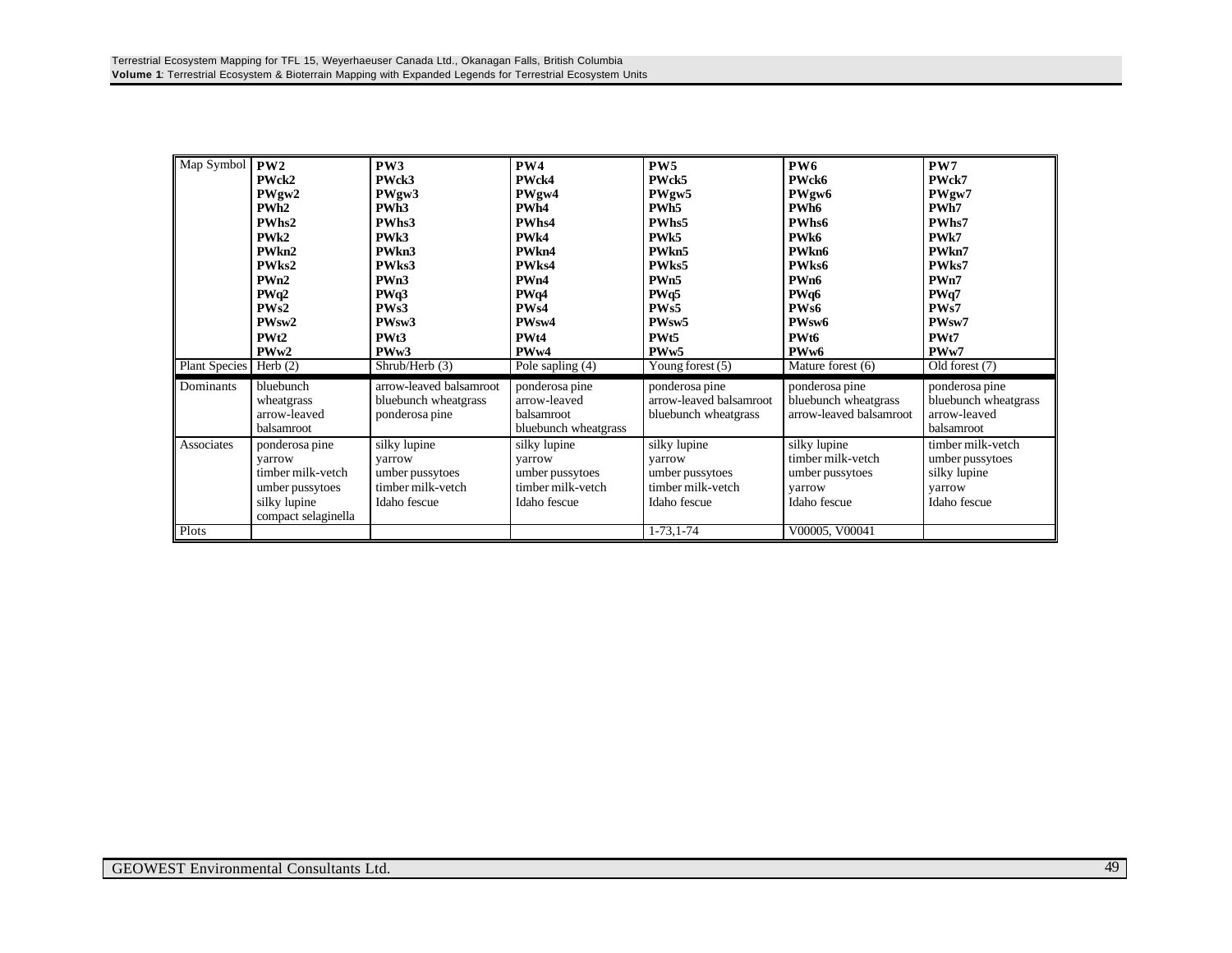| Map Symbol | **PW2**<br>**PWck2**<br>**PWgw2**<br>**PWh2**<br>**PWhs2**<br>**PWk2**<br>**PWkn2**<br>**PWks2**<br>**PWn2**<br>**PWq2**<br>**PWs2**<br>**PWsw2**<br>**PWt2**<br>**PWw2** | **PW3**<br>**PWck3**<br>**PWgw3**<br>**PWh3**<br>**PWhs3**<br>**PWk3**<br>**PWkn3**<br>**PWks3**<br>**PWn3**<br>**PWq3**<br>**PWs3**<br>**PWsw3**<br>**PWt3**<br>**PWw3** | **PW4**<br>**PWck4**<br>**PWgw4**<br>**PWh4**<br>**PWhs4**<br>**PWk4**<br>**PWkn4**<br>**PWks4**<br>**PWn4**<br>**PWq4**<br>**PWs4**<br>**PWsw4**<br>**PWt4**<br>**PWw4** | **PW5**<br>**PWck5**<br>**PWgw5**<br>**PWh5**<br>**PWhs5**<br>**PWk5**<br>**PWkn5**<br>**PWks5**<br>**PWn5**<br>**PWq5**<br>**PWs5**<br>**PWsw5**<br>**PWt5**<br>**PWw5** | **PW6**<br>**PWck6**<br>**PWgw6**<br>**PWh6**<br>**PWhs6**<br>**PWk6**<br>**PWkn6**<br>**PWks6**<br>**PWn6**<br>**PWq6**<br>**PWs6**<br>**PWsw6**<br>**PWt6**<br>**PWw6** | **PW7**<br>**PWck7**<br>**PWgw7**<br>**PWh7**<br>**PWhs7**<br>**PWk7**<br>**PWkn7**<br>**PWks7**<br>**PWn7**<br>**PWq7**<br>**PWs7**<br>**PWsw7**<br>**PWt7**<br>**PWw7** |
|---|---|---|---|---|---|---|
| Plant Species | Herb (2) | Shrub/Herb (3) | Pole sapling (4) | Young forest (5) | Mature forest (6) | Old forest (7) |
| Dominants | bluebunch wheatgrass<br>arrow-leaved balsamroot | arrow-leaved balsamroot<br>bluebunch wheatgrass<br>ponderosa pine | ponderosa pine<br>arrow-leaved balsamroot<br>bluebunch wheatgrass | ponderosa pine<br>arrow-leaved balsamroot<br>bluebunch wheatgrass | ponderosa pine<br>bluebunch wheatgrass<br>arrow-leaved balsamroot | ponderosa pine<br>bluebunch wheatgrass<br>arrow-leaved balsamroot |
| Associates | ponderosa pine<br>yarrow<br>timber milk-vetch<br>umber pussytoes<br>silky lupine<br>compact selaginella | silky lupine<br>yarrow<br>umber pussytoes<br>timber milk-vetch<br>Idaho fescue | silky lupine<br>yarrow<br>umber pussytoes<br>timber milk-vetch<br>Idaho fescue | silky lupine<br>yarrow<br>umber pussytoes<br>timber milk-vetch<br>Idaho fescue | silky lupine<br>timber milk-vetch<br>umber pussytoes<br>yarrow<br>Idaho fescue | timber milk-vetch<br>umber pussytoes<br>silky lupine<br>yarrow<br>Idaho fescue |
| Plots | | | | 1-73,1-74 | V00005, V00041 | |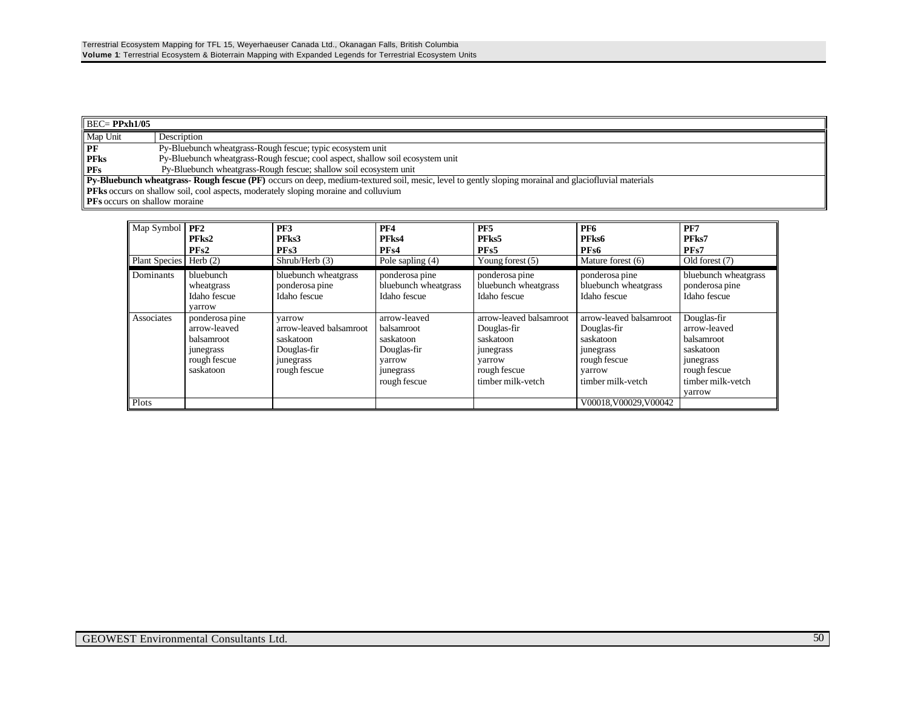| BEC= **PPxh1/05** | |
|---|---|
| Map Unit | Description |
| **PF** | Py-Bluebunch wheatgrass-Rough fescue; typic ecosystem unit |
| **PFks** | Py-Bluebunch wheatgrass-Rough fescue; cool aspect, shallow soil ecosystem unit |
| **PFs** | Py-Bluebunch wheatgrass-Rough fescue; shallow soil ecosystem unit |

**Py-Bluebunch wheatgrass- Rough fescue (PF)** occurs on deep, medium-textured soil, mesic, level to gently sloping morainal and glaciofluvial materials

**PFks** occurs on shallow soil, cool aspects, moderately sloping moraine and colluvium

**PFs** occurs on shallow moraine

| Map Symbol | **PF2** **PFks2** **PFs2** | **PF3** **PFks3** **PFs3** | **PF4** **PFks4** **PFs4** | **PF5** **PFks5** **PFs5** | **PF6** **PFks6** **PFs6** | **PF7** **PFks7** **PFs7** |
|---|---|---|---|---|---|---|
| Plant Species | Herb (2) | Shrub/Herb (3) | Pole sapling (4) | Young forest (5) | Mature forest (6) | Old forest (7) |
| Dominants | bluebunch wheatgrass<br>Idaho fescue<br>yarrow | bluebunch wheatgrass<br>ponderosa pine<br>Idaho fescue | ponderosa pine<br>bluebunch wheatgrass<br>Idaho fescue | ponderosa pine<br>bluebunch wheatgrass<br>Idaho fescue | ponderosa pine<br>bluebunch wheatgrass<br>Idaho fescue | bluebunch wheatgrass<br>ponderosa pine<br>Idaho fescue |
| Associates | ponderosa pine<br>arrow-leaved balsamroot<br>junegrass<br>rough fescue<br>saskatoon | yarrow<br>arrow-leaved balsamroot<br>saskatoon<br>Douglas-fir<br>junegrass<br>rough fescue | arrow-leaved balsamroot<br>saskatoon<br>Douglas-fir<br>yarrow<br>junegrass<br>rough fescue | arrow-leaved balsamroot<br>Douglas-fir<br>saskatoon<br>junegrass<br>yarrow<br>rough fescue<br>timber milk-vetch | arrow-leaved balsamroot<br>Douglas-fir<br>saskatoon<br>junegrass<br>rough fescue<br>yarrow<br>timber milk-vetch | Douglas-fir<br>arrow-leaved balsamroot<br>saskatoon<br>junegrass<br>rough fescue<br>timber milk-vetch<br>yarrow |
| Plots | | | | | V00018,V00029,V00042 | |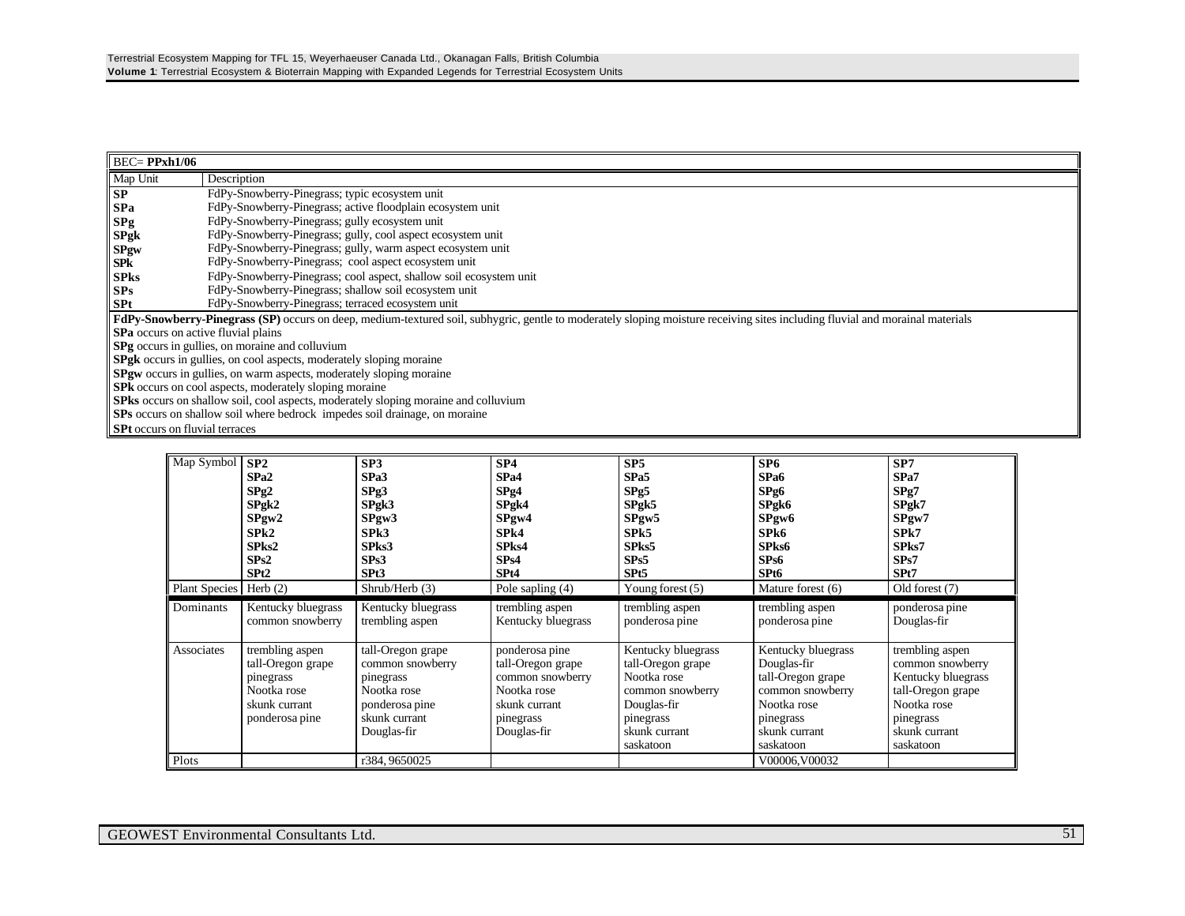| BEC= **PPxh1/06** | |
|---|---|
| Map Unit | Description |
| **SP** | FdPy-Snowberry-Pinegrass; typic ecosystem unit |
| **SPa** | FdPy-Snowberry-Pinegrass; active floodplain ecosystem unit |
| **SPg** | FdPy-Snowberry-Pinegrass; gully ecosystem unit |
| **SPgk** | FdPy-Snowberry-Pinegrass; gully, cool aspect ecosystem unit |
| **SPgw** | FdPy-Snowberry-Pinegrass; gully, warm aspect ecosystem unit |
| **SPk** | FdPy-Snowberry-Pinegrass; cool aspect ecosystem unit |
| **SPks** | FdPy-Snowberry-Pinegrass; cool aspect, shallow soil ecosystem unit |
| **SPs** | FdPy-Snowberry-Pinegrass; shallow soil ecosystem unit |
| **SPt** | FdPy-Snowberry-Pinegrass; terraced ecosystem unit |

**FdPy-Snowberry-Pinegrass (SP)** occurs on deep, medium-textured soil, subhygric, gentle to moderately sloping moisture receiving sites including fluvial and morainal materials

**SPa** occurs on active fluvial plains

**SPg** occurs in gullies, on moraine and colluvium

**SPgk** occurs in gullies, on cool aspects, moderately sloping moraine

**SPgw** occurs in gullies, on warm aspects, moderately sloping moraine

**SPk** occurs on cool aspects, moderately sloping moraine

**SPks** occurs on shallow soil, cool aspects, moderately sloping moraine and colluvium

**SPs** occurs on shallow soil where bedrock impedes soil drainage, on moraine

**SPt** occurs on fluvial terraces

| Map Symbol | **SP2**<br>**SPa2**<br>**SPg2**<br>**SPgk2**<br>**SPgw2**<br>**SPk2**<br>**SPks2**<br>**SPs2**<br>**SPt2** | **SP3**<br>**SPa3**<br>**SPg3**<br>**SPgk3**<br>**SPgw3**<br>**SPk3**<br>**SPks3**<br>**SPs3**<br>**SPt3** | **SP4**<br>**SPa4**<br>**SPg4**<br>**SPgk4**<br>**SPgw4**<br>**SPk4**<br>**SPks4**<br>**SPs4**<br>**SPt4** | **SP5**<br>**SPa5**<br>**SPg5**<br>**SPgk5**<br>**SPgw5**<br>**SPk5**<br>**SPks5**<br>**SPs5**<br>**SPt5** | **SP6**<br>**SPa6**<br>**SPg6**<br>**SPgk6**<br>**SPgw6**<br>**SPk6**<br>**SPks6**<br>**SPs6**<br>**SPt6** | **SP7**<br>**SPa7**<br>**SPg7**<br>**SPgk7**<br>**SPgw7**<br>**SPk7**<br>**SPks7**<br>**SPs7**<br>**SPt7** |
|---|---|---|---|---|---|---|
| Plant Species | Herb (2) | Shrub/Herb (3) | Pole sapling (4) | Young forest (5) | Mature forest (6) | Old forest (7) |
| Dominants | Kentucky bluegrass<br>common snowberry | Kentucky bluegrass<br>trembling aspen | trembling aspen<br>Kentucky bluegrass | trembling aspen<br>ponderosa pine | trembling aspen<br>ponderosa pine | ponderosa pine<br>Douglas-fir |
| Associates | trembling aspen<br>tall-Oregon grape<br>pinegrass<br>Nootka rose<br>skunk currant<br>ponderosa pine | tall-Oregon grape<br>common snowberry<br>pinegrass<br>Nootka rose<br>ponderosa pine<br>skunk currant<br>Douglas-fir | ponderosa pine<br>tall-Oregon grape<br>common snowberry<br>Nootka rose<br>skunk currant<br>pinegrass<br>Douglas-fir | Kentucky bluegrass<br>tall-Oregon grape<br>Nootka rose<br>common snowberry<br>Douglas-fir<br>pinegrass<br>skunk currant<br>saskatoon | Kentucky bluegrass<br>Douglas-fir<br>tall-Oregon grape<br>common snowberry<br>Nootka rose<br>pinegrass<br>skunk currant<br>saskatoon | trembling aspen<br>common snowberry<br>Kentucky bluegrass<br>tall-Oregon grape<br>Nootka rose<br>pinegrass<br>skunk currant<br>saskatoon |
| Plots | | r384, 9650025 | | | V00006,V00032 | |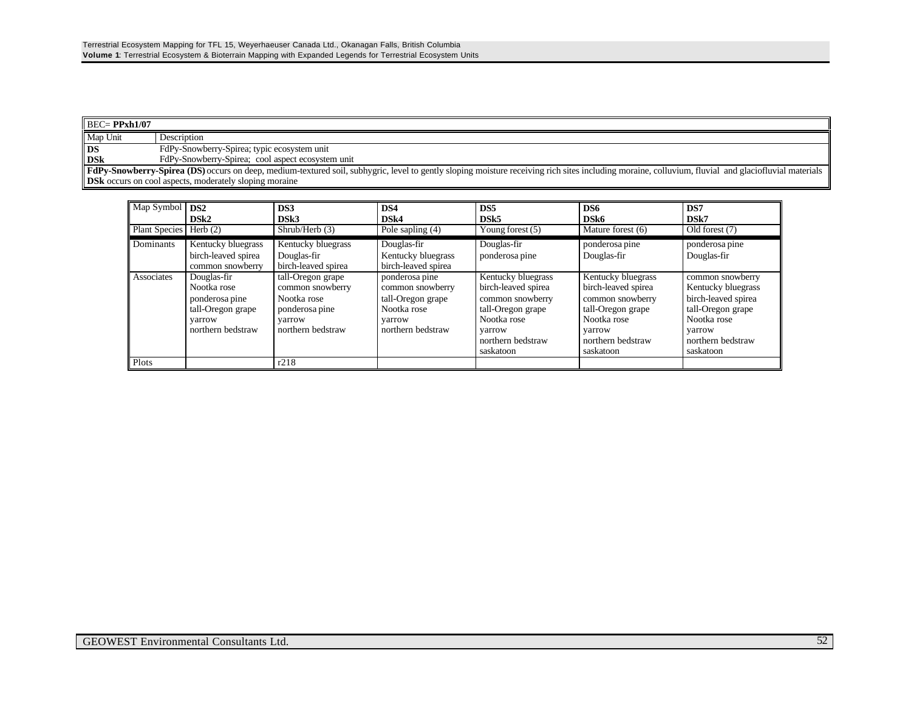| BEC= **PPxh1/07** | |
|---|---|
| Map Unit | Description |
| **DS** | FdPy-Snowberry-Spirea; typic ecosystem unit |
| **DSk** | FdPy-Snowberry-Spirea; cool aspect ecosystem unit |

**FdPy-Snowberry-Spirea (DS)** occurs on deep, medium-textured soil, subhygric, level to gently sloping moisture receiving rich sites including moraine, colluvium, fluvial and glaciofluvial materials
**DSk** occurs on cool aspects, moderately sloping moraine

| Map Symbol | **DS2**<br>**DSk2** | **DS3**<br>**DSk3** | **DS4**<br>**DSk4** | **DS5**<br>**DSk5** | **DS6**<br>**DSk6** | **DS7**<br>**DSk7** |
|---|---|---|---|---|---|---|
| Plant Species | Herb (2) | Shrub/Herb (3) | Pole sapling (4) | Young forest (5) | Mature forest (6) | Old forest (7) |
| Dominants | Kentucky bluegrass<br>birch-leaved spirea<br>common snowberry | Kentucky bluegrass<br>Douglas-fir<br>birch-leaved spirea | Douglas-fir<br>Kentucky bluegrass<br>birch-leaved spirea | Douglas-fir<br>ponderosa pine | ponderosa pine<br>Douglas-fir | ponderosa pine<br>Douglas-fir |
| Associates | Douglas-fir<br>Nootka rose<br>ponderosa pine<br>tall-Oregon grape<br>yarrow<br>northern bedstraw | tall-Oregon grape<br>common snowberry<br>Nootka rose<br>ponderosa pine<br>yarrow<br>northern bedstraw | ponderosa pine<br>common snowberry<br>tall-Oregon grape<br>Nootka rose<br>yarrow<br>northern bedstraw | Kentucky bluegrass<br>birch-leaved spirea<br>common snowberry<br>tall-Oregon grape<br>Nootka rose<br>yarrow<br>northern bedstraw<br>saskatoon | Kentucky bluegrass<br>birch-leaved spirea<br>common snowberry<br>tall-Oregon grape<br>Nootka rose<br>yarrow<br>northern bedstraw<br>saskatoon | common snowberry<br>Kentucky bluegrass<br>birch-leaved spirea<br>tall-Oregon grape<br>Nootka rose<br>yarrow<br>northern bedstraw<br>saskatoon |
| Plots | | r218 | | | | |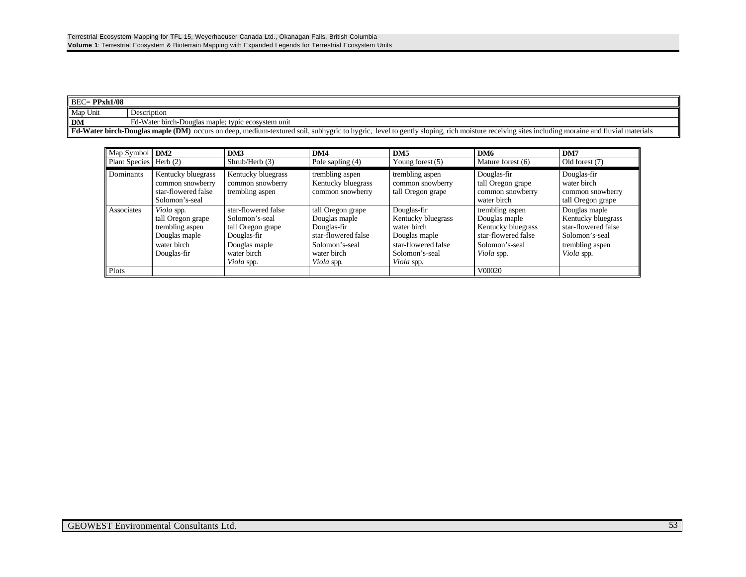| BEC= **PPxh1/08** | |
|---|---|
| Map Unit | Description |
| **DM** | Fd-Water birch-Douglas maple; typic ecosystem unit |
| **Fd-Water birch-Douglas maple (DM)** occurs on deep, medium-textured soil, subhygric to hygric, level to gently sloping, rich moisture receiving sites including moraine and fluvial materials | |

| Map Symbol | **DM2** | **DM3** | **DM4** | **DM5** | **DM6** | **DM7** |
|---|---|---|---|---|---|---|
| Plant Species | Herb (2) | Shrub/Herb (3) | Pole sapling (4) | Young forest (5) | Mature forest (6) | Old forest (7) |
| Dominants | Kentucky bluegrass<br>common snowberry<br>star-flowered false Solomon's-seal | Kentucky bluegrass<br>common snowberry<br>trembling aspen | trembling aspen<br>Kentucky bluegrass<br>common snowberry | trembling aspen<br>common snowberry<br>tall Oregon grape | Douglas-fir<br>tall Oregon grape<br>common snowberry<br>water birch | Douglas-fir<br>water birch<br>common snowberry<br>tall Oregon grape |
| Associates | *Viola* spp.<br>tall Oregon grape<br>trembling aspen<br>Douglas maple<br>water birch<br>Douglas-fir | star-flowered false Solomon's-seal<br>tall Oregon grape<br>Douglas-fir<br>Douglas maple<br>water birch<br>*Viola* spp. | tall Oregon grape<br>Douglas maple<br>Douglas-fir<br>star-flowered false Solomon's-seal<br>water birch<br>*Viola* spp. | Douglas-fir<br>Kentucky bluegrass<br>water birch<br>Douglas maple<br>star-flowered false Solomon's-seal<br>*Viola* spp. | trembling aspen<br>Douglas maple<br>Kentucky bluegrass<br>star-flowered false Solomon's-seal<br>*Viola* spp. | Douglas maple<br>Kentucky bluegrass<br>star-flowered false Solomon's-seal<br>trembling aspen<br>*Viola* spp. |
| Plots | | | | | V00020 | |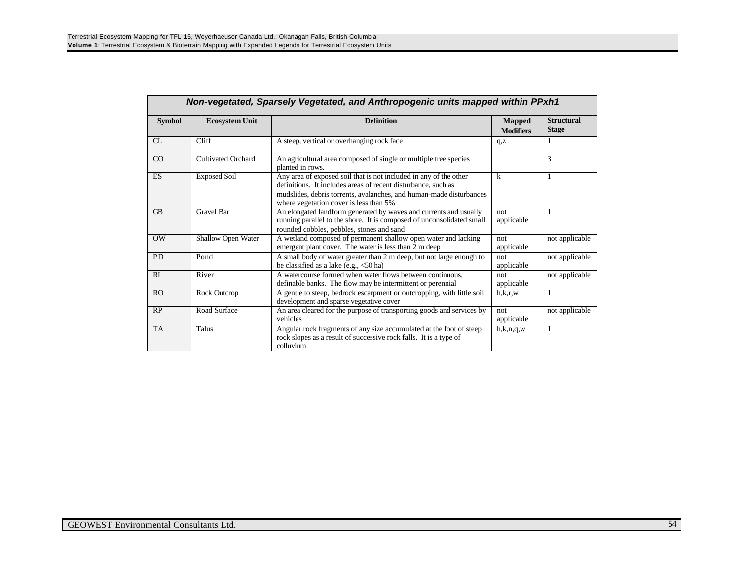| Non-vegetated, Sparsely Vegetated, and Anthropogenic units mapped within PPxh1 | | | | |
|---|---|---|---|---|
| **Symbol** | **Ecosystem Unit** | **Definition** | **Mapped Modifiers** | **Structural Stage** |
| CL | Cliff | A steep, vertical or overhanging rock face | q,z | 1 |
| CO | Cultivated Orchard | An agricultural area composed of single or multiple tree species planted in rows. | | 3 |
| ES | Exposed Soil | Any area of exposed soil that is not included in any of the other definitions. It includes areas of recent disturbance, such as mudslides, debris torrents, avalanches, and human-made disturbances where vegetation cover is less than 5% | k | 1 |
| GB | Gravel Bar | An elongated landform generated by waves and currents and usually running parallel to the shore. It is composed of unconsolidated small rounded cobbles, pebbles, stones and sand | not applicable | 1 |
| OW | Shallow Open Water | A wetland composed of permanent shallow open water and lacking emergent plant cover. The water is less than 2 m deep | not applicable | not applicable |
| PD | Pond | A small body of water greater than 2 m deep, but not large enough to be classified as a lake (e.g., <50 ha) | not applicable | not applicable |
| RI | River | A watercourse formed when water flows between continuous, definable banks. The flow may be intermittent or perennial | not applicable | not applicable |
| RO | Rock Outcrop | A gentle to steep, bedrock escarpment or outcropping, with little soil development and sparse vegetative cover | h,k,r,w | 1 |
| RP | Road Surface | An area cleared for the purpose of transporting goods and services by vehicles | not applicable | not applicable |
| TA | Talus | Angular rock fragments of any size accumulated at the foot of steep rock slopes as a result of successive rock falls. It is a type of colluvium | h,k,n,q,w | 1 |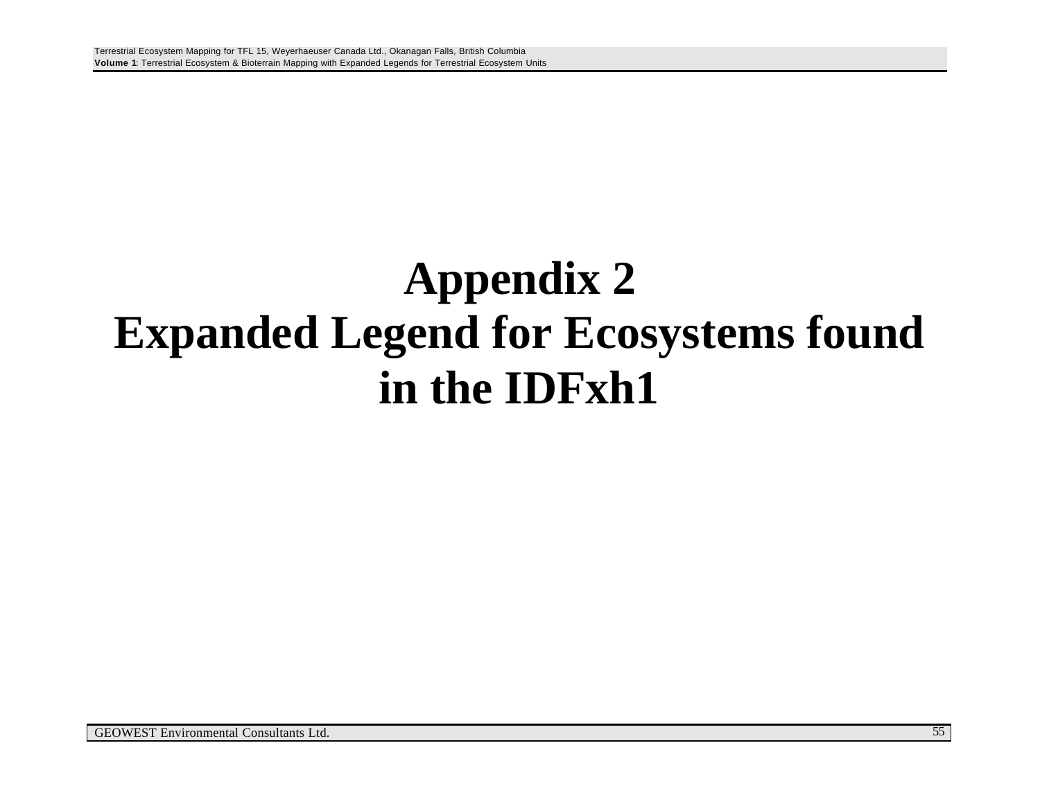# Appendix 2
# Expanded Legend for Ecosystems found in the IDFxh1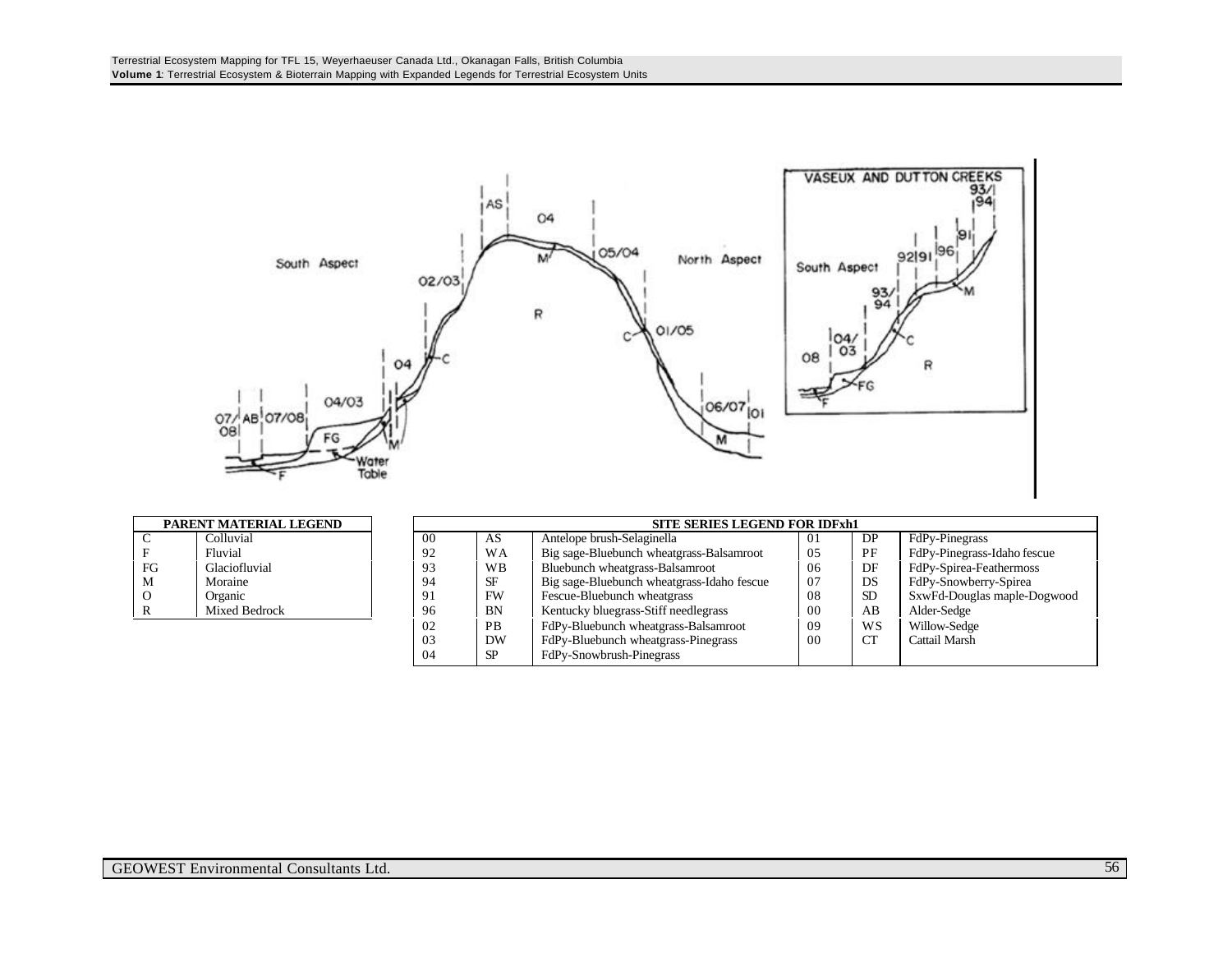| PARENT MATERIAL LEGEND | |
|---|---|
| C | Colluvial |
| F | Fluvial |
| FG | Glaciofluvial |
| M | Moraine |
| O | Organic |
| R | Mixed Bedrock |

| SITE SERIES LEGEND FOR IDFxh1 | | | | | |
|---|---|---|---|---|---|
| 00 | AS | Antelope brush-Selaginella | 01 | DP | FdPy-Pinegrass |
| 92 | WA | Big sage-Bluebunch wheatgrass-Balsamroot | 05 | PF | FdPy-Pinegrass-Idaho fescue |
| 93 | WB | Bluebunch wheatgrass-Balsamroot | 06 | DF | FdPy-Spirea-Feathermoss |
| 94 | SF | Big sage-Bluebunch wheatgrass-Idaho fescue | 07 | DS | FdPy-Snowberry-Spirea |
| 91 | FW | Fescue-Bluebunch wheatgrass | 08 | SD | SxwFd-Douglas maple-Dogwood |
| 96 | BN | Kentucky bluegrass-Stiff needlegrass | 00 | AB | Alder-Sedge |
| 02 | PB | FdPy-Bluebunch wheatgrass-Balsamroot | 09 | WS | Willow-Sedge |
| 03 | DW | FdPy-Bluebunch wheatgrass-Pinegrass | 00 | CT | Cattail Marsh |
| 04 | SP | FdPy-Snowbrush-Pinegrass | | | |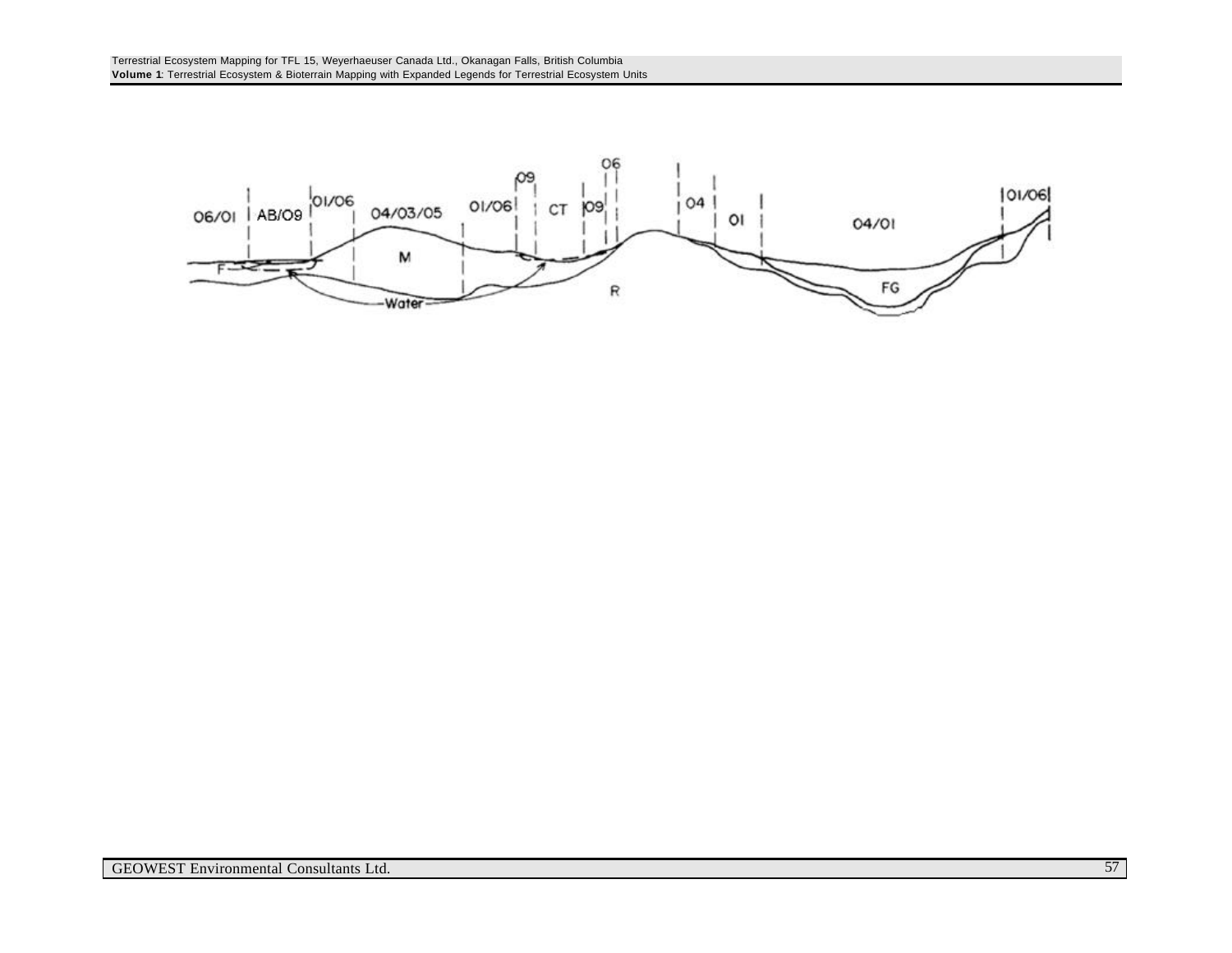06/01 AB/O9 01/06 04/03/05 01/06 O9 CT O9 06 04 01 04/01 01/06

F M Water R FG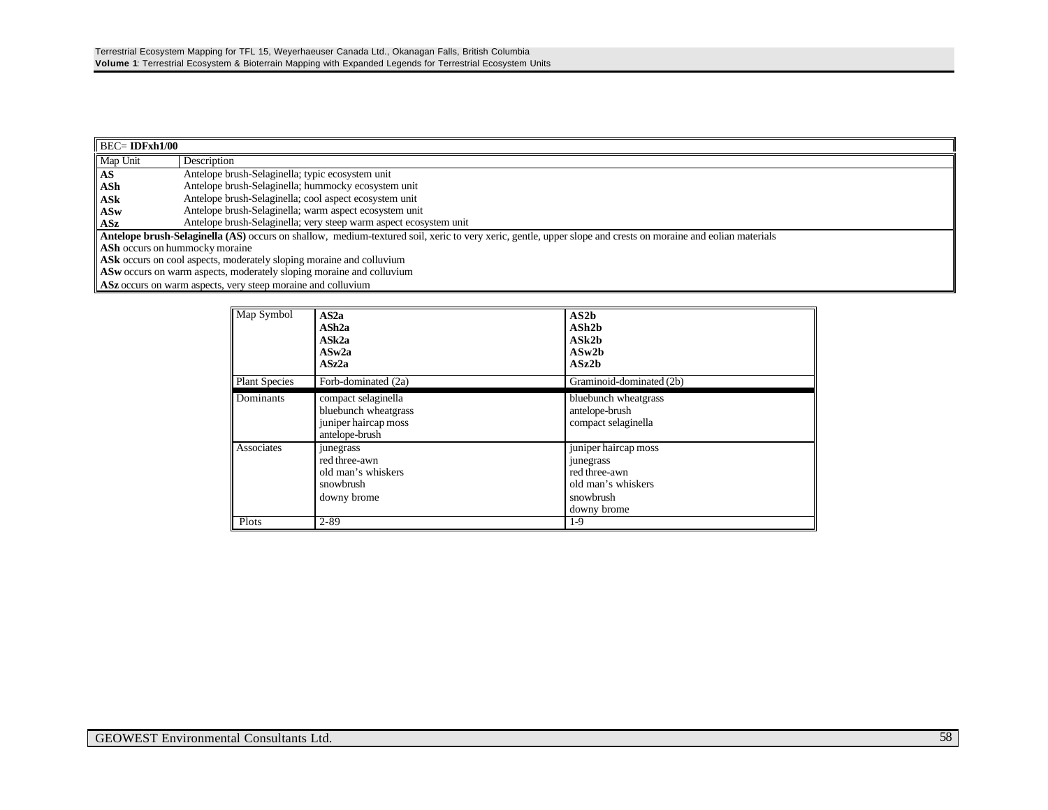| BEC= **IDFxh1/00** | |
|---|---|
| Map Unit | Description |
| **AS** | Antelope brush-Selaginella; typic ecosystem unit |
| **ASh** | Antelope brush-Selaginella; hummocky ecosystem unit |
| **ASk** | Antelope brush-Selaginella; cool aspect ecosystem unit |
| **ASw** | Antelope brush-Selaginella; warm aspect ecosystem unit |
| **ASz** | Antelope brush-Selaginella; very steep warm aspect ecosystem unit |

**Antelope brush-Selaginella (AS)** occurs on shallow, medium-textured soil, xeric to very xeric, gentle, upper slope and crests on moraine and eolian materials
**ASh** occurs on hummocky moraine
**ASk** occurs on cool aspects, moderately sloping moraine and colluvium
**ASw** occurs on warm aspects, moderately sloping moraine and colluvium
**ASz** occurs on warm aspects, very steep moraine and colluvium

| Map Symbol | **AS2a**<br>**ASh2a**<br>**ASk2a**<br>**ASw2a**<br>**ASz2a** | **AS2b**<br>**ASh2b**<br>**ASk2b**<br>**ASw2b**<br>**ASz2b** |
|---|---|---|
| Plant Species | Forb-dominated (2a) | Graminoid-dominated (2b) |
| Dominants | compact selaginella<br>bluebunch wheatgrass<br>juniper haircap moss<br>antelope-brush | bluebunch wheatgrass<br>antelope-brush<br>compact selaginella |
| Associates | junegrass<br>red three-awn<br>old man's whiskers<br>snowbrush<br>downy brome | juniper haircap moss<br>junegrass<br>red three-awn<br>old man's whiskers<br>snowbrush<br>downy brome |
| Plots | 2-89 | 1-9 |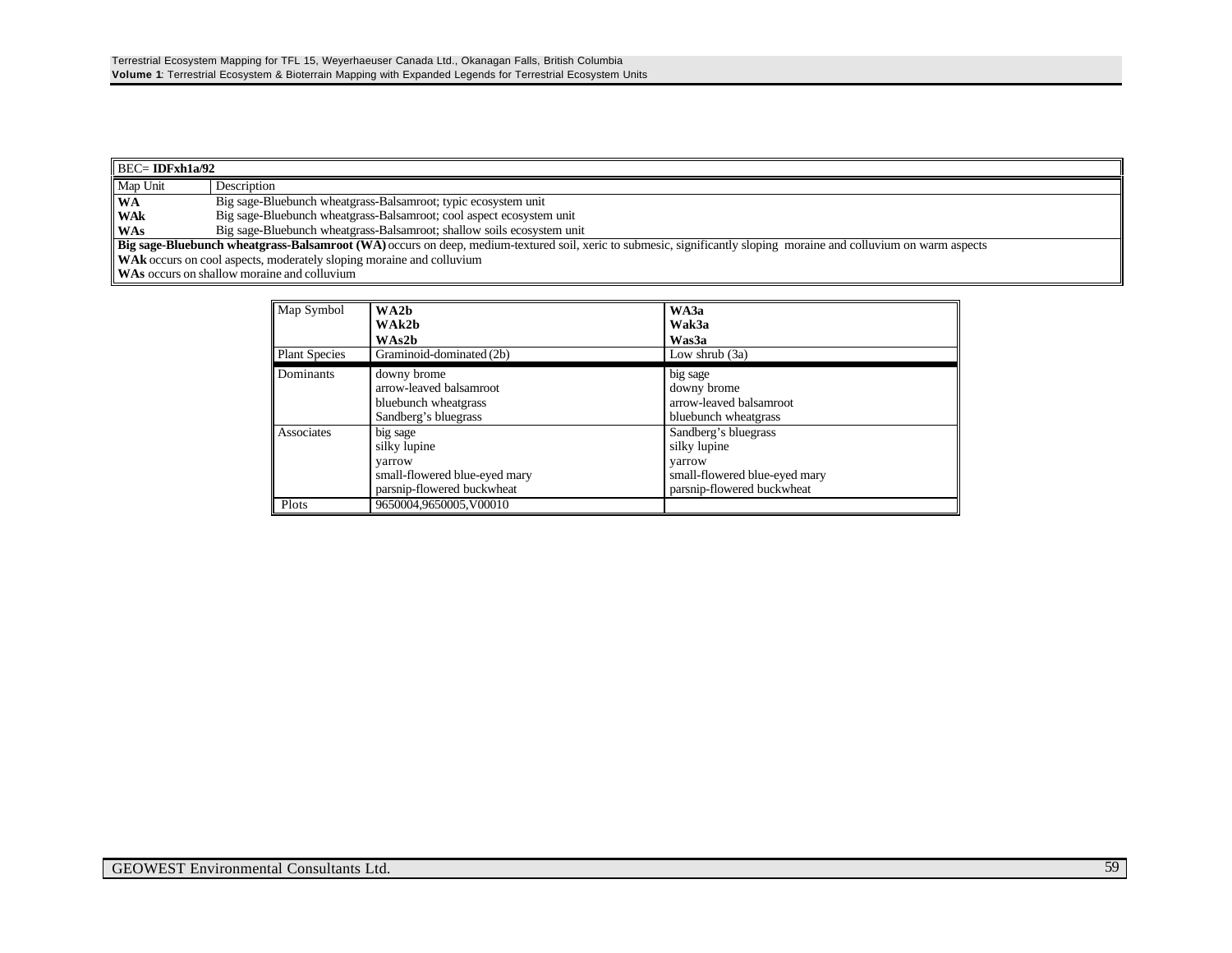| BEC= **IDFxh1a/92** | |
|---|---|
| Map Unit | Description |
| **WA** | Big sage-Bluebunch wheatgrass-Balsamroot; typic ecosystem unit |
| **WAk** | Big sage-Bluebunch wheatgrass-Balsamroot; cool aspect ecosystem unit |
| **WAs** | Big sage-Bluebunch wheatgrass-Balsamroot; shallow soils ecosystem unit |

**Big sage-Bluebunch wheatgrass-Balsamroot (WA)** occurs on deep, medium-textured soil, xeric to submesic, significantly sloping moraine and colluvium on warm aspects

**WAk** occurs on cool aspects, moderately sloping moraine and colluvium

**WAs** occurs on shallow moraine and colluvium

| Map Symbol | **WA2b**<br>**WAk2b**<br>**WAs2b** | **WA3a**<br>**Wak3a**<br>**Was3a** |
|---|---|---|
| Plant Species | Graminoid-dominated (2b) | Low shrub (3a) |
| Dominants | downy brome<br>arrow-leaved balsamroot<br>bluebunch wheatgrass<br>Sandberg's bluegrass | big sage<br>downy brome<br>arrow-leaved balsamroot<br>bluebunch wheatgrass |
| Associates | big sage<br>silky lupine<br>yarrow<br>small-flowered blue-eyed mary<br>parsnip-flowered buckwheat | Sandberg's bluegrass<br>silky lupine<br>yarrow<br>small-flowered blue-eyed mary<br>parsnip-flowered buckwheat |
| Plots | 9650004,9650005,V00010 | |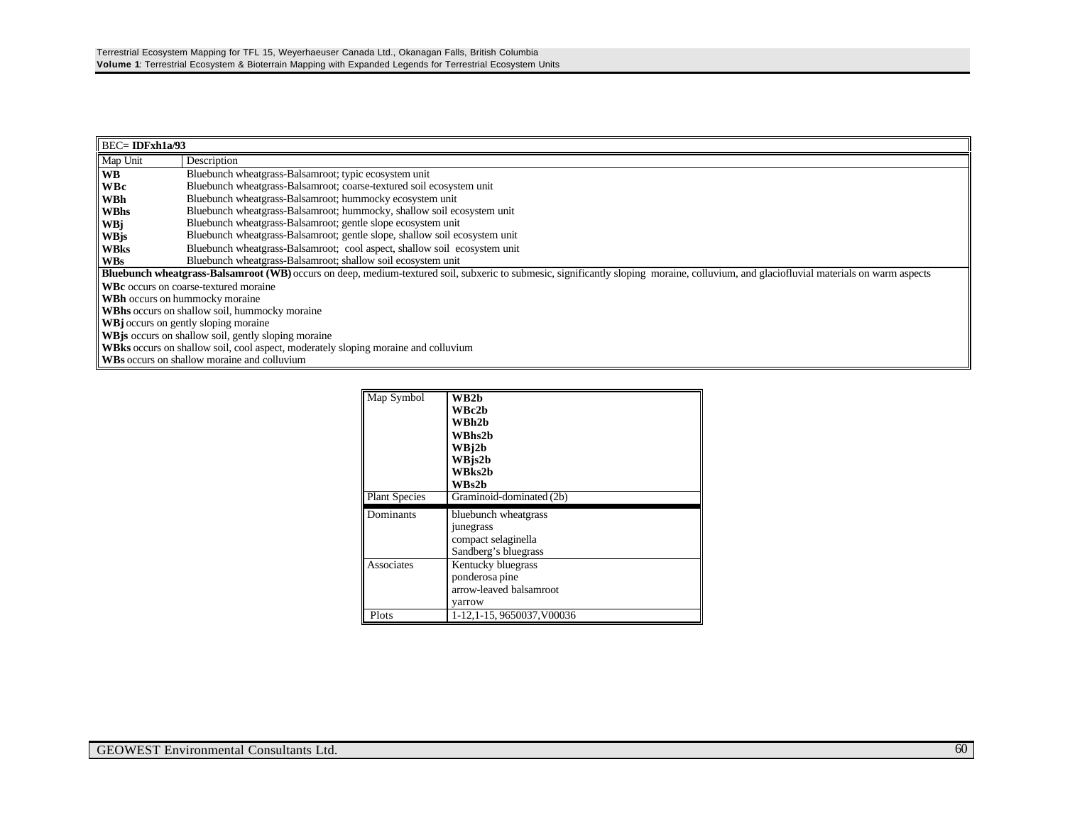| BEC= **IDFxh1a/93** | |
|---|---|
| Map Unit | Description |
| **WB** | Bluebunch wheatgrass-Balsamroot; typic ecosystem unit |
| **WBc** | Bluebunch wheatgrass-Balsamroot; coarse-textured soil ecosystem unit |
| **WBh** | Bluebunch wheatgrass-Balsamroot; hummocky ecosystem unit |
| **WBhs** | Bluebunch wheatgrass-Balsamroot; hummocky, shallow soil ecosystem unit |
| **WBj** | Bluebunch wheatgrass-Balsamroot; gentle slope ecosystem unit |
| **WBjs** | Bluebunch wheatgrass-Balsamroot; gentle slope, shallow soil ecosystem unit |
| **WBks** | Bluebunch wheatgrass-Balsamroot; cool aspect, shallow soil ecosystem unit |
| **WBs** | Bluebunch wheatgrass-Balsamroot; shallow soil ecosystem unit |

**Bluebunch wheatgrass-Balsamroot (WB)** occurs on deep, medium-textured soil, subxeric to submesic, significantly sloping moraine, colluvium, and glaciofluvial materials on warm aspects

**WBc** occurs on coarse-textured moraine

**WBh** occurs on hummocky moraine

**WBhs** occurs on shallow soil, hummocky moraine

**WBj** occurs on gently sloping moraine

**WBjs** occurs on shallow soil, gently sloping moraine

**WBks** occurs on shallow soil, cool aspect, moderately sloping moraine and colluvium

**WBs** occurs on shallow moraine and colluvium

| Map Symbol | **WB2b**<br>**WBc2b**<br>**WBh2b**<br>**WBhs2b**<br>**WBj2b**<br>**WBjs2b**<br>**WBks2b**<br>**WBs2b** |
|---|---|
| Plant Species | Graminoid-dominated (2b) |
| Dominants | bluebunch wheatgrass<br>junegrass<br>compact selaginella<br>Sandberg's bluegrass |
| Associates | Kentucky bluegrass<br>ponderosa pine<br>arrow-leaved balsamroot<br>yarrow |
| Plots | 1-12,1-15, 9650037,V00036 |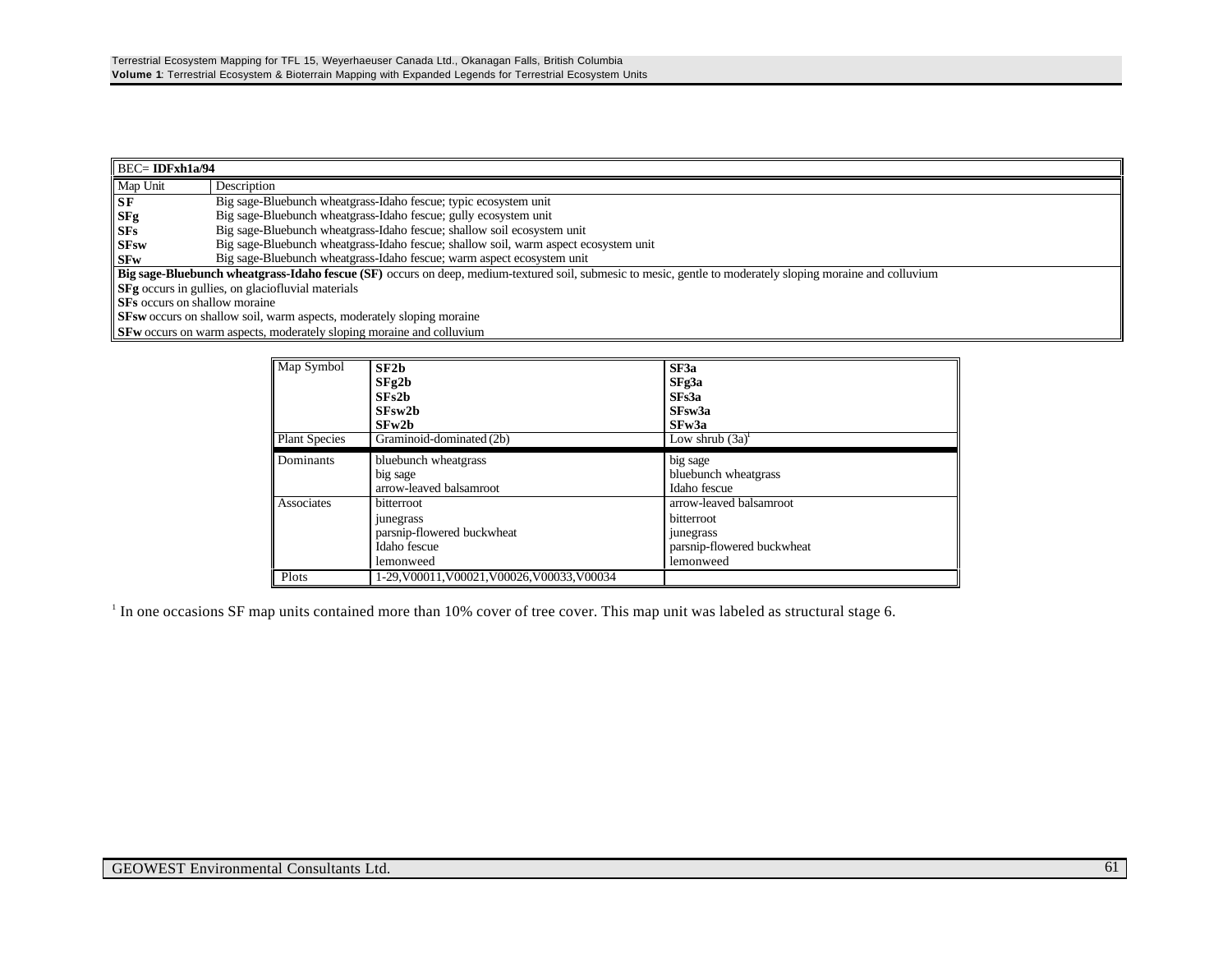| BEC= **IDFxh1a/94** | |
|---|---|
| Map Unit | Description |
| **SF** | Big sage-Bluebunch wheatgrass-Idaho fescue; typic ecosystem unit |
| **SFg** | Big sage-Bluebunch wheatgrass-Idaho fescue; gully ecosystem unit |
| **SFs** | Big sage-Bluebunch wheatgrass-Idaho fescue; shallow soil ecosystem unit |
| **SFsw** | Big sage-Bluebunch wheatgrass-Idaho fescue; shallow soil, warm aspect ecosystem unit |
| **SFw** | Big sage-Bluebunch wheatgrass-Idaho fescue; warm aspect ecosystem unit |

**Big sage-Bluebunch wheatgrass-Idaho fescue (SF)** occurs on deep, medium-textured soil, submesic to mesic, gentle to moderately sloping moraine and colluvium

**SFg** occurs in gullies, on glaciofluvial materials

**SFs** occurs on shallow moraine

**SFsw** occurs on shallow soil, warm aspects, moderately sloping moraine

**SFw** occurs on warm aspects, moderately sloping moraine and colluvium

| Map Symbol | **SF2b**<br>**SFg2b**<br>**SFs2b**<br>**SFsw2b**<br>**SFw2b** | **SF3a**<br>**SFg3a**<br>**SFs3a**<br>**SFsw3a**<br>**SFw3a** |
|---|---|---|
| Plant Species | Graminoid-dominated (2b) | Low shrub (3a)[1] |
| Dominants | bluebunch wheatgrass<br>big sage<br>arrow-leaved balsamroot | big sage<br>bluebunch wheatgrass<br>Idaho fescue |
| Associates | bitterroot<br>junegrass<br>parsnip-flowered buckwheat<br>Idaho fescue<br>lemonweed | arrow-leaved balsamroot<br>bitterroot<br>junegrass<br>parsnip-flowered buckwheat<br>lemonweed |
| Plots | 1-29,V00011,V00021,V00026,V00033,V00034 | |

[1] In one occasions SF map units contained more than 10% cover of tree cover. This map unit was labeled as structural stage 6.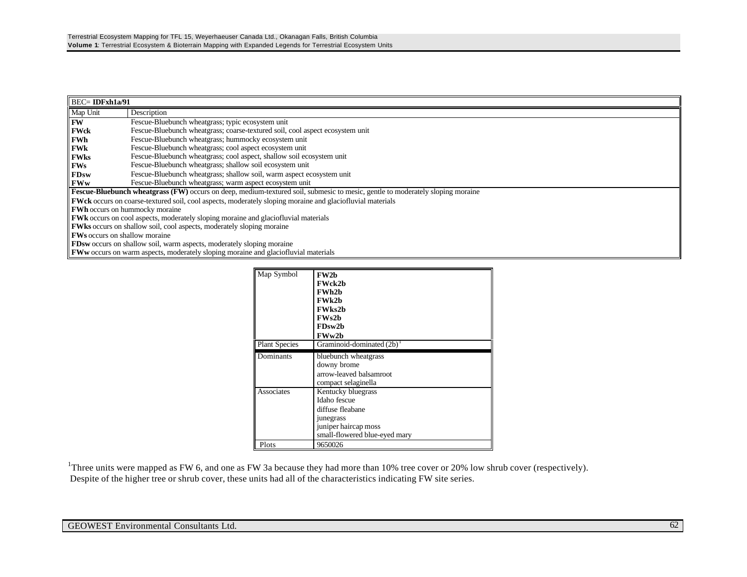| BEC= **IDFxh1a/91** | |
|---|---|
| Map Unit | Description |
| **FW** | Fescue-Bluebunch wheatgrass; typic ecosystem unit |
| **FWck** | Fescue-Bluebunch wheatgrass; coarse-textured soil, cool aspect ecosystem unit |
| **FWh** | Fescue-Bluebunch wheatgrass; hummocky ecosystem unit |
| **FWk** | Fescue-Bluebunch wheatgrass; cool aspect ecosystem unit |
| **FWks** | Fescue-Bluebunch wheatgrass; cool aspect, shallow soil ecosystem unit |
| **FWs** | Fescue-Bluebunch wheatgrass; shallow soil ecosystem unit |
| **FDsw** | Fescue-Bluebunch wheatgrass; shallow soil, warm aspect ecosystem unit |
| **FWw** | Fescue-Bluebunch wheatgrass; warm aspect ecosystem unit |

**Fescue-Bluebunch wheatgrass (FW)** occurs on deep, medium-textured soil, submesic to mesic, gentle to moderately sloping moraine

**FWck** occurs on coarse-textured soil, cool aspects, moderately sloping moraine and glaciofluvial materials

**FWh** occurs on hummocky moraine

**FWk** occurs on cool aspects, moderately sloping moraine and glaciofluvial materials

**FWks** occurs on shallow soil, cool aspects, moderately sloping moraine

**FWs** occurs on shallow moraine

**FDsw** occurs on shallow soil, warm aspects, moderately sloping moraine

**FWw** occurs on warm aspects, moderately sloping moraine and glaciofluvial materials

| Map Symbol | **FW2b**<br>**FWck2b**<br>**FWh2b**<br>**FWk2b**<br>**FWks2b**<br>**FWs2b**<br>**FDsw2b**<br>**FWw2b** |
|---|---|
| Plant Species | Graminoid-dominated (2b)[1] |
| Dominants | bluebunch wheatgrass<br>downy brome<br>arrow-leaved balsamroot<br>compact selaginella |
| Associates | Kentucky bluegrass<br>Idaho fescue<br>diffuse fleabane<br>junegrass<br>juniper haircap moss<br>small-flowered blue-eyed mary |
| Plots | 9650026 |

[1]Three units were mapped as FW 6, and one as FW 3a because they had more than 10% tree cover or 20% low shrub cover (respectively). Despite of the higher tree or shrub cover, these units had all of the characteristics indicating FW site series.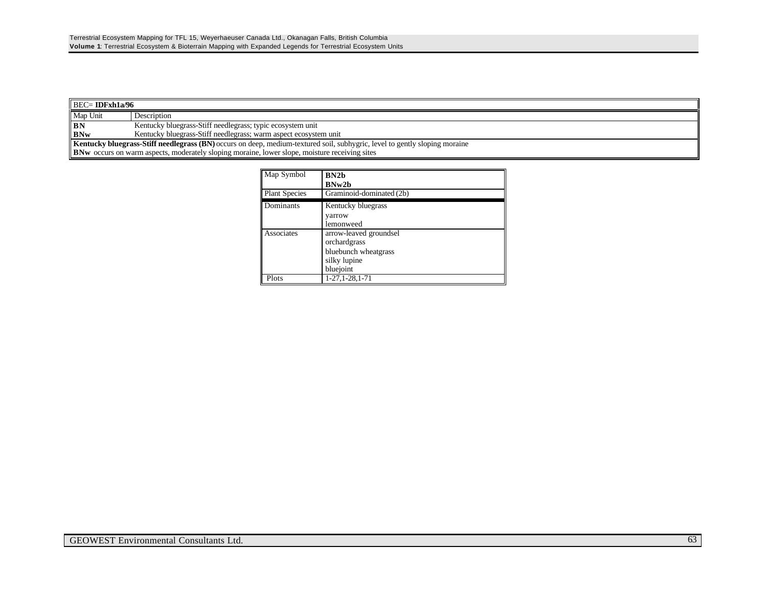| BEC= **IDFxh1a/96** | |
|---|---|
| Map Unit | Description |
| **BN** | Kentucky bluegrass-Stiff needlegrass; typic ecosystem unit |
| **BNw** | Kentucky bluegrass-Stiff needlegrass; warm aspect ecosystem unit |
| **Kentucky bluegrass-Stiff needlegrass (BN)** occurs on deep, medium-textured soil, subhygric, level to gently sloping moraine | |
| **BNw** occurs on warm aspects, moderately sloping moraine, lower slope, moisture receiving sites | |

| Map Symbol | **BN2b**<br>**BNw2b** |
|---|---|
| Plant Species | Graminoid-dominated (2b) |
| Dominants | Kentucky bluegrass<br>yarrow<br>lemonweed |
| Associates | arrow-leaved groundsel<br>orchardgrass<br>bluebunch wheatgrass<br>silky lupine<br>bluejoint |
| Plots | 1-27,1-28,1-71 |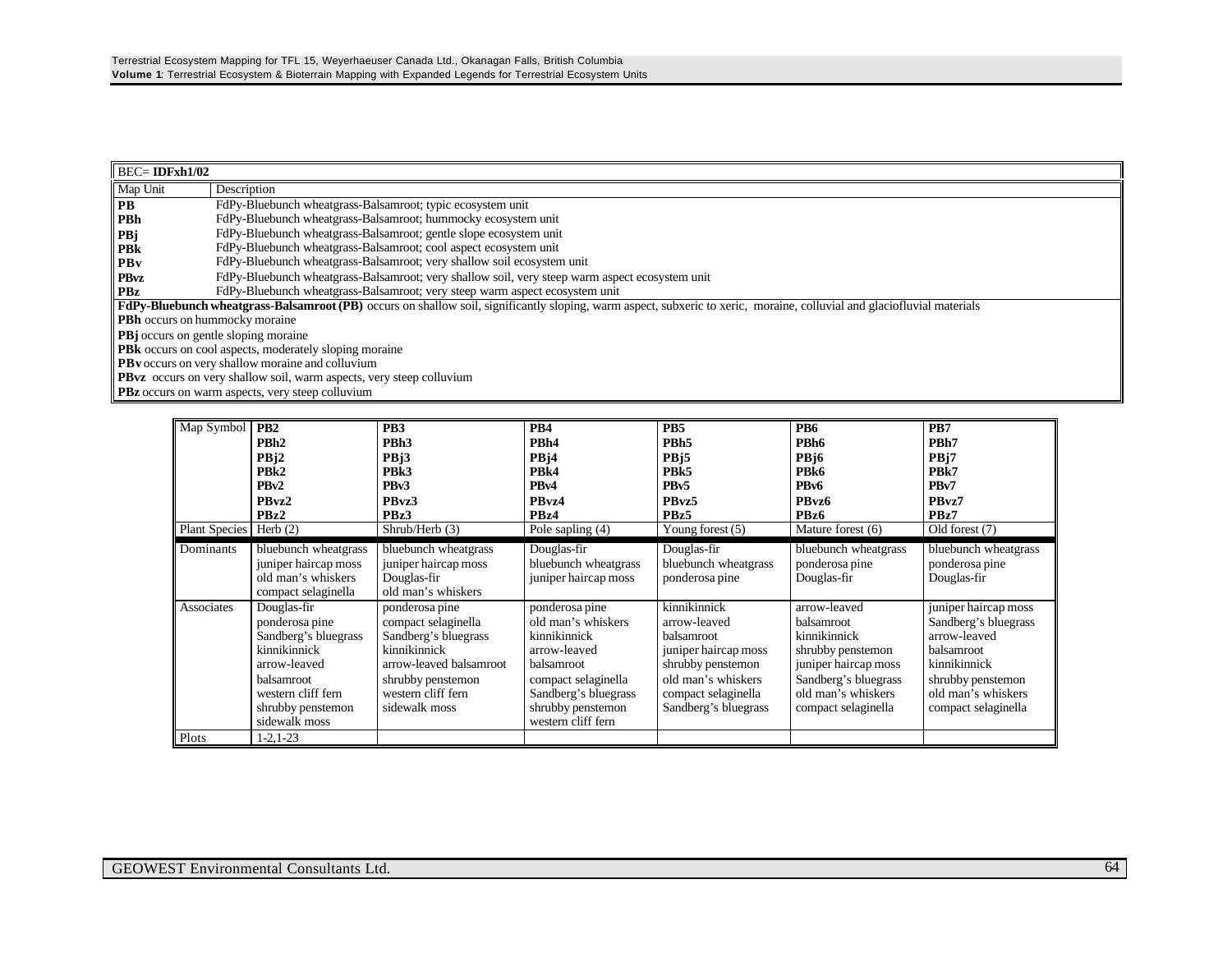| BEC= **IDFxh1/02** | |
|---|---|
| Map Unit | Description |
| **PB** | FdPy-Bluebunch wheatgrass-Balsamroot; typic ecosystem unit |
| **PBh** | FdPy-Bluebunch wheatgrass-Balsamroot; hummocky ecosystem unit |
| **PBj** | FdPy-Bluebunch wheatgrass-Balsamroot; gentle slope ecosystem unit |
| **PBk** | FdPy-Bluebunch wheatgrass-Balsamroot; cool aspect ecosystem unit |
| **PBv** | FdPy-Bluebunch wheatgrass-Balsamroot; very shallow soil ecosystem unit |
| **PBvz** | FdPy-Bluebunch wheatgrass-Balsamroot; very shallow soil, very steep warm aspect ecosystem unit |
| **PBz** | FdPy-Bluebunch wheatgrass-Balsamroot; very steep warm aspect ecosystem unit |

**FdPy-Bluebunch wheatgrass-Balsamroot (PB)** occurs on shallow soil, significantly sloping, warm aspect, subxeric to xeric, moraine, colluvial and glaciofluvial materials

**PBh** occurs on hummocky moraine

**PBj** occurs on gentle sloping moraine

**PBk** occurs on cool aspects, moderately sloping moraine

**PBv** occurs on very shallow moraine and colluvium

**PBvz** occurs on very shallow soil, warm aspects, very steep colluvium

**PBz** occurs on warm aspects, very steep colluvium

| Map Symbol | **PB2**<br>**PBh2**<br>**PBj2**<br>**PBk2**<br>**PBv2**<br>**PBvz2**<br>**PBz2** | **PB3**<br>**PBh3**<br>**PBj3**<br>**PBk3**<br>**PBv3**<br>**PBvz3**<br>**PBz3** | **PB4**<br>**PBh4**<br>**PBj4**<br>**PBk4**<br>**PBv4**<br>**PBvz4**<br>**PBz4** | **PB5**<br>**PBh5**<br>**PBj5**<br>**PBk5**<br>**PBv5**<br>**PBvz5**<br>**PBz5** | **PB6**<br>**PBh6**<br>**PBj6**<br>**PBk6**<br>**PBv6**<br>**PBvz6**<br>**PBz6** | **PB7**<br>**PBh7**<br>**PBj7**<br>**PBk7**<br>**PBv7**<br>**PBvz7**<br>**PBz7** |
|---|---|---|---|---|---|---|
| Plant Species | Herb (2) | Shrub/Herb (3) | Pole sapling (4) | Young forest (5) | Mature forest (6) | Old forest (7) |
| Dominants | bluebunch wheatgrass<br>juniper haircap moss<br>old man's whiskers<br>compact selaginella | bluebunch wheatgrass<br>juniper haircap moss<br>Douglas-fir<br>old man's whiskers | Douglas-fir<br>bluebunch wheatgrass<br>juniper haircap moss | Douglas-fir<br>bluebunch wheatgrass<br>ponderosa pine | bluebunch wheatgrass<br>ponderosa pine<br>Douglas-fir | bluebunch wheatgrass<br>ponderosa pine<br>Douglas-fir |
| Associates | Douglas-fir<br>ponderosa pine<br>Sandberg's bluegrass<br>kinnikinnick<br>arrow-leaved<br>balsamroot<br>western cliff fern<br>shrubby penstemon<br>sidewalk moss | ponderosa pine<br>compact selaginella<br>Sandberg's bluegrass<br>kinnikinnick<br>arrow-leaved balsamroot<br>shrubby penstemon<br>western cliff fern<br>sidewalk moss | ponderosa pine<br>old man's whiskers<br>kinnikinnick<br>arrow-leaved<br>balsamroot<br>compact selaginella<br>Sandberg's bluegrass<br>shrubby penstemon<br>western cliff fern | kinnikinnick<br>arrow-leaved<br>balsamroot<br>juniper haircap moss<br>shrubby penstemon<br>old man's whiskers<br>compact selaginella<br>Sandberg's bluegrass | arrow-leaved<br>balsamroot<br>kinnikinnick<br>shrubby penstemon<br>juniper haircap moss<br>Sandberg's bluegrass<br>old man's whiskers<br>compact selaginella | juniper haircap moss<br>Sandberg's bluegrass<br>arrow-leaved<br>balsamroot<br>kinnikinnick<br>shrubby penstemon<br>old man's whiskers<br>compact selaginella |
| Plots | 1-2,1-23 | | | | | |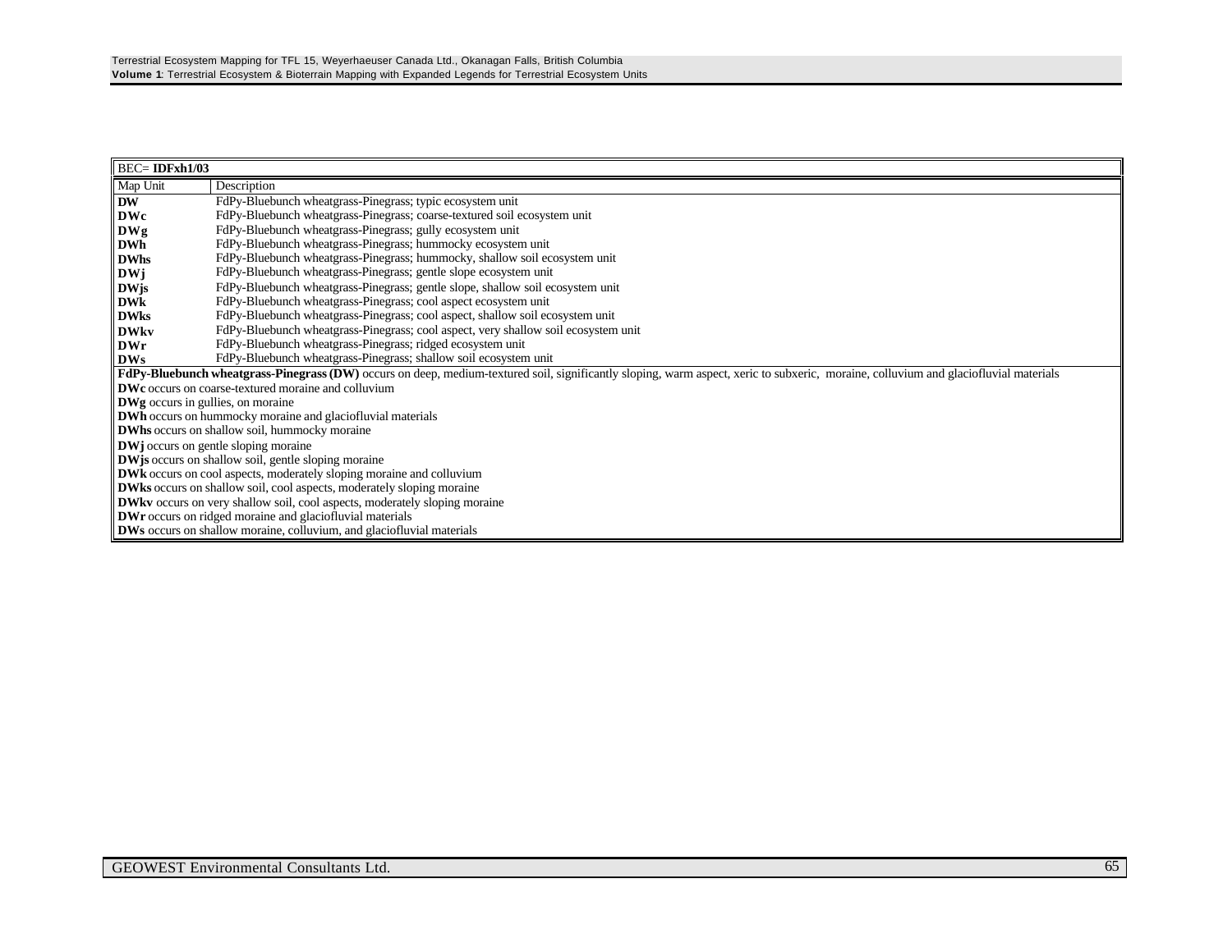BEC= **IDFxh1/03**

| Map Unit | Description |
|---|---|
| **DW** | FdPy-Bluebunch wheatgrass-Pinegrass; typic ecosystem unit |
| **DWc** | FdPy-Bluebunch wheatgrass-Pinegrass; coarse-textured soil ecosystem unit |
| **DWg** | FdPy-Bluebunch wheatgrass-Pinegrass; gully ecosystem unit |
| **DWh** | FdPy-Bluebunch wheatgrass-Pinegrass; hummocky ecosystem unit |
| **DWhs** | FdPy-Bluebunch wheatgrass-Pinegrass; hummocky, shallow soil ecosystem unit |
| **DWj** | FdPy-Bluebunch wheatgrass-Pinegrass; gentle slope ecosystem unit |
| **DWjs** | FdPy-Bluebunch wheatgrass-Pinegrass; gentle slope, shallow soil ecosystem unit |
| **DWk** | FdPy-Bluebunch wheatgrass-Pinegrass; cool aspect ecosystem unit |
| **DWks** | FdPy-Bluebunch wheatgrass-Pinegrass; cool aspect, shallow soil ecosystem unit |
| **DWkv** | FdPy-Bluebunch wheatgrass-Pinegrass; cool aspect, very shallow soil ecosystem unit |
| **DWr** | FdPy-Bluebunch wheatgrass-Pinegrass; ridged ecosystem unit |
| **DWs** | FdPy-Bluebunch wheatgrass-Pinegrass; shallow soil ecosystem unit |

**FdPy-Bluebunch wheatgrass-Pinegrass (DW)** occurs on deep, medium-textured soil, significantly sloping, warm aspect, xeric to subxeric, moraine, colluvium and glaciofluvial materials

**DWc** occurs on coarse-textured moraine and colluvium

**DWg** occurs in gullies, on moraine

**DWh** occurs on hummocky moraine and glaciofluvial materials

**DWhs** occurs on shallow soil, hummocky moraine

**DWj** occurs on gentle sloping moraine

**DWjs** occurs on shallow soil, gentle sloping moraine

**DWk** occurs on cool aspects, moderately sloping moraine and colluvium

**DWks** occurs on shallow soil, cool aspects, moderately sloping moraine

**DWkv** occurs on very shallow soil, cool aspects, moderately sloping moraine

**DWr** occurs on ridged moraine and glaciofluvial materials

**DWs** occurs on shallow moraine, colluvium, and glaciofluvial materials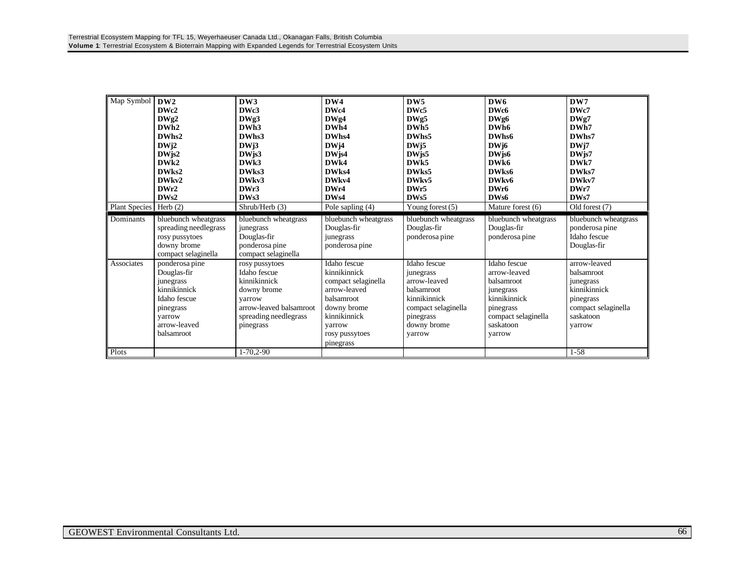| Map Symbol | DW2<br>DWc2<br>DWg2<br>DWh2<br>DWhs2<br>DWj2<br>DWjs2<br>DWk2<br>DWks2<br>DWkv2<br>DWr2<br>DWs2 | DW3<br>DWc3<br>DWg3<br>DWh3<br>DWhs3<br>DWj3<br>DWjs3<br>DWk3<br>DWks3<br>DWkv3<br>DWr3<br>DWs3 | DW4<br>DWc4<br>DWg4<br>DWh4<br>DWhs4<br>DWj4<br>DWjs4<br>DWk4<br>DWks4<br>DWkv4<br>DWr4<br>DWs4 | DW5<br>DWc5<br>DWg5<br>DWh5<br>DWhs5<br>DWj5<br>DWjs5<br>DWk5<br>DWks5<br>DWkv5<br>DWr5<br>DWs5 | DW6<br>DWc6<br>DWg6<br>DWh6<br>DWhs6<br>DWj6<br>DWjs6<br>DWk6<br>DWks6<br>DWkv6<br>DWr6<br>DWs6 | DW7<br>DWc7<br>DWg7<br>DWh7<br>DWhs7<br>DWj7<br>DWjs7<br>DWk7<br>DWks7<br>DWkv7<br>DWr7<br>DWs7 |
|---|---|---|---|---|---|---|
| Plant Species | Herb (2) | Shrub/Herb (3) | Pole sapling (4) | Young forest (5) | Mature forest (6) | Old forest (7) |
| Dominants | bluebunch wheatgrass<br>spreading needlegrass<br>rosy pussytoes<br>downy brome<br>compact selaginella | bluebunch wheatgrass<br>junegrass<br>Douglas-fir<br>ponderosa pine<br>compact selaginella | bluebunch wheatgrass<br>Douglas-fir<br>junegrass<br>ponderosa pine | bluebunch wheatgrass<br>Douglas-fir<br>ponderosa pine | bluebunch wheatgrass<br>Douglas-fir<br>ponderosa pine | bluebunch wheatgrass<br>ponderosa pine<br>Idaho fescue<br>Douglas-fir |
| Associates | ponderosa pine<br>Douglas-fir<br>junegrass<br>kinnikinnick<br>Idaho fescue<br>pinegrass<br>yarrow<br>arrow-leaved balsamroot | rosy pussytoes<br>Idaho fescue<br>kinnikinnick<br>downy brome<br>yarrow<br>arrow-leaved balsamroot<br>spreading needlegrass<br>pinegrass | Idaho fescue<br>kinnikinnick<br>compact selaginella<br>arrow-leaved balsamroot<br>downy brome<br>kinnikinnick<br>yarrow<br>rosy pussytoes<br>pinegrass | Idaho fescue<br>junegrass<br>arrow-leaved balsamroot<br>kinnikinnick<br>compact selaginella<br>pinegrass<br>downy brome<br>yarrow | Idaho fescue<br>arrow-leaved balsamroot<br>junegrass<br>kinnikinnick<br>pinegrass<br>compact selaginella<br>saskatoon<br>yarrow | arrow-leaved balsamroot<br>junegrass<br>kinnikinnick<br>pinegrass<br>compact selaginella<br>saskatoon<br>yarrow |
| Plots | | 1-70,2-90 | | | | 1-58 |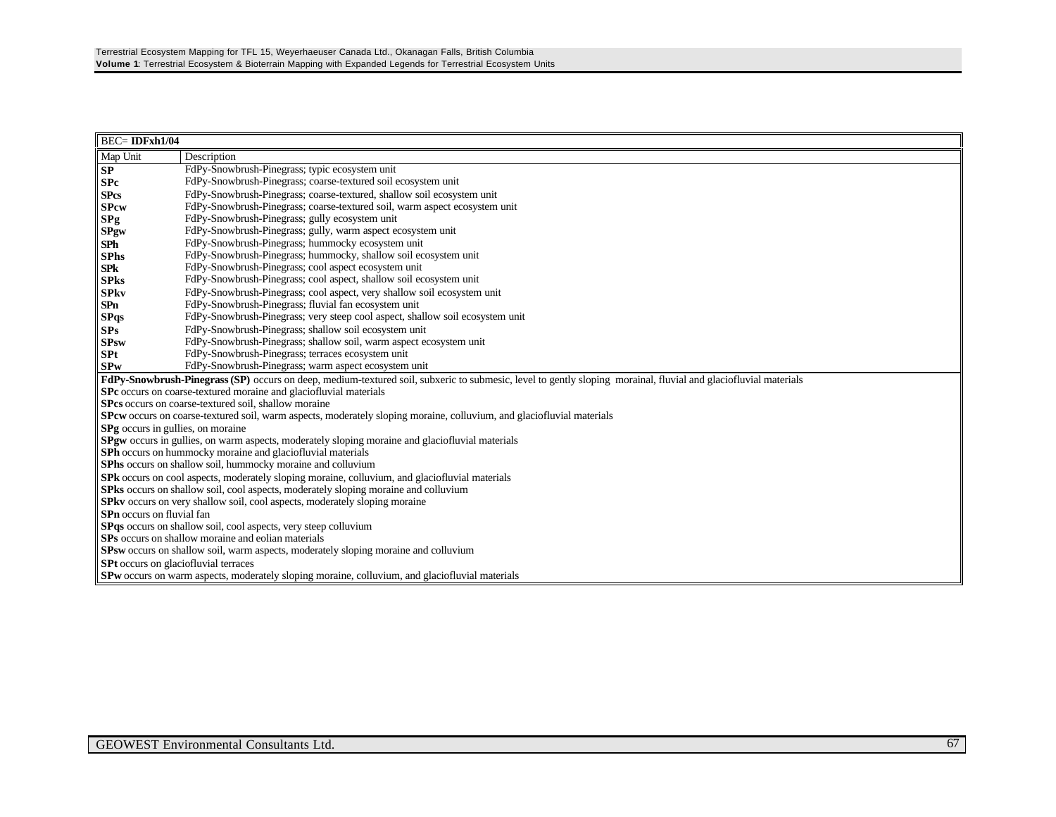| BEC= **IDFxh1/04** | |
|---|---|
| Map Unit | Description |
| **SP** | FdPy-Snowbrush-Pinegrass; typic ecosystem unit |
| **SPc** | FdPy-Snowbrush-Pinegrass; coarse-textured soil ecosystem unit |
| **SPcs** | FdPy-Snowbrush-Pinegrass; coarse-textured, shallow soil ecosystem unit |
| **SPcw** | FdPy-Snowbrush-Pinegrass; coarse-textured soil, warm aspect ecosystem unit |
| **SPg** | FdPy-Snowbrush-Pinegrass; gully ecosystem unit |
| **SPgw** | FdPy-Snowbrush-Pinegrass; gully, warm aspect ecosystem unit |
| **SPh** | FdPy-Snowbrush-Pinegrass; hummocky ecosystem unit |
| **SPhs** | FdPy-Snowbrush-Pinegrass; hummocky, shallow soil ecosystem unit |
| **SPk** | FdPy-Snowbrush-Pinegrass; cool aspect ecosystem unit |
| **SPks** | FdPy-Snowbrush-Pinegrass; cool aspect, shallow soil ecosystem unit |
| **SPkv** | FdPy-Snowbrush-Pinegrass; cool aspect, very shallow soil ecosystem unit |
| **SPn** | FdPy-Snowbrush-Pinegrass; fluvial fan ecosystem unit |
| **SPqs** | FdPy-Snowbrush-Pinegrass; very steep cool aspect, shallow soil ecosystem unit |
| **SPs** | FdPy-Snowbrush-Pinegrass; shallow soil ecosystem unit |
| **SPsw** | FdPy-Snowbrush-Pinegrass; shallow soil, warm aspect ecosystem unit |
| **SPt** | FdPy-Snowbrush-Pinegrass; terraces ecosystem unit |
| **SPw** | FdPy-Snowbrush-Pinegrass; warm aspect ecosystem unit |

**FdPy-Snowbrush-Pinegrass (SP)** occurs on deep, medium-textured soil, subxeric to submesic, level to gently sloping morainal, fluvial and glaciofluvial materials

**SPc** occurs on coarse-textured moraine and glaciofluvial materials

**SPcs** occurs on coarse-textured soil, shallow moraine

**SPcw** occurs on coarse-textured soil, warm aspects, moderately sloping moraine, colluvium, and glaciofluvial materials

**SPg** occurs in gullies, on moraine

**SPgw** occurs in gullies, on warm aspects, moderately sloping moraine and glaciofluvial materials

**SPh** occurs on hummocky moraine and glaciofluvial materials

**SPhs** occurs on shallow soil, hummocky moraine and colluvium

**SPk** occurs on cool aspects, moderately sloping moraine, colluvium, and glaciofluvial materials

**SPks** occurs on shallow soil, cool aspects, moderately sloping moraine and colluvium

**SPkv** occurs on very shallow soil, cool aspects, moderately sloping moraine

**SPn** occurs on fluvial fan

**SPqs** occurs on shallow soil, cool aspects, very steep colluvium

**SPs** occurs on shallow moraine and eolian materials

**SPsw** occurs on shallow soil, warm aspects, moderately sloping moraine and colluvium

**SPt** occurs on glaciofluvial terraces

**SPw** occurs on warm aspects, moderately sloping moraine, colluvium, and glaciofluvial materials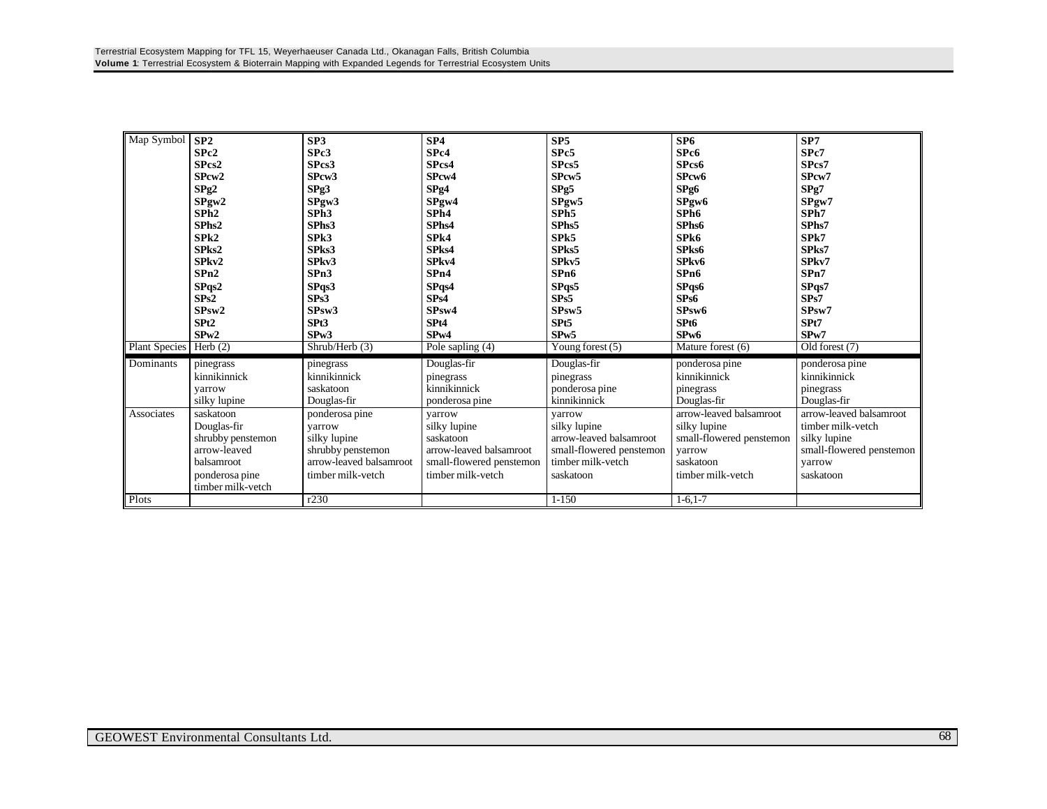| Map Symbol | SP2<br>SPc2<br>SPcs2<br>SPcw2<br>SPg2<br>SPgw2<br>SPh2<br>SPhs2<br>SPk2<br>SPks2<br>SPkv2<br>SPn2<br>SPqs2<br>SPs2<br>SPsw2<br>SPt2<br>SPw2 | SP3<br>SPc3<br>SPcs3<br>SPcw3<br>SPg3<br>SPgw3<br>SPh3<br>SPhs3<br>SPk3<br>SPks3<br>SPkv3<br>SPn3<br>SPqs3<br>SPs3<br>SPsw3<br>SPt3<br>SPw3 | SP4<br>SPc4<br>SPcs4<br>SPcw4<br>SPg4<br>SPgw4<br>SPh4<br>SPhs4<br>SPk4<br>SPks4<br>SPkv4<br>SPn4<br>SPqs4<br>SPs4<br>SPsw4<br>SPt4<br>SPw4 | SP5<br>SPc5<br>SPcs5<br>SPcw5<br>SPg5<br>SPgw5<br>SPh5<br>SPhs5<br>SPk5<br>SPks5<br>SPkv5<br>SPn6<br>SPqs5<br>SPs5<br>SPsw5<br>SPt5<br>SPw5 | SP6<br>SPc6<br>SPcs6<br>SPcw6<br>SPg6<br>SPgw6<br>SPh6<br>SPhs6<br>SPk6<br>SPks6<br>SPkv6<br>SPn6<br>SPqs6<br>SPs6<br>SPsw6<br>SPt6<br>SPw6 | SP7<br>SPc7<br>SPcs7<br>SPcw7<br>SPg7<br>SPgw7<br>SPh7<br>SPhs7<br>SPk7<br>SPks7<br>SPkv7<br>SPn7<br>SPqs7<br>SPs7<br>SPsw7<br>SPt7<br>SPw7 |
|---|---|---|---|---|---|---|
| Plant Species | Herb (2) | Shrub/Herb (3) | Pole sapling (4) | Young forest (5) | Mature forest (6) | Old forest (7) |
| Dominants | pinegrass<br>kinnikinnick<br>yarrow<br>silky lupine | pinegrass<br>kinnikinnick<br>saskatoon<br>Douglas-fir | Douglas-fir<br>pinegrass<br>kinnikinnick<br>ponderosa pine | Douglas-fir<br>pinegrass<br>ponderosa pine<br>kinnikinnick | ponderosa pine<br>kinnikinnick<br>pinegrass<br>Douglas-fir | ponderosa pine<br>kinnikinnick<br>pinegrass<br>Douglas-fir |
| Associates | saskatoon<br>Douglas-fir<br>shrubby penstemon<br>arrow-leaved balsamroot<br>ponderosa pine<br>timber milk-vetch | ponderosa pine<br>yarrow<br>silky lupine<br>shrubby penstemon<br>arrow-leaved balsamroot<br>timber milk-vetch | yarrow<br>silky lupine<br>saskatoon<br>arrow-leaved balsamroot<br>small-flowered penstemon<br>timber milk-vetch | yarrow<br>silky lupine<br>arrow-leaved balsamroot<br>small-flowered penstemon<br>timber milk-vetch<br>saskatoon | arrow-leaved balsamroot<br>silky lupine<br>small-flowered penstemon<br>yarrow<br>saskatoon<br>timber milk-vetch | arrow-leaved balsamroot<br>timber milk-vetch<br>silky lupine<br>small-flowered penstemon<br>yarrow<br>saskatoon |
| Plots | | r230 | | 1-150 | 1-6,1-7 | |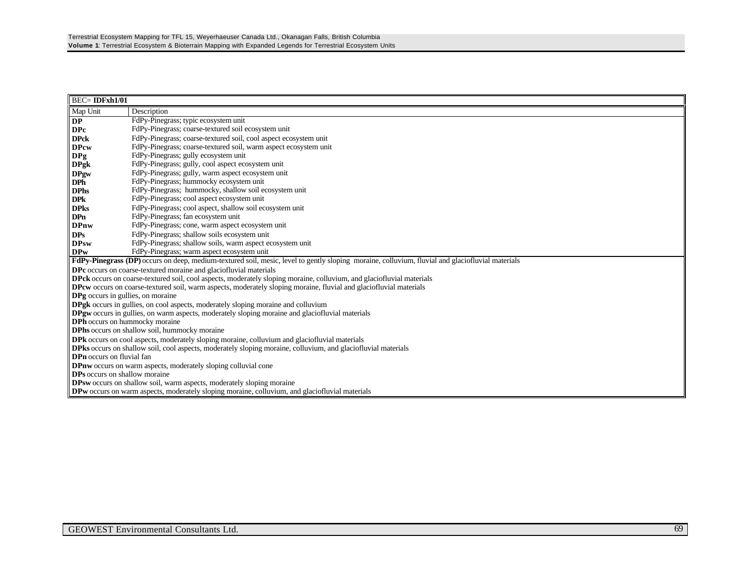| BEC= **IDFxh1/01** | |
|---|---|
| Map Unit | Description |
| **DP** | FdPy-Pinegrass; typic ecosystem unit |
| **DPc** | FdPy-Pinegrass; coarse-textured soil ecosystem unit |
| **DPck** | FdPy-Pinegrass; coarse-textured soil, cool aspect ecosystem unit |
| **DPcw** | FdPy-Pinegrass; coarse-textured soil, warm aspect ecosystem unit |
| **DPg** | FdPy-Pinegrass; gully ecosystem unit |
| **DPgk** | FdPy-Pinegrass; gully, cool aspect ecosystem unit |
| **DPgw** | FdPy-Pinegrass; gully, warm aspect ecosystem unit |
| **DPh** | FdPy-Pinegrass; hummocky ecosystem unit |
| **DPhs** | FdPy-Pinegrass; hummocky, shallow soil ecosystem unit |
| **DPk** | FdPy-Pinegrass; cool aspect ecosystem unit |
| **DPks** | FdPy-Pinegrass; cool aspect, shallow soil ecosystem unit |
| **DPn** | FdPy-Pinegrass; fan ecosystem unit |
| **DPnw** | FdPy-Pinegrass; cone, warm aspect ecosystem unit |
| **DPs** | FdPy-Pinegrass; shallow soils ecosystem unit |
| **DPsw** | FdPy-Pinegrass; shallow soils, warm aspect ecosystem unit |
| **DPw** | FdPy-Pinegrass; warm aspect ecosystem unit |

**FdPy-Pinegrass (DP)** occurs on deep, medium-textured soil, mesic, level to gently sloping moraine, colluvium, fluvial and glaciofluvial materials

**DPc** occurs on coarse-textured moraine and glaciofluvial materials

**DPck** occurs on coarse-textured soil, cool aspects, moderately sloping moraine, colluvium, and glaciofluvial materials

**DPcw** occurs on coarse-textured soil, warm aspects, moderately sloping moraine, fluvial and glaciofluvial materials

**DPg** occurs in gullies, on moraine

**DPgk** occurs in gullies, on cool aspects, moderately sloping moraine and colluvium

**DPgw** occurs in gullies, on warm aspects, moderately sloping moraine and glaciofluvial materials

**DPh** occurs on hummocky moraine

**DPhs** occurs on shallow soil, hummocky moraine

**DPk** occurs on cool aspects, moderately sloping moraine, colluvium and glaciofluvial materials

**DPks** occurs on shallow soil, cool aspects, moderately sloping moraine, colluvium, and glaciofluvial materials

**DPn** occurs on fluvial fan

**DPnw** occurs on warm aspects, moderately sloping colluvial cone

**DPs** occurs on shallow moraine

**DPsw** occurs on shallow soil, warm aspects, moderately sloping moraine

**DPw** occurs on warm aspects, moderately sloping moraine, colluvium, and glaciofluvial materials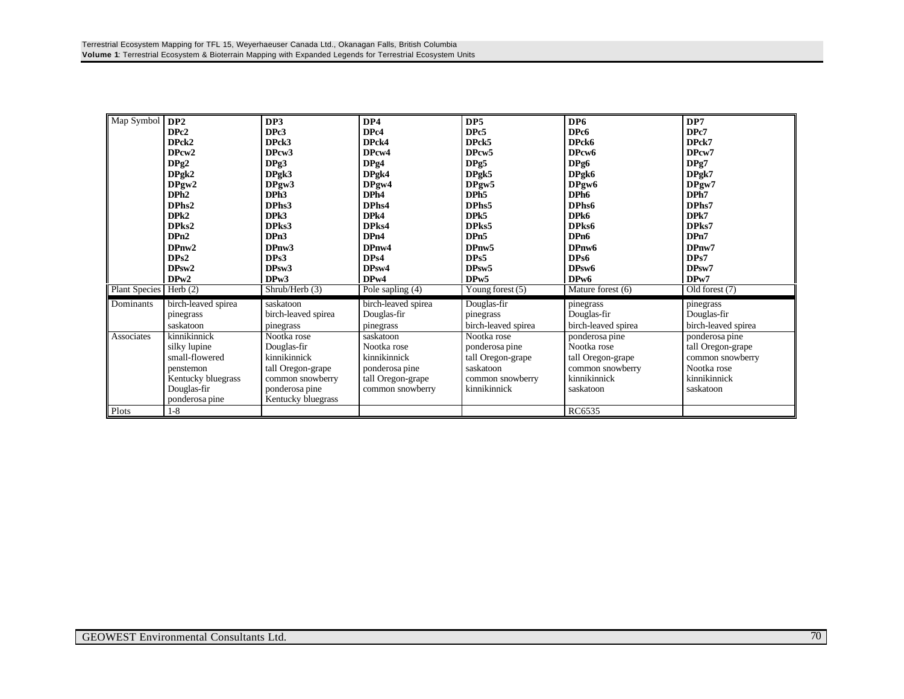| Map Symbol | DP2<br>DPc2<br>DPck2<br>DPcw2<br>DPg2<br>DPgk2<br>DPgw2<br>DPh2<br>DPhs2<br>DPk2<br>DPks2<br>DPn2<br>DPnw2<br>DPs2<br>DPsw2<br>DPw2 | DP3<br>DPc3<br>DPck3<br>DPcw3<br>DPg3<br>DPgk3<br>DPgw3<br>DPh3<br>DPhs3<br>DPk3<br>DPks3<br>DPn3<br>DPnw3<br>DPs3<br>DPsw3<br>DPw3 | DP4<br>DPc4<br>DPck4<br>DPcw4<br>DPg4<br>DPgk4<br>DPgw4<br>DPh4<br>DPhs4<br>DPk4<br>DPks4<br>DPn4<br>DPnw4<br>DPs4<br>DPsw4<br>DPw4 | DP5<br>DPc5<br>DPck5<br>DPcw5<br>DPg5<br>DPgk5<br>DPgw5<br>DPh5<br>DPhs5<br>DPk5<br>DPks5<br>DPn5<br>DPnw5<br>DPs5<br>DPsw5<br>DPw5 | DP6<br>DPc6<br>DPck6<br>DPcw6<br>DPg6<br>DPgk6<br>DPgw6<br>DPh6<br>DPhs6<br>DPk6<br>DPks6<br>DPn6<br>DPnw6<br>DPs6<br>DPsw6<br>DPw6 | DP7<br>DPc7<br>DPck7<br>DPcw7<br>DPg7<br>DPgk7<br>DPgw7<br>DPh7<br>DPhs7<br>DPk7<br>DPks7<br>DPn7<br>DPnw7<br>DPs7<br>DPsw7<br>DPw7 |
|---|---|---|---|---|---|---|
| Plant Species | Herb (2) | Shrub/Herb (3) | Pole sapling (4) | Young forest (5) | Mature forest (6) | Old forest (7) |
| Dominants | birch-leaved spirea<br>pinegrass<br>saskatoon | saskatoon<br>birch-leaved spirea<br>pinegrass | birch-leaved spirea<br>Douglas-fir<br>pinegrass | Douglas-fir<br>pinegrass<br>birch-leaved spirea | pinegrass<br>Douglas-fir<br>birch-leaved spirea | pinegrass<br>Douglas-fir<br>birch-leaved spirea |
| Associates | kinnikinnick<br>silky lupine<br>small-flowered penstemon<br>Kentucky bluegrass<br>Douglas-fir<br>ponderosa pine | Nootka rose<br>Douglas-fir<br>kinnikinnick<br>tall Oregon-grape<br>common snowberry<br>ponderosa pine<br>Kentucky bluegrass | saskatoon<br>Nootka rose<br>kinnikinnick<br>ponderosa pine<br>tall Oregon-grape<br>common snowberry | Nootka rose<br>ponderosa pine<br>tall Oregon-grape<br>saskatoon<br>common snowberry<br>kinnikinnick | ponderosa pine<br>Nootka rose<br>tall Oregon-grape<br>common snowberry<br>kinnikinnick<br>saskatoon | ponderosa pine<br>tall Oregon-grape<br>common snowberry<br>Nootka rose<br>kinnikinnick<br>saskatoon |
| Plots | 1-8 | | | | RC6535 | |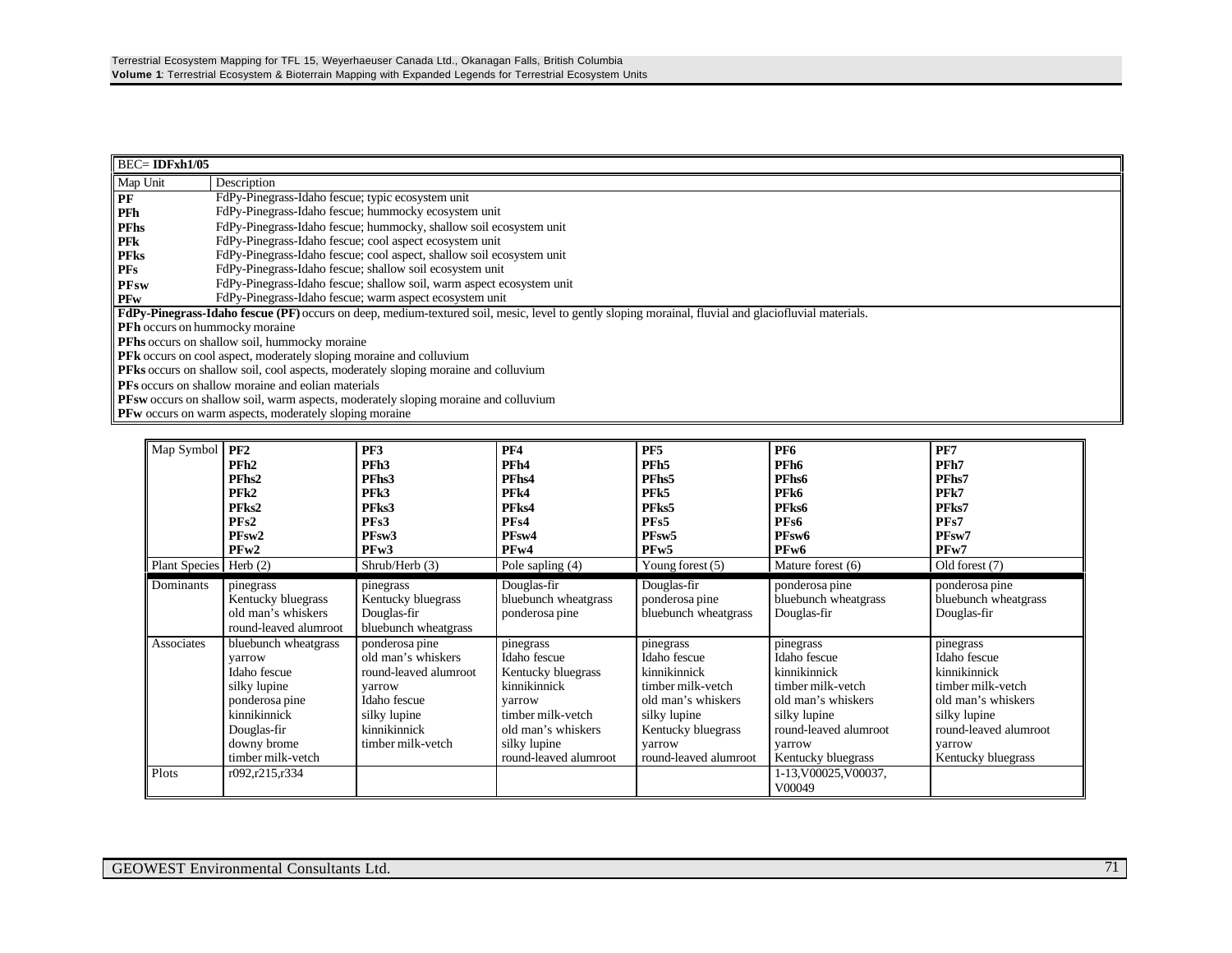| BEC= **IDFxh1/05** | |
|---|---|
| Map Unit | Description |
| **PF** | FdPy-Pinegrass-Idaho fescue; typic ecosystem unit |
| **PFh** | FdPy-Pinegrass-Idaho fescue; hummocky ecosystem unit |
| **PFhs** | FdPy-Pinegrass-Idaho fescue; hummocky, shallow soil ecosystem unit |
| **PFk** | FdPy-Pinegrass-Idaho fescue; cool aspect ecosystem unit |
| **PFks** | FdPy-Pinegrass-Idaho fescue; cool aspect, shallow soil ecosystem unit |
| **PFs** | FdPy-Pinegrass-Idaho fescue; shallow soil ecosystem unit |
| **PFsw** | FdPy-Pinegrass-Idaho fescue; shallow soil, warm aspect ecosystem unit |
| **PFw** | FdPy-Pinegrass-Idaho fescue; warm aspect ecosystem unit |

**FdPy-Pinegrass-Idaho fescue (PF)** occurs on deep, medium-textured soil, mesic, level to gently sloping morainal, fluvial and glaciofluvial materials.
**PFh** occurs on hummocky moraine
**PFhs** occurs on shallow soil, hummocky moraine
**PFk** occurs on cool aspect, moderately sloping moraine and colluvium
**PFks** occurs on shallow soil, cool aspects, moderately sloping moraine and colluvium
**PFs** occurs on shallow moraine and eolian materials
**PFsw** occurs on shallow soil, warm aspects, moderately sloping moraine and colluvium
**PFw** occurs on warm aspects, moderately sloping moraine

| Map Symbol | **PF2**<br>**PFh2**<br>**PFhs2**<br>**PFk2**<br>**PFks2**<br>**PFs2**<br>**PFsw2**<br>**PFw2** | **PF3**<br>**PFh3**<br>**PFhs3**<br>**PFk3**<br>**PFks3**<br>**PFs3**<br>**PFsw3**<br>**PFw3** | **PF4**<br>**PFh4**<br>**PFhs4**<br>**PFk4**<br>**PFks4**<br>**PFs4**<br>**PFsw4**<br>**PFw4** | **PF5**<br>**PFh5**<br>**PFhs5**<br>**PFk5**<br>**PFks5**<br>**PFs5**<br>**PFsw5**<br>**PFw5** | **PF6**<br>**PFh6**<br>**PFhs6**<br>**PFk6**<br>**PFks6**<br>**PFs6**<br>**PFsw6**<br>**PFw6** | **PF7**<br>**PFh7**<br>**PFhs7**<br>**PFk7**<br>**PFks7**<br>**PFs7**<br>**PFsw7**<br>**PFw7** |
|---|---|---|---|---|---|---|
| Plant Species | Herb (2) | Shrub/Herb (3) | Pole sapling (4) | Young forest (5) | Mature forest (6) | Old forest (7) |
| Dominants | pinegrass<br>Kentucky bluegrass<br>old man's whiskers<br>round-leaved alumroot | pinegrass<br>Kentucky bluegrass<br>Douglas-fir<br>bluebunch wheatgrass | Douglas-fir<br>bluebunch wheatgrass<br>ponderosa pine | Douglas-fir<br>ponderosa pine<br>bluebunch wheatgrass | ponderosa pine<br>bluebunch wheatgrass<br>Douglas-fir | ponderosa pine<br>bluebunch wheatgrass<br>Douglas-fir |
| Associates | bluebunch wheatgrass<br>yarrow<br>Idaho fescue<br>silky lupine<br>ponderosa pine<br>kinnikinnick<br>Douglas-fir<br>downy brome<br>timber milk-vetch | ponderosa pine<br>old man's whiskers<br>round-leaved alumroot<br>yarrow<br>Idaho fescue<br>silky lupine<br>kinnikinnick<br>timber milk-vetch | pinegrass<br>Idaho fescue<br>Kentucky bluegrass<br>kinnikinnick<br>yarrow<br>timber milk-vetch<br>old man's whiskers<br>silky lupine<br>round-leaved alumroot | pinegrass<br>Idaho fescue<br>kinnikinnick<br>timber milk-vetch<br>old man's whiskers<br>silky lupine<br>Kentucky bluegrass<br>yarrow<br>round-leaved alumroot | pinegrass<br>Idaho fescue<br>kinnikinnick<br>timber milk-vetch<br>old man's whiskers<br>silky lupine<br>round-leaved alumroot<br>yarrow<br>Kentucky bluegrass | pinegrass<br>Idaho fescue<br>kinnikinnick<br>timber milk-vetch<br>old man's whiskers<br>silky lupine<br>round-leaved alumroot<br>yarrow<br>Kentucky bluegrass |
| Plots | r092,r215,r334 | | | | 1-13,V00025,V00037,<br>V00049 | |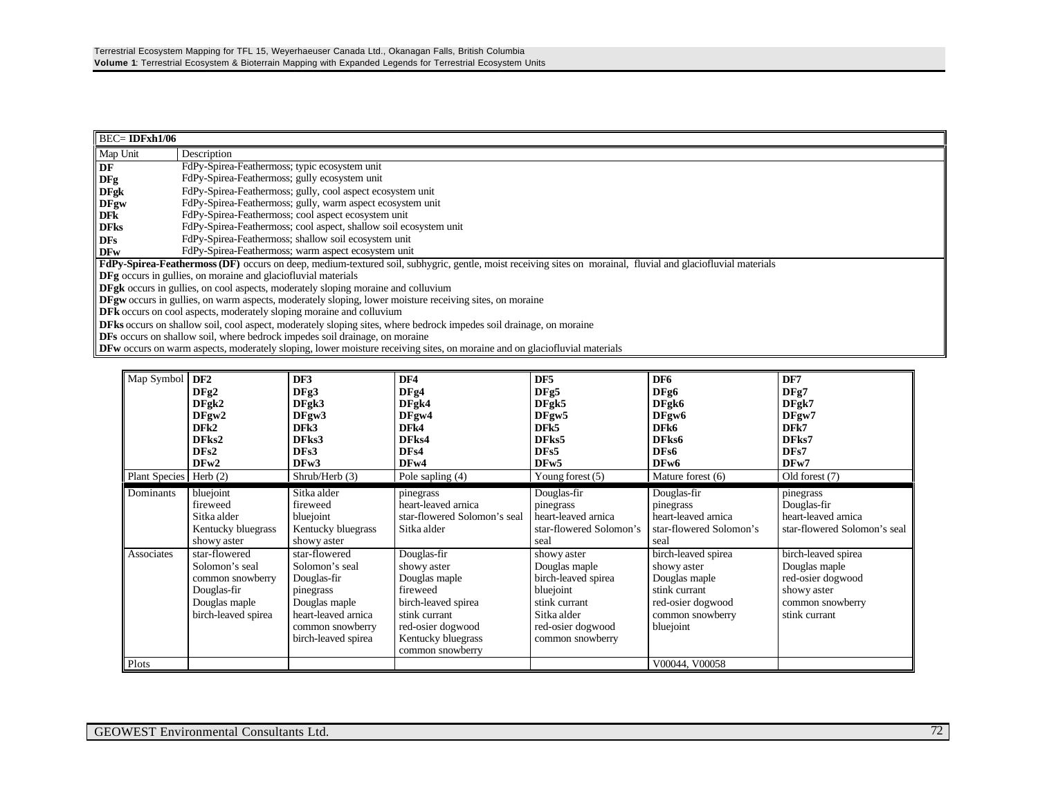| BEC= **IDFxh1/06** | |
|---|---|
| Map Unit | Description |
| **DF** | FdPy-Spirea-Feathermoss; typic ecosystem unit |
| **DFg** | FdPy-Spirea-Feathermoss; gully ecosystem unit |
| **DFgk** | FdPy-Spirea-Feathermoss; gully, cool aspect ecosystem unit |
| **DFgw** | FdPy-Spirea-Feathermoss; gully, warm aspect ecosystem unit |
| **DFk** | FdPy-Spirea-Feathermoss; cool aspect ecosystem unit |
| **DFks** | FdPy-Spirea-Feathermoss; cool aspect, shallow soil ecosystem unit |
| **DFs** | FdPy-Spirea-Feathermoss; shallow soil ecosystem unit |
| **DFw** | FdPy-Spirea-Feathermoss; warm aspect ecosystem unit |

**FdPy-Spirea-Feathermoss (DF)** occurs on deep, medium-textured soil, subhygric, gentle, moist receiving sites on morainal, fluvial and glaciofluvial materials
**DFg** occurs in gullies, on moraine and glaciofluvial materials
**DFgk** occurs in gullies, on cool aspects, moderately sloping moraine and colluvium
**DFgw** occurs in gullies, on warm aspects, moderately sloping, lower moisture receiving sites, on moraine
**DFk** occurs on cool aspects, moderately sloping moraine and colluvium
**DFks** occurs on shallow soil, cool aspect, moderately sloping sites, where bedrock impedes soil drainage, on moraine
**DFs** occurs on shallow soil, where bedrock impedes soil drainage, on moraine
**DFw** occurs on warm aspects, moderately sloping, lower moisture receiving sites, on moraine and on glaciofluvial materials

| Map Symbol | **DF2**<br>**DFg2**<br>**DFgk2**<br>**DFgw2**<br>**DFk2**<br>**DFks2**<br>**DFs2**<br>**DFw2** | **DF3**<br>**DFg3**<br>**DFgk3**<br>**DFgw3**<br>**DFk3**<br>**DFks3**<br>**DFs3**<br>**DFw3** | **DF4**<br>**DFg4**<br>**DFgk4**<br>**DFgw4**<br>**DFk4**<br>**DFks4**<br>**DFs4**<br>**DFw4** | **DF5**<br>**DFg5**<br>**DFgk5**<br>**DFgw5**<br>**DFk5**<br>**DFks5**<br>**DFs5**<br>**DFw5** | **DF6**<br>**DFg6**<br>**DFgk6**<br>**DFgw6**<br>**DFk6**<br>**DFks6**<br>**DFs6**<br>**DFw6** | **DF7**<br>**DFg7**<br>**DFgk7**<br>**DFgw7**<br>**DFk7**<br>**DFks7**<br>**DFs7**<br>**DFw7** |
|---|---|---|---|---|---|---|
| Plant Species | Herb (2) | Shrub/Herb (3) | Pole sapling (4) | Young forest (5) | Mature forest (6) | Old forest (7) |
| Dominants | bluejoint<br>fireweed<br>Sitka alder<br>Kentucky bluegrass<br>showy aster | Sitka alder<br>fireweed<br>bluejoint<br>Kentucky bluegrass<br>showy aster | pinegrass<br>heart-leaved arnica<br>star-flowered Solomon's seal<br>Sitka alder | Douglas-fir<br>pinegrass<br>heart-leaved arnica<br>star-flowered Solomon's seal | Douglas-fir<br>pinegrass<br>heart-leaved arnica<br>star-flowered Solomon's seal | pinegrass<br>Douglas-fir<br>heart-leaved arnica<br>star-flowered Solomon's seal |
| Associates | star-flowered Solomon's seal<br>common snowberry<br>Douglas-fir<br>Douglas maple<br>birch-leaved spirea | star-flowered Solomon's seal<br>Douglas-fir<br>pinegrass<br>Douglas maple<br>heart-leaved arnica<br>common snowberry<br>birch-leaved spirea | Douglas-fir<br>showy aster<br>Douglas maple<br>fireweed<br>birch-leaved spirea<br>stink currant<br>red-osier dogwood<br>Kentucky bluegrass<br>common snowberry | showy aster<br>Douglas maple<br>birch-leaved spirea<br>bluejoint<br>stink currant<br>Sitka alder<br>red-osier dogwood<br>common snowberry | birch-leaved spirea<br>showy aster<br>Douglas maple<br>stink currant<br>red-osier dogwood<br>common snowberry<br>bluejoint | birch-leaved spirea<br>Douglas maple<br>red-osier dogwood<br>showy aster<br>common snowberry<br>stink currant |
| Plots | | | | | V00044, V00058 | |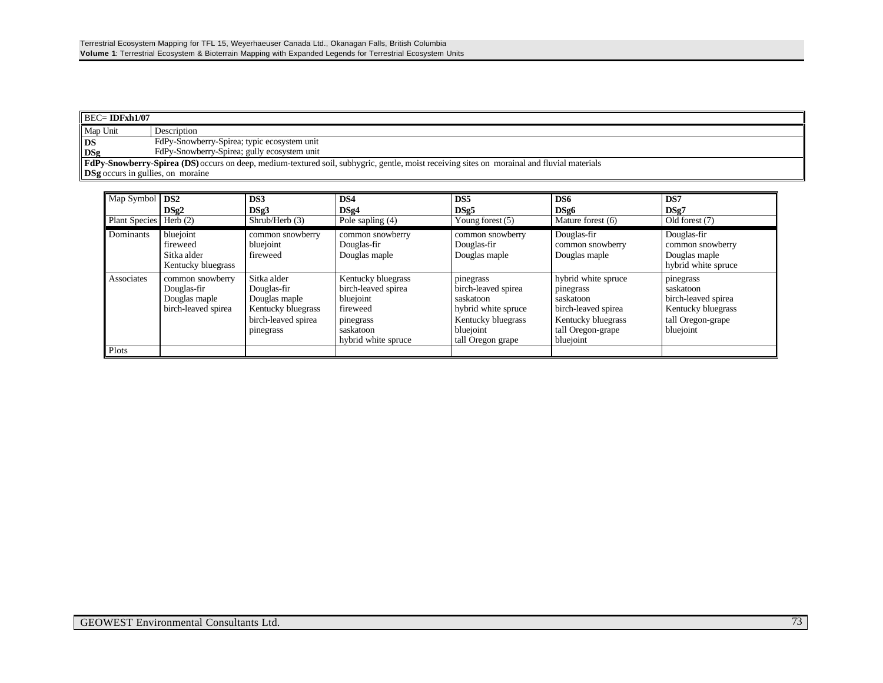| BEC= **IDFxh1/07** | |
|---|---|
| Map Unit | Description |
| **DS** | FdPy-Snowberry-Spirea; typic ecosystem unit |
| **DSg** | FdPy-Snowberry-Spirea; gully ecosystem unit |
| **FdPy-Snowberry-Spirea (DS)** occurs on deep, medium-textured soil, subhygric, gentle, moist receiving sites on morainal and fluvial materials<br>**DSg** occurs in gullies, on moraine | |

| Map Symbol | **DS2**<br>**DSg2** | **DS3**<br>**DSg3** | **DS4**<br>**DSg4** | **DS5**<br>**DSg5** | **DS6**<br>**DSg6** | **DS7**<br>**DSg7** |
|---|---|---|---|---|---|---|
| Plant Species | Herb (2) | Shrub/Herb (3) | Pole sapling (4) | Young forest (5) | Mature forest (6) | Old forest (7) |
| Dominants | bluejoint<br>fireweed<br>Sitka alder<br>Kentucky bluegrass | common snowberry<br>bluejoint<br>fireweed | common snowberry<br>Douglas-fir<br>Douglas maple | common snowberry<br>Douglas-fir<br>Douglas maple | Douglas-fir<br>common snowberry<br>Douglas maple | Douglas-fir<br>common snowberry<br>Douglas maple<br>hybrid white spruce |
| Associates | common snowberry<br>Douglas-fir<br>Douglas maple<br>birch-leaved spirea | Sitka alder<br>Douglas-fir<br>Douglas maple<br>Kentucky bluegrass<br>birch-leaved spirea<br>pinegrass | Kentucky bluegrass<br>birch-leaved spirea<br>bluejoint<br>fireweed<br>pinegrass<br>saskatoon<br>hybrid white spruce | pinegrass<br>birch-leaved spirea<br>saskatoon<br>hybrid white spruce<br>Kentucky bluegrass<br>bluejoint<br>tall Oregon grape | hybrid white spruce<br>pinegrass<br>saskatoon<br>birch-leaved spirea<br>Kentucky bluegrass<br>tall Oregon-grape<br>bluejoint | pinegrass<br>saskatoon<br>birch-leaved spirea<br>Kentucky bluegrass<br>tall Oregon-grape<br>bluejoint |
| Plots | | | | | | |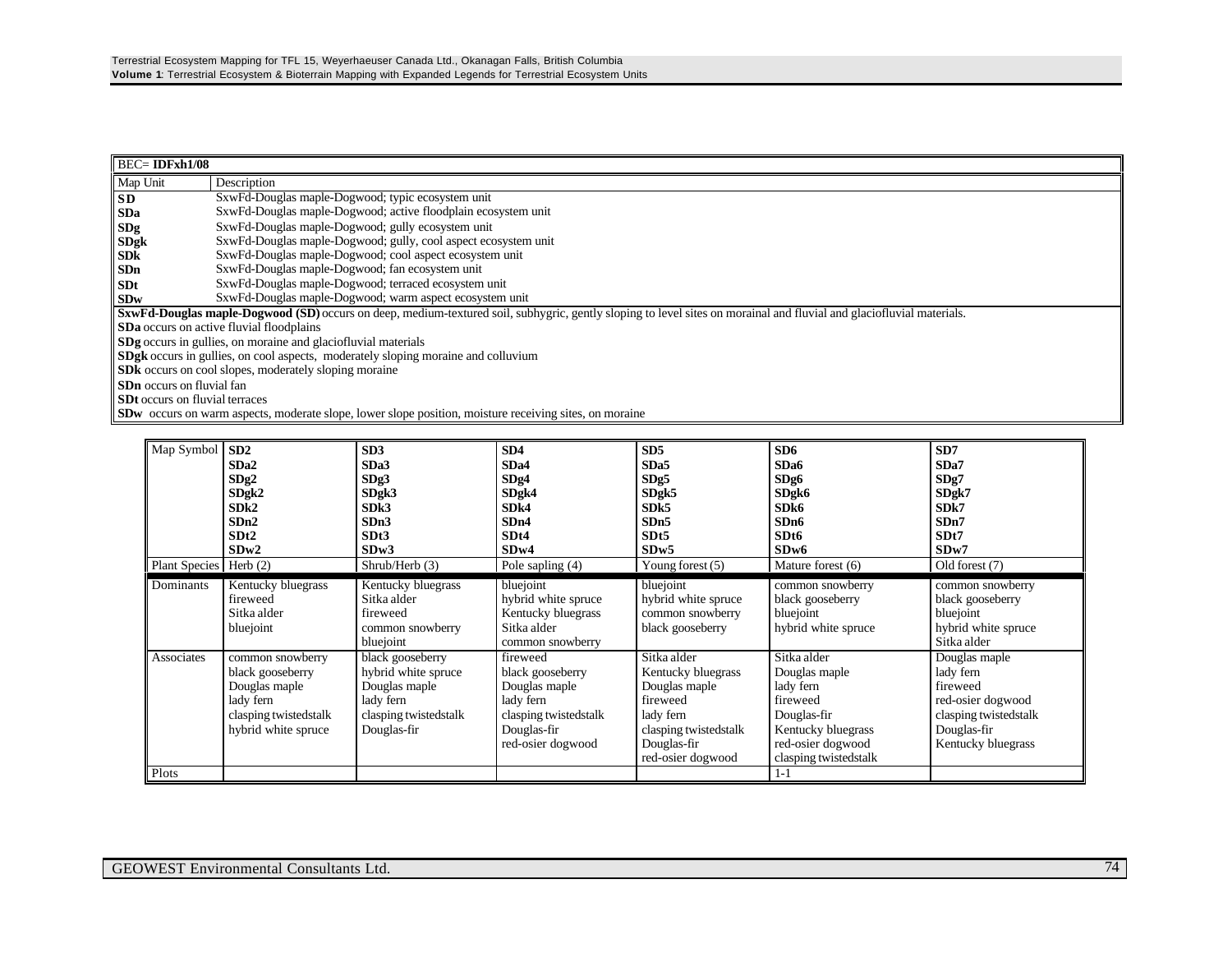| BEC= **IDFxh1/08** | |
|---|---|
| Map Unit | Description |
| **SD** | SxwFd-Douglas maple-Dogwood; typic ecosystem unit |
| **SDa** | SxwFd-Douglas maple-Dogwood; active floodplain ecosystem unit |
| **SDg** | SxwFd-Douglas maple-Dogwood; gully ecosystem unit |
| **SDgk** | SxwFd-Douglas maple-Dogwood; gully, cool aspect ecosystem unit |
| **SDk** | SxwFd-Douglas maple-Dogwood; cool aspect ecosystem unit |
| **SDn** | SxwFd-Douglas maple-Dogwood; fan ecosystem unit |
| **SDt** | SxwFd-Douglas maple-Dogwood; terraced ecosystem unit |
| **SDw** | SxwFd-Douglas maple-Dogwood; warm aspect ecosystem unit |

**SxwFd-Douglas maple-Dogwood (SD)** occurs on deep, medium-textured soil, subhygric, gently sloping to level sites on morainal and fluvial and glaciofluvial materials.
**SDa** occurs on active fluvial floodplains
**SDg** occurs in gullies, on moraine and glaciofluvial materials
**SDgk** occurs in gullies, on cool aspects, moderately sloping moraine and colluvium
**SDk** occurs on cool slopes, moderately sloping moraine
**SDn** occurs on fluvial fan
**SDt** occurs on fluvial terraces
**SDw** occurs on warm aspects, moderate slope, lower slope position, moisture receiving sites, on moraine

| Map Symbol | **SD2**<br>**SDa2**<br>**SDg2**<br>**SDgk2**<br>**SDk2**<br>**SDn2**<br>**SDt2**<br>**SDw2** | **SD3**<br>**SDa3**<br>**SDg3**<br>**SDgk3**<br>**SDk3**<br>**SDn3**<br>**SDt3**<br>**SDw3** | **SD4**<br>**SDa4**<br>**SDg4**<br>**SDgk4**<br>**SDk4**<br>**SDn4**<br>**SDt4**<br>**SDw4** | **SD5**<br>**SDa5**<br>**SDg5**<br>**SDgk5**<br>**SDk5**<br>**SDn5**<br>**SDt5**<br>**SDw5** | **SD6**<br>**SDa6**<br>**SDg6**<br>**SDgk6**<br>**SDk6**<br>**SDn6**<br>**SDt6**<br>**SDw6** | **SD7**<br>**SDa7**<br>**SDg7**<br>**SDgk7**<br>**SDk7**<br>**SDn7**<br>**SDt7**<br>**SDw7** |
|---|---|---|---|---|---|---|
| Plant Species | Herb (2) | Shrub/Herb (3) | Pole sapling (4) | Young forest (5) | Mature forest (6) | Old forest (7) |
| Dominants | Kentucky bluegrass<br>fireweed<br>Sitka alder<br>bluejoint | Kentucky bluegrass<br>Sitka alder<br>fireweed<br>common snowberry<br>bluejoint | bluejoint<br>hybrid white spruce<br>Kentucky bluegrass<br>Sitka alder<br>common snowberry | bluejoint<br>hybrid white spruce<br>common snowberry<br>black gooseberry | common snowberry<br>black gooseberry<br>bluejoint<br>hybrid white spruce | common snowberry<br>black gooseberry<br>bluejoint<br>hybrid white spruce<br>Sitka alder |
| Associates | common snowberry<br>black gooseberry<br>Douglas maple<br>lady fern<br>clasping twistedstalk<br>hybrid white spruce | black gooseberry<br>hybrid white spruce<br>Douglas maple<br>lady fern<br>clasping twistedstalk<br>Douglas-fir | fireweed<br>black gooseberry<br>Douglas maple<br>lady fern<br>clasping twistedstalk<br>Douglas-fir<br>red-osier dogwood | Sitka alder<br>Kentucky bluegrass<br>Douglas maple<br>fireweed<br>lady fern<br>clasping twistedstalk<br>Douglas-fir<br>red-osier dogwood | Sitka alder<br>Douglas maple<br>lady fern<br>fireweed<br>Douglas-fir<br>Kentucky bluegrass<br>red-osier dogwood<br>clasping twistedstalk | Douglas maple<br>lady fern<br>fireweed<br>red-osier dogwood<br>clasping twistedstalk<br>Douglas-fir<br>Kentucky bluegrass |
| Plots | | | | | 1-1 | |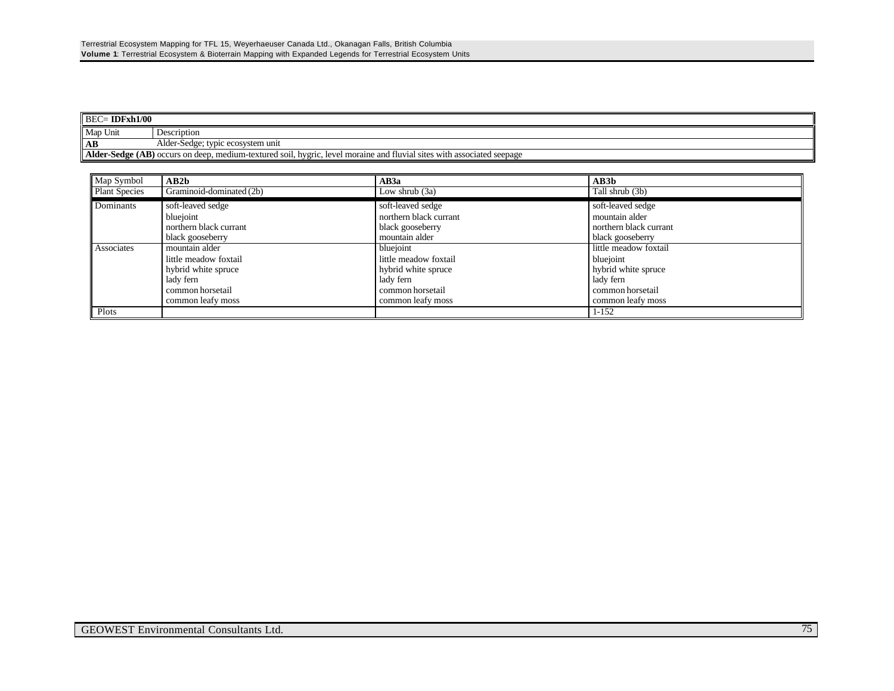| BEC= **IDFxh1/00** | |
|---|---|
| Map Unit | Description |
| **AB** | Alder-Sedge; typic ecosystem unit |
| **Alder-Sedge (AB)** occurs on deep, medium-textured soil, hygric, level moraine and fluvial sites with associated seepage | |

| Map Symbol | **AB2b** | **AB3a** | **AB3b** |
|---|---|---|---|
| Plant Species | Graminoid-dominated (2b) | Low shrub (3a) | Tall shrub (3b) |
| Dominants | soft-leaved sedge<br>bluejoint<br>northern black currant<br>black gooseberry | soft-leaved sedge<br>northern black currant<br>black gooseberry<br>mountain alder | soft-leaved sedge<br>mountain alder<br>northern black currant<br>black gooseberry |
| Associates | mountain alder<br>little meadow foxtail<br>hybrid white spruce<br>lady fern<br>common horsetail<br>common leafy moss | bluejoint<br>little meadow foxtail<br>hybrid white spruce<br>lady fern<br>common horsetail<br>common leafy moss | little meadow foxtail<br>bluejoint<br>hybrid white spruce<br>lady fern<br>common horsetail<br>common leafy moss |
| Plots | | | 1-152 |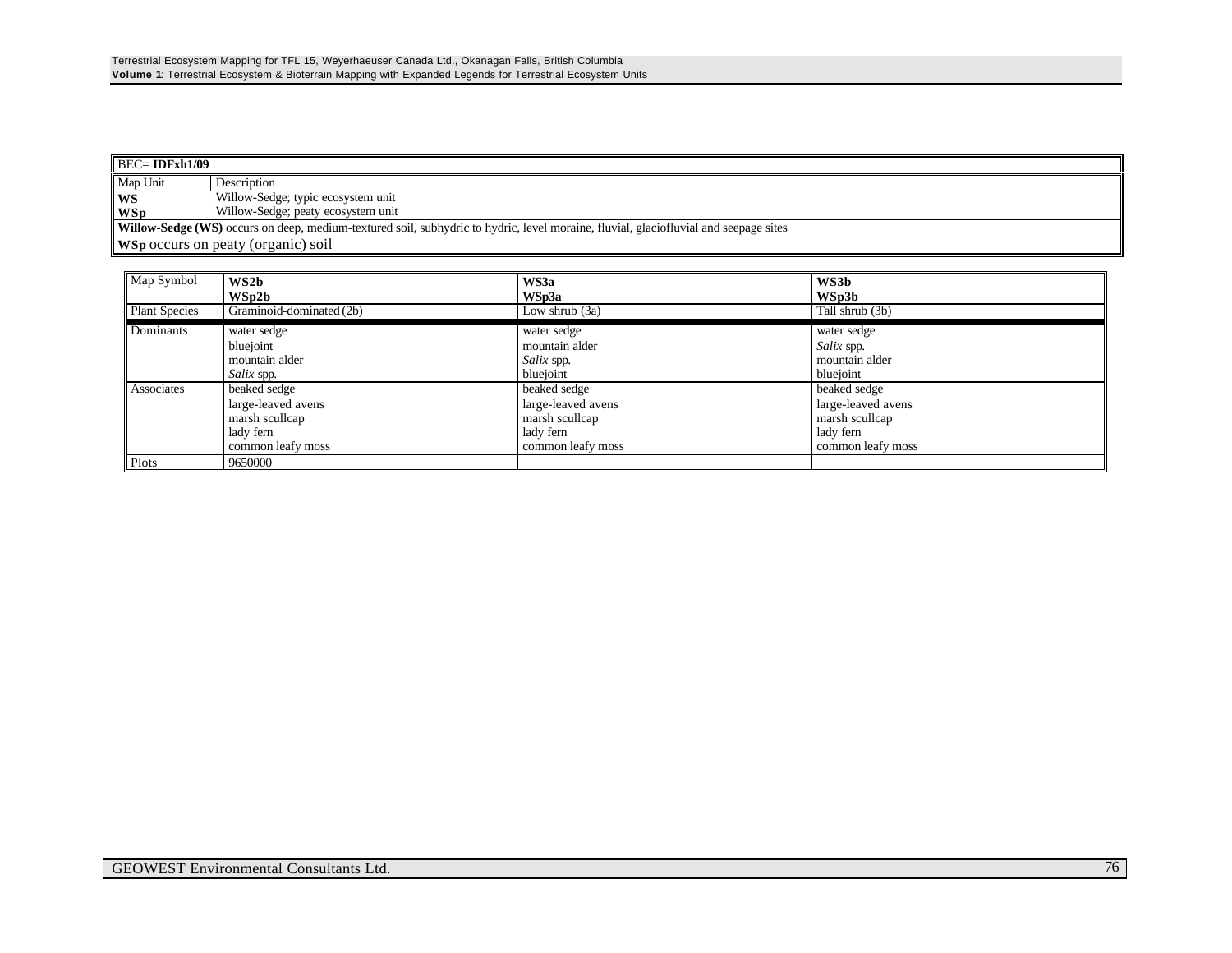| BEC= **IDFxh1/09** | |
|---|---|
| Map Unit | Description |
| **WS**<br>**WSp** | Willow-Sedge; typic ecosystem unit<br>Willow-Sedge; peaty ecosystem unit |
| **Willow-Sedge (WS)** occurs on deep, medium-textured soil, subhydric to hydric, level moraine, fluvial, glaciofluvial and seepage sites | |
| **WSp** occurs on peaty (organic) soil | |

| Map Symbol | **WS2b**<br>**WSp2b** | **WS3a**<br>**WSp3a** | **WS3b**<br>**WSp3b** |
|---|---|---|---|
| Plant Species | Graminoid-dominated (2b) | Low shrub (3a) | Tall shrub (3b) |
| Dominants | water sedge<br>bluejoint<br>mountain alder<br>*Salix* spp. | water sedge<br>mountain alder<br>*Salix* spp.<br>bluejoint | water sedge<br>*Salix* spp.<br>mountain alder<br>bluejoint |
| Associates | beaked sedge<br>large-leaved avens<br>marsh scullcap<br>lady fern<br>common leafy moss | beaked sedge<br>large-leaved avens<br>marsh scullcap<br>lady fern<br>common leafy moss | beaked sedge<br>large-leaved avens<br>marsh scullcap<br>lady fern<br>common leafy moss |
| Plots | 9650000 | | |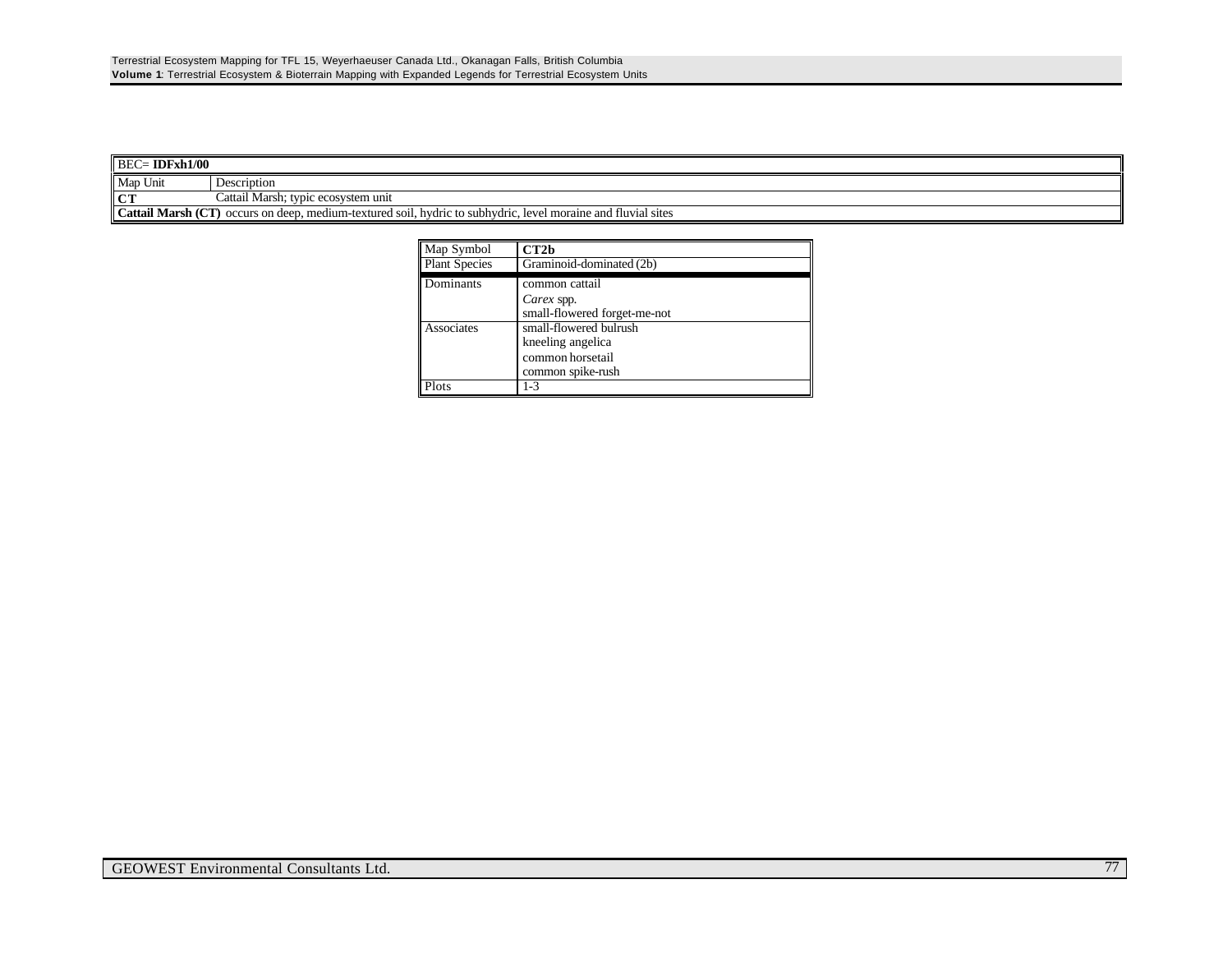| BEC= **IDFxh1/00** | |
|---|---|
| Map Unit | Description |
| **CT** | Cattail Marsh; typic ecosystem unit |
| **Cattail Marsh (CT)** occurs on deep, medium-textured soil, hydric to subhydric, level moraine and fluvial sites | |

| Map Symbol | **CT2b** |
|---|---|
| Plant Species | Graminoid-dominated (2b) |
| Dominants | common cattail<br>*Carex* spp.<br>small-flowered forget-me-not |
| Associates | small-flowered bulrush<br>kneeling angelica<br>common horsetail<br>common spike-rush |
| Plots | 1-3 |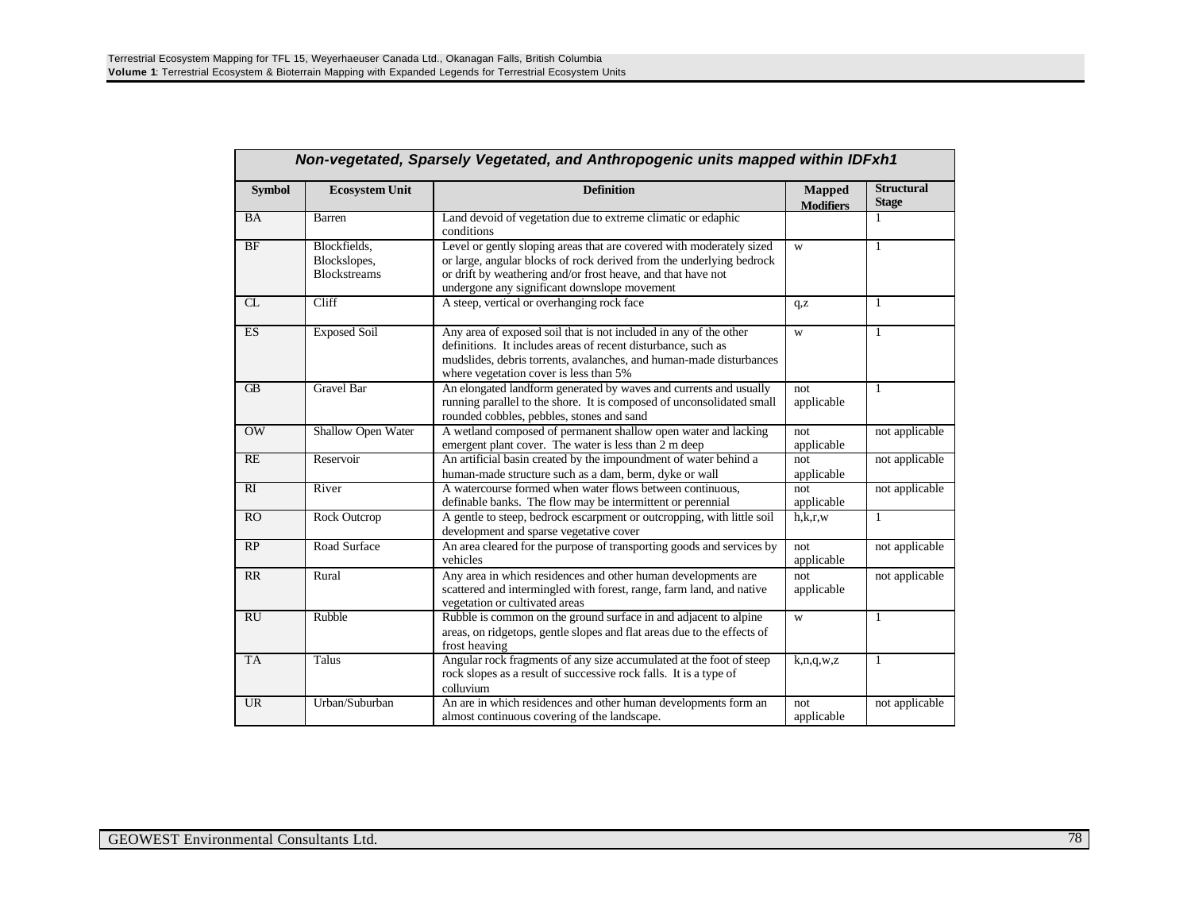| *Non-vegetated, Sparsely Vegetated, and Anthropogenic units mapped within IDFxh1* | | | | |
|---|---|---|---|---|
| **Symbol** | **Ecosystem Unit** | **Definition** | **Mapped Modifiers** | **Structural Stage** |
| BA | Barren | Land devoid of vegetation due to extreme climatic or edaphic conditions | | 1 |
| BF | Blockfields, Blockslopes, Blockstreams | Level or gently sloping areas that are covered with moderately sized or large, angular blocks of rock derived from the underlying bedrock or drift by weathering and/or frost heave, and that have not undergone any significant downslope movement | w | 1 |
| CL | Cliff | A steep, vertical or overhanging rock face | q,z | 1 |
| ES | Exposed Soil | Any area of exposed soil that is not included in any of the other definitions. It includes areas of recent disturbance, such as mudslides, debris torrents, avalanches, and human-made disturbances where vegetation cover is less than 5% | w | 1 |
| GB | Gravel Bar | An elongated landform generated by waves and currents and usually running parallel to the shore. It is composed of unconsolidated small rounded cobbles, pebbles, stones and sand | not applicable | 1 |
| OW | Shallow Open Water | A wetland composed of permanent shallow open water and lacking emergent plant cover. The water is less than 2 m deep | not applicable | not applicable |
| RE | Reservoir | An artificial basin created by the impoundment of water behind a human-made structure such as a dam, berm, dyke or wall | not applicable | not applicable |
| RI | River | A watercourse formed when water flows between continuous, definable banks. The flow may be intermittent or perennial | not applicable | not applicable |
| RO | Rock Outcrop | A gentle to steep, bedrock escarpment or outcropping, with little soil development and sparse vegetative cover | h,k,r,w | 1 |
| RP | Road Surface | An area cleared for the purpose of transporting goods and services by vehicles | not applicable | not applicable |
| RR | Rural | Any area in which residences and other human developments are scattered and intermingled with forest, range, farm land, and native vegetation or cultivated areas | not applicable | not applicable |
| RU | Rubble | Rubble is common on the ground surface in and adjacent to alpine areas, on ridgetops, gentle slopes and flat areas due to the effects of frost heaving | w | 1 |
| TA | Talus | Angular rock fragments of any size accumulated at the foot of steep rock slopes as a result of successive rock falls. It is a type of colluvium | k,n,q,w,z | 1 |
| UR | Urban/Suburban | An are in which residences and other human developments form an almost continuous covering of the landscape. | not applicable | not applicable |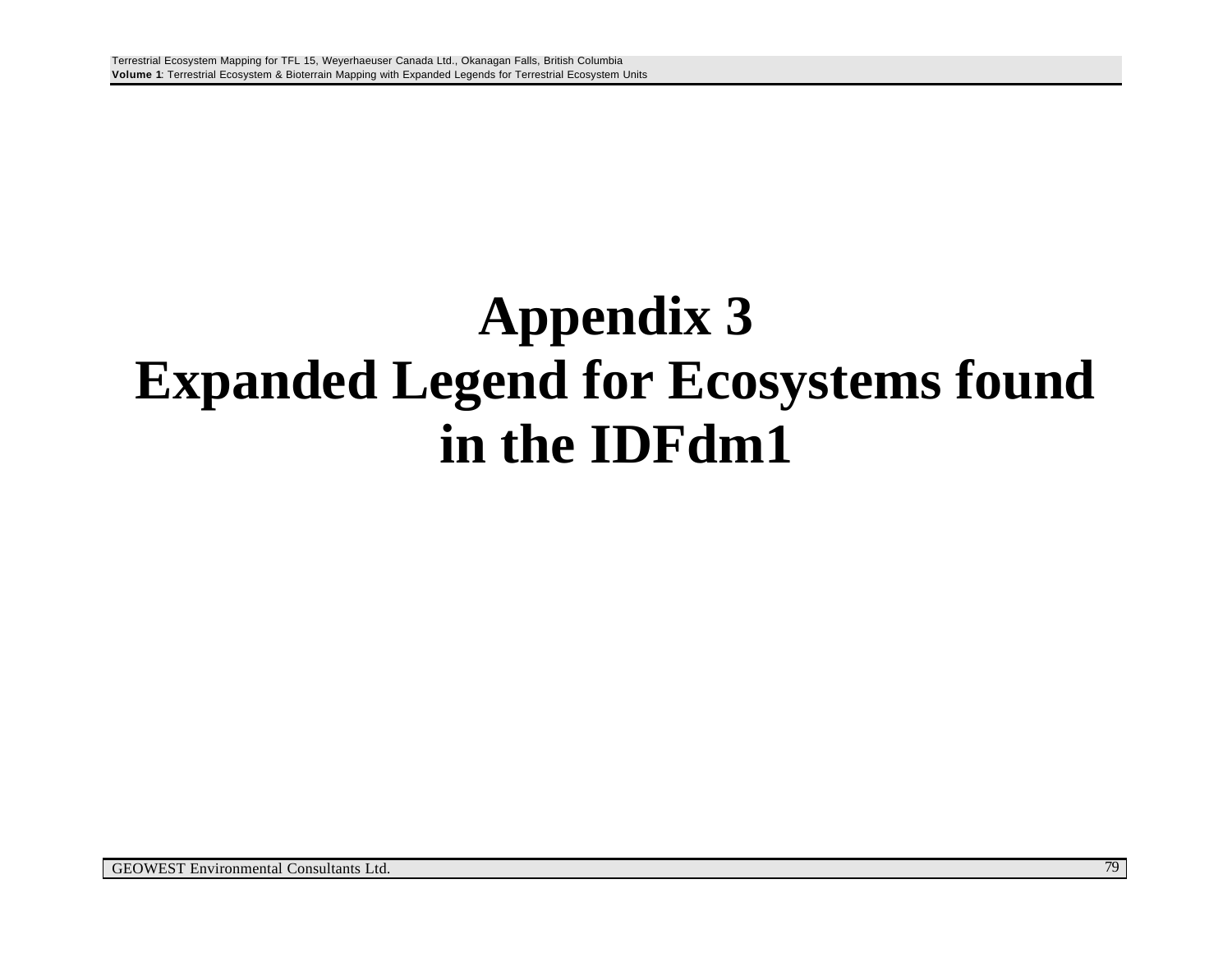# Appendix 3
# Expanded Legend for Ecosystems found in the IDFdm1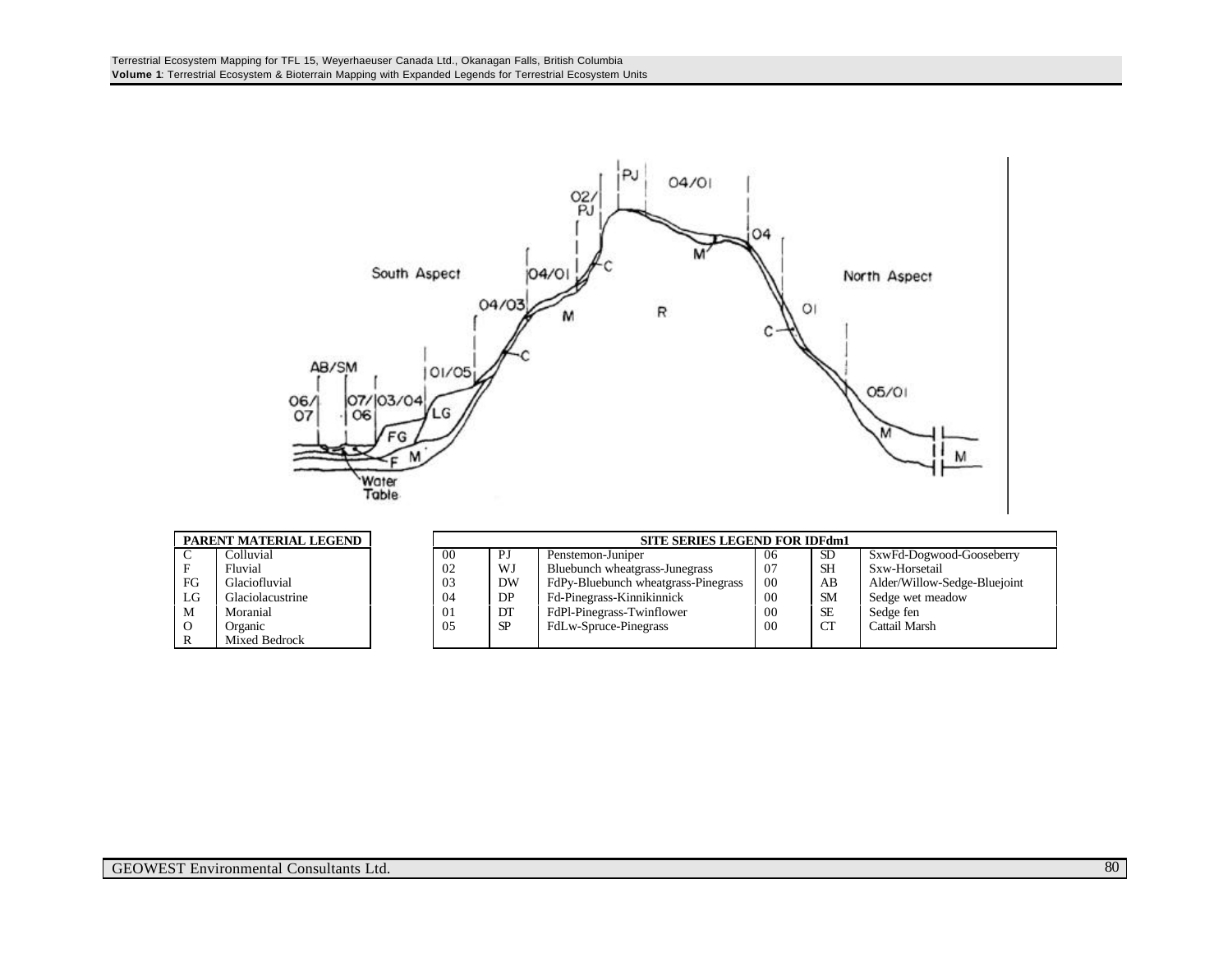| PARENT MATERIAL LEGEND | |
|---|---|
| C | Colluvial |
| F | Fluvial |
| FG | Glaciofluvial |
| LG | Glaciolacustrine |
| M | Moranial |
| O | Organic |
| R | Mixed Bedrock |

| SITE SERIES LEGEND FOR IDFdm1 | | | | | |
|---|---|---|---|---|---|
| 00 | PJ | Penstemon-Juniper | 06 | SD | SxwFd-Dogwood-Gooseberry |
| 02 | WJ | Bluebunch wheatgrass-Junegrass | 07 | SH | Sxw-Horsetail |
| 03 | DW | FdPy-Bluebunch wheatgrass-Pinegrass | 00 | AB | Alder/Willow-Sedge-Bluejoint |
| 04 | DP | Fd-Pinegrass-Kinnikinnick | 00 | SM | Sedge wet meadow |
| 01 | DT | FdPl-Pinegrass-Twinflower | 00 | SE | Sedge fen |
| 05 | SP | FdLw-Spruce-Pinegrass | 00 | CT | Cattail Marsh |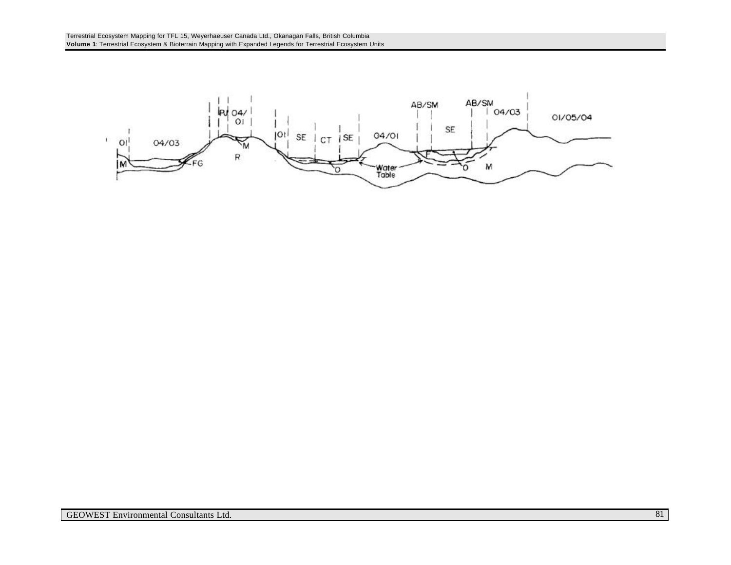OI 04/03 PJ 04/OI OI SE CT SE 04/OI AB/SM SE AB/SM 04/03 OI/05/04

M FG M R O Water Table F O M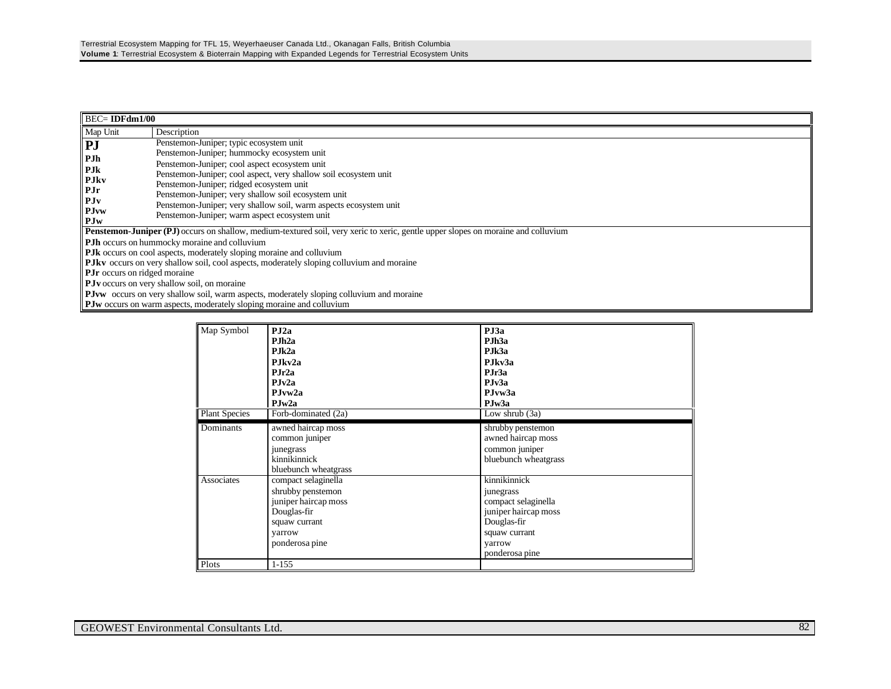| BEC= **IDFdm1/00** | |
|---|---|
| Map Unit | Description |
| **PJ** | Penstemon-Juniper; typic ecosystem unit |
| **PJh** | Penstemon-Juniper; hummocky ecosystem unit |
| **PJk** | Penstemon-Juniper; cool aspect ecosystem unit |
| **PJkv** | Penstemon-Juniper; cool aspect, very shallow soil ecosystem unit |
| **PJr** | Penstemon-Juniper; ridged ecosystem unit |
| **PJv** | Penstemon-Juniper; very shallow soil ecosystem unit |
| **PJvw** | Penstemon-Juniper; very shallow soil, warm aspects ecosystem unit |
| **PJw** | Penstemon-Juniper; warm aspect ecosystem unit |

**Penstemon-Juniper (PJ)** occurs on shallow, medium-textured soil, very xeric to xeric, gentle upper slopes on moraine and colluvium

**PJh** occurs on hummocky moraine and colluvium

**PJk** occurs on cool aspects, moderately sloping moraine and colluvium

**PJkv** occurs on very shallow soil, cool aspects, moderately sloping colluvium and moraine

**PJr** occurs on ridged moraine

**PJv** occurs on very shallow soil, on moraine

**PJvw** occurs on very shallow soil, warm aspects, moderately sloping colluvium and moraine

**PJw** occurs on warm aspects, moderately sloping moraine and colluvium

| Map Symbol | **PJ2a**<br>**PJh2a**<br>**PJk2a**<br>**PJkv2a**<br>**PJr2a**<br>**PJv2a**<br>**PJvw2a**<br>**PJw2a** | **PJ3a**<br>**PJh3a**<br>**PJk3a**<br>**PJkv3a**<br>**PJr3a**<br>**PJv3a**<br>**PJvw3a**<br>**PJw3a** |
|---|---|---|
| Plant Species | Forb-dominated (2a) | Low shrub (3a) |
| Dominants | awned haircap moss<br>common juniper<br>junegrass<br>kinnikinnick<br>bluebunch wheatgrass | shrubby penstemon<br>awned haircap moss<br>common juniper<br>bluebunch wheatgrass |
| Associates | compact selaginella<br>shrubby penstemon<br>juniper haircap moss<br>Douglas-fir<br>squaw currant<br>yarrow<br>ponderosa pine | kinnikinnick<br>junegrass<br>compact selaginella<br>juniper haircap moss<br>Douglas-fir<br>squaw currant<br>yarrow<br>ponderosa pine |
| Plots | 1-155 | |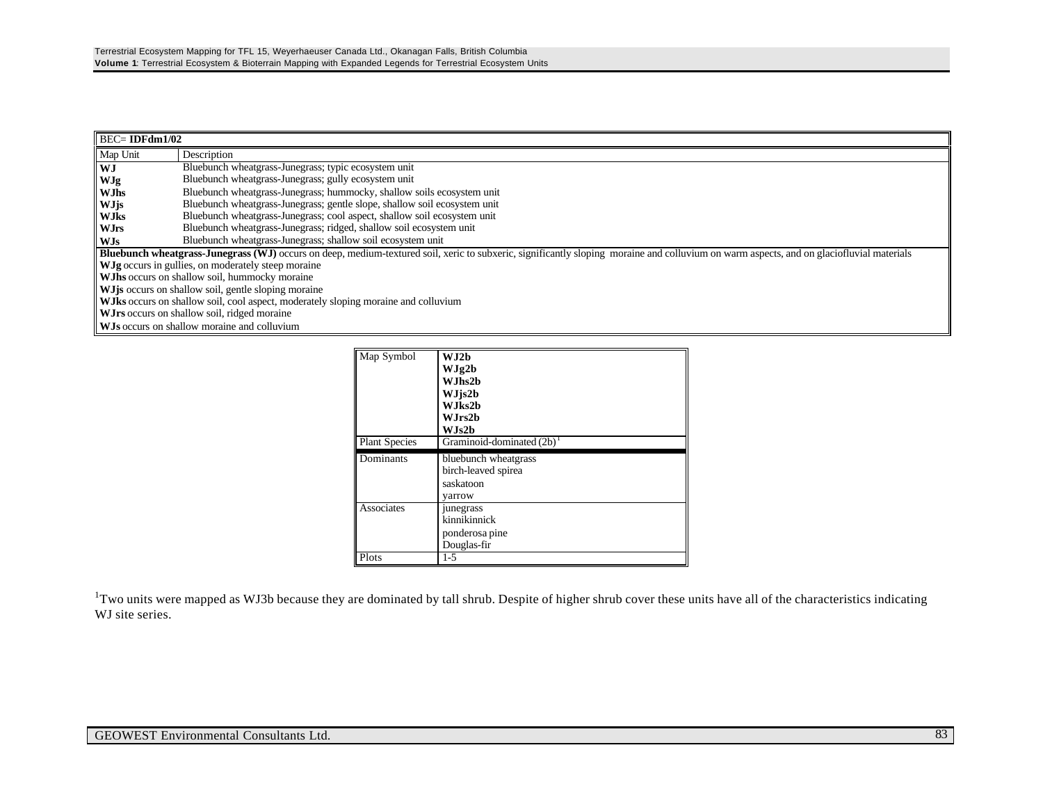| BEC= **IDFdm1/02** | |
|---|---|
| Map Unit | Description |
| **WJ** | Bluebunch wheatgrass-Junegrass; typic ecosystem unit |
| **WJg** | Bluebunch wheatgrass-Junegrass; gully ecosystem unit |
| **WJhs** | Bluebunch wheatgrass-Junegrass; hummocky, shallow soils ecosystem unit |
| **WJjs** | Bluebunch wheatgrass-Junegrass; gentle slope, shallow soil ecosystem unit |
| **WJks** | Bluebunch wheatgrass-Junegrass; cool aspect, shallow soil ecosystem unit |
| **WJrs** | Bluebunch wheatgrass-Junegrass; ridged, shallow soil ecosystem unit |
| **WJs** | Bluebunch wheatgrass-Junegrass; shallow soil ecosystem unit |

**Bluebunch wheatgrass-Junegrass (WJ)** occurs on deep, medium-textured soil, xeric to subxeric, significantly sloping moraine and colluvium on warm aspects, and on glaciofluvial materials
**WJg** occurs in gullies, on moderately steep moraine
**WJhs** occurs on shallow soil, hummocky moraine
**WJjs** occurs on shallow soil, gentle sloping moraine
**WJks** occurs on shallow soil, cool aspect, moderately sloping moraine and colluvium
**WJrs** occurs on shallow soil, ridged moraine
**WJs** occurs on shallow moraine and colluvium

| Map Symbol | **WJ2b**<br>**WJg2b**<br>**WJhs2b**<br>**WJjs2b**<br>**WJks2b**<br>**WJrs2b**<br>**WJs2b** |
|---|---|
| Plant Species | Graminoid-dominated (2b)[1] |
| Dominants | bluebunch wheatgrass<br>birch-leaved spirea<br>saskatoon<br>yarrow |
| Associates | junegrass<br>kinnikinnick<br>ponderosa pine<br>Douglas-fir |
| Plots | 1-5 |

[1]Two units were mapped as WJ3b because they are dominated by tall shrub. Despite of higher shrub cover these units have all of the characteristics indicating WJ site series.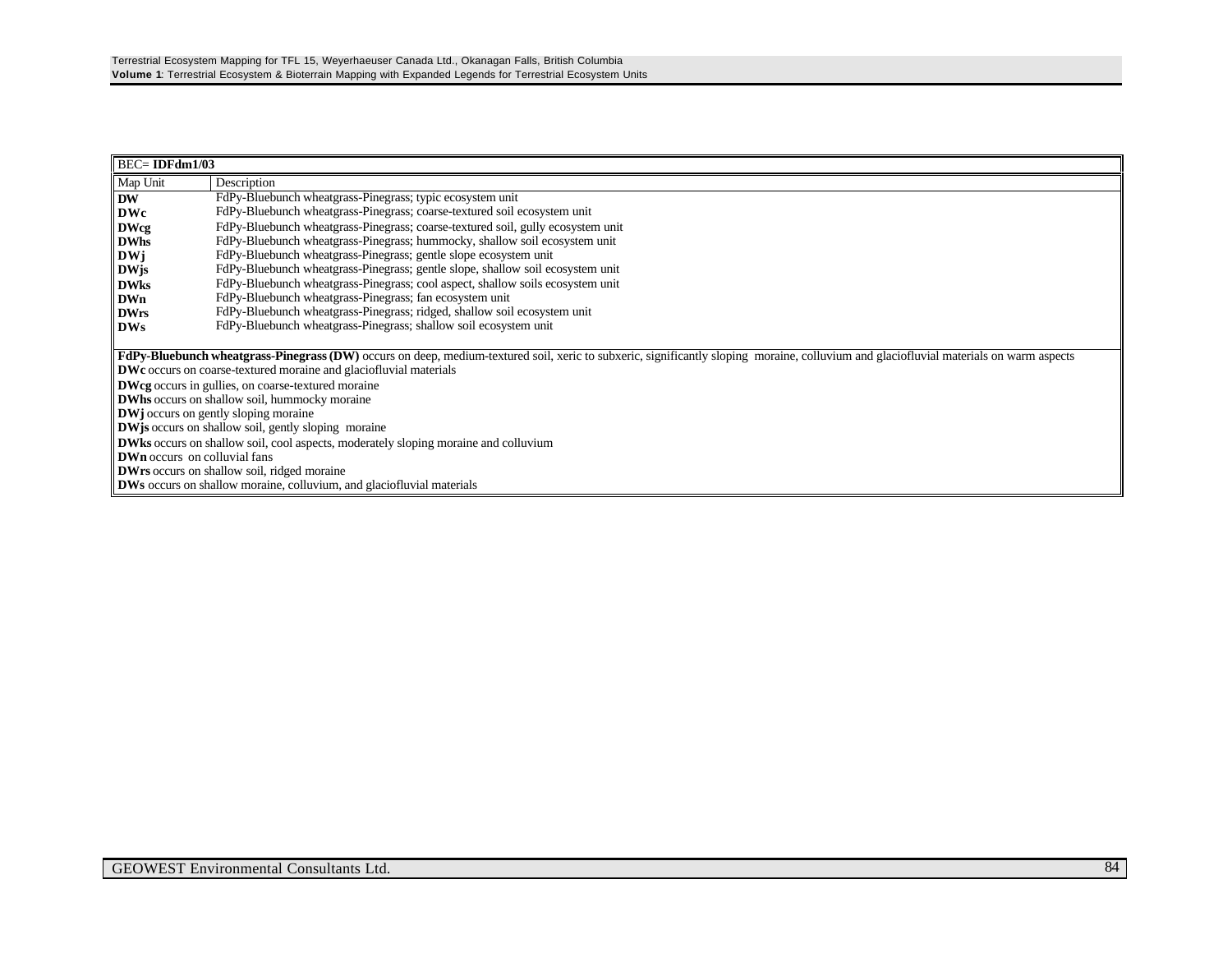| BEC= **IDFdm1/03** | |
|---|---|
| Map Unit | Description |
| **DW** | FdPy-Bluebunch wheatgrass-Pinegrass; typic ecosystem unit |
| **DWc** | FdPy-Bluebunch wheatgrass-Pinegrass; coarse-textured soil ecosystem unit |
| **DWcg** | FdPy-Bluebunch wheatgrass-Pinegrass; coarse-textured soil, gully ecosystem unit |
| **DWhs** | FdPy-Bluebunch wheatgrass-Pinegrass; hummocky, shallow soil ecosystem unit |
| **DWj** | FdPy-Bluebunch wheatgrass-Pinegrass; gentle slope ecosystem unit |
| **DWjs** | FdPy-Bluebunch wheatgrass-Pinegrass; gentle slope, shallow soil ecosystem unit |
| **DWks** | FdPy-Bluebunch wheatgrass-Pinegrass; cool aspect, shallow soils ecosystem unit |
| **DWn** | FdPy-Bluebunch wheatgrass-Pinegrass; fan ecosystem unit |
| **DWrs** | FdPy-Bluebunch wheatgrass-Pinegrass; ridged, shallow soil ecosystem unit |
| **DWs** | FdPy-Bluebunch wheatgrass-Pinegrass; shallow soil ecosystem unit |

**FdPy-Bluebunch wheatgrass-Pinegrass (DW)** occurs on deep, medium-textured soil, xeric to subxeric, significantly sloping moraine, colluvium and glaciofluvial materials on warm aspects

**DWc** occurs on coarse-textured moraine and glaciofluvial materials

**DWcg** occurs in gullies, on coarse-textured moraine

**DWhs** occurs on shallow soil, hummocky moraine

**DWj** occurs on gently sloping moraine

**DWjs** occurs on shallow soil, gently sloping moraine

**DWks** occurs on shallow soil, cool aspects, moderately sloping moraine and colluvium

**DWn** occurs on colluvial fans

**DWrs** occurs on shallow soil, ridged moraine

**DWs** occurs on shallow moraine, colluvium, and glaciofluvial materials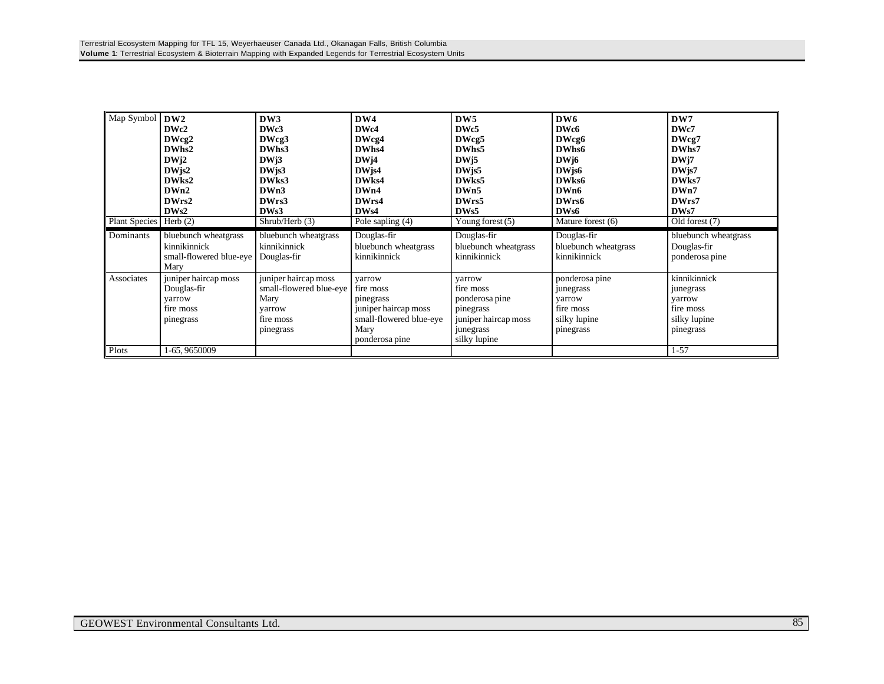| Map Symbol | **DW2**<br>**DWc2**<br>**DWcg2**<br>**DWhs2**<br>**DWj2**<br>**DWjs2**<br>**DWks2**<br>**DWn2**<br>**DWrs2**<br>**DWs2** | **DW3**<br>**DWc3**<br>**DWcg3**<br>**DWhs3**<br>**DWj3**<br>**DWjs3**<br>**DWks3**<br>**DWn3**<br>**DWrs3**<br>**DWs3** | **DW4**<br>**DWc4**<br>**DWcg4**<br>**DWhs4**<br>**DWj4**<br>**DWjs4**<br>**DWks4**<br>**DWn4**<br>**DWrs4**<br>**DWs4** | **DW5**<br>**DWc5**<br>**DWcg5**<br>**DWhs5**<br>**DWj5**<br>**DWjs5**<br>**DWks5**<br>**DWn5**<br>**DWrs5**<br>**DWs5** | **DW6**<br>**DWc6**<br>**DWcg6**<br>**DWhs6**<br>**DWj6**<br>**DWjs6**<br>**DWks6**<br>**DWn6**<br>**DWrs6**<br>**DWs6** | **DW7**<br>**DWc7**<br>**DWcg7**<br>**DWhs7**<br>**DWj7**<br>**DWjs7**<br>**DWks7**<br>**DWn7**<br>**DWrs7**<br>**DWs7** |
|---|---|---|---|---|---|---|
| Plant Species | Herb (2) | Shrub/Herb (3) | Pole sapling (4) | Young forest (5) | Mature forest (6) | Old forest (7) |
| Dominants | bluebunch wheatgrass<br>kinnikinnick<br>small-flowered blue-eye Mary | bluebunch wheatgrass<br>kinnikinnick<br>Douglas-fir | Douglas-fir<br>bluebunch wheatgrass<br>kinnikinnick | Douglas-fir<br>bluebunch wheatgrass<br>kinnikinnick | Douglas-fir<br>bluebunch wheatgrass<br>kinnikinnick | bluebunch wheatgrass<br>Douglas-fir<br>ponderosa pine |
| Associates | juniper haircap moss<br>Douglas-fir<br>yarrow<br>fire moss<br>pinegrass | juniper haircap moss<br>small-flowered blue-eye Mary<br>yarrow<br>fire moss<br>pinegrass | yarrow<br>fire moss<br>pinegrass<br>juniper haircap moss<br>small-flowered blue-eye Mary<br>ponderosa pine | yarrow<br>fire moss<br>ponderosa pine<br>pinegrass<br>juniper haircap moss<br>junegrass<br>silky lupine | ponderosa pine<br>junegrass<br>yarrow<br>fire moss<br>silky lupine<br>pinegrass | kinnikinnick<br>junegrass<br>yarrow<br>fire moss<br>silky lupine<br>pinegrass |
| Plots | 1-65, 9650009 | | | | | 1-57 |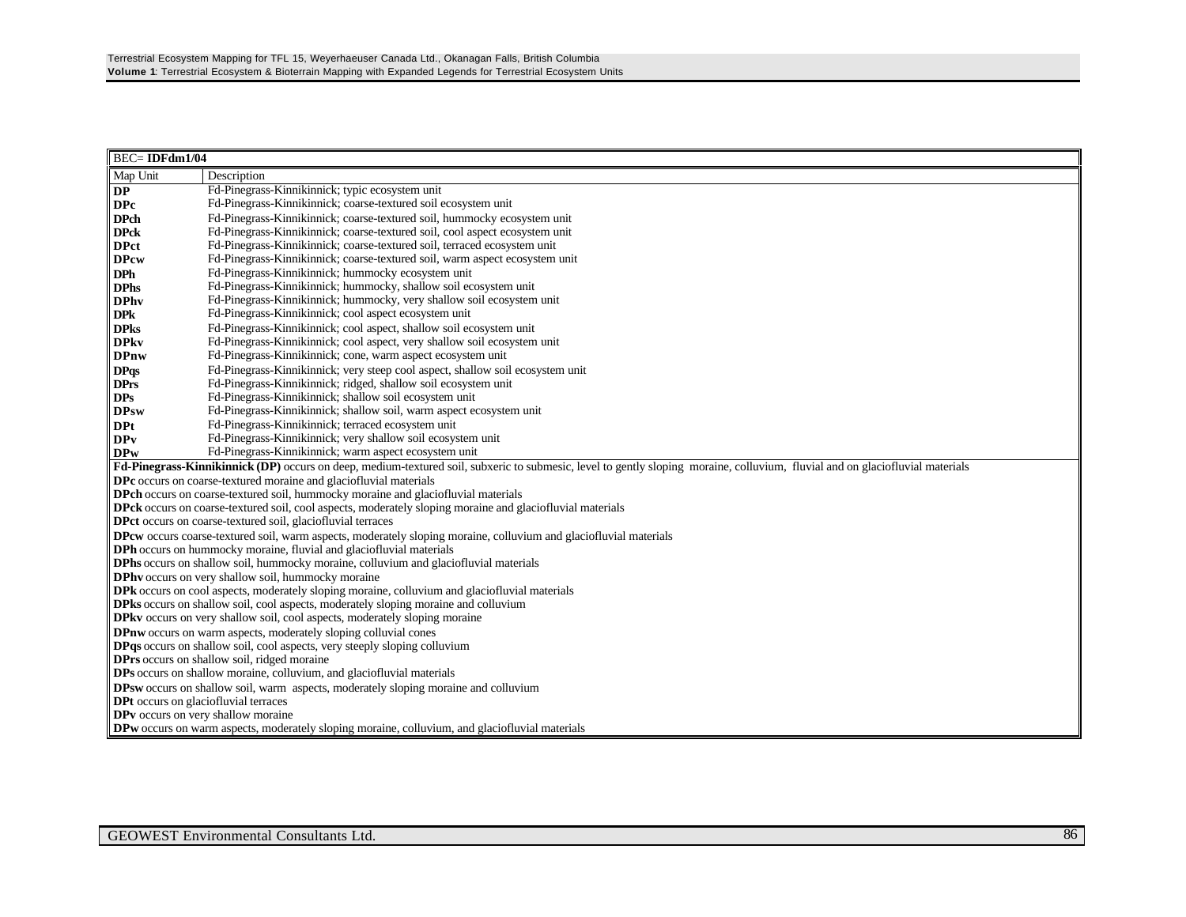| BEC= **IDFdm1/04** | |
|---|---|
| Map Unit | Description |
| **DP** | Fd-Pinegrass-Kinnikinnick; typic ecosystem unit |
| **DPc** | Fd-Pinegrass-Kinnikinnick; coarse-textured soil ecosystem unit |
| **DPch** | Fd-Pinegrass-Kinnikinnick; coarse-textured soil, hummocky ecosystem unit |
| **DPck** | Fd-Pinegrass-Kinnikinnick; coarse-textured soil, cool aspect ecosystem unit |
| **DPct** | Fd-Pinegrass-Kinnikinnick; coarse-textured soil, terraced ecosystem unit |
| **DPcw** | Fd-Pinegrass-Kinnikinnick; coarse-textured soil, warm aspect ecosystem unit |
| **DPh** | Fd-Pinegrass-Kinnikinnick; hummocky ecosystem unit |
| **DPhs** | Fd-Pinegrass-Kinnikinnick; hummocky, shallow soil ecosystem unit |
| **DPhv** | Fd-Pinegrass-Kinnikinnick; hummocky, very shallow soil ecosystem unit |
| **DPk** | Fd-Pinegrass-Kinnikinnick; cool aspect ecosystem unit |
| **DPks** | Fd-Pinegrass-Kinnikinnick; cool aspect, shallow soil ecosystem unit |
| **DPkv** | Fd-Pinegrass-Kinnikinnick; cool aspect, very shallow soil ecosystem unit |
| **DPnw** | Fd-Pinegrass-Kinnikinnick; cone, warm aspect ecosystem unit |
| **DPqs** | Fd-Pinegrass-Kinnikinnick; very steep cool aspect, shallow soil ecosystem unit |
| **DPrs** | Fd-Pinegrass-Kinnikinnick; ridged, shallow soil ecosystem unit |
| **DPs** | Fd-Pinegrass-Kinnikinnick; shallow soil ecosystem unit |
| **DPsw** | Fd-Pinegrass-Kinnikinnick; shallow soil, warm aspect ecosystem unit |
| **DPt** | Fd-Pinegrass-Kinnikinnick; terraced ecosystem unit |
| **DPv** | Fd-Pinegrass-Kinnikinnick; very shallow soil ecosystem unit |
| **DPw** | Fd-Pinegrass-Kinnikinnick; warm aspect ecosystem unit |

**Fd-Pinegrass-Kinnikinnick (DP)** occurs on deep, medium-textured soil, subxeric to submesic, level to gently sloping moraine, colluvium, fluvial and on glaciofluvial materials

**DPc** occurs on coarse-textured moraine and glaciofluvial materials

**DPch** occurs on coarse-textured soil, hummocky moraine and glaciofluvial materials

**DPck** occurs on coarse-textured soil, cool aspects, moderately sloping moraine and glaciofluvial materials

**DPct** occurs on coarse-textured soil, glaciofluvial terraces

**DPcw** occurs coarse-textured soil, warm aspects, moderately sloping moraine, colluvium and glaciofluvial materials

**DPh** occurs on hummocky moraine, fluvial and glaciofluvial materials

**DPhs** occurs on shallow soil, hummocky moraine, colluvium and glaciofluvial materials

**DPhv** occurs on very shallow soil, hummocky moraine

**DPk** occurs on cool aspects, moderately sloping moraine, colluvium and glaciofluvial materials

**DPks** occurs on shallow soil, cool aspects, moderately sloping moraine and colluvium

**DPkv** occurs on very shallow soil, cool aspects, moderately sloping moraine

**DPnw** occurs on warm aspects, moderately sloping colluvial cones

**DPqs** occurs on shallow soil, cool aspects, very steeply sloping colluvium

**DPrs** occurs on shallow soil, ridged moraine

**DPs** occurs on shallow moraine, colluvium, and glaciofluvial materials

**DPsw** occurs on shallow soil, warm aspects, moderately sloping moraine and colluvium

**DPt** occurs on glaciofluvial terraces

**DPv** occurs on very shallow moraine

**DPw** occurs on warm aspects, moderately sloping moraine, colluvium, and glaciofluvial materials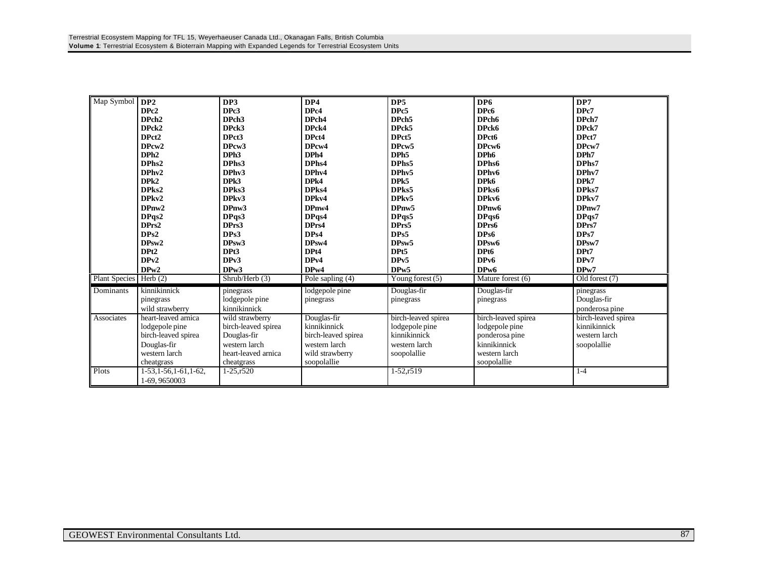| Map Symbol | DP2<br>DPc2<br>DPch2<br>DPck2<br>DPct2<br>DPcw2<br>DPh2<br>DPhs2<br>DPhv2<br>DPk2<br>DPks2<br>DPkv2<br>DPnw2<br>DPqs2<br>DPrs2<br>DPs2<br>DPsw2<br>DPt2<br>DPv2<br>DPw2 | DP3<br>DPc3<br>DPch3<br>DPck3<br>DPct3<br>DPcw3<br>DPh3<br>DPhs3<br>DPhv3<br>DPk3<br>DPks3<br>DPkv3<br>DPnw3<br>DPqs3<br>DPrs3<br>DPs3<br>DPsw3<br>DPt3<br>DPv3<br>DPw3 | DP4<br>DPc4<br>DPch4<br>DPck4<br>DPct4<br>DPcw4<br>DPh4<br>DPhs4<br>DPhv4<br>DPk4<br>DPks4<br>DPkv4<br>DPnw4<br>DPqs4<br>DPrs4<br>DPs4<br>DPsw4<br>DPt4<br>DPv4<br>DPw4 | DP5<br>DPc5<br>DPch5<br>DPck5<br>DPct5<br>DPcw5<br>DPh5<br>DPhs5<br>DPhv5<br>DPk5<br>DPks5<br>DPkv5<br>DPnw5<br>DPqs5<br>DPrs5<br>DPs5<br>DPsw5<br>DPt5<br>DPv5<br>DPw5 | DP6<br>DPc6<br>DPch6<br>DPck6<br>DPct6<br>DPcw6<br>DPh6<br>DPhs6<br>DPhv6<br>DPk6<br>DPks6<br>DPkv6<br>DPnw6<br>DPqs6<br>DPrs6<br>DPs6<br>DPsw6<br>DPt6<br>DPv6<br>DPw6 | DP7<br>DPc7<br>DPch7<br>DPck7<br>DPct7<br>DPcw7<br>DPh7<br>DPhs7<br>DPhv7<br>DPk7<br>DPks7<br>DPkv7<br>DPnw7<br>DPqs7<br>DPrs7<br>DPs7<br>DPsw7<br>DPt7<br>DPv7<br>DPw7 |
|---|---|---|---|---|---|---|
| Plant Species | Herb (2) | Shrub/Herb (3) | Pole sapling (4) | Young forest (5) | Mature forest (6) | Old forest (7) |
| Dominants | kinnikinnick<br>pinegrass<br>wild strawberry | pinegrass<br>lodgepole pine<br>kinnikinnick | lodgepole pine<br>pinegrass | Douglas-fir<br>pinegrass | Douglas-fir<br>pinegrass | pinegrass<br>Douglas-fir<br>ponderosa pine |
| Associates | heart-leaved arnica<br>lodgepole pine<br>birch-leaved spirea<br>Douglas-fir<br>western larch<br>cheatgrass | wild strawberry<br>birch-leaved spirea<br>Douglas-fir<br>western larch<br>heart-leaved arnica<br>cheatgrass | Douglas-fir<br>kinnikinnick<br>birch-leaved spirea<br>western larch<br>wild strawberry<br>soopolallie | birch-leaved spirea<br>lodgepole pine<br>kinnikinnick<br>western larch<br>soopolallie | birch-leaved spirea<br>lodgepole pine<br>ponderosa pine<br>kinnikinnick<br>western larch<br>soopolallie | birch-leaved spirea<br>kinnikinnick<br>western larch<br>soopolallie |
| Plots | 1-53,1-56,1-61,1-62,<br>1-69, 9650003 | 1-25,r520 | | 1-52,r519 | | 1-4 |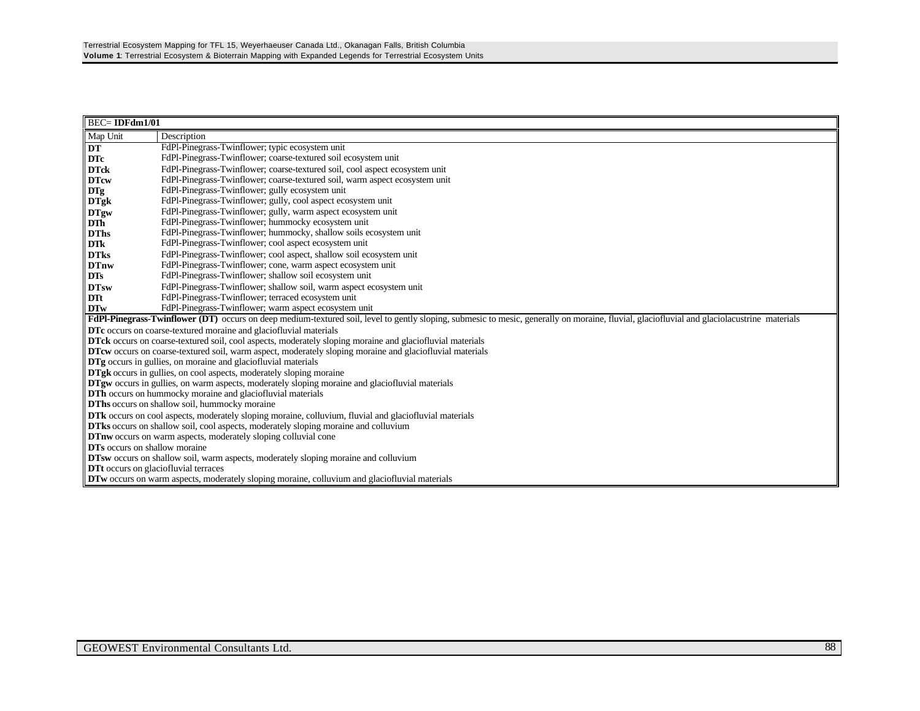| BEC= **IDFdm1/01** | |
|---|---|
| Map Unit | Description |
| **DT** | FdPl-Pinegrass-Twinflower; typic ecosystem unit |
| **DTc** | FdPl-Pinegrass-Twinflower; coarse-textured soil ecosystem unit |
| **DTck** | FdPl-Pinegrass-Twinflower; coarse-textured soil, cool aspect ecosystem unit |
| **DTcw** | FdPl-Pinegrass-Twinflower; coarse-textured soil, warm aspect ecosystem unit |
| **DTg** | FdPl-Pinegrass-Twinflower; gully ecosystem unit |
| **DTgk** | FdPl-Pinegrass-Twinflower; gully, cool aspect ecosystem unit |
| **DTgw** | FdPl-Pinegrass-Twinflower; gully, warm aspect ecosystem unit |
| **DTh** | FdPl-Pinegrass-Twinflower; hummocky ecosystem unit |
| **DThs** | FdPl-Pinegrass-Twinflower; hummocky, shallow soils ecosystem unit |
| **DTk** | FdPl-Pinegrass-Twinflower; cool aspect ecosystem unit |
| **DTks** | FdPl-Pinegrass-Twinflower; cool aspect, shallow soil ecosystem unit |
| **DTnw** | FdPl-Pinegrass-Twinflower; cone, warm aspect ecosystem unit |
| **DTs** | FdPl-Pinegrass-Twinflower; shallow soil ecosystem unit |
| **DTsw** | FdPl-Pinegrass-Twinflower; shallow soil, warm aspect ecosystem unit |
| **DTt** | FdPl-Pinegrass-Twinflower; terraced ecosystem unit |
| **DTw** | FdPl-Pinegrass-Twinflower; warm aspect ecosystem unit |

**FdPl-Pinegrass-Twinflower (DT)** occurs on deep medium-textured soil, level to gently sloping, submesic to mesic, generally on moraine, fluvial, glaciofluvial and glaciolacustrine materials

**DTc** occurs on coarse-textured moraine and glaciofluvial materials

**DTck** occurs on coarse-textured soil, cool aspects, moderately sloping moraine and glaciofluvial materials

**DTcw** occurs on coarse-textured soil, warm aspect, moderately sloping moraine and glaciofluvial materials

**DTg** occurs in gullies, on moraine and glaciofluvial materials

**DTgk** occurs in gullies, on cool aspects, moderately sloping moraine

**DTgw** occurs in gullies, on warm aspects, moderately sloping moraine and glaciofluvial materials

**DTh** occurs on hummocky moraine and glaciofluvial materials

**DThs** occurs on shallow soil, hummocky moraine

**DTk** occurs on cool aspects, moderately sloping moraine, colluvium, fluvial and glaciofluvial materials

**DTks** occurs on shallow soil, cool aspects, moderately sloping moraine and colluvium

**DTnw** occurs on warm aspects, moderately sloping colluvial cone

**DTs** occurs on shallow moraine

**DTsw** occurs on shallow soil, warm aspects, moderately sloping moraine and colluvium

**DTt** occurs on glaciofluvial terraces

**DTw** occurs on warm aspects, moderately sloping moraine, colluvium and glaciofluvial materials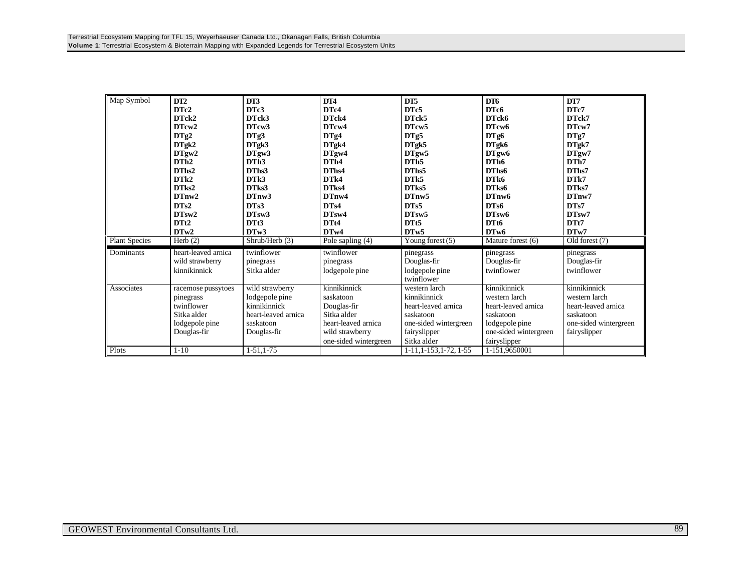| Map Symbol | DT2<br>DTc2<br>DTck2<br>DTcw2<br>DTg2<br>DTgk2<br>DTgw2<br>DTh2<br>DThs2<br>DTk2<br>DTks2<br>DTnw2<br>DTs2<br>DTsw2<br>DTt2<br>DTw2 | DT3<br>DTc3<br>DTck3<br>DTcw3<br>DTg3<br>DTgk3<br>DTgw3<br>DTh3<br>DThs3<br>DTk3<br>DTks3<br>DTnw3<br>DTs3<br>DTsw3<br>DTt3<br>DTw3 | DT4<br>DTc4<br>DTck4<br>DTcw4<br>DTg4<br>DTgk4<br>DTgw4<br>DTh4<br>DThs4<br>DTk4<br>DTks4<br>DTnw4<br>DTs4<br>DTsw4<br>DTt4<br>DTw4 | DT5<br>DTc5<br>DTck5<br>DTcw5<br>DTg5<br>DTgk5<br>DTgw5<br>DTh5<br>DThs5<br>DTk5<br>DTks5<br>DTnw5<br>DTs5<br>DTsw5<br>DTt5<br>DTw5 | DT6<br>DTc6<br>DTck6<br>DTcw6<br>DTg6<br>DTgk6<br>DTgw6<br>DTh6<br>DThs6<br>DTk6<br>DTks6<br>DTnw6<br>DTs6<br>DTsw6<br>DTt6<br>DTw6 | DT7<br>DTc7<br>DTck7<br>DTcw7<br>DTg7<br>DTgk7<br>DTgw7<br>DTh7<br>DThs7<br>DTk7<br>DTks7<br>DTnw7<br>DTs7<br>DTsw7<br>DTt7<br>DTw7 |
|---|---|---|---|---|---|---|
| Plant Species | Herb (2) | Shrub/Herb (3) | Pole sapling (4) | Young forest (5) | Mature forest (6) | Old forest (7) |
| Dominants | heart-leaved arnica<br>wild strawberry<br>kinnikinnick | twinflower<br>pinegrass<br>Sitka alder | twinflower<br>pinegrass<br>lodgepole pine | pinegrass<br>Douglas-fir<br>lodgepole pine<br>twinflower | pinegrass<br>Douglas-fir<br>twinflower | pinegrass<br>Douglas-fir<br>twinflower |
| Associates | racemose pussytoes<br>pinegrass<br>twinflower<br>Sitka alder<br>lodgepole pine<br>Douglas-fir | wild strawberry<br>lodgepole pine<br>kinnikinnick<br>heart-leaved arnica<br>saskatoon<br>Douglas-fir | kinnikinnick<br>saskatoon<br>Douglas-fir<br>Sitka alder<br>heart-leaved arnica<br>wild strawberry<br>one-sided wintergreen | western larch<br>kinnikinnick<br>heart-leaved arnica<br>saskatoon<br>one-sided wintergreen<br>fairyslipper<br>Sitka alder | kinnikinnick<br>western larch<br>heart-leaved arnica<br>saskatoon<br>lodgepole pine<br>one-sided wintergreen<br>fairyslipper | kinnikinnick<br>western larch<br>heart-leaved arnica<br>saskatoon<br>one-sided wintergreen<br>fairyslipper |
| Plots | 1-10 | 1-51,1-75 | | 1-11,1-153,1-72, 1-55 | 1-151,9650001 | |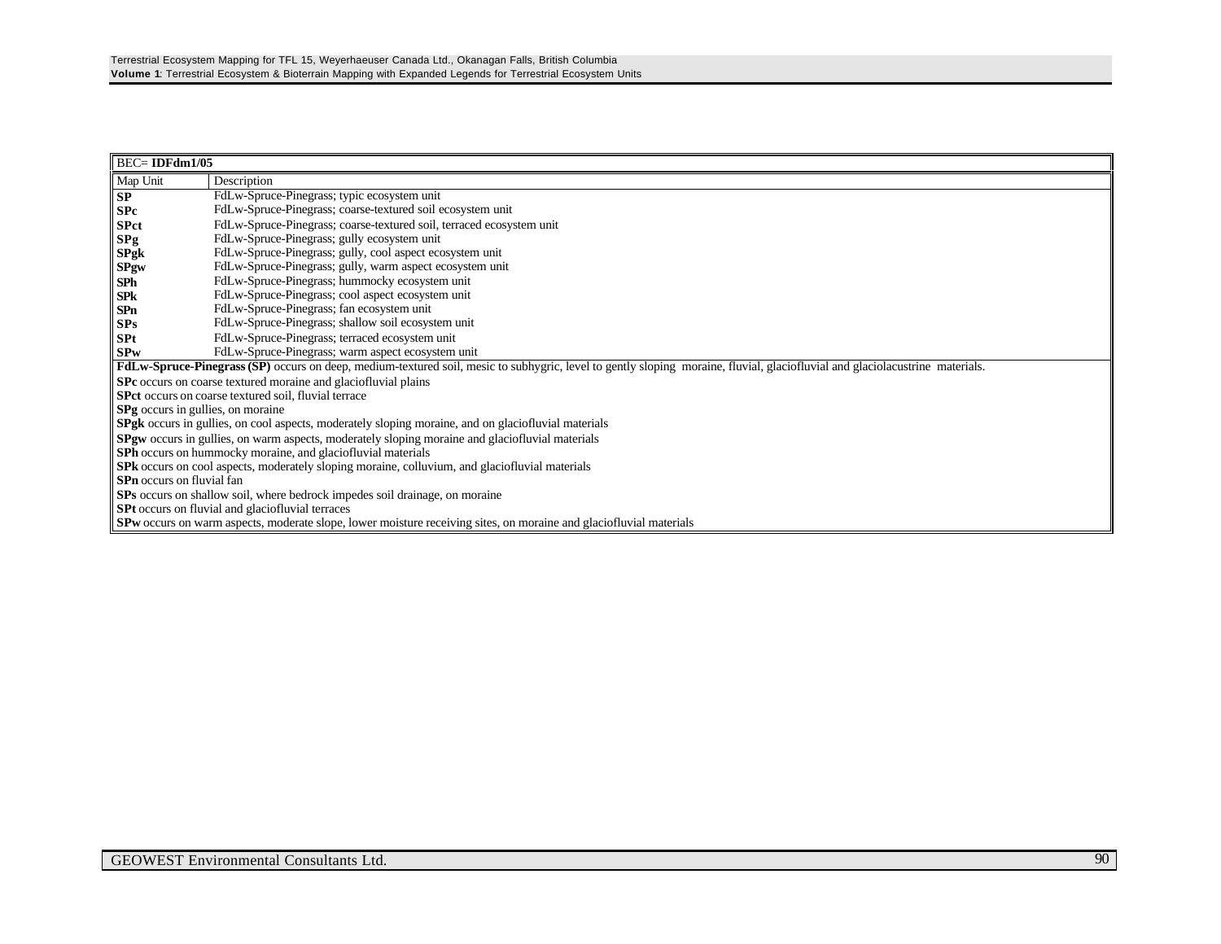| BEC= **IDFdm1/05** | |
|---|---|
| Map Unit | Description |
| **SP** | FdLw-Spruce-Pinegrass; typic ecosystem unit |
| **SPc** | FdLw-Spruce-Pinegrass; coarse-textured soil ecosystem unit |
| **SPct** | FdLw-Spruce-Pinegrass; coarse-textured soil, terraced ecosystem unit |
| **SPg** | FdLw-Spruce-Pinegrass; gully ecosystem unit |
| **SPgk** | FdLw-Spruce-Pinegrass; gully, cool aspect ecosystem unit |
| **SPgw** | FdLw-Spruce-Pinegrass; gully, warm aspect ecosystem unit |
| **SPh** | FdLw-Spruce-Pinegrass; hummocky ecosystem unit |
| **SPk** | FdLw-Spruce-Pinegrass; cool aspect ecosystem unit |
| **SPn** | FdLw-Spruce-Pinegrass; fan ecosystem unit |
| **SPs** | FdLw-Spruce-Pinegrass; shallow soil ecosystem unit |
| **SPt** | FdLw-Spruce-Pinegrass; terraced ecosystem unit |
| **SPw** | FdLw-Spruce-Pinegrass; warm aspect ecosystem unit |

**FdLw-Spruce-Pinegrass (SP)** occurs on deep, medium-textured soil, mesic to subhygric, level to gently sloping moraine, fluvial, glaciofluvial and glaciolacustrine materials.

**SPc** occurs on coarse textured moraine and glaciofluvial plains

**SPct** occurs on coarse textured soil, fluvial terrace

**SPg** occurs in gullies, on moraine

**SPgk** occurs in gullies, on cool aspects, moderately sloping moraine, and on glaciofluvial materials

**SPgw** occurs in gullies, on warm aspects, moderately sloping moraine and glaciofluvial materials

**SPh** occurs on hummocky moraine, and glaciofluvial materials

**SPk** occurs on cool aspects, moderately sloping moraine, colluvium, and glaciofluvial materials

**SPn** occurs on fluvial fan

**SPs** occurs on shallow soil, where bedrock impedes soil drainage, on moraine

**SPt** occurs on fluvial and glaciofluvial terraces

**SPw** occurs on warm aspects, moderate slope, lower moisture receiving sites, on moraine and glaciofluvial materials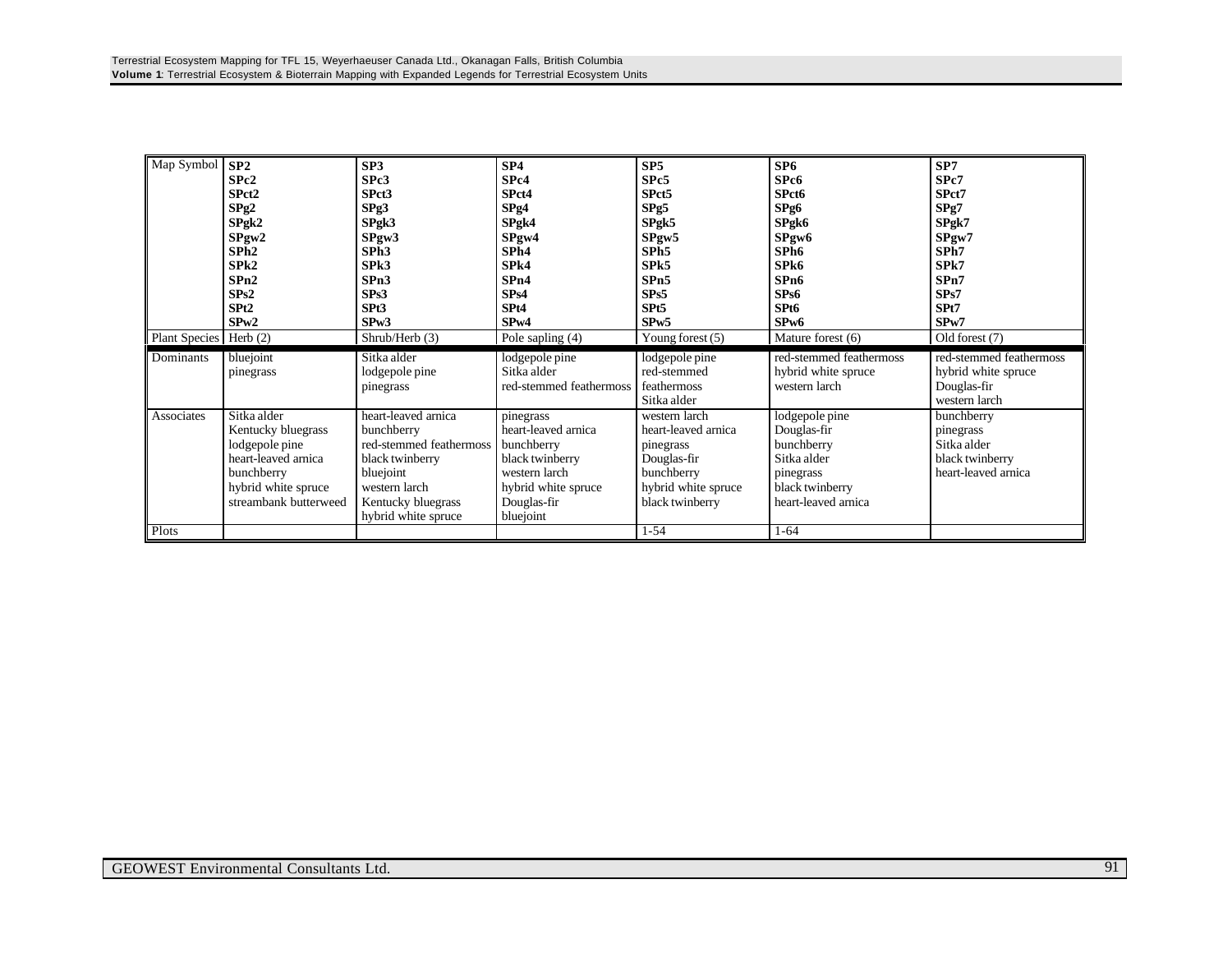| Map Symbol | **SP2**<br>**SPc2**<br>**SPct2**<br>**SPg2**<br>**SPgk2**<br>**SPgw2**<br>**SPh2**<br>**SPk2**<br>**SPn2**<br>**SPs2**<br>**SPt2**<br>**SPw2** | **SP3**<br>**SPc3**<br>**SPct3**<br>**SPg3**<br>**SPgk3**<br>**SPgw3**<br>**SPh3**<br>**SPk3**<br>**SPn3**<br>**SPs3**<br>**SPt3**<br>**SPw3** | **SP4**<br>**SPc4**<br>**SPct4**<br>**SPg4**<br>**SPgk4**<br>**SPgw4**<br>**SPh4**<br>**SPk4**<br>**SPn4**<br>**SPs4**<br>**SPt4**<br>**SPw4** | **SP5**<br>**SPc5**<br>**SPct5**<br>**SPg5**<br>**SPgk5**<br>**SPgw5**<br>**SPh5**<br>**SPk5**<br>**SPn5**<br>**SPs5**<br>**SPt5**<br>**SPw5** | **SP6**<br>**SPc6**<br>**SPct6**<br>**SPg6**<br>**SPgk6**<br>**SPgw6**<br>**SPh6**<br>**SPk6**<br>**SPn6**<br>**SPs6**<br>**SPt6**<br>**SPw6** | **SP7**<br>**SPc7**<br>**SPct7**<br>**SPg7**<br>**SPgk7**<br>**SPgw7**<br>**SPh7**<br>**SPk7**<br>**SPn7**<br>**SPs7**<br>**SPt7**<br>**SPw7** |
|---|---|---|---|---|---|---|
| Plant Species | Herb (2) | Shrub/Herb (3) | Pole sapling (4) | Young forest (5) | Mature forest (6) | Old forest (7) |
| Dominants | bluejoint<br>pinegrass | Sitka alder<br>lodgepole pine<br>pinegrass | lodgepole pine<br>Sitka alder<br>red-stemmed feathermoss | lodgepole pine<br>red-stemmed<br>feathermoss<br>Sitka alder | red-stemmed feathermoss<br>hybrid white spruce<br>western larch | red-stemmed feathermoss<br>hybrid white spruce<br>Douglas-fir<br>western larch |
| Associates | Sitka alder<br>Kentucky bluegrass<br>lodgepole pine<br>heart-leaved arnica<br>bunchberry<br>hybrid white spruce<br>streambank butterweed | heart-leaved arnica<br>bunchberry<br>red-stemmed feathermoss<br>black twinberry<br>bluejoint<br>western larch<br>Kentucky bluegrass<br>hybrid white spruce | pinegrass<br>heart-leaved arnica<br>bunchberry<br>black twinberry<br>western larch<br>hybrid white spruce<br>Douglas-fir<br>bluejoint | western larch<br>heart-leaved arnica<br>pinegrass<br>Douglas-fir<br>bunchberry<br>hybrid white spruce<br>black twinberry | lodgepole pine<br>Douglas-fir<br>bunchberry<br>Sitka alder<br>pinegrass<br>black twinberry<br>heart-leaved arnica | bunchberry<br>pinegrass<br>Sitka alder<br>black twinberry<br>heart-leaved arnica |
| Plots | | | | 1-54 | 1-64 | |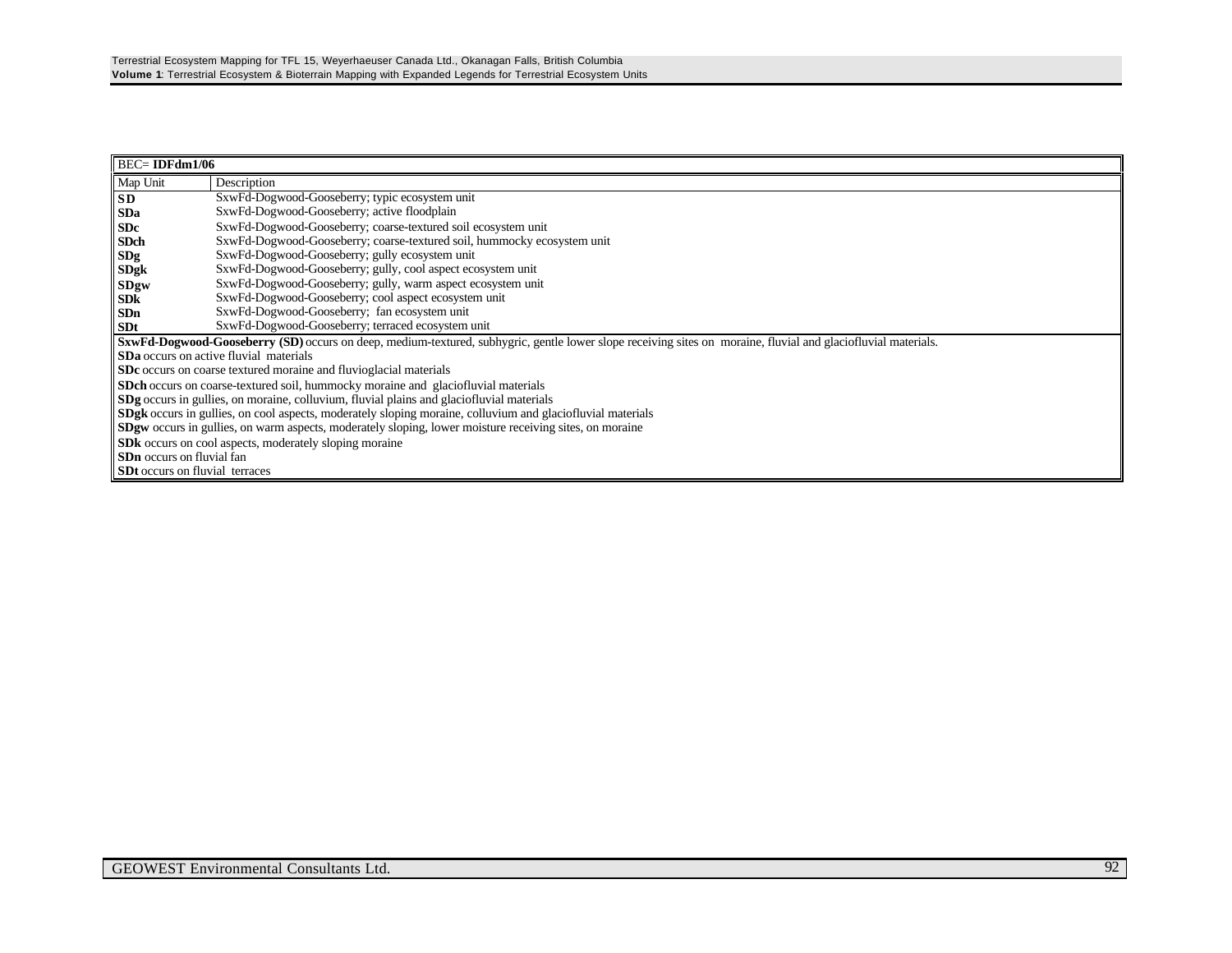| BEC= **IDFdm1/06** | |
|---|---|
| Map Unit | Description |
| **SD** | SxwFd-Dogwood-Gooseberry; typic ecosystem unit |
| **SDa** | SxwFd-Dogwood-Gooseberry; active floodplain |
| **SDc** | SxwFd-Dogwood-Gooseberry; coarse-textured soil ecosystem unit |
| **SDch** | SxwFd-Dogwood-Gooseberry; coarse-textured soil, hummocky ecosystem unit |
| **SDg** | SxwFd-Dogwood-Gooseberry; gully ecosystem unit |
| **SDgk** | SxwFd-Dogwood-Gooseberry; gully, cool aspect ecosystem unit |
| **SDgw** | SxwFd-Dogwood-Gooseberry; gully, warm aspect ecosystem unit |
| **SDk** | SxwFd-Dogwood-Gooseberry; cool aspect ecosystem unit |
| **SDn** | SxwFd-Dogwood-Gooseberry; fan ecosystem unit |
| **SDt** | SxwFd-Dogwood-Gooseberry; terraced ecosystem unit |

**SxwFd-Dogwood-Gooseberry (SD)** occurs on deep, medium-textured, subhygric, gentle lower slope receiving sites on moraine, fluvial and glaciofluvial materials.

**SDa** occurs on active fluvial materials

**SDc** occurs on coarse textured moraine and fluvioglacial materials

**SDch** occurs on coarse-textured soil, hummocky moraine and glaciofluvial materials

**SDg** occurs in gullies, on moraine, colluvium, fluvial plains and glaciofluvial materials

**SDgk** occurs in gullies, on cool aspects, moderately sloping moraine, colluvium and glaciofluvial materials

**SDgw** occurs in gullies, on warm aspects, moderately sloping, lower moisture receiving sites, on moraine

**SDk** occurs on cool aspects, moderately sloping moraine

**SDn** occurs on fluvial fan

**SDt** occurs on fluvial terraces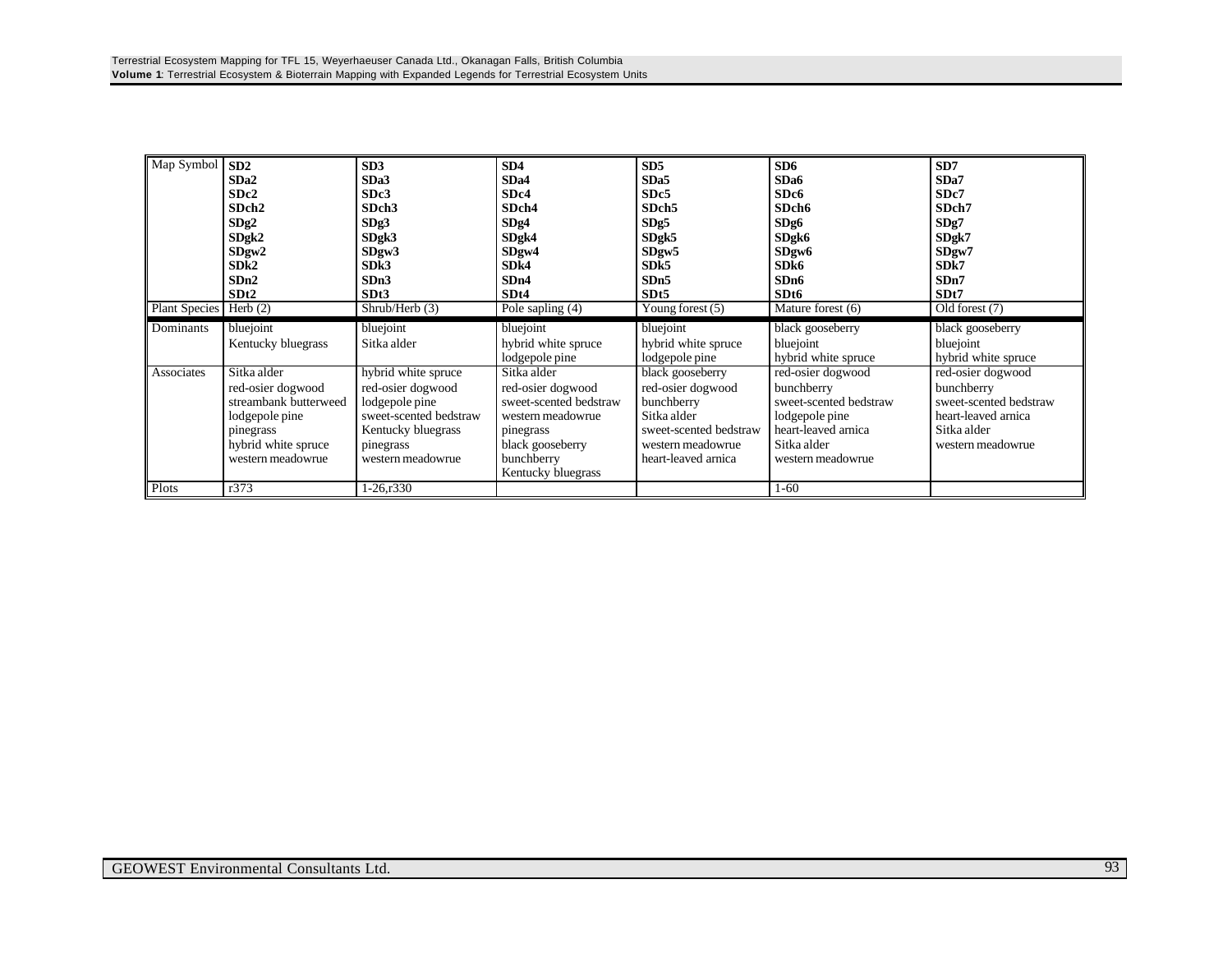| Map Symbol | SD2<br>SDa2<br>SDc2<br>SDch2<br>SDg2<br>SDgk2<br>SDgw2<br>SDk2<br>SDn2<br>SDt2 | SD3<br>SDa3<br>SDc3<br>SDch3<br>SDg3<br>SDgk3<br>SDgw3<br>SDk3<br>SDn3<br>SDt3 | SD4<br>SDa4<br>SDc4<br>SDch4<br>SDg4<br>SDgk4<br>SDgw4<br>SDk4<br>SDn4<br>SDt4 | SD5<br>SDa5<br>SDc5<br>SDch5<br>SDg5<br>SDgk5<br>SDgw5<br>SDk5<br>SDn5<br>SDt5 | SD6<br>SDa6<br>SDc6<br>SDch6<br>SDg6<br>SDgk6<br>SDgw6<br>SDk6<br>SDn6<br>SDt6 | SD7<br>SDa7<br>SDc7<br>SDch7<br>SDg7<br>SDgk7<br>SDgw7<br>SDk7<br>SDn7<br>SDt7 |
|---|---|---|---|---|---|---|
| Plant Species | Herb (2) | Shrub/Herb (3) | Pole sapling (4) | Young forest (5) | Mature forest (6) | Old forest (7) |
| Dominants | bluejoint<br>Kentucky bluegrass | bluejoint<br>Sitka alder | bluejoint<br>hybrid white spruce<br>lodgepole pine | bluejoint<br>hybrid white spruce<br>lodgepole pine | black gooseberry<br>bluejoint<br>hybrid white spruce | black gooseberry<br>bluejoint<br>hybrid white spruce |
| Associates | Sitka alder<br>red-osier dogwood<br>streambank butterweed<br>lodgepole pine<br>pinegrass<br>hybrid white spruce<br>western meadowrue | hybrid white spruce<br>red-osier dogwood<br>lodgepole pine<br>sweet-scented bedstraw<br>Kentucky bluegrass<br>pinegrass<br>western meadowrue | Sitka alder<br>red-osier dogwood<br>sweet-scented bedstraw<br>western meadowrue<br>pinegrass<br>black gooseberry<br>bunchberry<br>Kentucky bluegrass | black gooseberry<br>red-osier dogwood<br>bunchberry<br>Sitka alder<br>sweet-scented bedstraw<br>western meadowrue<br>heart-leaved arnica | red-osier dogwood<br>bunchberry<br>sweet-scented bedstraw<br>lodgepole pine<br>heart-leaved arnica<br>Sitka alder<br>western meadowrue | red-osier dogwood<br>bunchberry<br>sweet-scented bedstraw<br>heart-leaved arnica<br>Sitka alder<br>western meadowrue |
| Plots | r373 | 1-26,r330 | | | 1-60 | |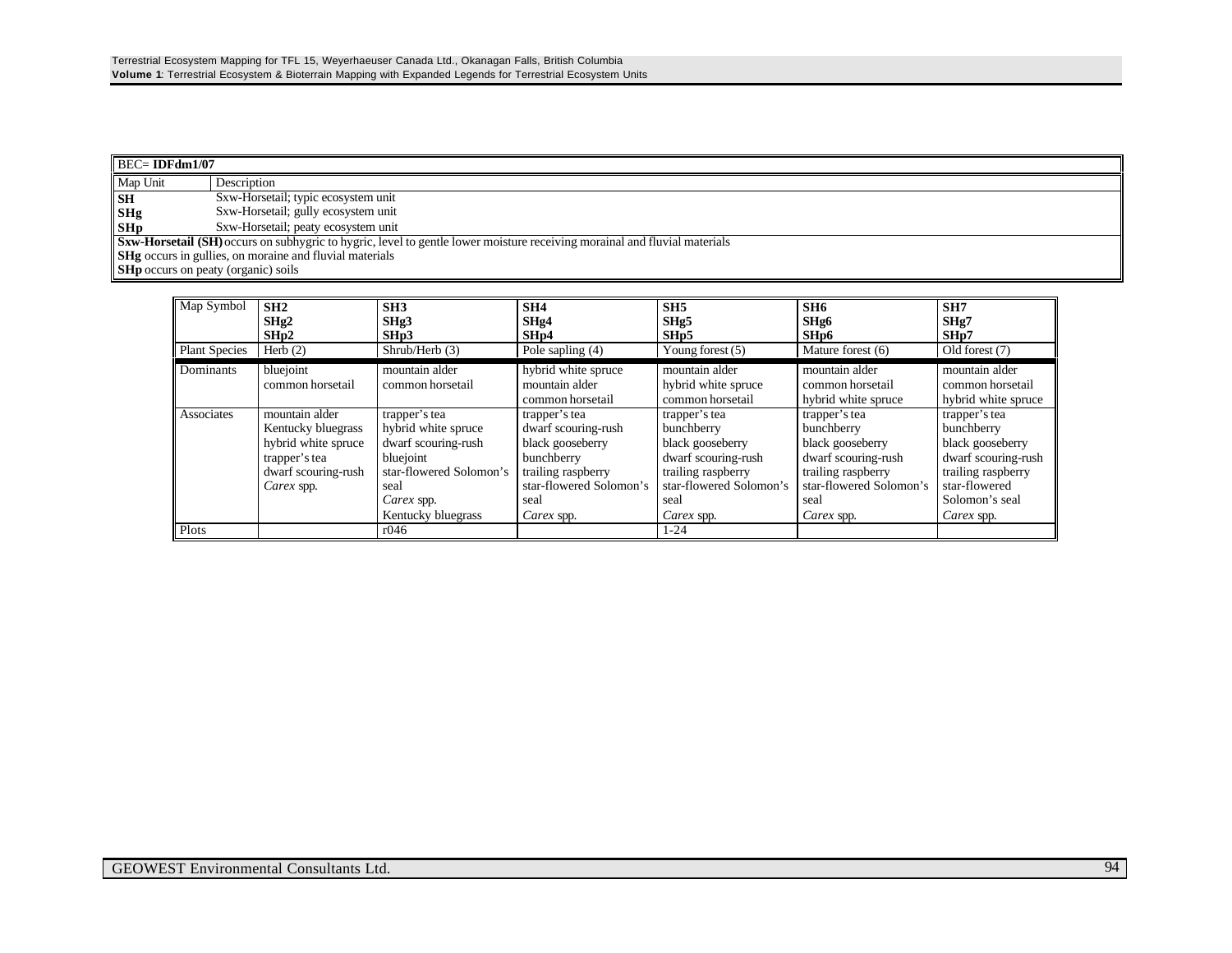| BEC= **IDFdm1/07** | |
|---|---|
| Map Unit | Description |
| **SH** | Sxw-Horsetail; typic ecosystem unit |
| **SHg** | Sxw-Horsetail; gully ecosystem unit |
| **SHp** | Sxw-Horsetail; peaty ecosystem unit |

**Sxw-Horsetail (SH)** occurs on subhygric to hygric, level to gentle lower moisture receiving morainal and fluvial materials
**SHg** occurs in gullies, on moraine and fluvial materials
**SHp** occurs on peaty (organic) soils

| Map Symbol | **SH2**<br>**SHg2**<br>**SHp2** | **SH3**<br>**SHg3**<br>**SHp3** | **SH4**<br>**SHg4**<br>**SHp4** | **SH5**<br>**SHg5**<br>**SHp5** | **SH6**<br>**SHg6**<br>**SHp6** | **SH7**<br>**SHg7**<br>**SHp7** |
|---|---|---|---|---|---|---|
| Plant Species | Herb (2) | Shrub/Herb (3) | Pole sapling (4) | Young forest (5) | Mature forest (6) | Old forest (7) |
| Dominants | bluejoint<br>common horsetail | mountain alder<br>common horsetail | hybrid white spruce<br>mountain alder<br>common horsetail | mountain alder<br>hybrid white spruce<br>common horsetail | mountain alder<br>common horsetail<br>hybrid white spruce | mountain alder<br>common horsetail<br>hybrid white spruce |
| Associates | mountain alder<br>Kentucky bluegrass<br>hybrid white spruce<br>trapper's tea<br>dwarf scouring-rush<br>*Carex* spp. | trapper's tea<br>hybrid white spruce<br>dwarf scouring-rush<br>bluejoint<br>star-flowered Solomon's seal<br>*Carex* spp.<br>Kentucky bluegrass | trapper's tea<br>dwarf scouring-rush<br>black gooseberry<br>bunchberry<br>trailing raspberry<br>star-flowered Solomon's seal<br>*Carex* spp. | trapper's tea<br>bunchberry<br>black gooseberry<br>dwarf scouring-rush<br>trailing raspberry<br>star-flowered Solomon's seal<br>*Carex* spp. | trapper's tea<br>bunchberry<br>black gooseberry<br>dwarf scouring-rush<br>trailing raspberry<br>star-flowered Solomon's seal<br>*Carex* spp. | trapper's tea<br>bunchberry<br>black gooseberry<br>dwarf scouring-rush<br>trailing raspberry<br>star-flowered Solomon's seal<br>*Carex* spp. |
| Plots | | r046 | | 1-24 | | |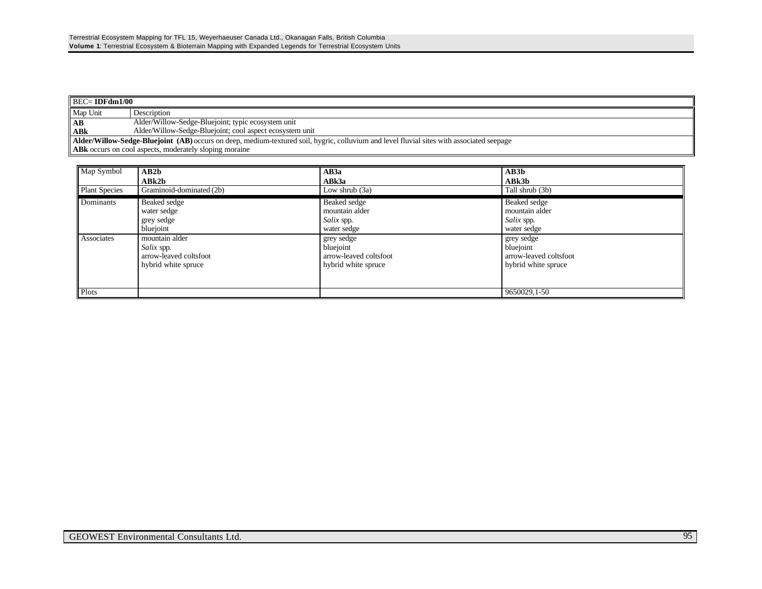| BEC= **IDFdm1/00** | |
|---|---|
| Map Unit | Description |
| **AB** | Alder/Willow-Sedge-Bluejoint; typic ecosystem unit |
| **ABk** | Alder/Willow-Sedge-Bluejoint; cool aspect ecosystem unit |

**Alder/Willow-Sedge-Bluejoint (AB)** occurs on deep, medium-textured soil, hygric, colluvium and level fluvial sites with associated seepage
**ABk** occurs on cool aspects, moderately sloping moraine

| Map Symbol | **AB2b**<br>**ABk2b** | **AB3a**<br>**ABk3a** | **AB3b**<br>**ABk3b** |
|---|---|---|---|
| Plant Species | Graminoid-dominated (2b) | Low shrub (3a) | Tall shrub (3b) |
| Dominants | Beaked sedge<br>water sedge<br>grey sedge<br>bluejoint | Beaked sedge<br>mountain alder<br>*Salix* spp.<br>water sedge | Beaked sedge<br>mountain alder<br>*Salix* spp.<br>water sedge |
| Associates | mountain alder<br>*Salix* spp.<br>arrow-leaved coltsfoot<br>hybrid white spruce | grey sedge<br>bluejoint<br>arrow-leaved coltsfoot<br>hybrid white spruce | grey sedge<br>bluejoint<br>arrow-leaved coltsfoot<br>hybrid white spruce |
| Plots | | | 9650029,1-50 |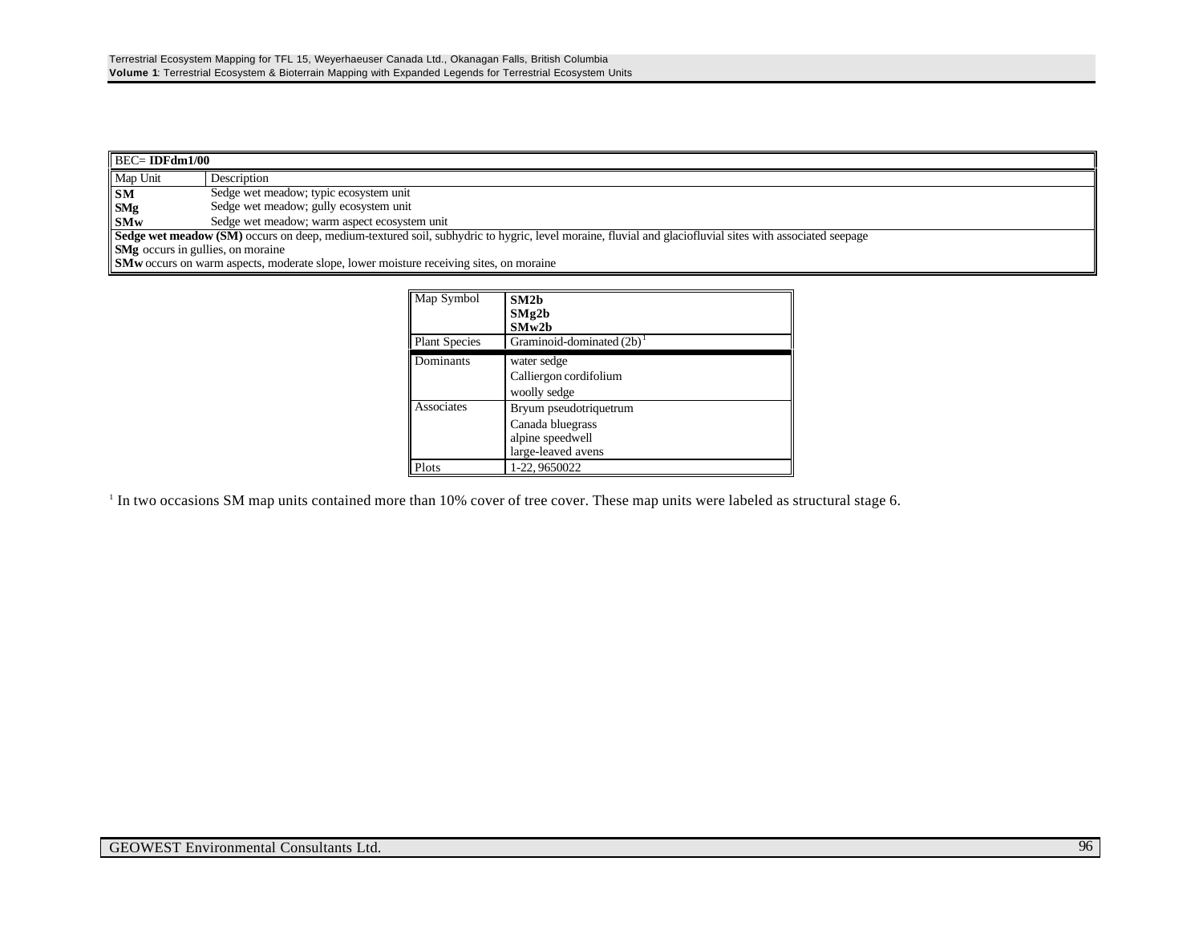| BEC= **IDFdm1/00** | |
|---|---|
| Map Unit | Description |
| **SM** | Sedge wet meadow; typic ecosystem unit |
| **SMg** | Sedge wet meadow; gully ecosystem unit |
| **SMw** | Sedge wet meadow; warm aspect ecosystem unit |
| **Sedge wet meadow (SM)** occurs on deep, medium-textured soil, subhydric to hygric, level moraine, fluvial and glaciofluvial sites with associated seepage | |
| **SMg** occurs in gullies, on moraine | |
| **SMw** occurs on warm aspects, moderate slope, lower moisture receiving sites, on moraine | |

| Map Symbol | **SM2b**<br>**SMg2b**<br>**SMw2b** |
|---|---|
| Plant Species | Graminoid-dominated (2b)[1] |
| Dominants | water sedge<br>Calliergon cordifolium<br>woolly sedge |
| Associates | Bryum pseudotriquetrum<br>Canada bluegrass<br>alpine speedwell<br>large-leaved avens |
| Plots | 1-22, 9650022 |

[1] In two occasions SM map units contained more than 10% cover of tree cover. These map units were labeled as structural stage 6.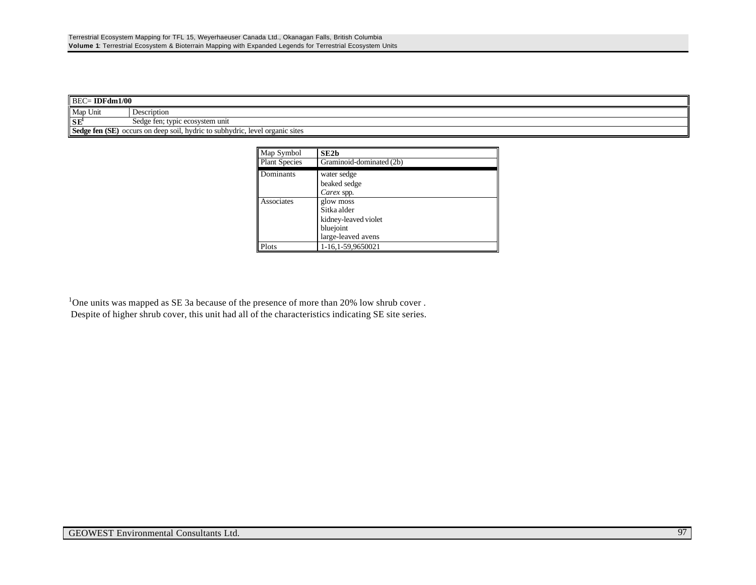| BEC= **IDFdm1/00** | |
|---|---|
| Map Unit | Description |
| **SE**[1] | Sedge fen; typic ecosystem unit |
| **Sedge fen (SE)** occurs on deep soil, hydric to subhydric, level organic sites | |

| Map Symbol | **SE2b** |
|---|---|
| Plant Species | Graminoid-dominated (2b) |
| Dominants | water sedge<br>beaked sedge<br>*Carex* spp. |
| Associates | glow moss<br>Sitka alder<br>kidney-leaved violet<br>bluejoint<br>large-leaved avens |
| Plots | 1-16,1-59,9650021 |

[1]One units was mapped as SE 3a because of the presence of more than 20% low shrub cover . Despite of higher shrub cover, this unit had all of the characteristics indicating SE site series.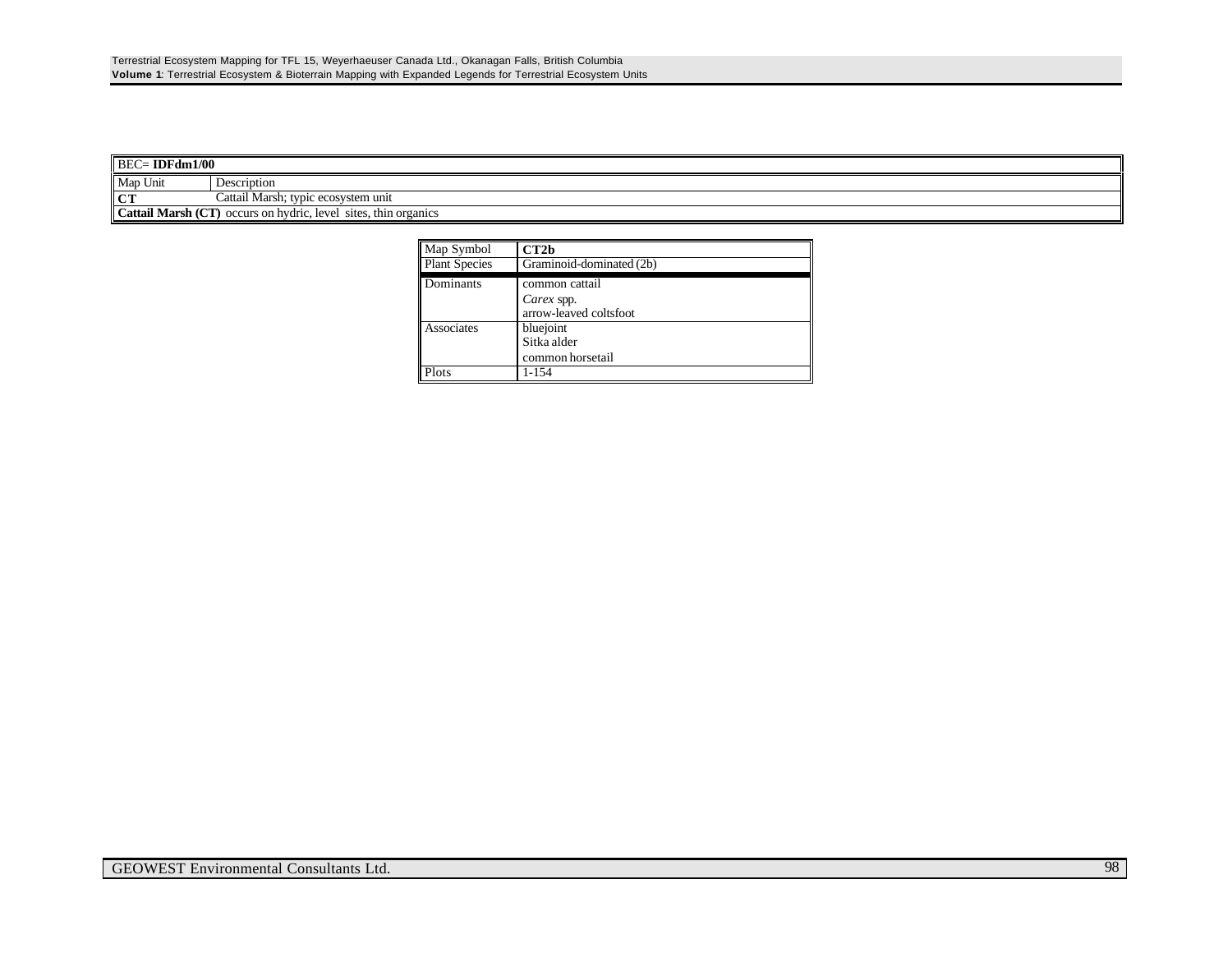| BEC= **IDFdm1/00** | |
|---|---|
| Map Unit | Description |
| **CT** | Cattail Marsh; typic ecosystem unit |
| **Cattail Marsh (CT)** occurs on hydric, level sites, thin organics | |

| Map Symbol | **CT2b** |
|---|---|
| Plant Species | Graminoid-dominated (2b) |
| Dominants | common cattail<br>*Carex* spp.<br>arrow-leaved coltsfoot |
| Associates | bluejoint<br>Sitka alder<br>common horsetail |
| Plots | 1-154 |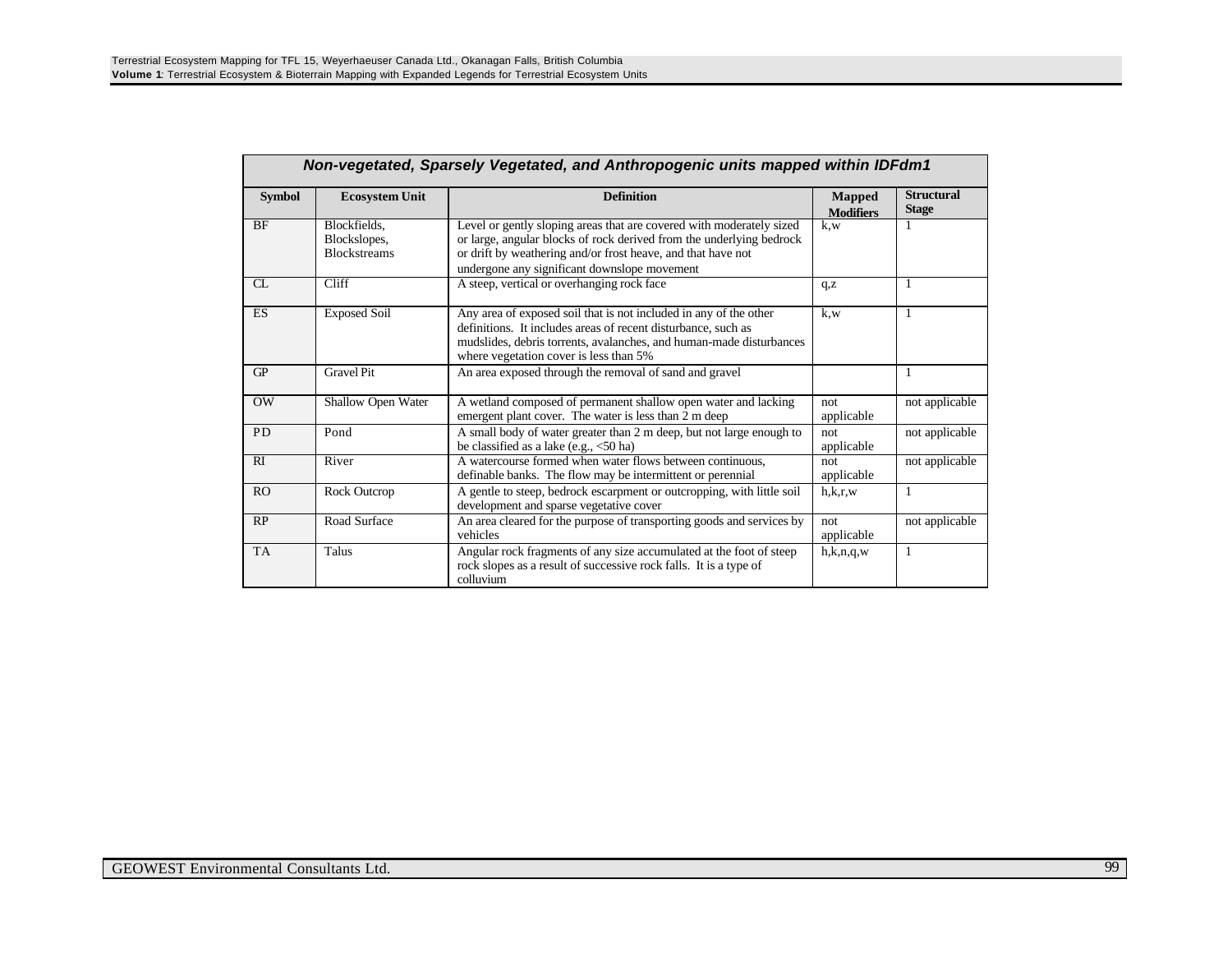| Non-vegetated, Sparsely Vegetated, and Anthropogenic units mapped within IDFdm1 | | | | |
|---|---|---|---|---|
| **Symbol** | **Ecosystem Unit** | **Definition** | **Mapped Modifiers** | **Structural Stage** |
| BF | Blockfields, Blockslopes, Blockstreams | Level or gently sloping areas that are covered with moderately sized or large, angular blocks of rock derived from the underlying bedrock or drift by weathering and/or frost heave, and that have not undergone any significant downslope movement | k,w | 1 |
| CL | Cliff | A steep, vertical or overhanging rock face | q,z | 1 |
| ES | Exposed Soil | Any area of exposed soil that is not included in any of the other definitions. It includes areas of recent disturbance, such as mudslides, debris torrents, avalanches, and human-made disturbances where vegetation cover is less than 5% | k,w | 1 |
| GP | Gravel Pit | An area exposed through the removal of sand and gravel | | 1 |
| OW | Shallow Open Water | A wetland composed of permanent shallow open water and lacking emergent plant cover. The water is less than 2 m deep | not applicable | not applicable |
| PD | Pond | A small body of water greater than 2 m deep, but not large enough to be classified as a lake (e.g., <50 ha) | not applicable | not applicable |
| RI | River | A watercourse formed when water flows between continuous, definable banks. The flow may be intermittent or perennial | not applicable | not applicable |
| RO | Rock Outcrop | A gentle to steep, bedrock escarpment or outcropping, with little soil development and sparse vegetative cover | h,k,r,w | 1 |
| RP | Road Surface | An area cleared for the purpose of transporting goods and services by vehicles | not applicable | not applicable |
| TA | Talus | Angular rock fragments of any size accumulated at the foot of steep rock slopes as a result of successive rock falls. It is a type of colluvium | h,k,n,q,w | 1 |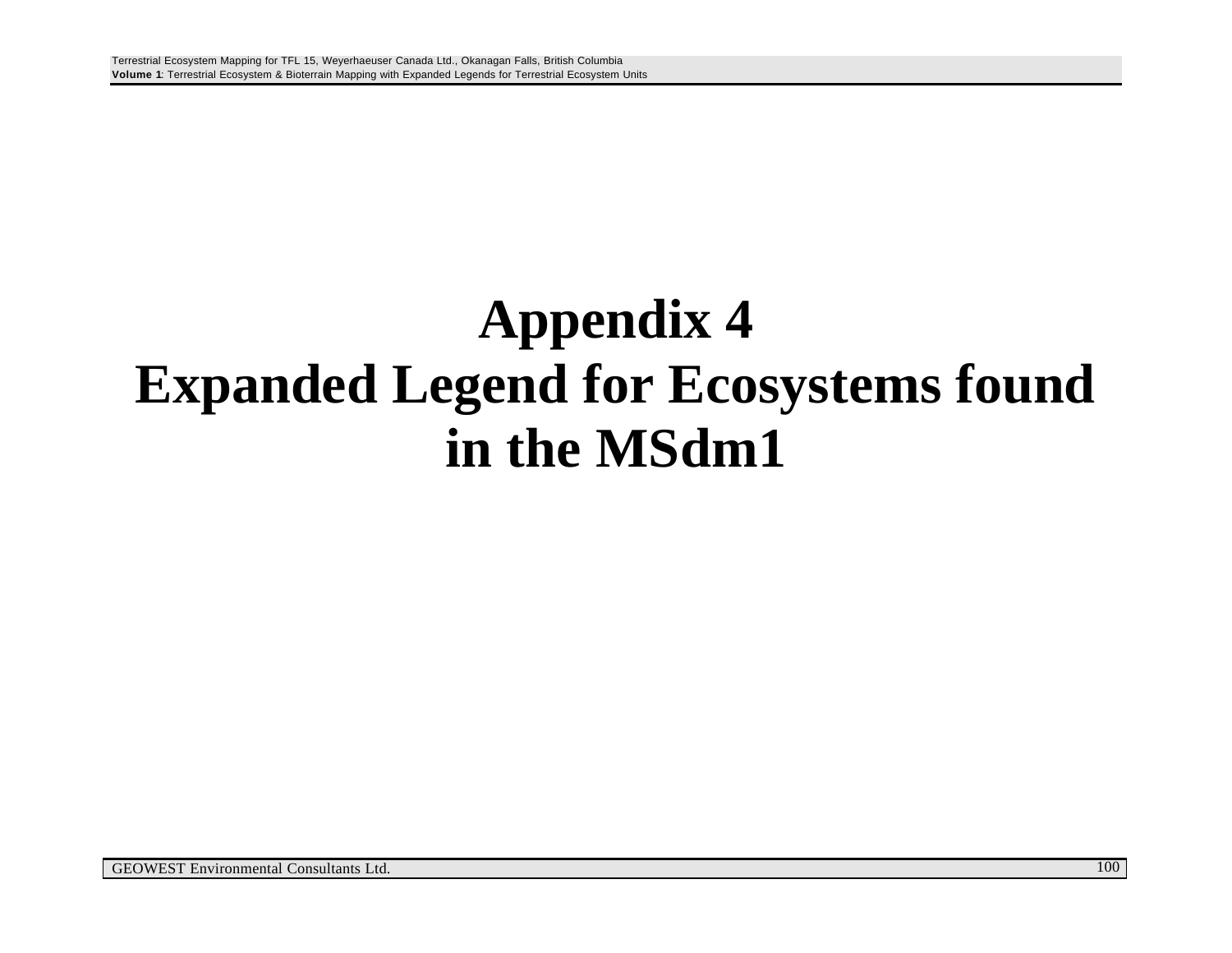# Appendix 4
# Expanded Legend for Ecosystems found in the MSdm1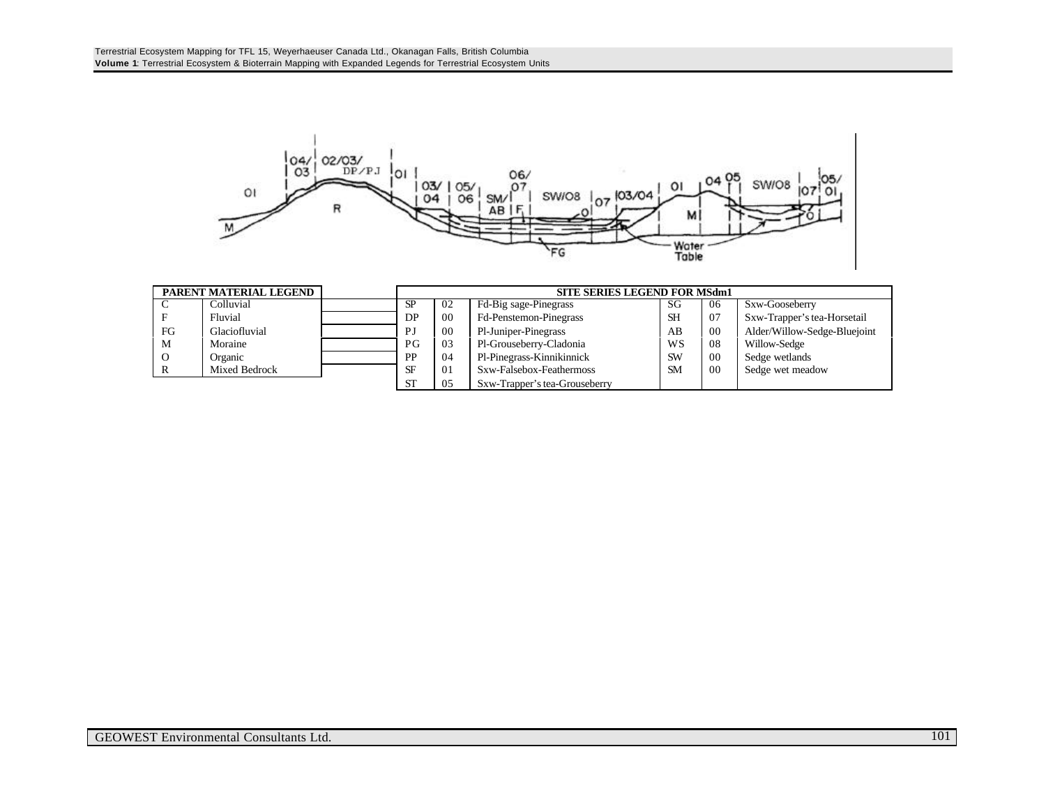| PARENT MATERIAL LEGEND | |
|---|---|
| C | Colluvial |
| F | Fluvial |
| FG | Glaciofluvial |
| M | Moraine |
| O | Organic |
| R | Mixed Bedrock |

| SITE SERIES LEGEND FOR MSdm1 | | | | | |
|---|---|---|---|---|---|
| SP | 02 | Fd-Big sage-Pinegrass | SG | 06 | Sxw-Gooseberry |
| DP | 00 | Fd-Penstemon-Pinegrass | SH | 07 | Sxw-Trapper's tea-Horsetail |
| PJ | 00 | Pl-Juniper-Pinegrass | AB | 00 | Alder/Willow-Sedge-Bluejoint |
| PG | 03 | Pl-Grouseberry-Cladonia | WS | 08 | Willow-Sedge |
| PP | 04 | Pl-Pinegrass-Kinnikinnick | SW | 00 | Sedge wetlands |
| SF | 01 | Sxw-Falsebox-Feathermoss | SM | 00 | Sedge wet meadow |
| ST | 05 | Sxw-Trapper's tea-Grouseberry | | | |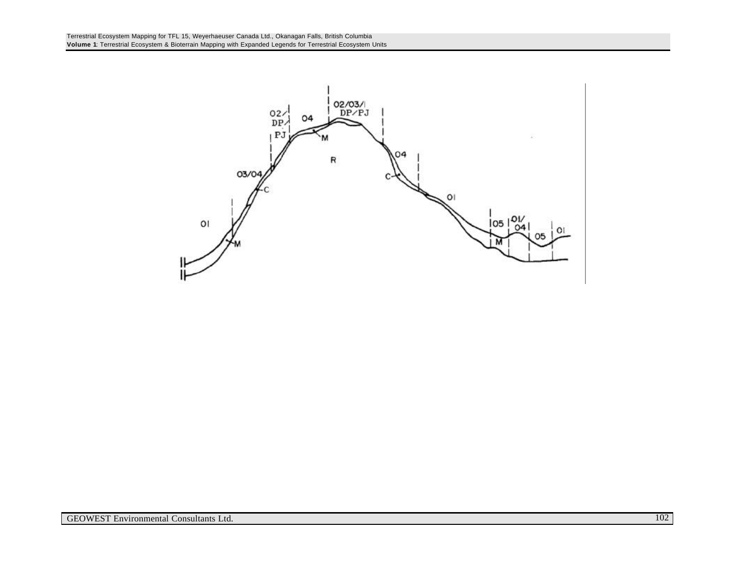02/DP/PJ 04 02/03/DP/PJ

03/04 C M R 04 C

01 M 01

05 01/04 05 01

M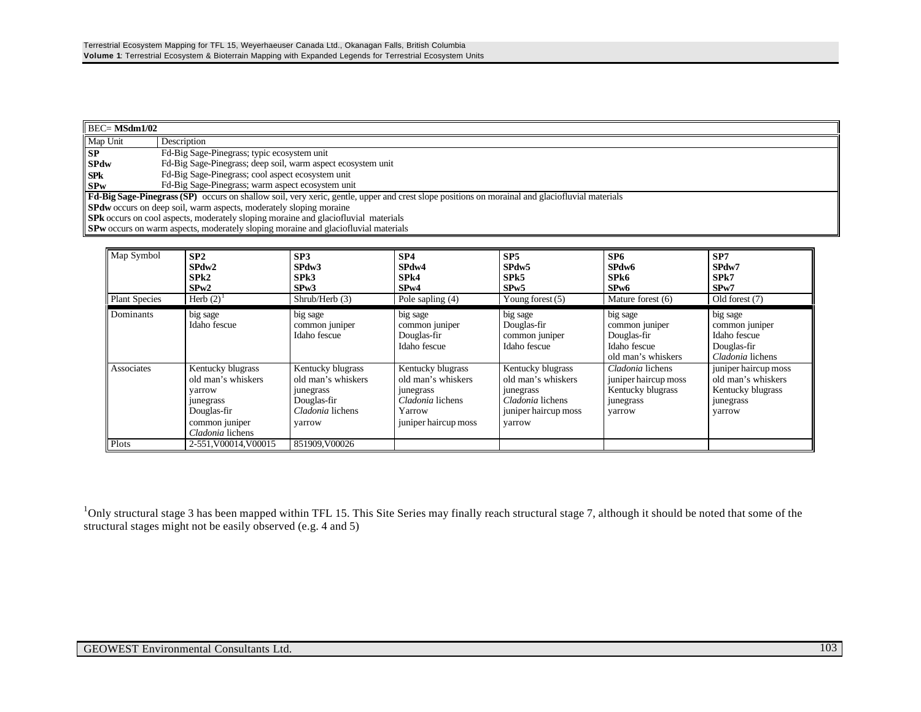| BEC= **MSdm1/02** | |
|---|---|
| Map Unit | Description |
| **SP** | Fd-Big Sage-Pinegrass; typic ecosystem unit |
| **SPdw** | Fd-Big Sage-Pinegrass; deep soil, warm aspect ecosystem unit |
| **SPk** | Fd-Big Sage-Pinegrass; cool aspect ecosystem unit |
| **SPw** | Fd-Big Sage-Pinegrass; warm aspect ecosystem unit |

**Fd-Big Sage-Pinegrass (SP)** occurs on shallow soil, very xeric, gentle, upper and crest slope positions on morainal and glaciofluvial materials
**SPdw** occurs on deep soil, warm aspects, moderately sloping moraine
**SPk** occurs on cool aspects, moderately sloping moraine and glaciofluvial materials
**SPw** occurs on warm aspects, moderately sloping moraine and glaciofluvial materials

| Map Symbol | **SP2**<br>**SPdw2**<br>**SPk2**<br>**SPw2** | **SP3**<br>**SPdw3**<br>**SPk3**<br>**SPw3** | **SP4**<br>**SPdw4**<br>**SPk4**<br>**SPw4** | **SP5**<br>**SPdw5**<br>**SPk5**<br>**SPw5** | **SP6**<br>**SPdw6**<br>**SPk6**<br>**SPw6** | **SP7**<br>**SPdw7**<br>**SPk7**<br>**SPw7** |
|---|---|---|---|---|---|---|
| Plant Species | Herb (2)[1] | Shrub/Herb (3) | Pole sapling (4) | Young forest (5) | Mature forest (6) | Old forest (7) |
| Dominants | big sage<br>Idaho fescue | big sage<br>common juniper<br>Idaho fescue | big sage<br>common juniper<br>Douglas-fir<br>Idaho fescue | big sage<br>Douglas-fir<br>common juniper<br>Idaho fescue | big sage<br>common juniper<br>Douglas-fir<br>Idaho fescue<br>old man's whiskers | big sage<br>common juniper<br>Idaho fescue<br>Douglas-fir<br>*Cladonia* lichens |
| Associates | Kentucky blugrass<br>old man's whiskers<br>yarrow<br>junegrass<br>Douglas-fir<br>common juniper<br>*Cladonia* lichens | Kentucky blugrass<br>old man's whiskers<br>junegrass<br>Douglas-fir<br>*Cladonia* lichens<br>yarrow | Kentucky blugrass<br>old man's whiskers<br>junegrass<br>*Cladonia* lichens<br>Yarrow<br>juniper haircup moss | Kentucky blugrass<br>old man's whiskers<br>junegrass<br>*Cladonia* lichens<br>juniper haircup moss<br>yarrow | *Cladonia* lichens<br>juniper haircup moss<br>Kentucky blugrass<br>junegrass<br>yarrow | juniper haircup moss<br>old man's whiskers<br>Kentucky blugrass<br>junegrass<br>yarrow |
| Plots | 2-551,V00014,V00015 | 851909,V00026 | | | | |

[1]Only structural stage 3 has been mapped within TFL 15. This Site Series may finally reach structural stage 7, although it should be noted that some of the structural stages might not be easily observed (e.g. 4 and 5)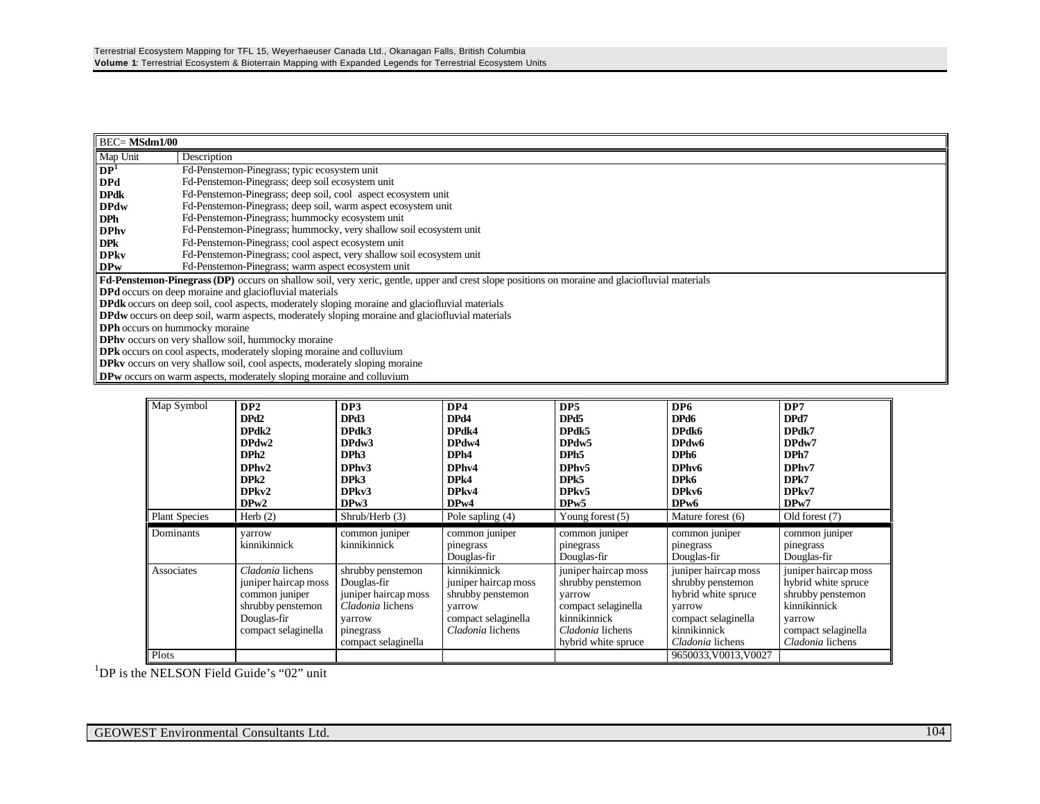| BEC= **MSdm1/00** | |
|---|---|
| Map Unit | Description |
| **DP**[1] | Fd-Penstemon-Pinegrass; typic ecosystem unit |
| **DPd** | Fd-Penstemon-Pinegrass; deep soil ecosystem unit |
| **DPdk** | Fd-Penstemon-Pinegrass; deep soil, cool aspect ecosystem unit |
| **DPdw** | Fd-Penstemon-Pinegrass; deep soil, warm aspect ecosystem unit |
| **DPh** | Fd-Penstemon-Pinegrass; hummocky ecosystem unit |
| **DPhv** | Fd-Penstemon-Pinegrass; hummocky, very shallow soil ecosystem unit |
| **DPk** | Fd-Penstemon-Pinegrass; cool aspect ecosystem unit |
| **DPkv** | Fd-Penstemon-Pinegrass; cool aspect, very shallow soil ecosystem unit |
| **DPw** | Fd-Penstemon-Pinegrass; warm aspect ecosystem unit |

**Fd-Penstemon-Pinegrass (DP)** occurs on shallow soil, very xeric, gentle, upper and crest slope positions on moraine and glaciofluvial materials
**DPd** occurs on deep moraine and glaciofluvial materials
**DPdk** occurs on deep soil, cool aspects, moderately sloping moraine and glaciofluvial materials
**DPdw** occurs on deep soil, warm aspects, moderately sloping moraine and glaciofluvial materials
**DPh** occurs on hummocky moraine
**DPhv** occurs on very shallow soil, hummocky moraine
**DPk** occurs on cool aspects, moderately sloping moraine and colluvium
**DPkv** occurs on very shallow soil, cool aspects, moderately sloping moraine
**DPw** occurs on warm aspects, moderately sloping moraine and colluvium

| Map Symbol | **DP2**<br>**DPd2**<br>**DPdk2**<br>**DPdw2**<br>**DPh2**<br>**DPhv2**<br>**DPk2**<br>**DPkv2**<br>**DPw2** | **DP3**<br>**DPd3**<br>**DPdk3**<br>**DPdw3**<br>**DPh3**<br>**DPhv3**<br>**DPk3**<br>**DPkv3**<br>**DPw3** | **DP4**<br>**DPd4**<br>**DPdk4**<br>**DPdw4**<br>**DPh4**<br>**DPhv4**<br>**DPk4**<br>**DPkv4**<br>**DPw4** | **DP5**<br>**DPd5**<br>**DPdk5**<br>**DPdw5**<br>**DPh5**<br>**DPhv5**<br>**DPk5**<br>**DPkv5**<br>**DPw5** | **DP6**<br>**DPd6**<br>**DPdk6**<br>**DPdw6**<br>**DPh6**<br>**DPhv6**<br>**DPk6**<br>**DPkv6**<br>**DPw6** | **DP7**<br>**DPd7**<br>**DPdk7**<br>**DPdw7**<br>**DPh7**<br>**DPhv7**<br>**DPk7**<br>**DPkv7**<br>**DPw7** |
|---|---|---|---|---|---|---|
| Plant Species | Herb (2) | Shrub/Herb (3) | Pole sapling (4) | Young forest (5) | Mature forest (6) | Old forest (7) |
| Dominants | yarrow<br>kinnikinnick | common juniper<br>kinnikinnick | common juniper<br>pinegrass<br>Douglas-fir | common juniper<br>pinegrass<br>Douglas-fir | common juniper<br>pinegrass<br>Douglas-fir | common juniper<br>pinegrass<br>Douglas-fir |
| Associates | *Cladonia* lichens<br>juniper haircap moss<br>common juniper<br>shrubby penstemon<br>Douglas-fir<br>compact selaginella | shrubby penstemon<br>Douglas-fir<br>juniper haircap moss<br>*Cladonia* lichens<br>yarrow<br>pinegrass<br>compact selaginella | kinnikinnick<br>juniper haircap moss<br>shrubby penstemon<br>yarrow<br>compact selaginella<br>*Cladonia* lichens | juniper haircap moss<br>shrubby penstemon<br>yarrow<br>compact selaginella<br>kinnikinnick<br>*Cladonia* lichens<br>hybrid white spruce | juniper haircap moss<br>shrubby penstemon<br>hybrid white spruce<br>yarrow<br>compact selaginella<br>kinnikinnick<br>*Cladonia* lichens | juniper haircap moss<br>hybrid white spruce<br>shrubby penstemon<br>kinnikinnick<br>yarrow<br>compact selaginella<br>*Cladonia* lichens |
| Plots | | | | | 9650033,V0013,V0027 | |

[1]DP is the NELSON Field Guide's "02" unit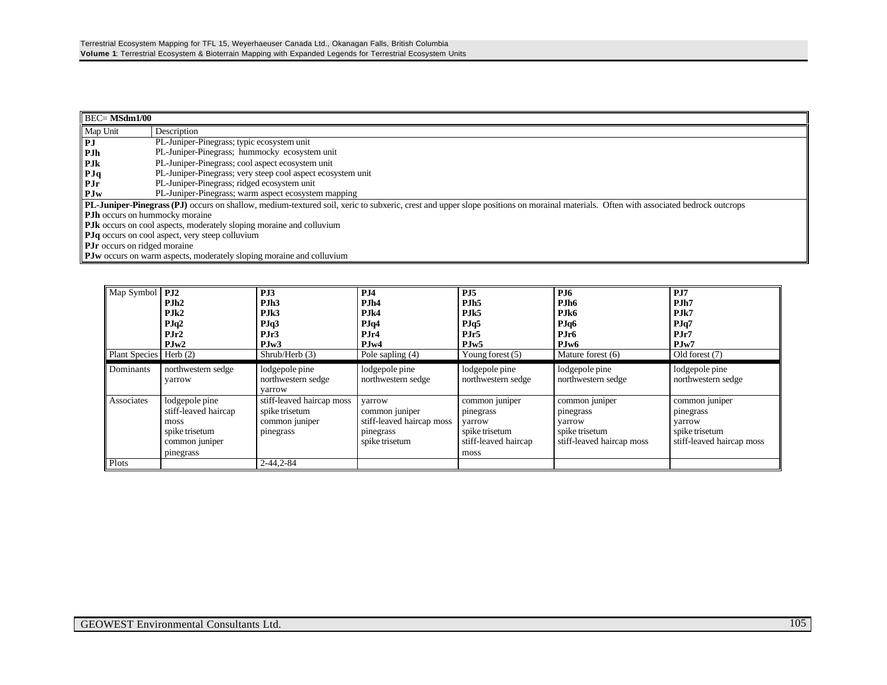| BEC= **MSdm1/00** | |
|---|---|
| Map Unit | Description |
| **PJ** | PL-Juniper-Pinegrass; typic ecosystem unit |
| **PJh** | PL-Juniper-Pinegrass; hummocky ecosystem unit |
| **PJk** | PL-Juniper-Pinegrass; cool aspect ecosystem unit |
| **PJq** | PL-Juniper-Pinegrass; very steep cool aspect ecosystem unit |
| **PJr** | PL-Juniper-Pinegrass; ridged ecosystem unit |
| **PJw** | PL-Juniper-Pinegrass; warm aspect ecosystem mapping |

**PL-Juniper-Pinegrass (PJ)** occurs on shallow, medium-textured soil, xeric to subxeric, crest and upper slope positions on morainal materials. Often with associated bedrock outcrops
**PJh** occurs on hummocky moraine
**PJk** occurs on cool aspects, moderately sloping moraine and colluvium
**PJq** occurs on cool aspect, very steep colluvium
**PJr** occurs on ridged moraine
**PJw** occurs on warm aspects, moderately sloping moraine and colluvium

| Map Symbol | **PJ2**<br>**PJh2**<br>**PJk2**<br>**PJq2**<br>**PJr2**<br>**PJw2** | **PJ3**<br>**PJh3**<br>**PJk3**<br>**PJq3**<br>**PJr3**<br>**PJw3** | **PJ4**<br>**PJh4**<br>**PJk4**<br>**PJq4**<br>**PJr4**<br>**PJw4** | **PJ5**<br>**PJh5**<br>**PJk5**<br>**PJq5**<br>**PJr5**<br>**PJw5** | **PJ6**<br>**PJh6**<br>**PJk6**<br>**PJq6**<br>**PJr6**<br>**PJw6** | **PJ7**<br>**PJh7**<br>**PJk7**<br>**PJq7**<br>**PJr7**<br>**PJw7** |
|---|---|---|---|---|---|---|
| Plant Species | Herb (2) | Shrub/Herb (3) | Pole sapling (4) | Young forest (5) | Mature forest (6) | Old forest (7) |
| Dominants | northwestern sedge<br>yarrow | lodgepole pine<br>northwestern sedge<br>yarrow | lodgepole pine<br>northwestern sedge | lodgepole pine<br>northwestern sedge | lodgepole pine<br>northwestern sedge | lodgepole pine<br>northwestern sedge |
| Associates | lodgepole pine<br>stiff-leaved haircap moss<br>spike trisetum<br>common juniper<br>pinegrass | stiff-leaved haircap moss<br>spike trisetum<br>common juniper<br>pinegrass | yarrow<br>common juniper<br>stiff-leaved haircap moss<br>pinegrass<br>spike trisetum | common juniper<br>pinegrass<br>yarrow<br>spike trisetum<br>stiff-leaved haircap moss | common juniper<br>pinegrass<br>yarrow<br>spike trisetum<br>stiff-leaved haircap moss | common juniper<br>pinegrass<br>yarrow<br>spike trisetum<br>stiff-leaved haircap moss |
| Plots | | 2-44,2-84 | | | | |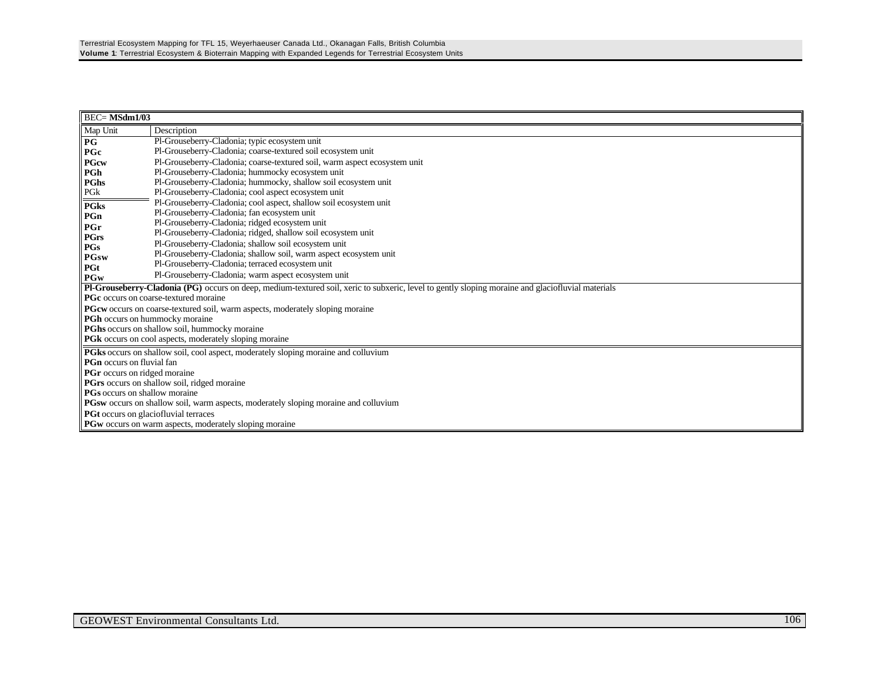| BEC= **MSdm1/03** | |
|---|---|
| Map Unit | Description |
| **PG** | Pl-Grouseberry-Cladonia; typic ecosystem unit |
| **PGc** | Pl-Grouseberry-Cladonia; coarse-textured soil ecosystem unit |
| **PGcw** | Pl-Grouseberry-Cladonia; coarse-textured soil, warm aspect ecosystem unit |
| **PGh** | Pl-Grouseberry-Cladonia; hummocky ecosystem unit |
| **PGhs** | Pl-Grouseberry-Cladonia; hummocky, shallow soil ecosystem unit |
| PGk | Pl-Grouseberry-Cladonia; cool aspect ecosystem unit |
| **PGks** | Pl-Grouseberry-Cladonia; cool aspect, shallow soil ecosystem unit |
| **PGn** | Pl-Grouseberry-Cladonia; fan ecosystem unit |
| **PGr** | Pl-Grouseberry-Cladonia; ridged ecosystem unit |
| **PGrs** | Pl-Grouseberry-Cladonia; ridged, shallow soil ecosystem unit |
| **PGs** | Pl-Grouseberry-Cladonia; shallow soil ecosystem unit |
| **PGsw** | Pl-Grouseberry-Cladonia; shallow soil, warm aspect ecosystem unit |
| **PGt** | Pl-Grouseberry-Cladonia; terraced ecosystem unit |
| **PGw** | Pl-Grouseberry-Cladonia; warm aspect ecosystem unit |

**Pl-Grouseberry-Cladonia (PG)** occurs on deep, medium-textured soil, xeric to subxeric, level to gently sloping moraine and glaciofluvial materials

**PGc** occurs on coarse-textured moraine

**PGcw** occurs on coarse-textured soil, warm aspects, moderately sloping moraine

**PGh** occurs on hummocky moraine

**PGhs** occurs on shallow soil, hummocky moraine

**PGk** occurs on cool aspects, moderately sloping moraine

**PGks** occurs on shallow soil, cool aspect, moderately sloping moraine and colluvium

**PGn** occurs on fluvial fan

**PGr** occurs on ridged moraine

**PGrs** occurs on shallow soil, ridged moraine

**PGs** occurs on shallow moraine

**PGsw** occurs on shallow soil, warm aspects, moderately sloping moraine and colluvium

**PGt** occurs on glaciofluvial terraces

**PGw** occurs on warm aspects, moderately sloping moraine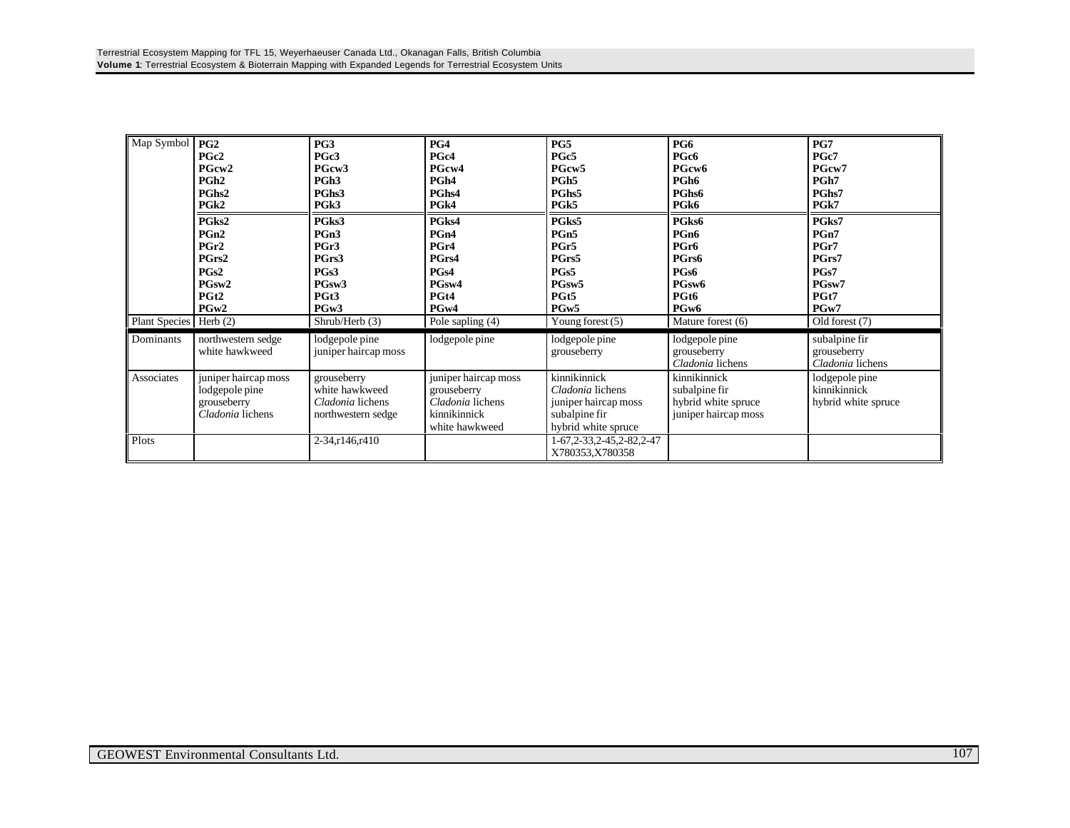| Map Symbol | PG2<br>PGc2<br>PGcw2<br>PGh2<br>PGhs2<br>PGk2<br>PGks2<br>PGn2<br>PGr2<br>PGrs2<br>PGs2<br>PGsw2<br>PGt2<br>PGw2 | PG3<br>PGc3<br>PGcw3<br>PGh3<br>PGhs3<br>PGk3<br>PGks3<br>PGn3<br>PGr3<br>PGrs3<br>PGs3<br>PGsw3<br>PGt3<br>PGw3 | PG4<br>PGc4<br>PGcw4<br>PGh4<br>PGhs4<br>PGk4<br>PGks4<br>PGn4<br>PGr4<br>PGrs4<br>PGs4<br>PGsw4<br>PGt4<br>PGw4 | PG5<br>PGc5<br>PGcw5<br>PGh5<br>PGhs5<br>PGk5<br>PGks5<br>PGn5<br>PGr5<br>PGrs5<br>PGs5<br>PGsw5<br>PGt5<br>PGw5 | PG6<br>PGc6<br>PGcw6<br>PGh6<br>PGhs6<br>PGk6<br>PGks6<br>PGn6<br>PGr6<br>PGrs6<br>PGs6<br>PGsw6<br>PGt6<br>PGw6 | PG7<br>PGc7<br>PGcw7<br>PGh7<br>PGhs7<br>PGk7<br>PGks7<br>PGn7<br>PGr7<br>PGrs7<br>PGs7<br>PGsw7<br>PGt7<br>PGw7 |
|---|---|---|---|---|---|---|
| Plant Species | Herb (2) | Shrub/Herb (3) | Pole sapling (4) | Young forest (5) | Mature forest (6) | Old forest (7) |
| Dominants | northwestern sedge<br>white hawkweed | lodgepole pine<br>juniper haircap moss | lodgepole pine | lodgepole pine<br>grouseberry | lodgepole pine<br>grouseberry<br>*Cladonia* lichens | subalpine fir<br>grouseberry<br>*Cladonia* lichens |
| Associates | juniper haircap moss<br>lodgepole pine<br>grouseberry<br>*Cladonia* lichens | grouseberry<br>white hawkweed<br>*Cladonia* lichens<br>northwestern sedge | juniper haircap moss<br>grouseberry<br>*Cladonia* lichens<br>kinnikinnick<br>white hawkweed | kinnikinnick<br>*Cladonia* lichens<br>juniper haircap moss<br>subalpine fir<br>hybrid white spruce | kinnikinnick<br>subalpine fir<br>hybrid white spruce<br>juniper haircap moss | lodgepole pine<br>kinnikinnick<br>hybrid white spruce |
| Plots | | 2-34,r146,r410 | | 1-67,2-33,2-45,2-82,2-47<br>X780353,X780358 | | |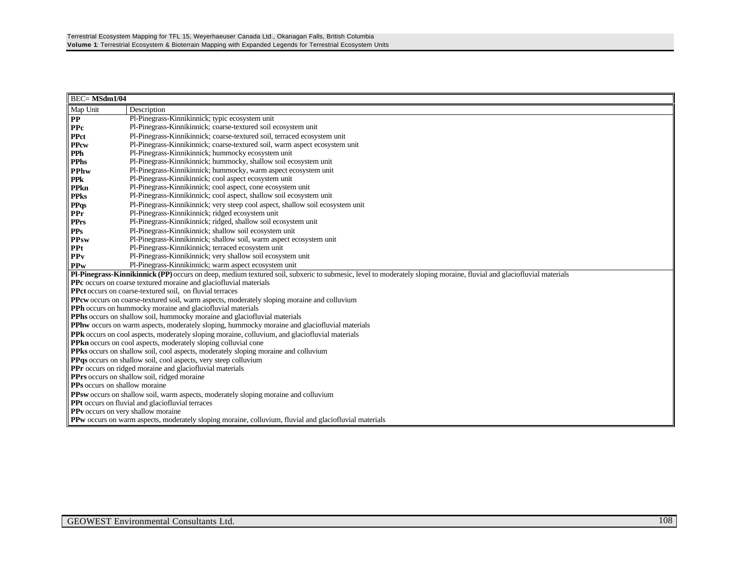| BEC= **MSdm1/04** | |
|---|---|
| Map Unit | Description |
| **PP** | Pl-Pinegrass-Kinnikinnick; typic ecosystem unit |
| **PPc** | Pl-Pinegrass-Kinnikinnick; coarse-textured soil ecosystem unit |
| **PPct** | Pl-Pinegrass-Kinnikinnick; coarse-textured soil, terraced ecosystem unit |
| **PPcw** | Pl-Pinegrass-Kinnikinnick; coarse-textured soil, warm aspect ecosystem unit |
| **PPh** | Pl-Pinegrass-Kinnikinnick; hummocky ecosystem unit |
| **PPhs** | Pl-Pinegrass-Kinnikinnick; hummocky, shallow soil ecosystem unit |
| **PPhw** | Pl-Pinegrass-Kinnikinnick; hummocky, warm aspect ecosystem unit |
| **PPk** | Pl-Pinegrass-Kinnikinnick; cool aspect ecosystem unit |
| **PPkn** | Pl-Pinegrass-Kinnikinnick; cool aspect, cone ecosystem unit |
| **PPks** | Pl-Pinegrass-Kinnikinnick; cool aspect, shallow soil ecosystem unit |
| **PPqs** | Pl-Pinegrass-Kinnikinnick; very steep cool aspect, shallow soil ecosystem unit |
| **PPr** | Pl-Pinegrass-Kinnikinnick; ridged ecosystem unit |
| **PPrs** | Pl-Pinegrass-Kinnikinnick; ridged, shallow soil ecosystem unit |
| **PPs** | Pl-Pinegrass-Kinnikinnick; shallow soil ecosystem unit |
| **PPsw** | Pl-Pinegrass-Kinnikinnick; shallow soil, warm aspect ecosystem unit |
| **PPt** | Pl-Pinegrass-Kinnikinnick; terraced ecosystem unit |
| **PPv** | Pl-Pinegrass-Kinnikinnick; very shallow soil ecosystem unit |
| **PPw** | Pl-Pinegrass-Kinnikinnick; warm aspect ecosystem unit |

**Pl-Pinegrass-Kinnikinnick (PP)** occurs on deep, medium textured soil, subxeric to submesic, level to moderately sloping moraine, fluvial and glaciofluvial materials

**PPc** occurs on coarse textured moraine and glaciofluvial materials

**PPct** occurs on coarse-textured soil, on fluvial terraces

**PPcw** occurs on coarse-textured soil, warm aspects, moderately sloping moraine and colluvium

**PPh** occurs on hummocky moraine and glaciofluvial materials

**PPhs** occurs on shallow soil, hummocky moraine and glaciofluvial materials

**PPhw** occurs on warm aspects, moderately sloping, hummocky moraine and glaciofluvial materials

**PPk** occurs on cool aspects, moderately sloping moraine, colluvium, and glaciofluvial materials

**PPkn** occurs on cool aspects, moderately sloping colluvial cone

**PPks** occurs on shallow soil, cool aspects, moderately sloping moraine and colluvium

**PPqs** occurs on shallow soil, cool aspects, very steep colluvium

**PPr** occurs on ridged moraine and glaciofluvial materials

**PPrs** occurs on shallow soil, ridged moraine

**PPs** occurs on shallow moraine

**PPsw** occurs on shallow soil, warm aspects, moderately sloping moraine and colluvium

**PPt** occurs on fluvial and glaciofluvial terraces

**PPv** occurs on very shallow moraine

**PPw** occurs on warm aspects, moderately sloping moraine, colluvium, fluvial and glaciofluvial materials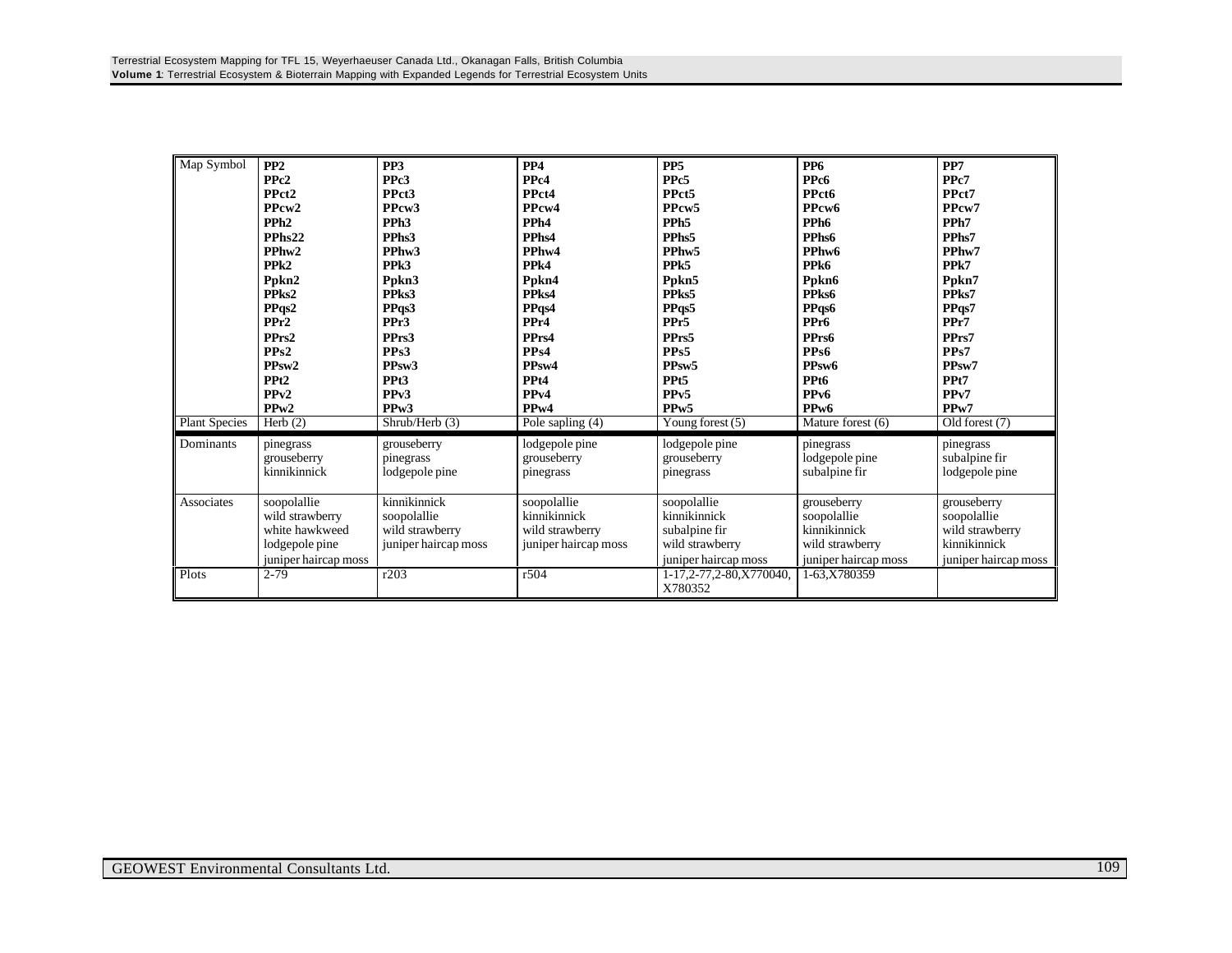| Map Symbol | **PP2** | **PP3** | **PP4** | **PP5** | **PP6** | **PP7** |
|---|---|---|---|---|---|---|
| | **PPc2** | **PPc3** | **PPc4** | **PPc5** | **PPc6** | **PPc7** |
| | **PPct2** | **PPct3** | **PPct4** | **PPct5** | **PPct6** | **PPct7** |
| | **PPcw2** | **PPcw3** | **PPcw4** | **PPcw5** | **PPcw6** | **PPcw7** |
| | **PPh2** | **PPh3** | **PPh4** | **PPh5** | **PPh6** | **PPh7** |
| | **PPhs22** | **PPhs3** | **PPhs4** | **PPhs5** | **PPhs6** | **PPhs7** |
| | **PPhw2** | **PPhw3** | **PPhw4** | **PPhw5** | **PPhw6** | **PPhw7** |
| | **PPk2** | **PPk3** | **PPk4** | **PPk5** | **PPk6** | **PPk7** |
| | **Ppkn2** | **Ppkn3** | **Ppkn4** | **Ppkn5** | **Ppkn6** | **Ppkn7** |
| | **PPks2** | **PPks3** | **PPks4** | **PPks5** | **PPks6** | **PPks7** |
| | **PPqs2** | **PPqs3** | **PPqs4** | **PPqs5** | **PPqs6** | **PPqs7** |
| | **PPr2** | **PPr3** | **PPr4** | **PPr5** | **PPr6** | **PPr7** |
| | **PPrs2** | **PPrs3** | **PPrs4** | **PPrs5** | **PPrs6** | **PPrs7** |
| | **PPs2** | **PPs3** | **PPs4** | **PPs5** | **PPs6** | **PPs7** |
| | **PPsw2** | **PPsw3** | **PPsw4** | **PPsw5** | **PPsw6** | **PPsw7** |
| | **PPt2** | **PPt3** | **PPt4** | **PPt5** | **PPt6** | **PPt7** |
| | **PPv2** | **PPv3** | **PPv4** | **PPv5** | **PPv6** | **PPv7** |
| | **PPw2** | **PPw3** | **PPw4** | **PPw5** | **PPw6** | **PPw7** |
| Plant Species | Herb (2) | Shrub/Herb (3) | Pole sapling (4) | Young forest (5) | Mature forest (6) | Old forest (7) |
| Dominants | pinegrass<br>grouseberry<br>kinnikinnick | grouseberry<br>pinegrass<br>lodgepole pine | lodgepole pine<br>grouseberry<br>pinegrass | lodgepole pine<br>grouseberry<br>pinegrass | pinegrass<br>lodgepole pine<br>subalpine fir | pinegrass<br>subalpine fir<br>lodgepole pine |
| Associates | soopolallie<br>wild strawberry<br>white hawkweed<br>lodgepole pine<br>juniper haircap moss | kinnikinnick<br>soopolallie<br>wild strawberry<br>juniper haircap moss | soopolallie<br>kinnikinnick<br>wild strawberry<br>juniper haircap moss | soopolallie<br>kinnikinnick<br>subalpine fir<br>wild strawberry<br>juniper haircap moss | grouseberry<br>soopolallie<br>kinnikinnick<br>wild strawberry<br>juniper haircap moss | grouseberry<br>soopolallie<br>wild strawberry<br>kinnikinnick<br>juniper haircap moss |
| Plots | 2-79 | r203 | r504 | 1-17,2-77,2-80,X770040, X780352 | 1-63,X780359 | |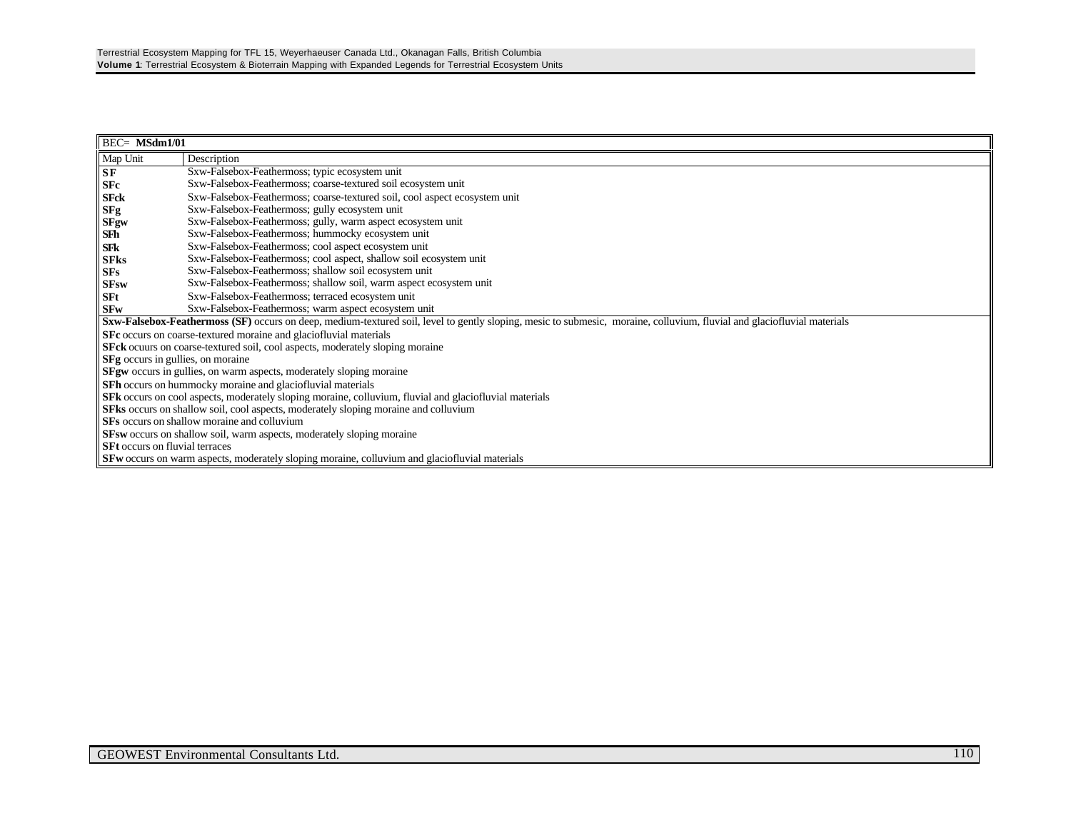| BEC= **MSdm1/01** | |
|---|---|
| Map Unit | Description |
| **SF** | Sxw-Falsebox-Feathermoss; typic ecosystem unit |
| **SFc** | Sxw-Falsebox-Feathermoss; coarse-textured soil ecosystem unit |
| **SFck** | Sxw-Falsebox-Feathermoss; coarse-textured soil, cool aspect ecosystem unit |
| **SFg** | Sxw-Falsebox-Feathermoss; gully ecosystem unit |
| **SFgw** | Sxw-Falsebox-Feathermoss; gully, warm aspect ecosystem unit |
| **SFh** | Sxw-Falsebox-Feathermoss; hummocky ecosystem unit |
| **SFk** | Sxw-Falsebox-Feathermoss; cool aspect ecosystem unit |
| **SFks** | Sxw-Falsebox-Feathermoss; cool aspect, shallow soil ecosystem unit |
| **SFs** | Sxw-Falsebox-Feathermoss; shallow soil ecosystem unit |
| **SFsw** | Sxw-Falsebox-Feathermoss; shallow soil, warm aspect ecosystem unit |
| **SFt** | Sxw-Falsebox-Feathermoss; terraced ecosystem unit |
| **SFw** | Sxw-Falsebox-Feathermoss; warm aspect ecosystem unit |

**Sxw-Falsebox-Feathermoss (SF)** occurs on deep, medium-textured soil, level to gently sloping, mesic to submesic, moraine, colluvium, fluvial and glaciofluvial materials

**SFc** occurs on coarse-textured moraine and glaciofluvial materials

**SFck** ocuurs on coarse-textured soil, cool aspects, moderately sloping moraine

**SFg** occurs in gullies, on moraine

**SFgw** occurs in gullies, on warm aspects, moderately sloping moraine

**SFh** occurs on hummocky moraine and glaciofluvial materials

**SFk** occurs on cool aspects, moderately sloping moraine, colluvium, fluvial and glaciofluvial materials

**SFks** occurs on shallow soil, cool aspects, moderately sloping moraine and colluvium

**SFs** occurs on shallow moraine and colluvium

**SFsw** occurs on shallow soil, warm aspects, moderately sloping moraine

**SFt** occurs on fluvial terraces

**SFw** occurs on warm aspects, moderately sloping moraine, colluvium and glaciofluvial materials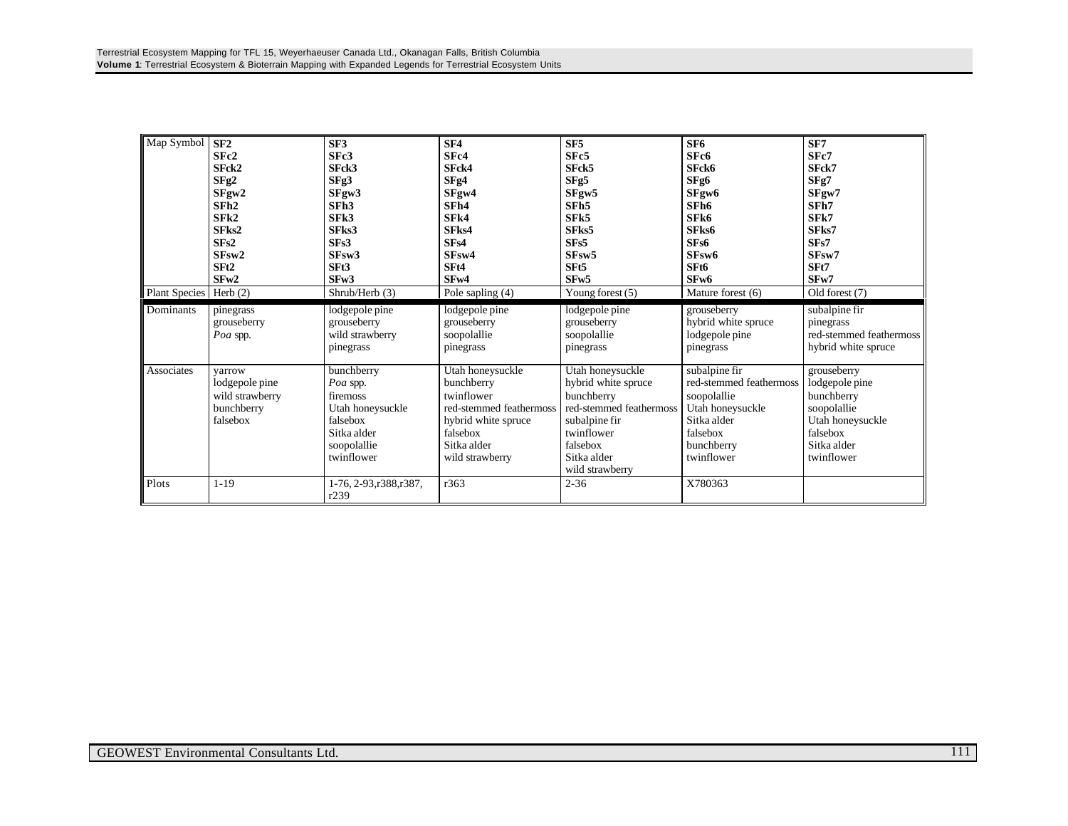| Map Symbol | **SF2**<br>**SFc2**<br>**SFck2**<br>**SFg2**<br>**SFgw2**<br>**SFh2**<br>**SFk2**<br>**SFks2**<br>**SFs2**<br>**SFsw2**<br>**SFt2**<br>**SFw2** | **SF3**<br>**SFc3**<br>**SFck3**<br>**SFg3**<br>**SFgw3**<br>**SFh3**<br>**SFk3**<br>**SFks3**<br>**SFs3**<br>**SFsw3**<br>**SFt3**<br>**SFw3** | **SF4**<br>**SFc4**<br>**SFck4**<br>**SFg4**<br>**SFgw4**<br>**SFh4**<br>**SFk4**<br>**SFks4**<br>**SFs4**<br>**SFsw4**<br>**SFt4**<br>**SFw4** | **SF5**<br>**SFc5**<br>**SFck5**<br>**SFg5**<br>**SFgw5**<br>**SFh5**<br>**SFk5**<br>**SFks5**<br>**SFs5**<br>**SFsw5**<br>**SFt5**<br>**SFw5** | **SF6**<br>**SFc6**<br>**SFck6**<br>**SFg6**<br>**SFgw6**<br>**SFh6**<br>**SFk6**<br>**SFks6**<br>**SFs6**<br>**SFsw6**<br>**SFt6**<br>**SFw6** | **SF7**<br>**SFc7**<br>**SFck7**<br>**SFg7**<br>**SFgw7**<br>**SFh7**<br>**SFk7**<br>**SFks7**<br>**SFs7**<br>**SFsw7**<br>**SFt7**<br>**SFw7** |
|---|---|---|---|---|---|---|
| Plant Species | Herb (2) | Shrub/Herb (3) | Pole sapling (4) | Young forest (5) | Mature forest (6) | Old forest (7) |
| Dominants | pinegrass<br>grouseberry<br>*Poa* spp. | lodgepole pine<br>grouseberry<br>wild strawberry<br>pinegrass | lodgepole pine<br>grouseberry<br>soopolallie<br>pinegrass | lodgepole pine<br>grouseberry<br>soopolallie<br>pinegrass | grouseberry<br>hybrid white spruce<br>lodgepole pine<br>pinegrass | subalpine fir<br>pinegrass<br>red-stemmed feathermoss<br>hybrid white spruce |
| Associates | yarrow<br>lodgepole pine<br>wild strawberry<br>bunchberry<br>falsebox | bunchberry<br>*Poa* spp.<br>firemoss<br>Utah honeysuckle<br>falsebox<br>Sitka alder<br>soopolallie<br>twinflower | Utah honeysuckle<br>bunchberry<br>twinflower<br>red-stemmed feathermoss<br>hybrid white spruce<br>falsebox<br>Sitka alder<br>wild strawberry | Utah honeysuckle<br>hybrid white spruce<br>bunchberry<br>red-stemmed feathermoss<br>subalpine fir<br>twinflower<br>falsebox<br>Sitka alder<br>wild strawberry | subalpine fir<br>red-stemmed feathermoss<br>soopolallie<br>Utah honeysuckle<br>Sitka alder<br>falsebox<br>bunchberry<br>twinflower | grouseberry<br>lodgepole pine<br>bunchberry<br>soopolallie<br>Utah honeysuckle<br>falsebox<br>Sitka alder<br>twinflower |
| Plots | 1-19 | 1-76, 2-93,r388,r387, r239 | r363 | 2-36 | X780363 | |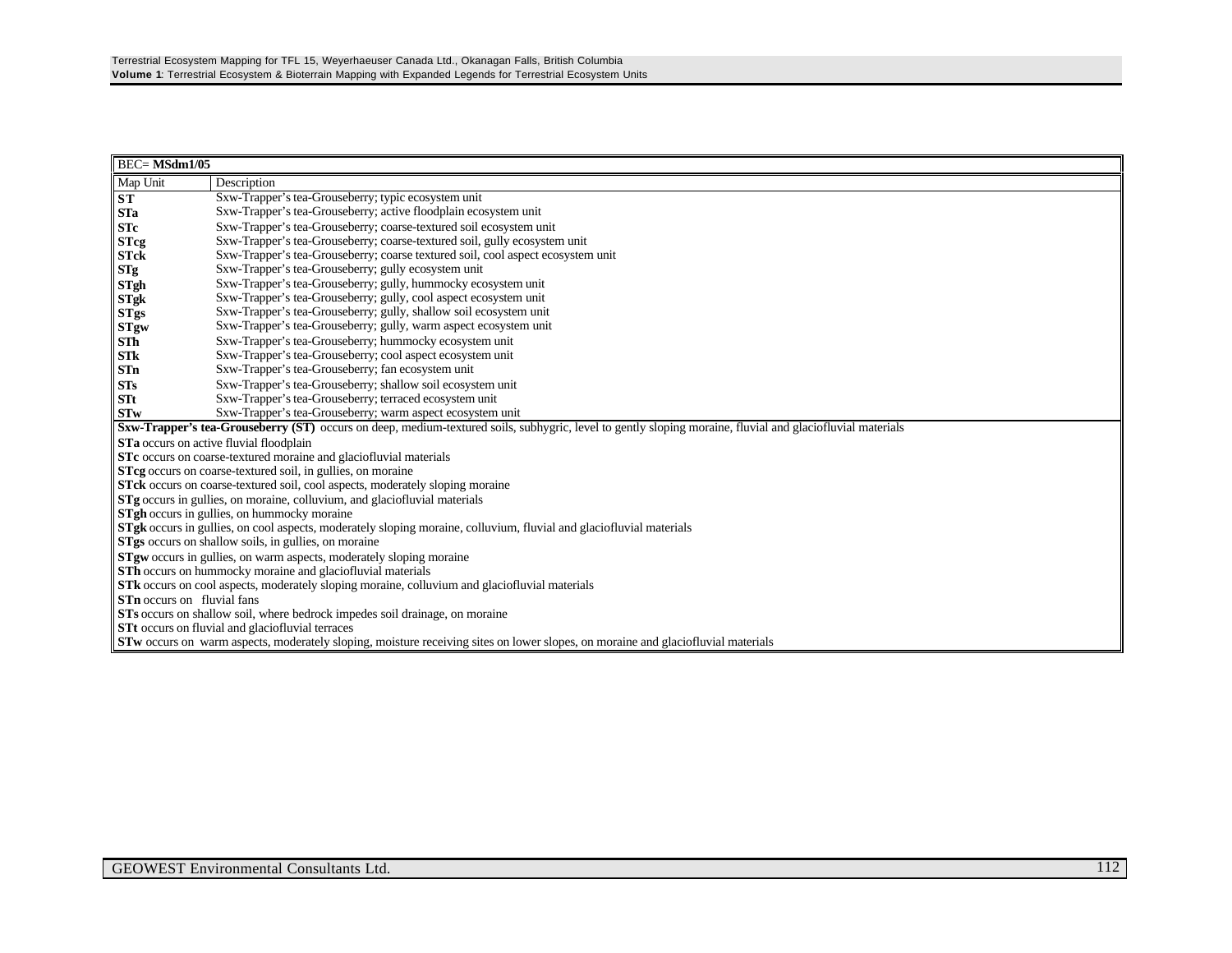| BEC= **MSdm1/05** | |
|---|---|
| Map Unit | Description |
| **ST** | Sxw-Trapper's tea-Grouseberry; typic ecosystem unit |
| **STa** | Sxw-Trapper's tea-Grouseberry; active floodplain ecosystem unit |
| **STc** | Sxw-Trapper's tea-Grouseberry; coarse-textured soil ecosystem unit |
| **STcg** | Sxw-Trapper's tea-Grouseberry; coarse-textured soil, gully ecosystem unit |
| **STck** | Sxw-Trapper's tea-Grouseberry; coarse textured soil, cool aspect ecosystem unit |
| **STg** | Sxw-Trapper's tea-Grouseberry; gully ecosystem unit |
| **STgh** | Sxw-Trapper's tea-Grouseberry; gully, hummocky ecosystem unit |
| **STgk** | Sxw-Trapper's tea-Grouseberry; gully, cool aspect ecosystem unit |
| **STgs** | Sxw-Trapper's tea-Grouseberry; gully, shallow soil ecosystem unit |
| **STgw** | Sxw-Trapper's tea-Grouseberry; gully, warm aspect ecosystem unit |
| **STh** | Sxw-Trapper's tea-Grouseberry; hummocky ecosystem unit |
| **STk** | Sxw-Trapper's tea-Grouseberry; cool aspect ecosystem unit |
| **STn** | Sxw-Trapper's tea-Grouseberry; fan ecosystem unit |
| **STs** | Sxw-Trapper's tea-Grouseberry; shallow soil ecosystem unit |
| **STt** | Sxw-Trapper's tea-Grouseberry; terraced ecosystem unit |
| **STw** | Sxw-Trapper's tea-Grouseberry; warm aspect ecosystem unit |

**Sxw-Trapper's tea-Grouseberry (ST)** occurs on deep, medium-textured soils, subhygric, level to gently sloping moraine, fluvial and glaciofluvial materials

**STa** occurs on active fluvial floodplain

**STc** occurs on coarse-textured moraine and glaciofluvial materials

**STcg** occurs on coarse-textured soil, in gullies, on moraine

**STck** occurs on coarse-textured soil, cool aspects, moderately sloping moraine

**STg** occurs in gullies, on moraine, colluvium, and glaciofluvial materials

**STgh** occurs in gullies, on hummocky moraine

**STgk** occurs in gullies, on cool aspects, moderately sloping moraine, colluvium, fluvial and glaciofluvial materials

**STgs** occurs on shallow soils, in gullies, on moraine

**STgw** occurs in gullies, on warm aspects, moderately sloping moraine

**STh** occurs on hummocky moraine and glaciofluvial materials

**STk** occurs on cool aspects, moderately sloping moraine, colluvium and glaciofluvial materials

**STn** occurs on fluvial fans

**STs** occurs on shallow soil, where bedrock impedes soil drainage, on moraine

**STt** occurs on fluvial and glaciofluvial terraces

**STw** occurs on warm aspects, moderately sloping, moisture receiving sites on lower slopes, on moraine and glaciofluvial materials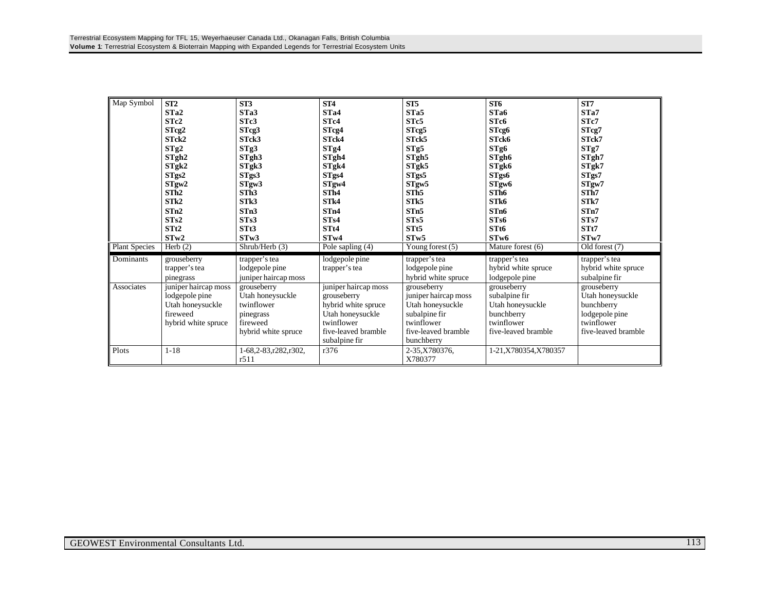| Map Symbol | ST2<br>STa2<br>STc2<br>STcg2<br>STck2<br>STg2<br>STgh2<br>STgk2<br>STgs2<br>STgw2<br>STh2<br>STk2<br>STn2<br>STs2<br>STt2<br>STw2 | ST3<br>STa3<br>STc3<br>STcg3<br>STck3<br>STg3<br>STgh3<br>STgk3<br>STgs3<br>STgw3<br>STh3<br>STk3<br>STn3<br>STs3<br>STt3<br>STw3 | ST4<br>STa4<br>STc4<br>STcg4<br>STck4<br>STg4<br>STgh4<br>STgk4<br>STgs4<br>STgw4<br>STh4<br>STk4<br>STn4<br>STs4<br>STt4<br>STw4 | ST5<br>STa5<br>STc5<br>STcg5<br>STck5<br>STg5<br>STgh5<br>STgk5<br>STgs5<br>STgw5<br>STh5<br>STk5<br>STn5<br>STs5<br>STt5<br>STw5 | ST6<br>STa6<br>STc6<br>STcg6<br>STck6<br>STg6<br>STgh6<br>STgk6<br>STgs6<br>STgw6<br>STh6<br>STk6<br>STn6<br>STs6<br>STt6<br>STw6 | ST7<br>STa7<br>STc7<br>STcg7<br>STck7<br>STg7<br>STgh7<br>STgk7<br>STgs7<br>STgw7<br>STh7<br>STk7<br>STn7<br>STs7<br>STt7<br>STw7 |
|---|---|---|---|---|---|---|
| Plant Species | Herb (2) | Shrub/Herb (3) | Pole sapling (4) | Young forest (5) | Mature forest (6) | Old forest (7) |
| Dominants | grouseberry<br>trapper's tea<br>pinegrass | trapper's tea<br>lodgepole pine<br>juniper haircap moss | lodgepole pine<br>trapper's tea | trapper's tea<br>lodgepole pine<br>hybrid white spruce | trapper's tea<br>hybrid white spruce<br>lodgepole pine | trapper's tea<br>hybrid white spruce<br>subalpine fir |
| Associates | juniper haircap moss<br>lodgepole pine<br>Utah honeysuckle<br>fireweed<br>hybrid white spruce | grouseberry<br>Utah honeysuckle<br>twinflower<br>pinegrass<br>fireweed<br>hybrid white spruce | juniper haircap moss<br>grouseberry<br>hybrid white spruce<br>Utah honeysuckle<br>twinflower<br>five-leaved bramble<br>subalpine fir | grouseberry<br>juniper haircap moss<br>Utah honeysuckle<br>subalpine fir<br>twinflower<br>five-leaved bramble<br>bunchberry | grouseberry<br>subalpine fir<br>Utah honeysuckle<br>bunchberry<br>twinflower<br>five-leaved bramble | grouseberry<br>Utah honeysuckle<br>bunchberry<br>lodgepole pine<br>twinflower<br>five-leaved bramble |
| Plots | 1-18 | 1-68,2-83,r282,r302,<br>r511 | r376 | 2-35,X780376,<br>X780377 | 1-21,X780354,X780357 | |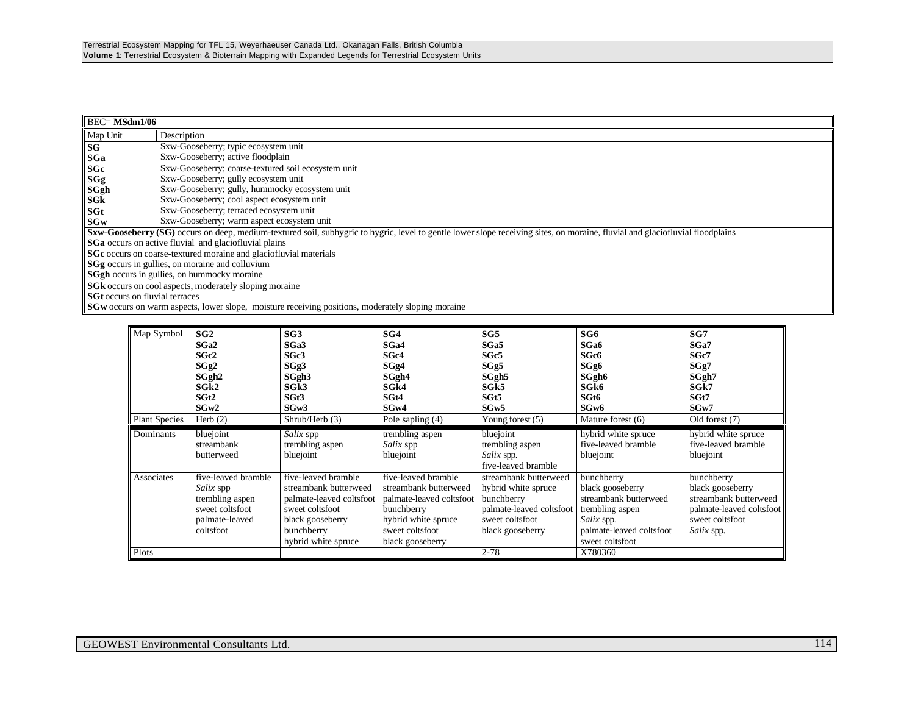| BEC= **MSdm1/06** | |
|---|---|
| Map Unit | Description |
| **SG** | Sxw-Gooseberry; typic ecosystem unit |
| **SGa** | Sxw-Gooseberry; active floodplain |
| **SGc** | Sxw-Gooseberry; coarse-textured soil ecosystem unit |
| **SGg** | Sxw-Gooseberry; gully ecosystem unit |
| **SGgh** | Sxw-Gooseberry; gully, hummocky ecosystem unit |
| **SGk** | Sxw-Gooseberry; cool aspect ecosystem unit |
| **SGt** | Sxw-Gooseberry; terraced ecosystem unit |
| **SGw** | Sxw-Gooseberry; warm aspect ecosystem unit |

**Sxw-Gooseberry (SG)** occurs on deep, medium-textured soil, subhygric to hygric, level to gentle lower slope receiving sites, on moraine, fluvial and glaciofluvial floodplains

**SGa** occurs on active fluvial and glaciofluvial plains

**SGc** occurs on coarse-textured moraine and glaciofluvial materials

**SGg** occurs in gullies, on moraine and colluvium

**SGgh** occurs in gullies, on hummocky moraine

**SGk** occurs on cool aspects, moderately sloping moraine

**SGt** occurs on fluvial terraces

**SGw** occurs on warm aspects, lower slope, moisture receiving positions, moderately sloping moraine

| Map Symbol | **SG2**<br>**SGa2**<br>**SGc2**<br>**SGg2**<br>**SGgh2**<br>**SGk2**<br>**SGt2**<br>**SGw2** | **SG3**<br>**SGa3**<br>**SGc3**<br>**SGg3**<br>**SGgh3**<br>**SGk3**<br>**SGt3**<br>**SGw3** | **SG4**<br>**SGa4**<br>**SGc4**<br>**SGg4**<br>**SGgh4**<br>**SGk4**<br>**SGt4**<br>**SGw4** | **SG5**<br>**SGa5**<br>**SGc5**<br>**SGg5**<br>**SGgh5**<br>**SGk5**<br>**SGt5**<br>**SGw5** | **SG6**<br>**SGa6**<br>**SGc6**<br>**SGg6**<br>**SGgh6**<br>**SGk6**<br>**SGt6**<br>**SGw6** | **SG7**<br>**SGa7**<br>**SGc7**<br>**SGg7**<br>**SGgh7**<br>**SGk7**<br>**SGt7**<br>**SGw7** |
|---|---|---|---|---|---|---|
| Plant Species | Herb (2) | Shrub/Herb (3) | Pole sapling (4) | Young forest (5) | Mature forest (6) | Old forest (7) |
| Dominants | bluejoint<br>streambank butterweed | *Salix* spp<br>trembling aspen<br>bluejoint | trembling aspen<br>*Salix* spp<br>bluejoint | bluejoint<br>trembling aspen<br>*Salix* spp.<br>five-leaved bramble | hybrid white spruce<br>five-leaved bramble<br>bluejoint | hybrid white spruce<br>five-leaved bramble<br>bluejoint |
| Associates | five-leaved bramble<br>*Salix* spp<br>trembling aspen<br>sweet coltsfoot<br>palmate-leaved coltsfoot | five-leaved bramble<br>streambank butterweed<br>palmate-leaved coltsfoot<br>sweet coltsfoot<br>black gooseberry<br>bunchberry<br>hybrid white spruce | five-leaved bramble<br>streambank butterweed<br>palmate-leaved coltsfoot<br>bunchberry<br>hybrid white spruce<br>sweet coltsfoot<br>black gooseberry | streambank butterweed<br>hybrid white spruce<br>bunchberry<br>palmate-leaved coltsfoot<br>sweet coltsfoot<br>black gooseberry | bunchberry<br>black gooseberry<br>streambank butterweed<br>trembling aspen<br>*Salix* spp.<br>palmate-leaved coltsfoot<br>sweet coltsfoot | bunchberry<br>black gooseberry<br>streambank butterweed<br>palmate-leaved coltsfoot<br>sweet coltsfoot<br>*Salix* spp. |
| Plots | | | | 2-78 | X780360 | |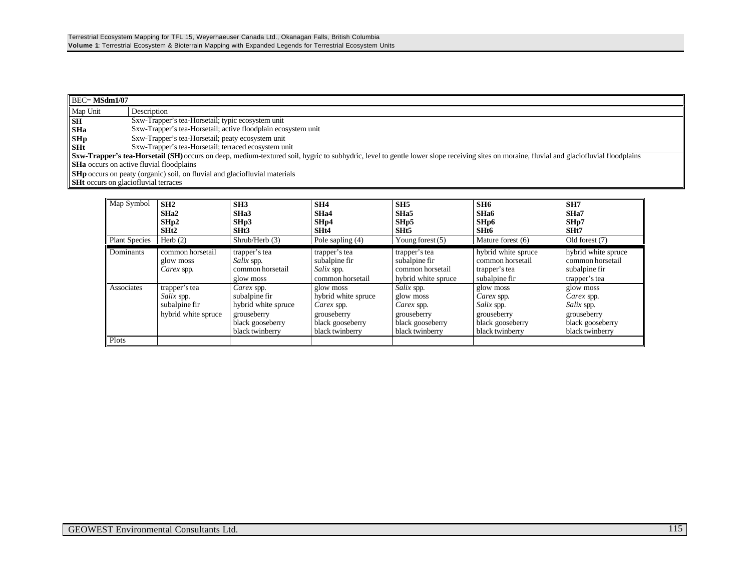| BEC= **MSdm1/07** | |
|---|---|
| Map Unit | Description |
| **SH** | Sxw-Trapper's tea-Horsetail; typic ecosystem unit |
| **SHa** | Sxw-Trapper's tea-Horsetail; active floodplain ecosystem unit |
| **SHp** | Sxw-Trapper's tea-Horsetail; peaty ecosystem unit |
| **SHt** | Sxw-Trapper's tea-Horsetail; terraced ecosystem unit |

**Sxw-Trapper's tea-Horsetail (SH)** occurs on deep, medium-textured soil, hygric to subhydric, level to gentle lower slope receiving sites on moraine, fluvial and glaciofluvial floodplains
**SHa** occurs on active fluvial floodplains
**SHp** occurs on peaty (organic) soil, on fluvial and glaciofluvial materials
**SHt** occurs on glaciofluvial terraces

| Map Symbol | **SH2**<br>**SHa2**<br>**SHp2**<br>**SHt2** | **SH3**<br>**SHa3**<br>**SHp3**<br>**SHt3** | **SH4**<br>**SHa4**<br>**SHp4**<br>**SHt4** | **SH5**<br>**SHa5**<br>**SHp5**<br>**SHt5** | **SH6**<br>**SHa6**<br>**SHp6**<br>**SHt6** | **SH7**<br>**SHa7**<br>**SHp7**<br>**SHt7** |
|---|---|---|---|---|---|---|
| Plant Species | Herb (2) | Shrub/Herb (3) | Pole sapling (4) | Young forest (5) | Mature forest (6) | Old forest (7) |
| Dominants | common horsetail<br>glow moss<br>*Carex* spp. | trapper's tea<br>*Salix* spp.<br>common horsetail<br>glow moss | trapper's tea<br>subalpine fir<br>*Salix* spp.<br>common horsetail | trapper's tea<br>subalpine fir<br>common horsetail<br>hybrid white spruce | hybrid white spruce<br>common horsetail<br>trapper's tea<br>subalpine fir | hybrid white spruce<br>common horsetail<br>subalpine fir<br>trapper's tea |
| Associates | trapper's tea<br>*Salix* spp.<br>subalpine fir<br>hybrid white spruce | *Carex* spp.<br>subalpine fir<br>hybrid white spruce<br>grouseberry<br>black gooseberry<br>black twinberry | glow moss<br>hybrid white spruce<br>*Carex* spp.<br>grouseberry<br>black gooseberry<br>black twinberry | *Salix* spp.<br>glow moss<br>*Carex* spp.<br>grouseberry<br>black gooseberry<br>black twinberry | glow moss<br>*Carex* spp.<br>*Salix* spp.<br>grouseberry<br>black gooseberry<br>black twinberry | glow moss<br>*Carex* spp.<br>*Salix* spp.<br>grouseberry<br>black gooseberry<br>black twinberry |
| Plots | | | | | | |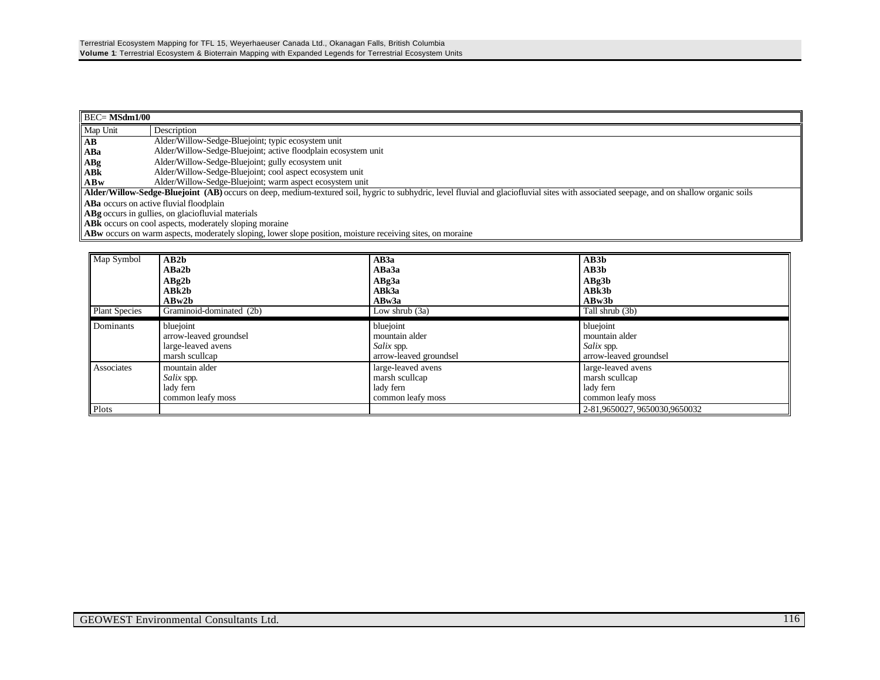| BEC= **MSdm1/00** | |
|---|---|
| Map Unit | Description |
| **AB** | Alder/Willow-Sedge-Bluejoint; typic ecosystem unit |
| **ABa** | Alder/Willow-Sedge-Bluejoint; active floodplain ecosystem unit |
| **ABg** | Alder/Willow-Sedge-Bluejoint; gully ecosystem unit |
| **ABk** | Alder/Willow-Sedge-Bluejoint; cool aspect ecosystem unit |
| **ABw** | Alder/Willow-Sedge-Bluejoint; warm aspect ecosystem unit |

**Alder/Willow-Sedge-Bluejoint (AB)** occurs on deep, medium-textured soil, hygric to subhydric, level fluvial and glaciofluvial sites with associated seepage, and on shallow organic soils

**ABa** occurs on active fluvial floodplain

**ABg** occurs in gullies, on glaciofluvial materials

**ABk** occurs on cool aspects, moderately sloping moraine

**ABw** occurs on warm aspects, moderately sloping, lower slope position, moisture receiving sites, on moraine

| Map Symbol | **AB2b**<br>**ABa2b**<br>**ABg2b**<br>**ABk2b**<br>**ABw2b** | **AB3a**<br>**ABa3a**<br>**ABg3a**<br>**ABk3a**<br>**ABw3a** | **AB3b**<br>**AB3b**<br>**ABg3b**<br>**ABk3b**<br>**ABw3b** |
|---|---|---|---|
| Plant Species | Graminoid-dominated (2b) | Low shrub (3a) | Tall shrub (3b) |
| Dominants | bluejoint<br>arrow-leaved groundsel<br>large-leaved avens<br>marsh scullcap | bluejoint<br>mountain alder<br>*Salix* spp.<br>arrow-leaved groundsel | bluejoint<br>mountain alder<br>*Salix* spp.<br>arrow-leaved groundsel |
| Associates | mountain alder<br>*Salix* spp.<br>lady fern<br>common leafy moss | large-leaved avens<br>marsh scullcap<br>lady fern<br>common leafy moss | large-leaved avens<br>marsh scullcap<br>lady fern<br>common leafy moss |
| Plots | | | 2-81,9650027, 9650030,9650032 |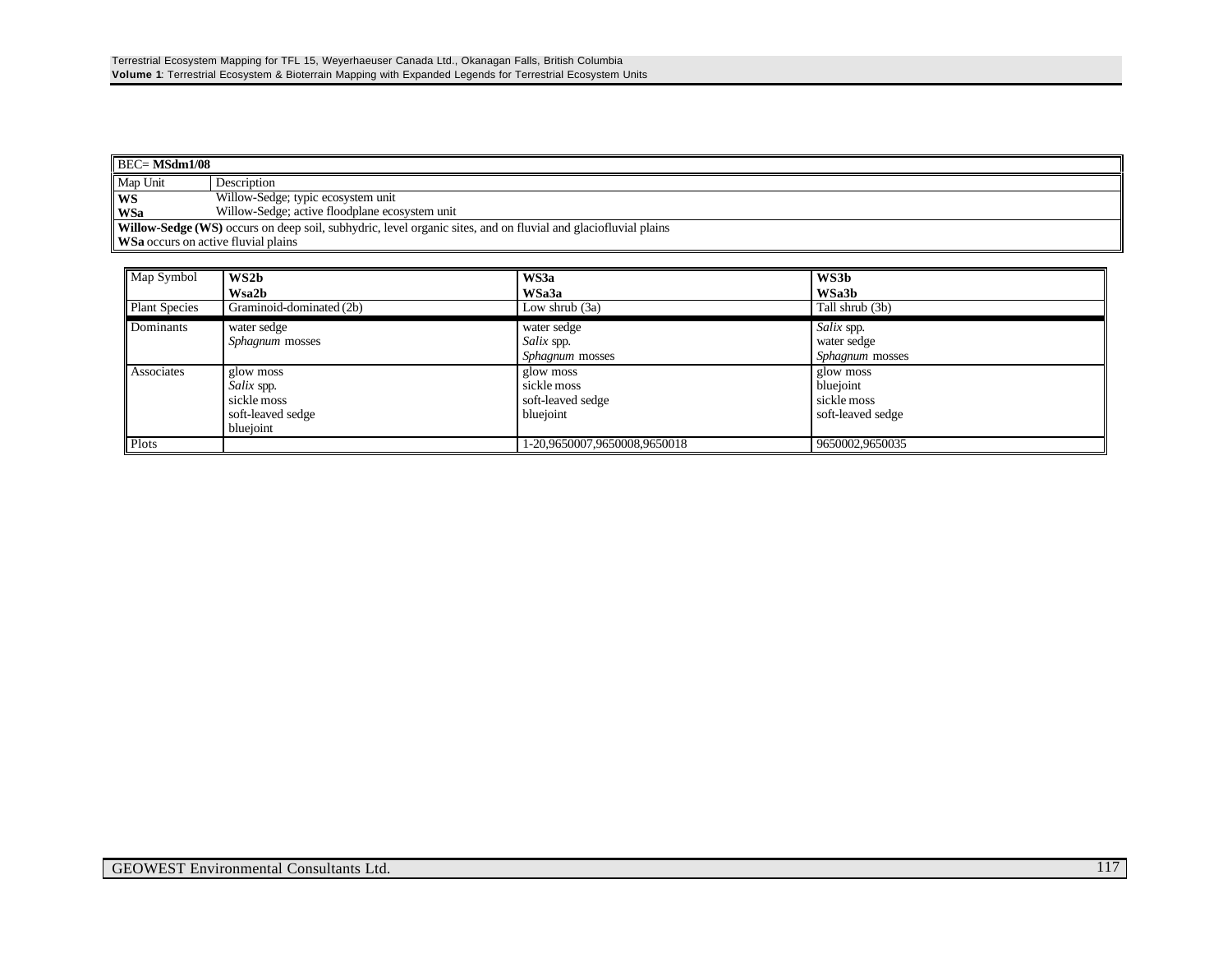| BEC= **MSdm1/08** | |
|---|---|
| Map Unit | Description |
| **WS** | Willow-Sedge; typic ecosystem unit |
| **WSa** | Willow-Sedge; active floodplane ecosystem unit |

**Willow-Sedge (WS)** occurs on deep soil, subhydric, level organic sites, and on fluvial and glaciofluvial plains
**WSa** occurs on active fluvial plains

| Map Symbol | **WS2b**<br>**Wsa2b** | **WS3a**<br>**WSa3a** | **WS3b**<br>**WSa3b** |
|---|---|---|---|
| Plant Species | Graminoid-dominated (2b) | Low shrub (3a) | Tall shrub (3b) |
| Dominants | water sedge<br>*Sphagnum* mosses | water sedge<br>*Salix* spp.<br>*Sphagnum* mosses | *Salix* spp.<br>water sedge<br>*Sphagnum* mosses |
| Associates | glow moss<br>*Salix* spp.<br>sickle moss<br>soft-leaved sedge<br>bluejoint | glow moss<br>sickle moss<br>soft-leaved sedge<br>bluejoint | glow moss<br>bluejoint<br>sickle moss<br>soft-leaved sedge |
| Plots | | 1-20,9650007,9650008,9650018 | 9650002,9650035 |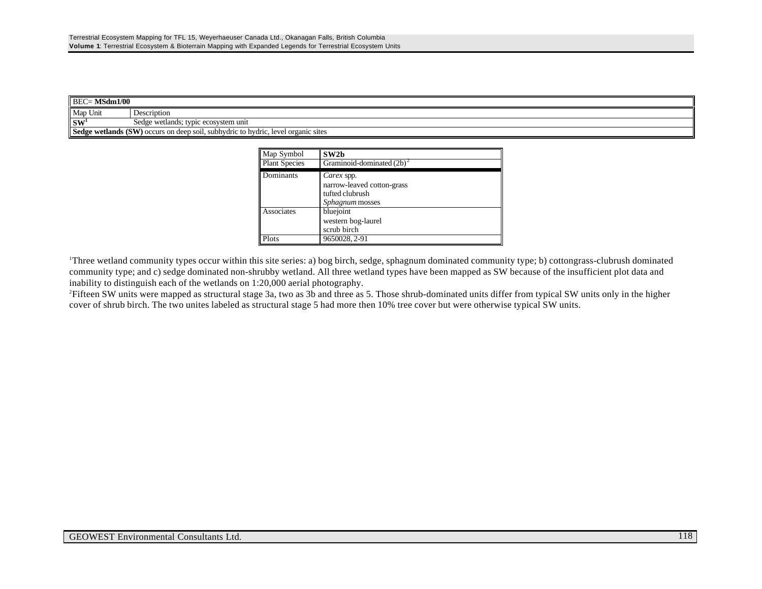| BEC= **MSdm1/00** | |
|---|---|
| Map Unit | Description |
| **SW**[1] | Sedge wetlands; typic ecosystem unit |
| **Sedge wetlands (SW)** occurs on deep soil, subhydric to hydric, level organic sites | |

| Map Symbol | **SW2b** |
|---|---|
| Plant Species | Graminoid-dominated (2b)[2] |
| Dominants | *Carex* spp.<br>narrow-leaved cotton-grass<br>tufted clubrush<br>*Sphagnum* mosses |
| Associates | bluejoint<br>western bog-laurel<br>scrub birch |
| Plots | 9650028, 2-91 |

[1]Three wetland community types occur within this site series: a) bog birch, sedge, sphagnum dominated community type; b) cottongrass-clubrush dominated community type; and c) sedge dominated non-shrubby wetland. All three wetland types have been mapped as SW because of the insufficient plot data and inability to distinguish each of the wetlands on 1:20,000 aerial photography.

[2]Fifteen SW units were mapped as structural stage 3a, two as 3b and three as 5. Those shrub-dominated units differ from typical SW units only in the higher cover of shrub birch. The two unites labeled as structural stage 5 had more then 10% tree cover but were otherwise typical SW units.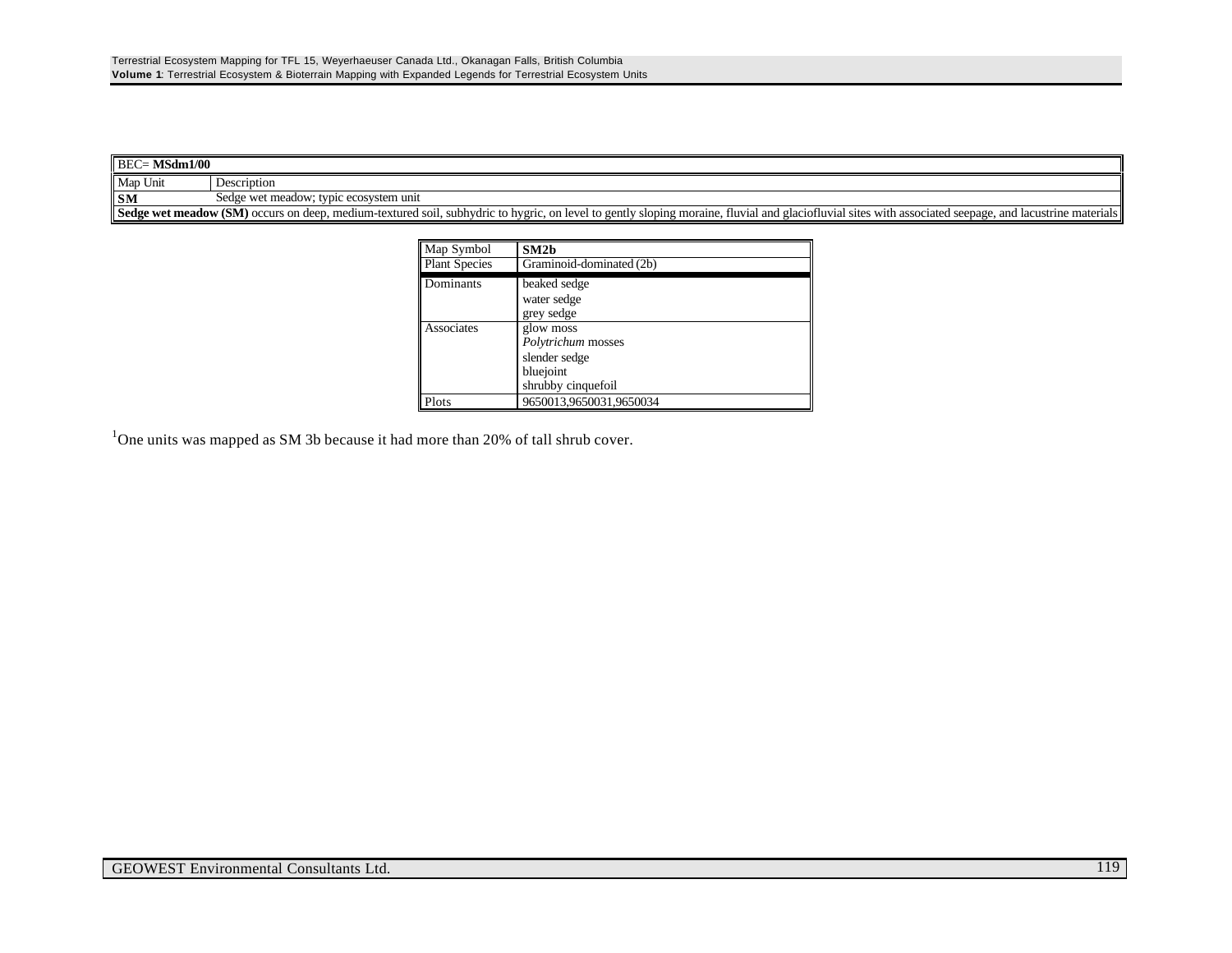| BEC= **MSdm1/00** | |
|---|---|
| Map Unit | Description |
| **SM** | Sedge wet meadow; typic ecosystem unit |
| **Sedge wet meadow (SM)** occurs on deep, medium-textured soil, subhydric to hygric, on level to gently sloping moraine, fluvial and glaciofluvial sites with associated seepage, and lacustrine materials | |

| Map Symbol | **SM2b** |
|---|---|
| Plant Species | Graminoid-dominated (2b) |
| Dominants | beaked sedge<br>water sedge<br>grey sedge |
| Associates | glow moss<br>*Polytrichum* mosses<br>slender sedge<br>bluejoint<br>shrubby cinquefoil |
| Plots | 9650013,9650031,9650034 |

[1]One units was mapped as SM 3b because it had more than 20% of tall shrub cover.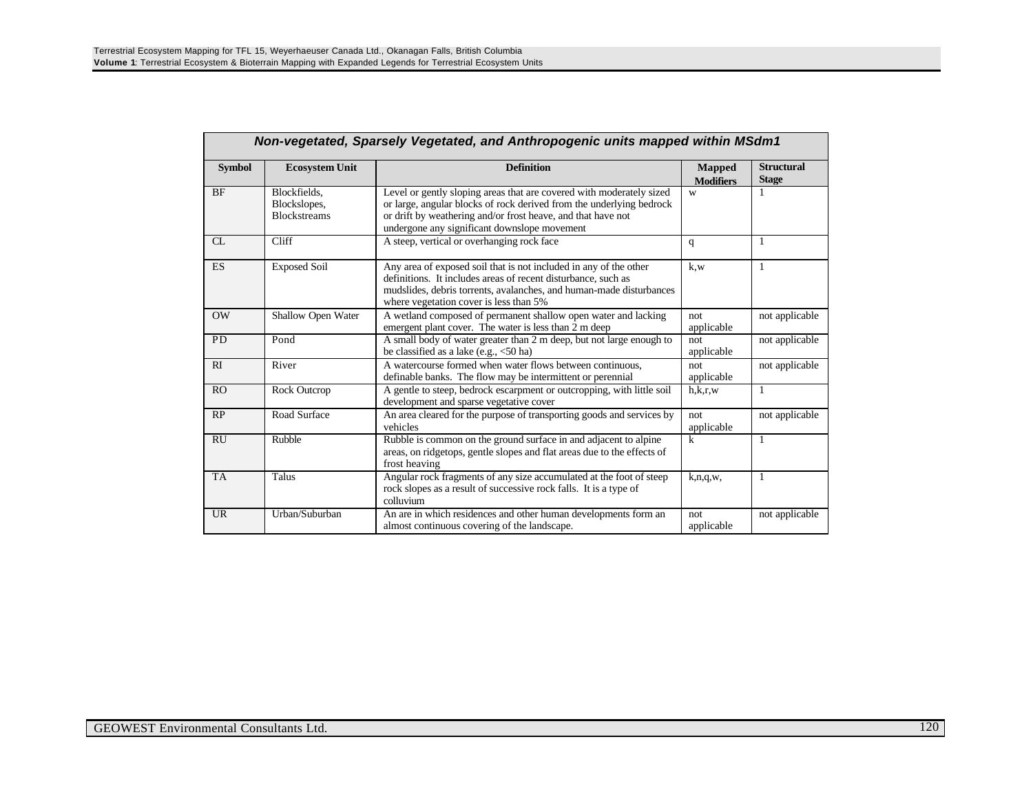| Non-vegetated, Sparsely Vegetated, and Anthropogenic units mapped within MSdm1 | | | | |
|---|---|---|---|---|
| **Symbol** | **Ecosystem Unit** | **Definition** | **Mapped Modifiers** | **Structural Stage** |
| BF | Blockfields, Blockslopes, Blockstreams | Level or gently sloping areas that are covered with moderately sized or large, angular blocks of rock derived from the underlying bedrock or drift by weathering and/or frost heave, and that have not undergone any significant downslope movement | w | 1 |
| CL | Cliff | A steep, vertical or overhanging rock face | q | 1 |
| ES | Exposed Soil | Any area of exposed soil that is not included in any of the other definitions. It includes areas of recent disturbance, such as mudslides, debris torrents, avalanches, and human-made disturbances where vegetation cover is less than 5% | k,w | 1 |
| OW | Shallow Open Water | A wetland composed of permanent shallow open water and lacking emergent plant cover. The water is less than 2 m deep | not applicable | not applicable |
| PD | Pond | A small body of water greater than 2 m deep, but not large enough to be classified as a lake (e.g., <50 ha) | not applicable | not applicable |
| RI | River | A watercourse formed when water flows between continuous, definable banks. The flow may be intermittent or perennial | not applicable | not applicable |
| RO | Rock Outcrop | A gentle to steep, bedrock escarpment or outcropping, with little soil development and sparse vegetative cover | h,k,r,w | 1 |
| RP | Road Surface | An area cleared for the purpose of transporting goods and services by vehicles | not applicable | not applicable |
| RU | Rubble | Rubble is common on the ground surface in and adjacent to alpine areas, on ridgetops, gentle slopes and flat areas due to the effects of frost heaving | k | 1 |
| TA | Talus | Angular rock fragments of any size accumulated at the foot of steep rock slopes as a result of successive rock falls. It is a type of colluvium | k,n,q,w, | 1 |
| UR | Urban/Suburban | An are in which residences and other human developments form an almost continuous covering of the landscape. | not applicable | not applicable |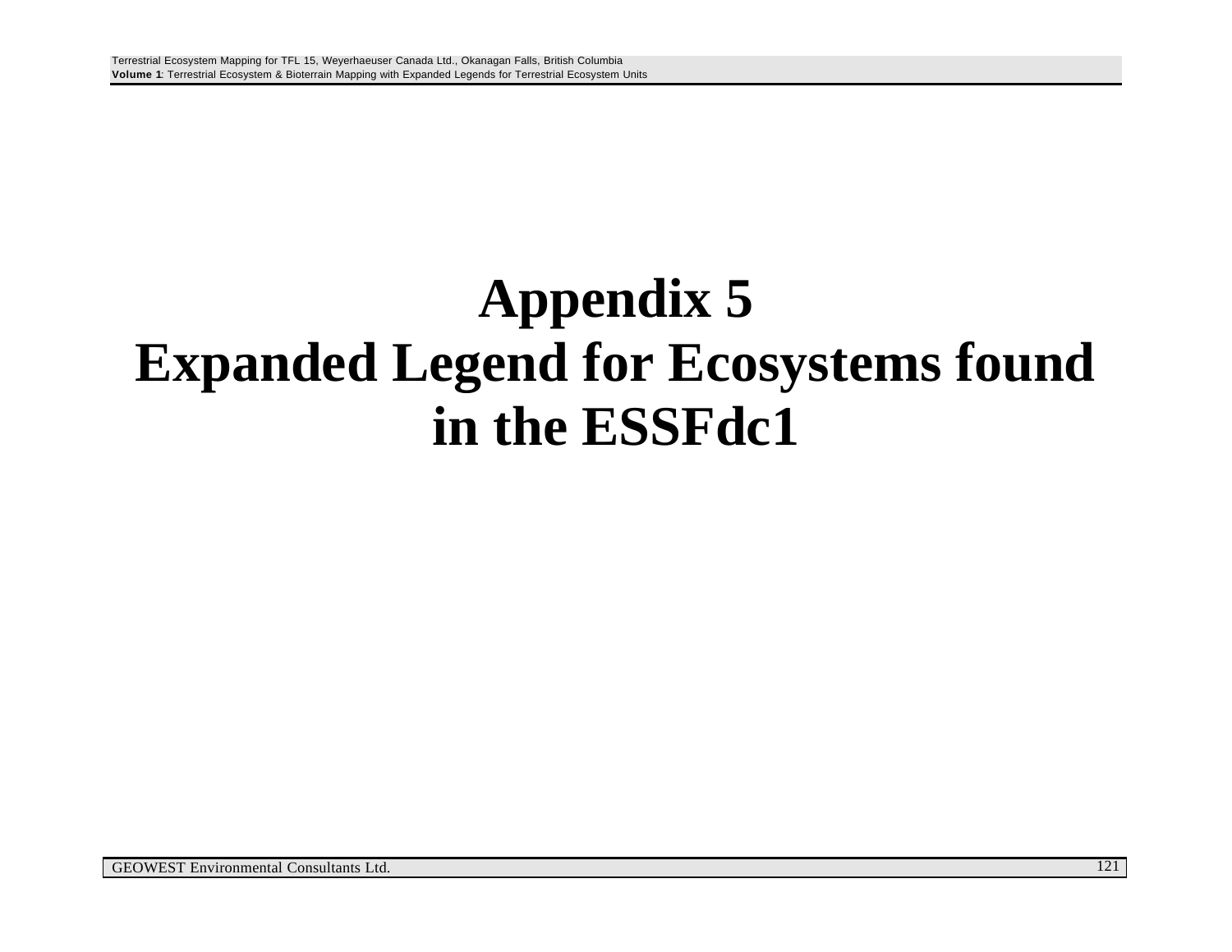# Appendix 5
# Expanded Legend for Ecosystems found in the ESSFdc1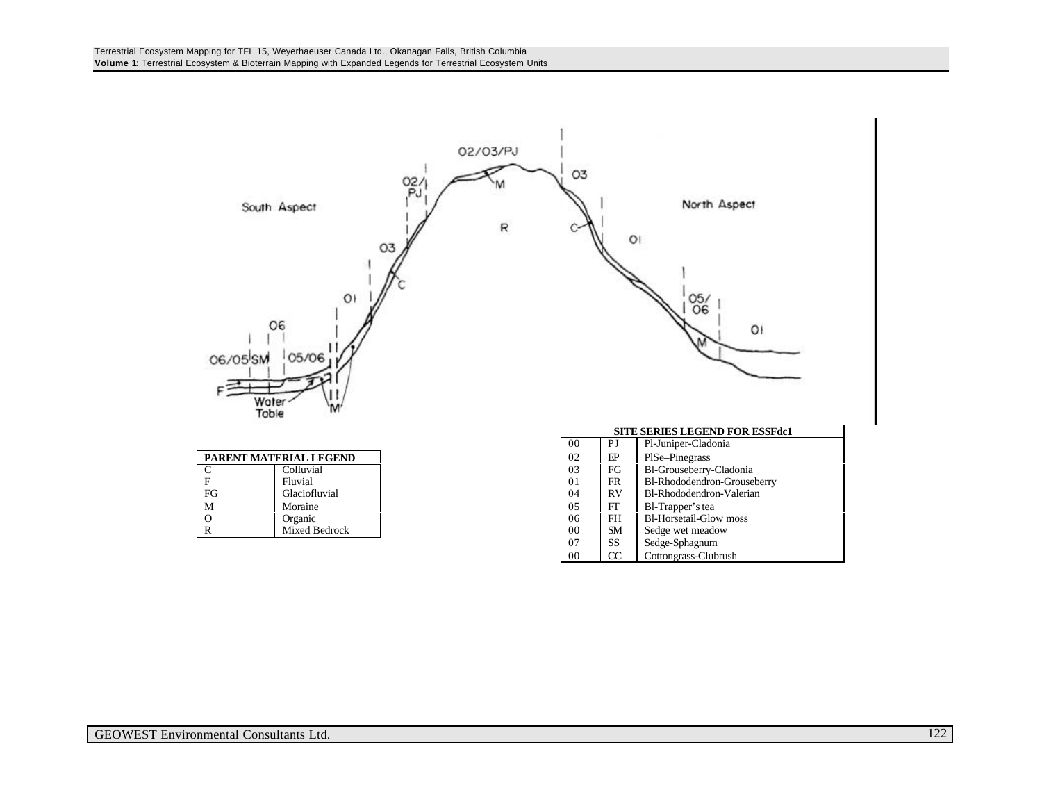South Aspect

North Aspect

02/03/PJ

02/PJ

03

01

06

06/05 SM

05/06

F

Water Table

M

C

R

M

03

C

01

05/06

M

01

| PARENT MATERIAL LEGEND | |
|---|---|
| C | Colluvial |
| F | Fluvial |
| FG | Glaciofluvial |
| M | Moraine |
| O | Organic |
| R | Mixed Bedrock |

| SITE SERIES LEGEND FOR ESSFdc1 | | |
|---|---|---|
| 00 | PJ | Pl-Juniper-Cladonia |
| 02 | EP | PlSe–Pinegrass |
| 03 | FG | Bl-Grouseberry-Cladonia |
| 01 | FR | Bl-Rhododendron-Grouseberry |
| 04 | RV | Bl-Rhododendron-Valerian |
| 05 | FT | Bl-Trapper's tea |
| 06 | FH | Bl-Horsetail-Glow moss |
| 00 | SM | Sedge wet meadow |
| 07 | SS | Sedge-Sphagnum |
| 00 | CC | Cottongrass-Clubrush |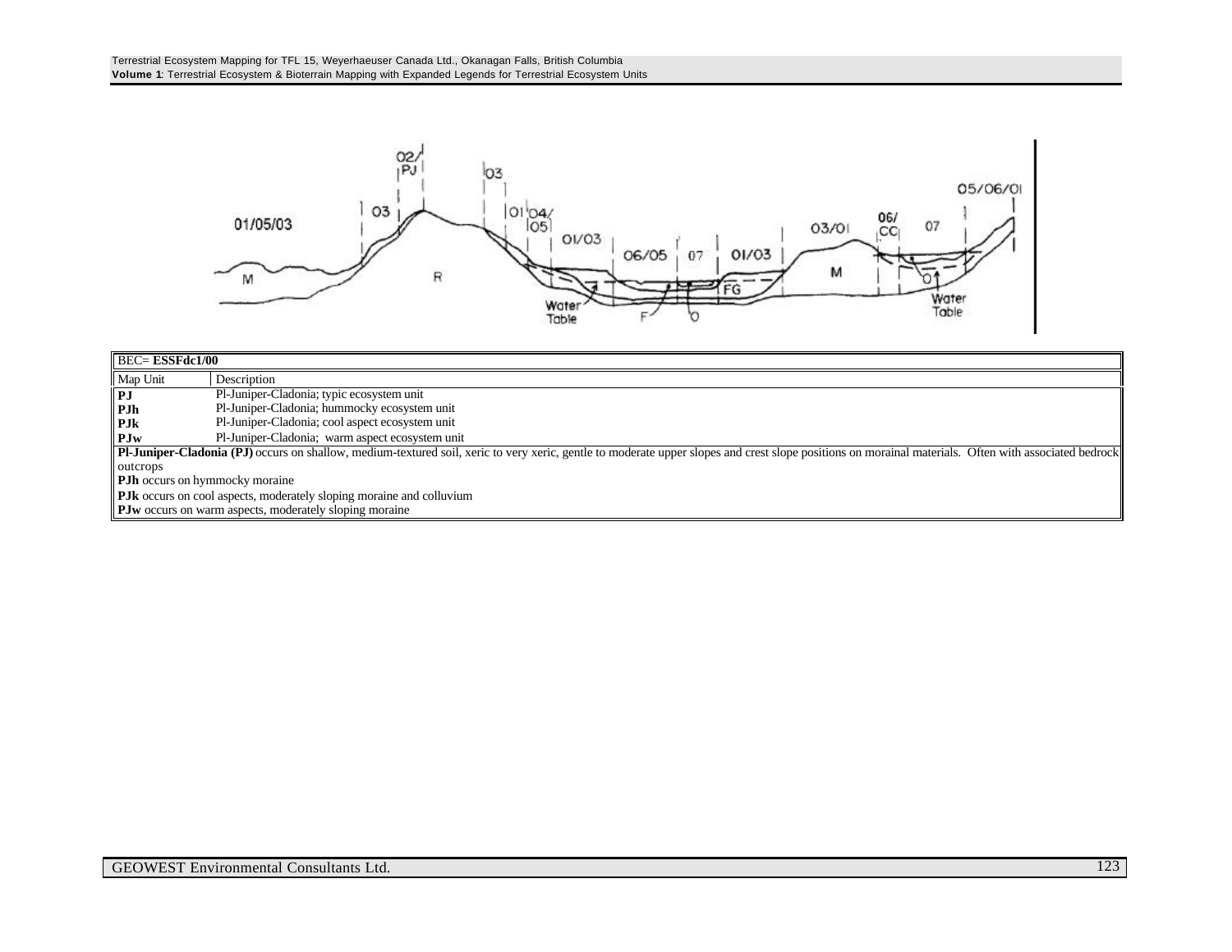| BEC= **ESSFdc1/00** | |
|---|---|
| Map Unit | Description |
| **PJ** | Pl-Juniper-Cladonia; typic ecosystem unit |
| **PJh** | Pl-Juniper-Cladonia; hummocky ecosystem unit |
| **PJk** | Pl-Juniper-Cladonia; cool aspect ecosystem unit |
| **PJw** | Pl-Juniper-Cladonia; warm aspect ecosystem unit |

**Pl-Juniper-Cladonia (PJ)** occurs on shallow, medium-textured soil, xeric to very xeric, gentle to moderate upper slopes and crest slope positions on morainal materials. Often with associated bedrock outcrops

**PJh** occurs on hymmocky moraine

**PJk** occurs on cool aspects, moderately sloping moraine and colluvium

**PJw** occurs on warm aspects, moderately sloping moraine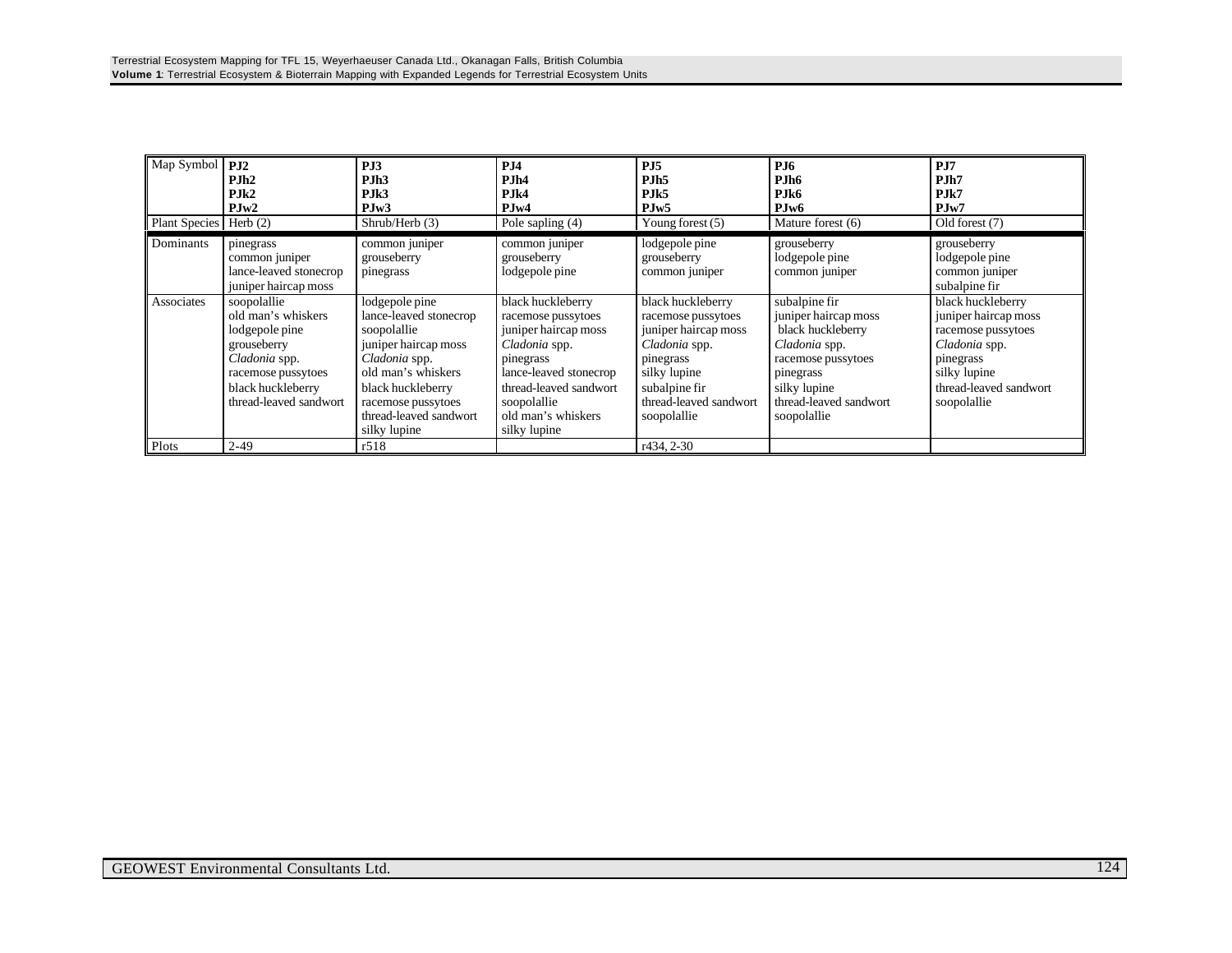| Map Symbol | **PJ2**<br>**PJh2**<br>**PJk2**<br>**PJw2** | **PJ3**<br>**PJh3**<br>**PJk3**<br>**PJw3** | **PJ4**<br>**PJh4**<br>**PJk4**<br>**PJw4** | **PJ5**<br>**PJh5**<br>**PJk5**<br>**PJw5** | **PJ6**<br>**PJh6**<br>**PJk6**<br>**PJw6** | **PJ7**<br>**PJh7**<br>**PJk7**<br>**PJw7** |
|---|---|---|---|---|---|---|
| Plant Species | Herb (2) | Shrub/Herb (3) | Pole sapling (4) | Young forest (5) | Mature forest (6) | Old forest (7) |
| Dominants | pinegrass<br>common juniper<br>lance-leaved stonecrop<br>juniper haircap moss | common juniper<br>grouseberry<br>pinegrass | common juniper<br>grouseberry<br>lodgepole pine | lodgepole pine<br>grouseberry<br>common juniper | grouseberry<br>lodgepole pine<br>common juniper | grouseberry<br>lodgepole pine<br>common juniper<br>subalpine fir |
| Associates | soopolallie<br>old man's whiskers<br>lodgepole pine<br>grouseberry<br>*Cladonia* spp.<br>racemose pussytoes<br>black huckleberry<br>thread-leaved sandwort | lodgepole pine<br>lance-leaved stonecrop<br>soopolallie<br>juniper haircap moss<br>*Cladonia* spp.<br>old man's whiskers<br>black huckleberry<br>racemose pussytoes<br>thread-leaved sandwort<br>silky lupine | black huckleberry<br>racemose pussytoes<br>juniper haircap moss<br>*Cladonia* spp.<br>pinegrass<br>lance-leaved stonecrop<br>thread-leaved sandwort<br>soopolallie<br>old man's whiskers<br>silky lupine | black huckleberry<br>racemose pussytoes<br>juniper haircap moss<br>*Cladonia* spp.<br>pinegrass<br>silky lupine<br>subalpine fir<br>thread-leaved sandwort<br>soopolallie | subalpine fir<br>juniper haircap moss<br>black huckleberry<br>*Cladonia* spp.<br>racemose pussytoes<br>pinegrass<br>silky lupine<br>thread-leaved sandwort<br>soopolallie | black huckleberry<br>juniper haircap moss<br>racemose pussytoes<br>*Cladonia* spp.<br>pinegrass<br>silky lupine<br>thread-leaved sandwort<br>soopolallie |
| Plots | 2-49 | r518 | | r434, 2-30 | | |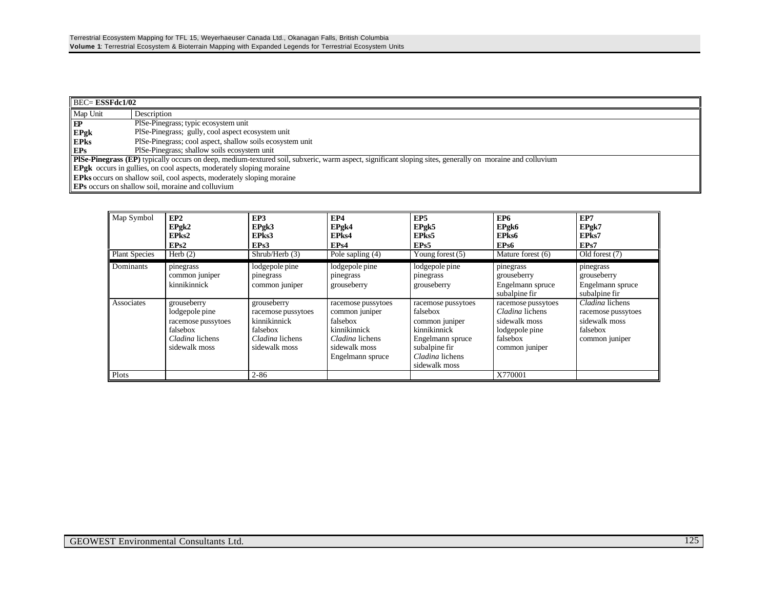| BEC= **ESSFdc1/02** | |
|---|---|
| Map Unit | Description |
| **EP** | PlSe-Pinegrass; typic ecosystem unit |
| **EPgk** | PlSe-Pinegrass; gully, cool aspect ecosystem unit |
| **EPks** | PlSe-Pinegrass; cool aspect, shallow soils ecosystem unit |
| **EPs** | PlSe-Pinegrass; shallow soils ecosystem unit |

**PlSe-Pinegrass (EP)** typically occurs on deep, medium-textured soil, subxeric, warm aspect, significant sloping sites, generally on moraine and colluvium

**EPgk** occurs in gullies, on cool aspects, moderately sloping moraine

**EPks** occurs on shallow soil, cool aspects, moderately sloping moraine

**EPs** occurs on shallow soil, moraine and colluvium

| Map Symbol | **EP2**<br>**EPgk2**<br>**EPks2**<br>**EPs2** | **EP3**<br>**EPgk3**<br>**EPks3**<br>**EPs3** | **EP4**<br>**EPgk4**<br>**EPks4**<br>**EPs4** | **EP5**<br>**EPgk5**<br>**EPks5**<br>**EPs5** | **EP6**<br>**EPgk6**<br>**EPks6**<br>**EPs6** | **EP7**<br>**EPgk7**<br>**EPks7**<br>**EPs7** |
|---|---|---|---|---|---|---|
| Plant Species | Herb (2) | Shrub/Herb (3) | Pole sapling (4) | Young forest (5) | Mature forest (6) | Old forest (7) |
| Dominants | pinegrass<br>common juniper<br>kinnikinnick | lodgepole pine<br>pinegrass<br>common juniper | lodgepole pine<br>pinegrass<br>grouseberry | lodgepole pine<br>pinegrass<br>grouseberry | pinegrass<br>grouseberry<br>Engelmann spruce<br>subalpine fir | pinegrass<br>grouseberry<br>Engelmann spruce<br>subalpine fir |
| Associates | grouseberry<br>lodgepole pine<br>racemose pussytoes<br>falsebox<br>*Cladina* lichens<br>sidewalk moss | grouseberry<br>racemose pussytoes<br>kinnikinnick<br>falsebox<br>*Cladina* lichens<br>sidewalk moss | racemose pussytoes<br>common juniper<br>falsebox<br>kinnikinnick<br>*Cladina* lichens<br>sidewalk moss<br>Engelmann spruce | racemose pussytoes<br>falsebox<br>common juniper<br>kinnikinnick<br>Engelmann spruce<br>subalpine fir<br>*Cladina* lichens<br>sidewalk moss | racemose pussytoes<br>*Cladina* lichens<br>sidewalk moss<br>lodgepole pine<br>falsebox<br>common juniper | *Cladina* lichens<br>racemose pussytoes<br>sidewalk moss<br>falsebox<br>common juniper |
| Plots | | 2-86 | | | X770001 | |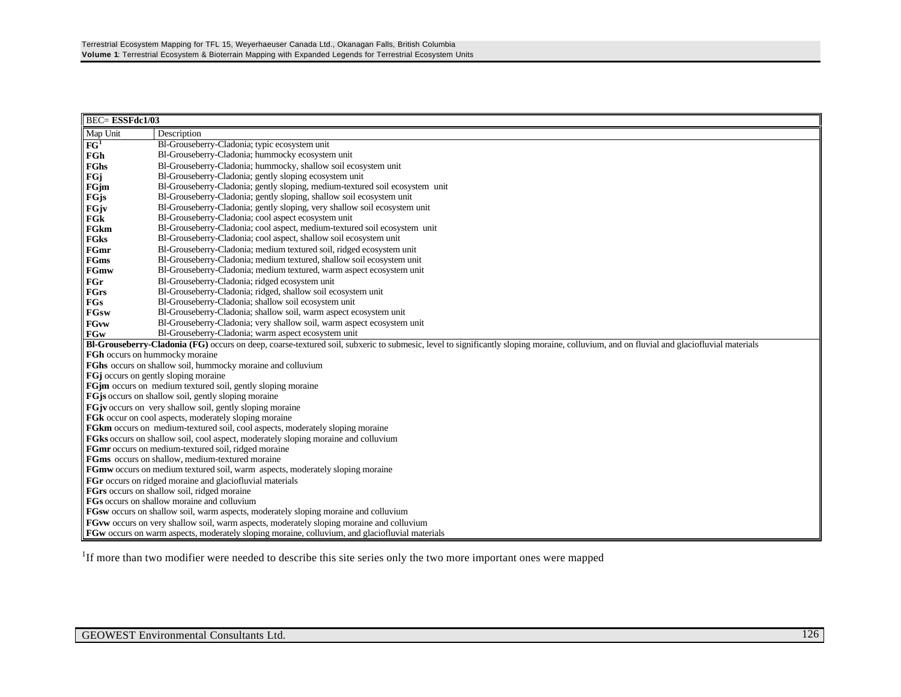| BEC= **ESSFdc1/03** | |
|---|---|
| Map Unit | Description |
| **FG**[1] | Bl-Grouseberry-Cladonia; typic ecosystem unit |
| **FGh** | Bl-Grouseberry-Cladonia; hummocky ecosystem unit |
| **FGhs** | Bl-Grouseberry-Cladonia; hummocky, shallow soil ecosystem unit |
| **FGj** | Bl-Grouseberry-Cladonia; gently sloping ecosystem unit |
| **FGjm** | Bl-Grouseberry-Cladonia; gently sloping, medium-textured soil ecosystem unit |
| **FGjs** | Bl-Grouseberry-Cladonia; gently sloping, shallow soil ecosystem unit |
| **FGjv** | Bl-Grouseberry-Cladonia; gently sloping, very shallow soil ecosystem unit |
| **FGk** | Bl-Grouseberry-Cladonia; cool aspect ecosystem unit |
| **FGkm** | Bl-Grouseberry-Cladonia; cool aspect, medium-textured soil ecosystem unit |
| **FGks** | Bl-Grouseberry-Cladonia; cool aspect, shallow soil ecosystem unit |
| **FGmr** | Bl-Grouseberry-Cladonia; medium textured soil, ridged ecosystem unit |
| **FGms** | Bl-Grouseberry-Cladonia; medium textured, shallow soil ecosystem unit |
| **FGmw** | Bl-Grouseberry-Cladonia; medium textured, warm aspect ecosystem unit |
| **FGr** | Bl-Grouseberry-Cladonia; ridged ecosystem unit |
| **FGrs** | Bl-Grouseberry-Cladonia; ridged, shallow soil ecosystem unit |
| **FGs** | Bl-Grouseberry-Cladonia; shallow soil ecosystem unit |
| **FGsw** | Bl-Grouseberry-Cladonia; shallow soil, warm aspect ecosystem unit |
| **FGvw** | Bl-Grouseberry-Cladonia; very shallow soil, warm aspect ecosystem unit |
| **FGw** | Bl-Grouseberry-Cladonia; warm aspect ecosystem unit |

**Bl-Grouseberry-Cladonia (FG)** occurs on deep, coarse-textured soil, subxeric to submesic, level to significantly sloping moraine, colluvium, and on fluvial and glaciofluvial materials

**FGh** occurs on hummocky moraine

**FGhs** occurs on shallow soil, hummocky moraine and colluvium

**FGj** occurs on gently sloping moraine

**FGjm** occurs on medium textured soil, gently sloping moraine

**FGjs** occurs on shallow soil, gently sloping moraine

**FGjv** occurs on very shallow soil, gently sloping moraine

**FGk** occur on cool aspects, moderately sloping moraine

**FGkm** occurs on medium-textured soil, cool aspects, moderately sloping moraine

**FGks** occurs on shallow soil, cool aspect, moderately sloping moraine and colluvium

**FGmr** occurs on medium-textured soil, ridged moraine

**FGms** occurs on shallow, medium-textured moraine

**FGmw** occurs on medium textured soil, warm aspects, moderately sloping moraine

**FGr** occurs on ridged moraine and glaciofluvial materials

**FGrs** occurs on shallow soil, ridged moraine

**FGs** occurs on shallow moraine and colluvium

**FGsw** occurs on shallow soil, warm aspects, moderately sloping moraine and colluvium

**FGvw** occurs on very shallow soil, warm aspects, moderately sloping moraine and colluvium

**FGw** occurs on warm aspects, moderately sloping moraine, colluvium, and glaciofluvial materials

[1]If more than two modifier were needed to describe this site series only the two more important ones were mapped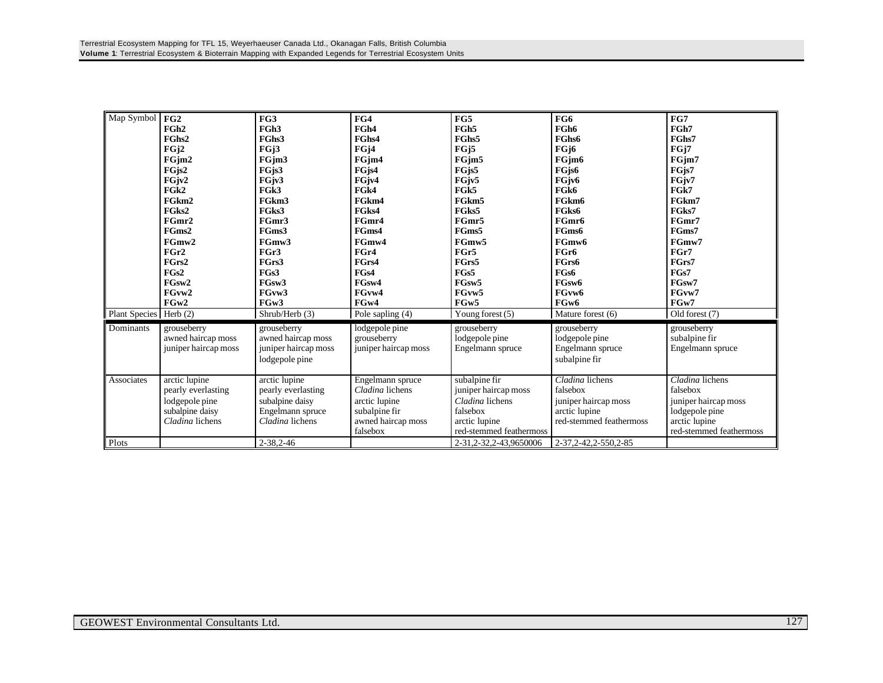| Map Symbol | **FG2**<br>**FGh2**<br>**FGhs2**<br>**FGj2**<br>**FGjm2**<br>**FGjs2**<br>**FGjv2**<br>**FGk2**<br>**FGkm2**<br>**FGks2**<br>**FGmr2**<br>**FGms2**<br>**FGmw2**<br>**FGr2**<br>**FGrs2**<br>**FGs2**<br>**FGsw2**<br>**FGvw2**<br>**FGw2** | **FG3**<br>**FGh3**<br>**FGhs3**<br>**FGj3**<br>**FGjm3**<br>**FGjs3**<br>**FGjv3**<br>**FGk3**<br>**FGkm3**<br>**FGks3**<br>**FGmr3**<br>**FGms3**<br>**FGmw3**<br>**FGr3**<br>**FGrs3**<br>**FGs3**<br>**FGsw3**<br>**FGvw3**<br>**FGw3** | **FG4**<br>**FGh4**<br>**FGhs4**<br>**FGj4**<br>**FGjm4**<br>**FGjs4**<br>**FGjv4**<br>**FGk4**<br>**FGkm4**<br>**FGks4**<br>**FGmr4**<br>**FGms4**<br>**FGmw4**<br>**FGr4**<br>**FGrs4**<br>**FGs4**<br>**FGsw4**<br>**FGvw4**<br>**FGw4** | **FG5**<br>**FGh5**<br>**FGhs5**<br>**FGj5**<br>**FGjm5**<br>**FGjs5**<br>**FGjv5**<br>**FGk5**<br>**FGkm5**<br>**FGks5**<br>**FGmr5**<br>**FGms5**<br>**FGmw5**<br>**FGr5**<br>**FGrs5**<br>**FGs5**<br>**FGsw5**<br>**FGvw5**<br>**FGw5** | **FG6**<br>**FGh6**<br>**FGhs6**<br>**FGj6**<br>**FGjm6**<br>**FGjs6**<br>**FGjv6**<br>**FGk6**<br>**FGkm6**<br>**FGks6**<br>**FGmr6**<br>**FGms6**<br>**FGmw6**<br>**FGr6**<br>**FGrs6**<br>**FGs6**<br>**FGsw6**<br>**FGvw6**<br>**FGw6** | **FG7**<br>**FGh7**<br>**FGhs7**<br>**FGj7**<br>**FGjm7**<br>**FGjs7**<br>**FGjv7**<br>**FGk7**<br>**FGkm7**<br>**FGks7**<br>**FGmr7**<br>**FGms7**<br>**FGmw7**<br>**FGr7**<br>**FGrs7**<br>**FGs7**<br>**FGsw7**<br>**FGvw7**<br>**FGw7** |
|---|---|---|---|---|---|---|
| Plant Species | Herb (2) | Shrub/Herb (3) | Pole sapling (4) | Young forest (5) | Mature forest (6) | Old forest (7) |
| Dominants | grouseberry<br>awned haircap moss<br>juniper haircap moss | grouseberry<br>awned haircap moss<br>juniper haircap moss<br>lodgepole pine | lodgepole pine<br>grouseberry<br>juniper haircap moss | grouseberry<br>lodgepole pine<br>Engelmann spruce | grouseberry<br>lodgepole pine<br>Engelmann spruce<br>subalpine fir | grouseberry<br>subalpine fir<br>Engelmann spruce |
| Associates | arctic lupine<br>pearly everlasting<br>lodgepole pine<br>subalpine daisy<br>*Cladina* lichens | arctic lupine<br>pearly everlasting<br>subalpine daisy<br>Engelmann spruce<br>*Cladina* lichens | Engelmann spruce<br>*Cladina* lichens<br>arctic lupine<br>subalpine fir<br>awned haircap moss<br>falsebox | subalpine fir<br>juniper haircap moss<br>*Cladina* lichens<br>falsebox<br>arctic lupine<br>red-stemmed feathermoss | *Cladina* lichens<br>falsebox<br>juniper haircap moss<br>arctic lupine<br>red-stemmed feathermoss | *Cladina* lichens<br>falsebox<br>juniper haircap moss<br>lodgepole pine<br>arctic lupine<br>red-stemmed feathermoss |
| Plots | | 2-38,2-46 | | 2-31,2-32,2-43,9650006 | 2-37,2-42,2-550,2-85 | |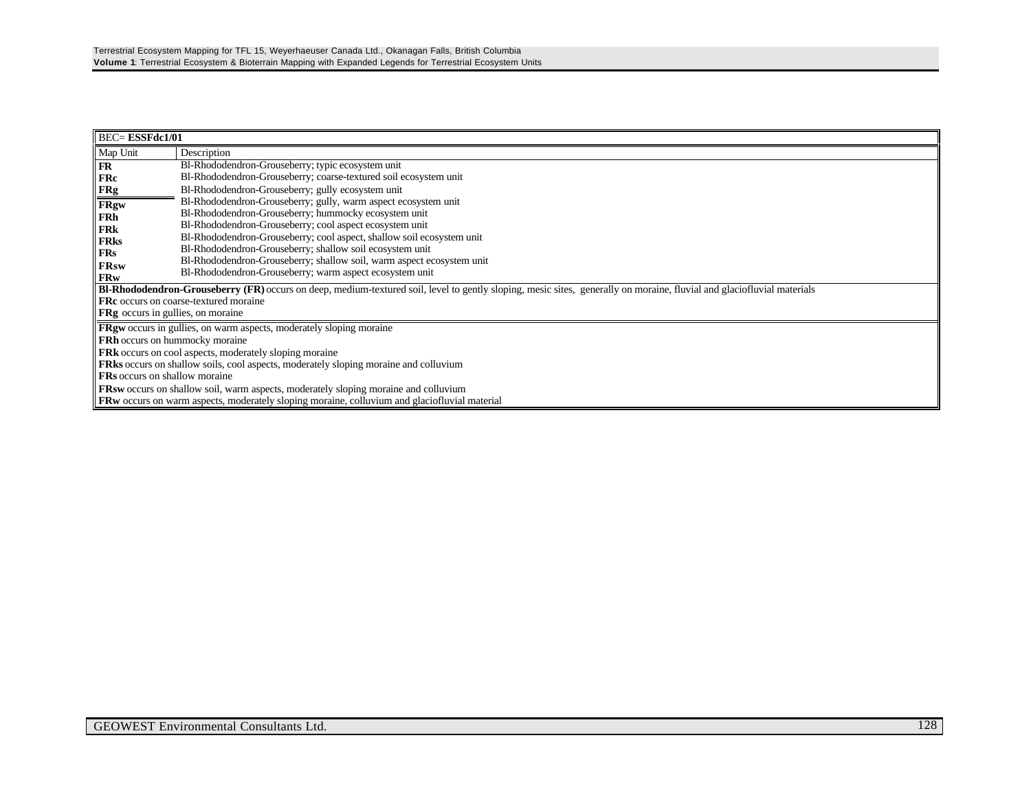| BEC= **ESSFdc1/01** | |
|---|---|
| Map Unit | Description |
| **FR** | Bl-Rhododendron-Grouseberry; typic ecosystem unit |
| **FRc** | Bl-Rhododendron-Grouseberry; coarse-textured soil ecosystem unit |
| **FRg** | Bl-Rhododendron-Grouseberry; gully ecosystem unit |
| **FRgw** | Bl-Rhododendron-Grouseberry; gully, warm aspect ecosystem unit |
| **FRh** | Bl-Rhododendron-Grouseberry; hummocky ecosystem unit |
| **FRk** | Bl-Rhododendron-Grouseberry; cool aspect ecosystem unit |
| **FRks** | Bl-Rhododendron-Grouseberry; cool aspect, shallow soil ecosystem unit |
| **FRs** | Bl-Rhododendron-Grouseberry; shallow soil ecosystem unit |
| **FRsw** | Bl-Rhododendron-Grouseberry; shallow soil, warm aspect ecosystem unit |
| **FRw** | Bl-Rhododendron-Grouseberry; warm aspect ecosystem unit |

**Bl-Rhododendron-Grouseberry (FR)** occurs on deep, medium-textured soil, level to gently sloping, mesic sites, generally on moraine, fluvial and glaciofluvial materials

**FRc** occurs on coarse-textured moraine

**FRg** occurs in gullies, on moraine

**FRgw** occurs in gullies, on warm aspects, moderately sloping moraine

**FRh** occurs on hummocky moraine

**FRk** occurs on cool aspects, moderately sloping moraine

**FRks** occurs on shallow soils, cool aspects, moderately sloping moraine and colluvium

**FRs** occurs on shallow moraine

**FRsw** occurs on shallow soil, warm aspects, moderately sloping moraine and colluvium

**FRw** occurs on warm aspects, moderately sloping moraine, colluvium and glaciofluvial material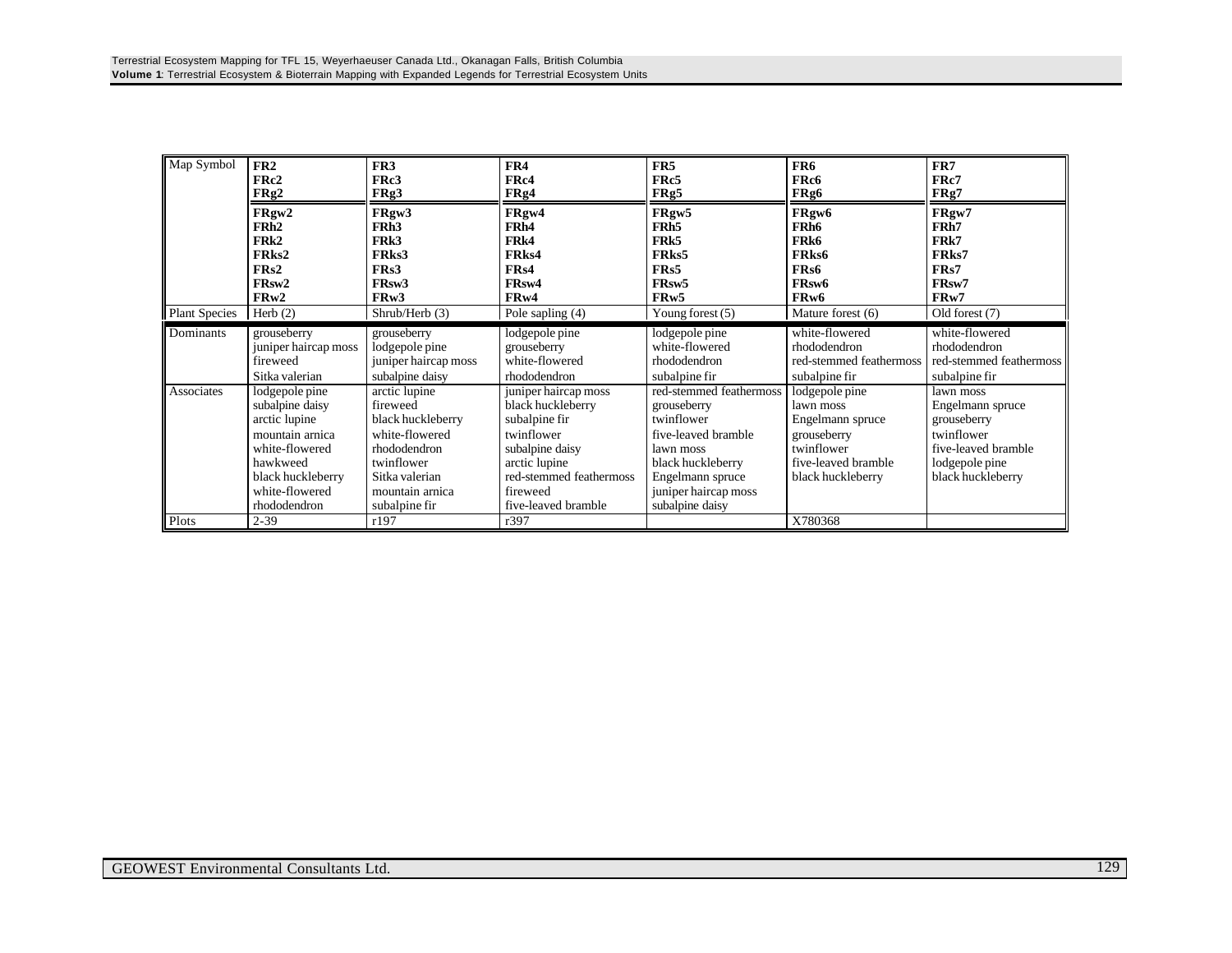| Map Symbol | FR2<br>FRc2<br>FRg2<br>FRgw2<br>FRh2<br>FRk2<br>FRks2<br>FRs2<br>FRsw2<br>FRw2 | FR3<br>FRc3<br>FRg3<br>FRgw3<br>FRh3<br>FRk3<br>FRks3<br>FRs3<br>FRsw3<br>FRw3 | FR4<br>FRc4<br>FRg4<br>FRgw4<br>FRh4<br>FRk4<br>FRks4<br>FRs4<br>FRsw4<br>FRw4 | FR5<br>FRc5<br>FRg5<br>FRgw5<br>FRh5<br>FRk5<br>FRks5<br>FRs5<br>FRsw5<br>FRw5 | FR6<br>FRc6<br>FRg6<br>FRgw6<br>FRh6<br>FRk6<br>FRks6<br>FRs6<br>FRsw6<br>FRw6 | FR7<br>FRc7<br>FRg7<br>FRgw7<br>FRh7<br>FRk7<br>FRks7<br>FRs7<br>FRsw7<br>FRw7 |
|---|---|---|---|---|---|---|
| Plant Species | Herb (2) | Shrub/Herb (3) | Pole sapling (4) | Young forest (5) | Mature forest (6) | Old forest (7) |
| Dominants | grouseberry<br>juniper haircap moss<br>fireweed<br>Sitka valerian | grouseberry<br>lodgepole pine<br>juniper haircap moss<br>subalpine daisy | lodgepole pine<br>grouseberry<br>white-flowered rhododendron | lodgepole pine<br>white-flowered rhododendron<br>subalpine fir | white-flowered rhododendron<br>red-stemmed feathermoss<br>subalpine fir | white-flowered rhododendron<br>red-stemmed feathermoss<br>subalpine fir |
| Associates | lodgepole pine<br>subalpine daisy<br>arctic lupine<br>mountain arnica<br>white-flowered hawkweed<br>black huckleberry<br>white-flowered rhododendron | arctic lupine<br>fireweed<br>black huckleberry<br>white-flowered rhododendron<br>twinflower<br>Sitka valerian<br>mountain arnica<br>subalpine fir | juniper haircap moss<br>black huckleberry<br>subalpine fir<br>twinflower<br>subalpine daisy<br>arctic lupine<br>red-stemmed feathermoss<br>fireweed<br>five-leaved bramble | red-stemmed feathermoss<br>grouseberry<br>twinflower<br>five-leaved bramble<br>lawn moss<br>black huckleberry<br>Engelmann spruce<br>juniper haircap moss<br>subalpine daisy | lodgepole pine<br>lawn moss<br>Engelmann spruce<br>grouseberry<br>twinflower<br>five-leaved bramble<br>black huckleberry | lawn moss<br>Engelmann spruce<br>grouseberry<br>twinflower<br>five-leaved bramble<br>lodgepole pine<br>black huckleberry |
| Plots | 2-39 | r197 | r397 | | X780368 | |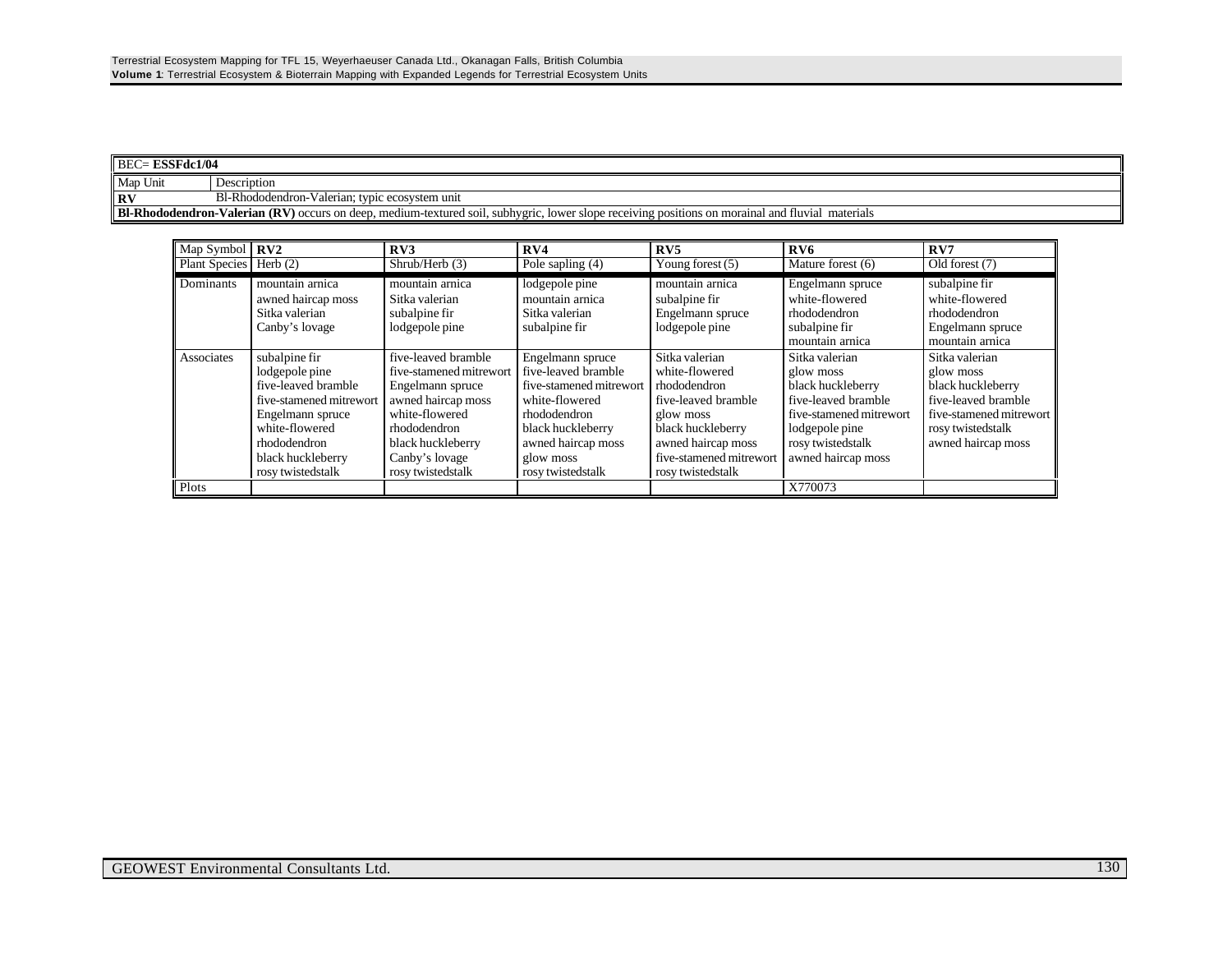| BEC= **ESSFdc1/04** | |
|---|---|
| Map Unit | Description |
| **RV** | Bl-Rhododendron-Valerian; typic ecosystem unit |
| **Bl-Rhododendron-Valerian (RV)** occurs on deep, medium-textured soil, subhygric, lower slope receiving positions on morainal and fluvial materials | |

| Map Symbol | **RV2** | **RV3** | **RV4** | **RV5** | **RV6** | **RV7** |
|---|---|---|---|---|---|---|
| Plant Species | Herb (2) | Shrub/Herb (3) | Pole sapling (4) | Young forest (5) | Mature forest (6) | Old forest (7) |
| Dominants | mountain arnica<br>awned haircap moss<br>Sitka valerian<br>Canby's lovage | mountain arnica<br>Sitka valerian<br>subalpine fir<br>lodgepole pine | lodgepole pine<br>mountain arnica<br>Sitka valerian<br>subalpine fir | mountain arnica<br>subalpine fir<br>Engelmann spruce<br>lodgepole pine | Engelmann spruce<br>white-flowered rhododendron<br>subalpine fir<br>mountain arnica | subalpine fir<br>white-flowered rhododendron<br>Engelmann spruce<br>mountain arnica |
| Associates | subalpine fir<br>lodgepole pine<br>five-leaved bramble<br>five-stamened mitrewort<br>Engelmann spruce<br>white-flowered rhododendron<br>black huckleberry<br>rosy twistedstalk | five-leaved bramble<br>five-stamened mitrewort<br>Engelmann spruce<br>awned haircap moss<br>white-flowered rhododendron<br>black huckleberry<br>Canby's lovage<br>rosy twistedstalk | Engelmann spruce<br>five-leaved bramble<br>five-stamened mitrewort<br>white-flowered rhododendron<br>black huckleberry<br>awned haircap moss<br>glow moss<br>rosy twistedstalk | Sitka valerian<br>white-flowered rhododendron<br>five-leaved bramble<br>glow moss<br>black huckleberry<br>awned haircap moss<br>five-stamened mitrewort<br>rosy twistedstalk | Sitka valerian<br>glow moss<br>black huckleberry<br>five-leaved bramble<br>five-stamened mitrewort<br>lodgepole pine<br>rosy twistedstalk<br>awned haircap moss | Sitka valerian<br>glow moss<br>black huckleberry<br>five-leaved bramble<br>five-stamened mitrewort<br>rosy twistedstalk<br>awned haircap moss |
| Plots | | | | | X770073 | |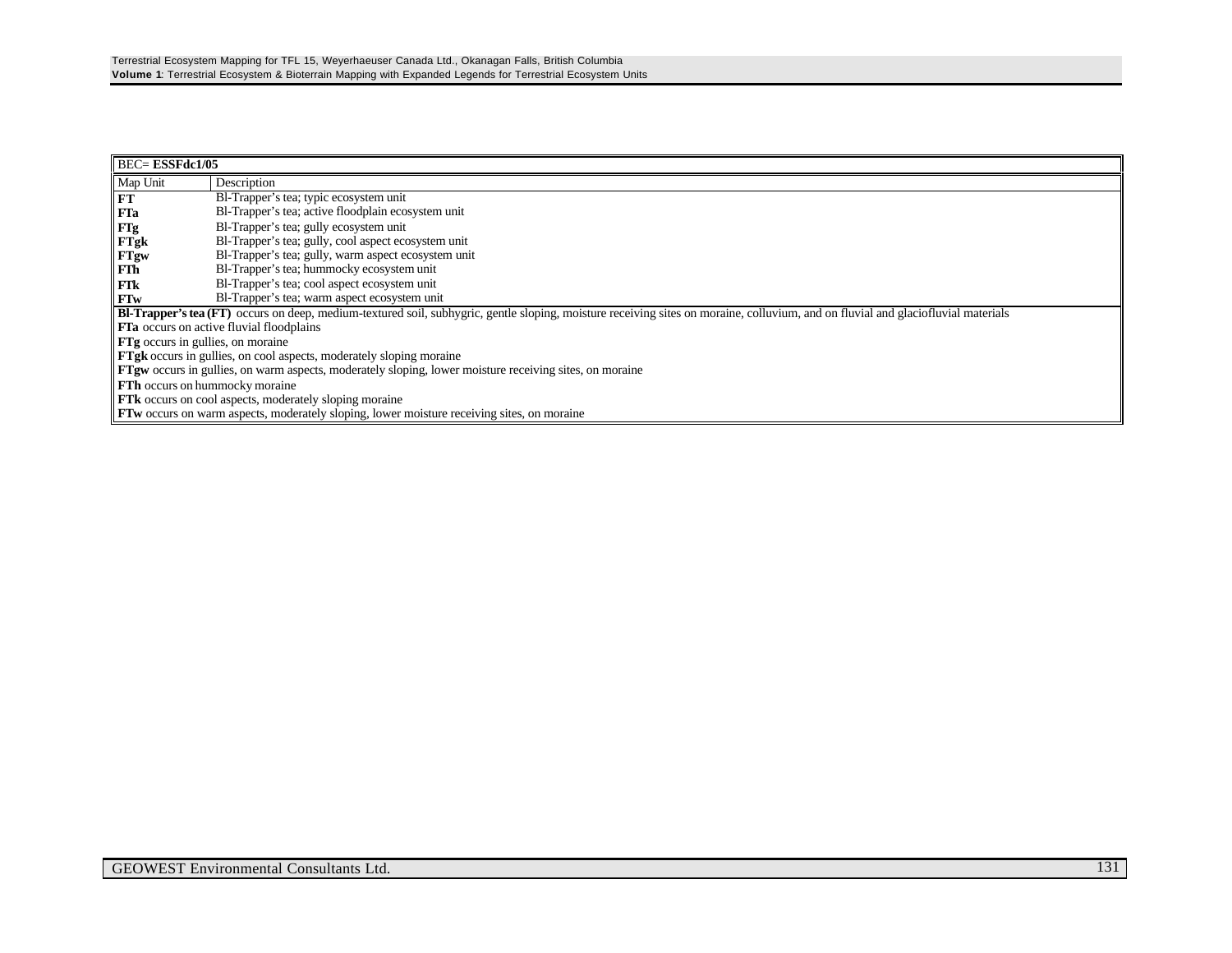| BEC= **ESSFdc1/05** | |
|---|---|
| Map Unit | Description |
| **FT** | Bl-Trapper's tea; typic ecosystem unit |
| **FTa** | Bl-Trapper's tea; active floodplain ecosystem unit |
| **FTg** | Bl-Trapper's tea; gully ecosystem unit |
| **FTgk** | Bl-Trapper's tea; gully, cool aspect ecosystem unit |
| **FTgw** | Bl-Trapper's tea; gully, warm aspect ecosystem unit |
| **FTh** | Bl-Trapper's tea; hummocky ecosystem unit |
| **FTk** | Bl-Trapper's tea; cool aspect ecosystem unit |
| **FTw** | Bl-Trapper's tea; warm aspect ecosystem unit |

**Bl-Trapper's tea (FT)** occurs on deep, medium-textured soil, subhygric, gentle sloping, moisture receiving sites on moraine, colluvium, and on fluvial and glaciofluvial materials

**FTa** occurs on active fluvial floodplains

**FTg** occurs in gullies, on moraine

**FTgk** occurs in gullies, on cool aspects, moderately sloping moraine

**FTgw** occurs in gullies, on warm aspects, moderately sloping, lower moisture receiving sites, on moraine

**FTh** occurs on hummocky moraine

**FTk** occurs on cool aspects, moderately sloping moraine

**FTw** occurs on warm aspects, moderately sloping, lower moisture receiving sites, on moraine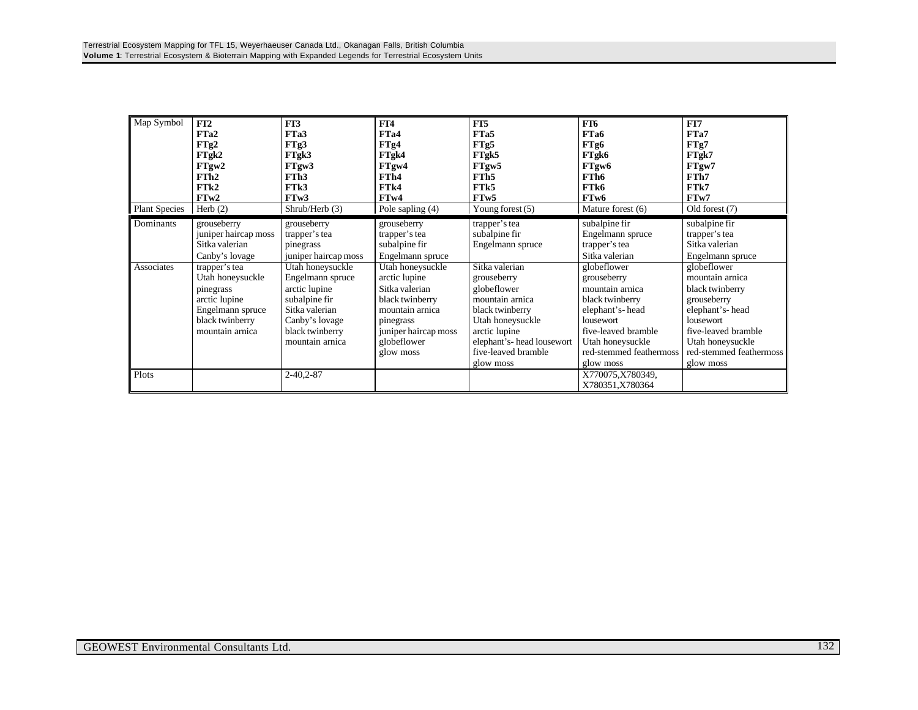| Map Symbol | **FT2**<br>**FTa2**<br>**FTg2**<br>**FTgk2**<br>**FTgw2**<br>**FTh2**<br>**FTk2**<br>**FTw2** | **FT3**<br>**FTa3**<br>**FTg3**<br>**FTgk3**<br>**FTgw3**<br>**FTh3**<br>**FTk3**<br>**FTw3** | **FT4**<br>**FTa4**<br>**FTg4**<br>**FTgk4**<br>**FTgw4**<br>**FTh4**<br>**FTk4**<br>**FTw4** | **FT5**<br>**FTa5**<br>**FTg5**<br>**FTgk5**<br>**FTgw5**<br>**FTh5**<br>**FTk5**<br>**FTw5** | **FT6**<br>**FTa6**<br>**FTg6**<br>**FTgk6**<br>**FTgw6**<br>**FTh6**<br>**FTk6**<br>**FTw6** | **FT7**<br>**FTa7**<br>**FTg7**<br>**FTgk7**<br>**FTgw7**<br>**FTh7**<br>**FTk7**<br>**FTw7** |
|---|---|---|---|---|---|---|
| Plant Species | Herb (2) | Shrub/Herb (3) | Pole sapling (4) | Young forest (5) | Mature forest (6) | Old forest (7) |
| Dominants | grouseberry<br>juniper haircap moss<br>Sitka valerian<br>Canby's lovage | grouseberry<br>trapper's tea<br>pinegrass<br>juniper haircap moss | grouseberry<br>trapper's tea<br>subalpine fir<br>Engelmann spruce | trapper's tea<br>subalpine fir<br>Engelmann spruce | subalpine fir<br>Engelmann spruce<br>trapper's tea<br>Sitka valerian | subalpine fir<br>trapper's tea<br>Sitka valerian<br>Engelmann spruce |
| Associates | trapper's tea<br>Utah honeysuckle<br>pinegrass<br>arctic lupine<br>Engelmann spruce<br>black twinberry<br>mountain arnica | Utah honeysuckle<br>Engelmann spruce<br>arctic lupine<br>subalpine fir<br>Sitka valerian<br>Canby's lovage<br>black twinberry<br>mountain arnica | Utah honeysuckle<br>arctic lupine<br>Sitka valerian<br>black twinberry<br>mountain arnica<br>pinegrass<br>juniper haircap moss<br>globeflower<br>glow moss | Sitka valerian<br>grouseberry<br>globeflower<br>mountain arnica<br>black twinberry<br>Utah honeysuckle<br>arctic lupine<br>elephant's- head lousewort<br>five-leaved bramble<br>glow moss | globeflower<br>grouseberry<br>mountain arnica<br>black twinberry<br>elephant's- head<br>lousewort<br>five-leaved bramble<br>Utah honeysuckle<br>red-stemmed feathermoss<br>glow moss | globeflower<br>mountain arnica<br>black twinberry<br>grouseberry<br>elephant's- head<br>lousewort<br>five-leaved bramble<br>Utah honeysuckle<br>red-stemmed feathermoss<br>glow moss |
| Plots | | 2-40,2-87 | | | X770075,X780349,<br>X780351,X780364 | |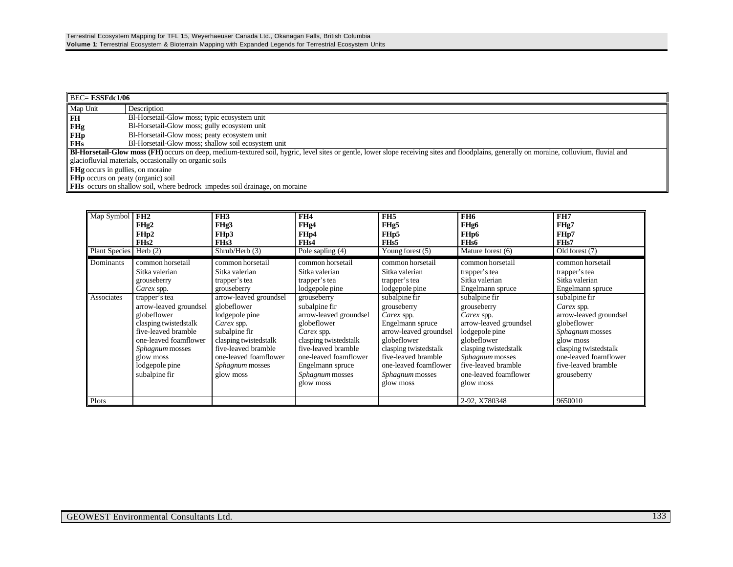| BEC= **ESSFdc1/06** | |
|---|---|
| Map Unit | Description |
| **FH** | Bl-Horsetail-Glow moss; typic ecosystem unit |
| **FHg** | Bl-Horsetail-Glow moss; gully ecosystem unit |
| **FHp** | Bl-Horsetail-Glow moss; peaty ecosystem unit |
| **FHs** | Bl-Horsetail-Glow moss; shallow soil ecosystem unit |

**Bl-Horsetail-Glow moss (FH)** occurs on deep, medium-textured soil, hygric, level sites or gentle, lower slope receiving sites and floodplains, generally on moraine, colluvium, fluvial and glaciofluvial materials, occasionally on organic soils

**FHg** occurs in gullies, on moraine

**FHp** occurs on peaty (organic) soil

**FHs** occurs on shallow soil, where bedrock impedes soil drainage, on moraine

| Map Symbol | **FH2**<br>**FHg2**<br>**FHp2**<br>**FHs2** | **FH3**<br>**FHg3**<br>**FHp3**<br>**FHs3** | **FH4**<br>**FHg4**<br>**FHp4**<br>**FHs4** | **FH5**<br>**FHg5**<br>**FHp5**<br>**FHs5** | **FH6**<br>**FHg6**<br>**FHp6**<br>**FHs6** | **FH7**<br>**FHg7**<br>**FHp7**<br>**FHs7** |
|---|---|---|---|---|---|---|
| Plant Species | Herb (2) | Shrub/Herb (3) | Pole sapling (4) | Young forest (5) | Mature forest (6) | Old forest (7) |
| Dominants | common horsetail<br>Sitka valerian<br>grouseberry<br>*Carex* spp. | common horsetail<br>Sitka valerian<br>trapper's tea<br>grouseberry | common horsetail<br>Sitka valerian<br>trapper's tea<br>lodgepole pine | common horsetail<br>Sitka valerian<br>trapper's tea<br>lodgepole pine | common horsetail<br>trapper's tea<br>Sitka valerian<br>Engelmann spruce | common horsetail<br>trapper's tea<br>Sitka valerian<br>Engelmann spruce |
| Associates | trapper's tea<br>arrow-leaved groundsel<br>globeflower<br>clasping twistedstalk<br>five-leaved bramble<br>one-leaved foamflower<br>*Sphagnum* mosses<br>glow moss<br>lodgepole pine<br>subalpine fir | arrow-leaved groundsel<br>globeflower<br>lodgepole pine<br>*Carex* spp.<br>subalpine fir<br>clasping twistedstalk<br>five-leaved bramble<br>one-leaved foamflower<br>*Sphagnum* mosses<br>glow moss | grouseberry<br>subalpine fir<br>arrow-leaved groundsel<br>globeflower<br>*Carex* spp.<br>clasping twistedstalk<br>five-leaved bramble<br>one-leaved foamflower<br>Engelmann spruce<br>*Sphagnum* mosses<br>glow moss | subalpine fir<br>grouseberry<br>*Carex* spp.<br>Engelmann spruce<br>arrow-leaved groundsel<br>globeflower<br>clasping twistedstalk<br>five-leaved bramble<br>one-leaved foamflower<br>*Sphagnum* mosses<br>glow moss | subalpine fir<br>grouseberry<br>*Carex* spp.<br>arrow-leaved groundsel<br>lodgepole pine<br>globeflower<br>clasping twistedstalk<br>*Sphagnum* mosses<br>five-leaved bramble<br>one-leaved foamflower<br>glow moss | subalpine fir<br>*Carex* spp.<br>arrow-leaved groundsel<br>globeflower<br>*Sphagnum* mosses<br>glow moss<br>clasping twistedstalk<br>one-leaved foamflower<br>five-leaved bramble<br>grouseberry |
| Plots | | | | | 2-92, X780348 | 9650010 |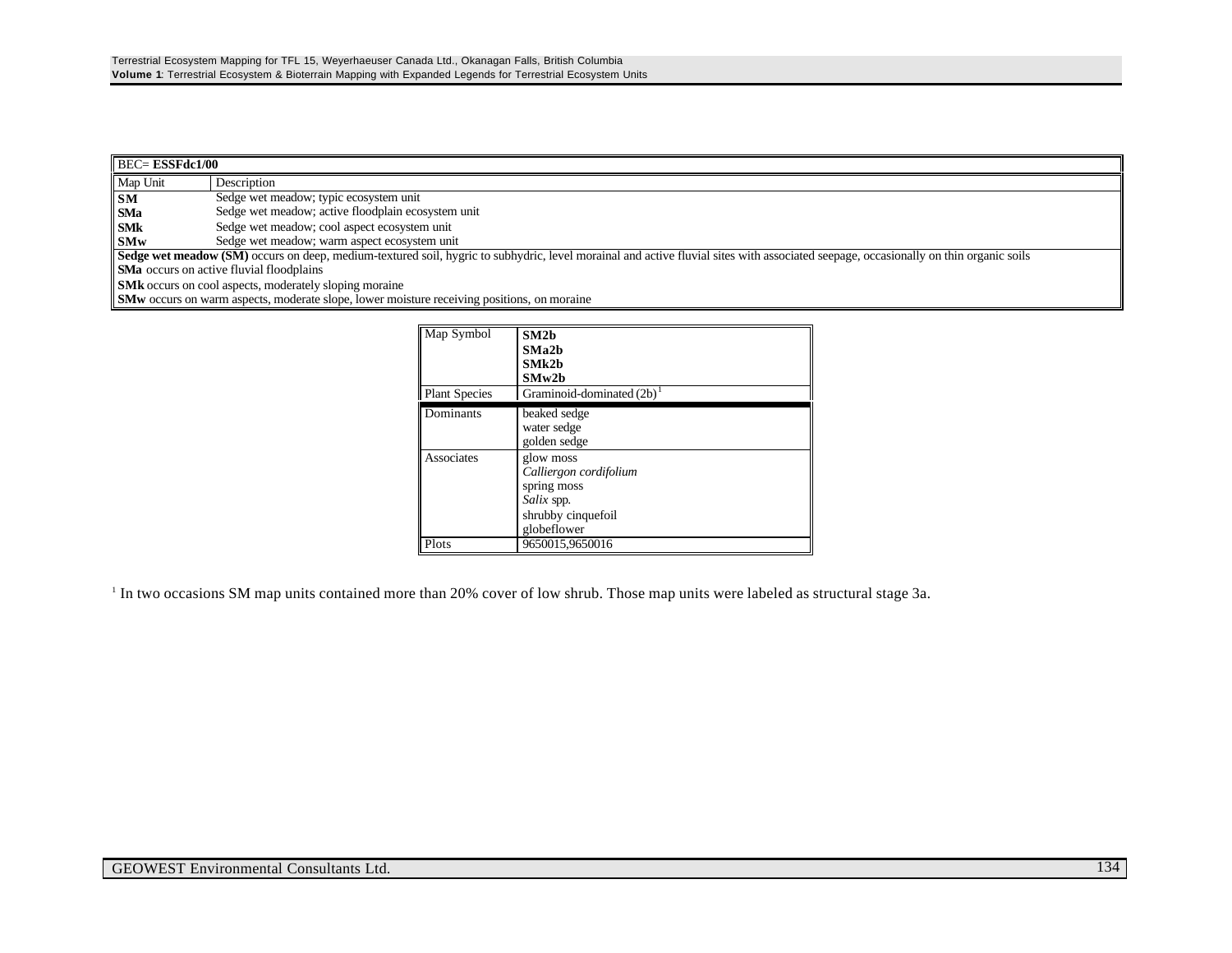| BEC= **ESSFdc1/00** | |
|---|---|
| Map Unit | Description |
| **SM** | Sedge wet meadow; typic ecosystem unit |
| **SMa** | Sedge wet meadow; active floodplain ecosystem unit |
| **SMk** | Sedge wet meadow; cool aspect ecosystem unit |
| **SMw** | Sedge wet meadow; warm aspect ecosystem unit |
| **Sedge wet meadow (SM)** occurs on deep, medium-textured soil, hygric to subhydric, level morainal and active fluvial sites with associated seepage, occasionally on thin organic soils | |
| **SMa** occurs on active fluvial floodplains | |
| **SMk** occurs on cool aspects, moderately sloping moraine | |
| **SMw** occurs on warm aspects, moderate slope, lower moisture receiving positions, on moraine | |

| Map Symbol | **SM2b**<br>**SMa2b**<br>**SMk2b**<br>**SMw2b** |
|---|---|
| Plant Species | Graminoid-dominated (2b)[1] |
| Dominants | beaked sedge<br>water sedge<br>golden sedge |
| Associates | glow moss<br>*Calliergon cordifolium*<br>spring moss<br>*Salix* spp.<br>shrubby cinquefoil<br>globeflower |
| Plots | 9650015,9650016 |

[1] In two occasions SM map units contained more than 20% cover of low shrub. Those map units were labeled as structural stage 3a.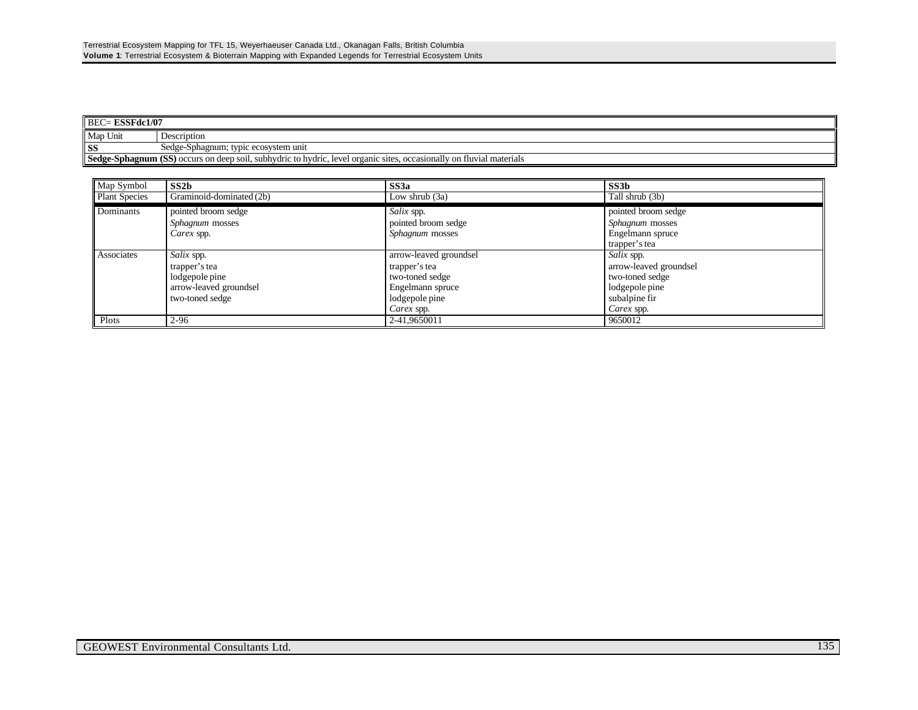| BEC= **ESSFdc1/07** | |
|---|---|
| Map Unit | Description |
| **SS** | Sedge-Sphagnum; typic ecosystem unit |
| **Sedge-Sphagnum (SS)** occurs on deep soil, subhydric to hydric, level organic sites, occasionally on fluvial materials | |

| Map Symbol | **SS2b** | **SS3a** | **SS3b** |
|---|---|---|---|
| Plant Species | Graminoid-dominated (2b) | Low shrub (3a) | Tall shrub (3b) |
| Dominants | pointed broom sedge<br>*Sphagnum* mosses<br>*Carex* spp. | *Salix* spp.<br>pointed broom sedge<br>*Sphagnum* mosses | pointed broom sedge<br>*Sphagnum* mosses<br>Engelmann spruce<br>trapper's tea |
| Associates | *Salix* spp.<br>trapper's tea<br>lodgepole pine<br>arrow-leaved groundsel<br>two-toned sedge | arrow-leaved groundsel<br>trapper's tea<br>two-toned sedge<br>Engelmann spruce<br>lodgepole pine<br>*Carex* spp. | *Salix* spp.<br>arrow-leaved groundsel<br>two-toned sedge<br>lodgepole pine<br>subalpine fir<br>*Carex* spp. |
| Plots | 2-96 | 2-41,9650011 | 9650012 |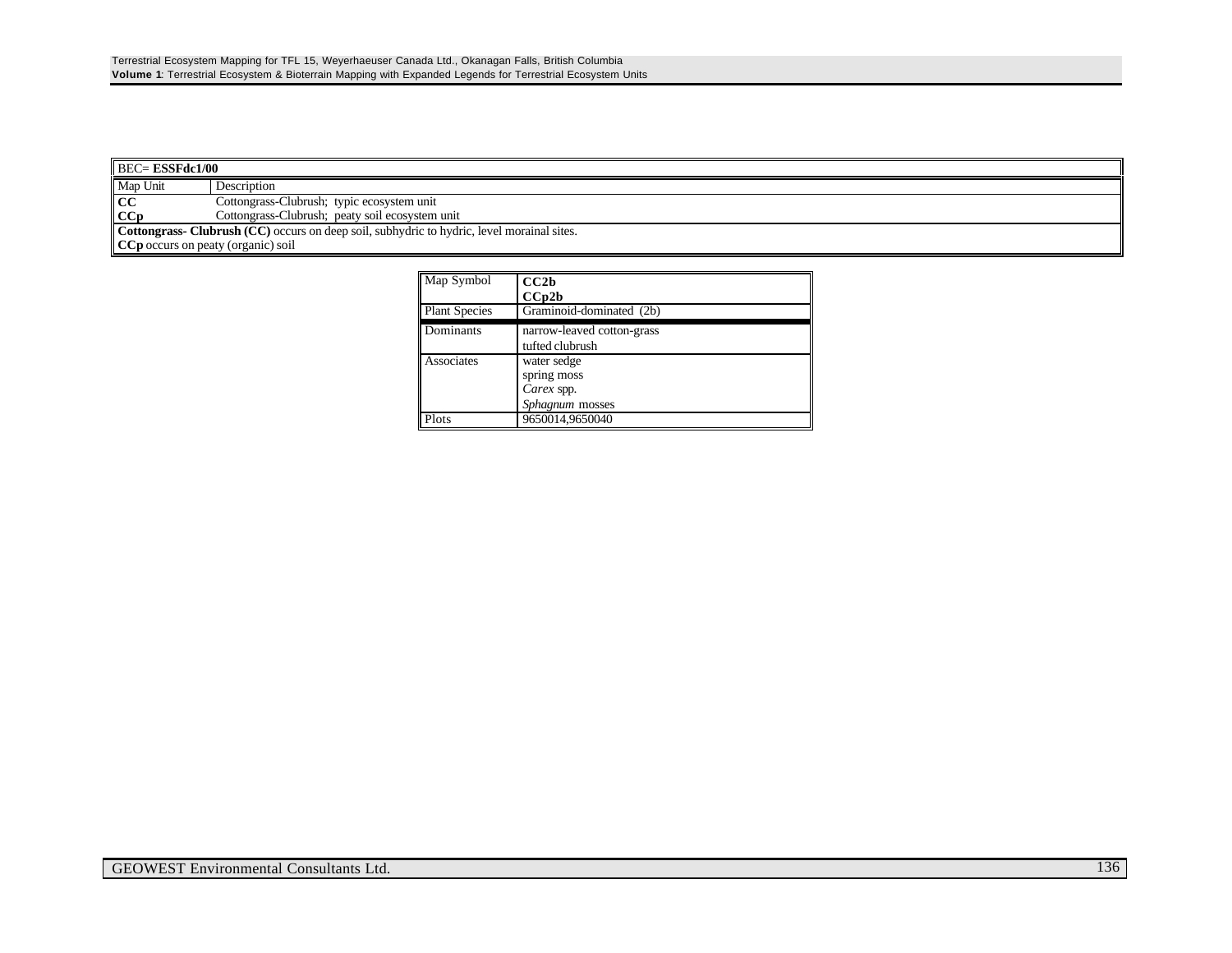| BEC= **ESSFdc1/00** | |
|---|---|
| Map Unit | Description |
| **CC** | Cottongrass-Clubrush; typic ecosystem unit |
| **CCp** | Cottongrass-Clubrush; peaty soil ecosystem unit |
| **Cottongrass- Clubrush (CC)** occurs on deep soil, subhydric to hydric, level morainal sites. | |
| **CCp** occurs on peaty (organic) soil | |

| Map Symbol | **CC2b**<br>**CCp2b** |
|---|---|
| Plant Species | Graminoid-dominated (2b) |
| Dominants | narrow-leaved cotton-grass<br>tufted clubrush |
| Associates | water sedge<br>spring moss<br>*Carex* spp.<br>*Sphagnum* mosses |
| Plots | 9650014,9650040 |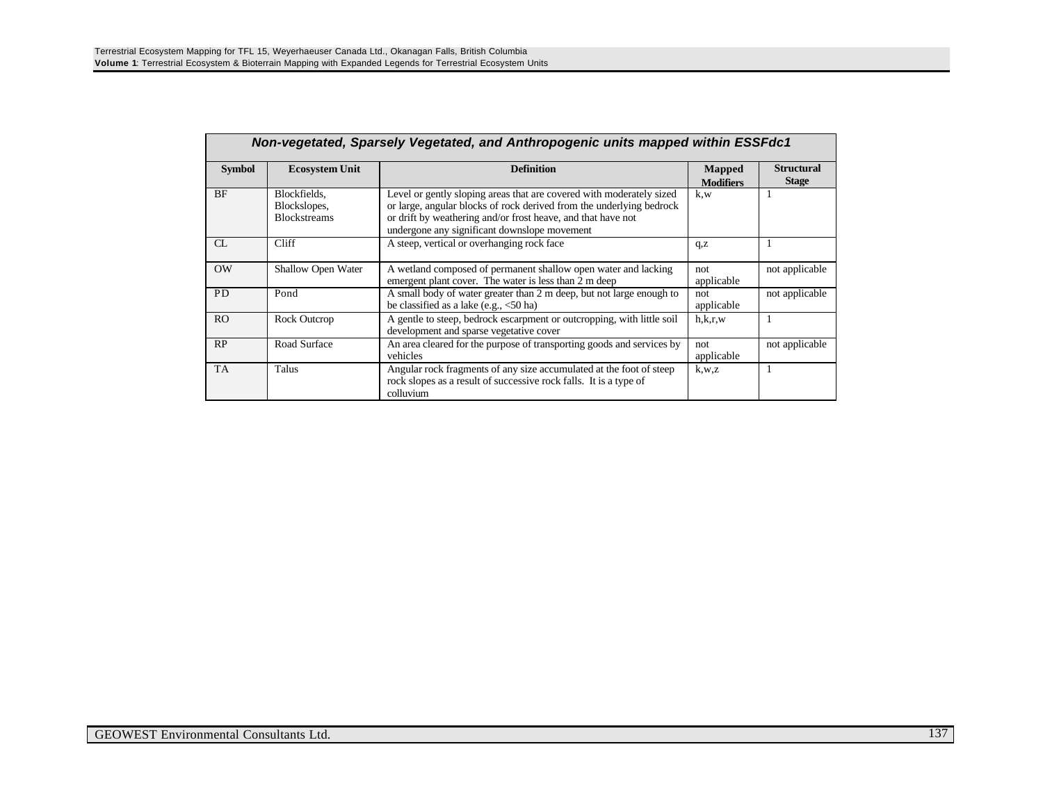| *Non-vegetated, Sparsely Vegetated, and Anthropogenic units mapped within ESSFdc1* | | | | |
|---|---|---|---|---|
| **Symbol** | **Ecosystem Unit** | **Definition** | **Mapped Modifiers** | **Structural Stage** |
| BF | Blockfields, Blockslopes, Blockstreams | Level or gently sloping areas that are covered with moderately sized or large, angular blocks of rock derived from the underlying bedrock or drift by weathering and/or frost heave, and that have not undergone any significant downslope movement | k,w | 1 |
| CL | Cliff | A steep, vertical or overhanging rock face | q,z | 1 |
| OW | Shallow Open Water | A wetland composed of permanent shallow open water and lacking emergent plant cover. The water is less than 2 m deep | not applicable | not applicable |
| PD | Pond | A small body of water greater than 2 m deep, but not large enough to be classified as a lake (e.g., <50 ha) | not applicable | not applicable |
| RO | Rock Outcrop | A gentle to steep, bedrock escarpment or outcropping, with little soil development and sparse vegetative cover | h,k,r,w | 1 |
| RP | Road Surface | An area cleared for the purpose of transporting goods and services by vehicles | not applicable | not applicable |
| TA | Talus | Angular rock fragments of any size accumulated at the foot of steep rock slopes as a result of successive rock falls. It is a type of colluvium | k,w,z | 1 |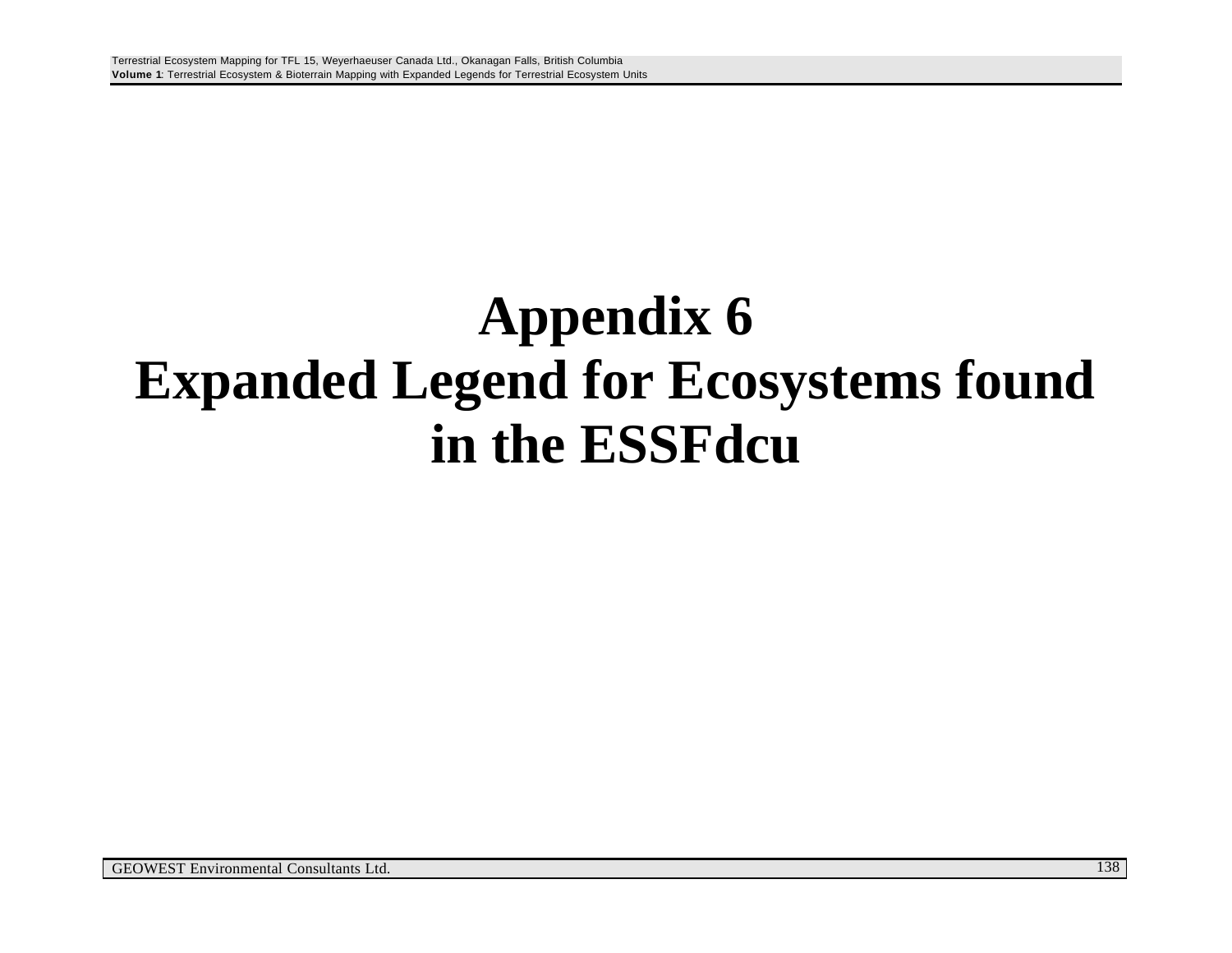# Appendix 6
# Expanded Legend for Ecosystems found in the ESSFdcu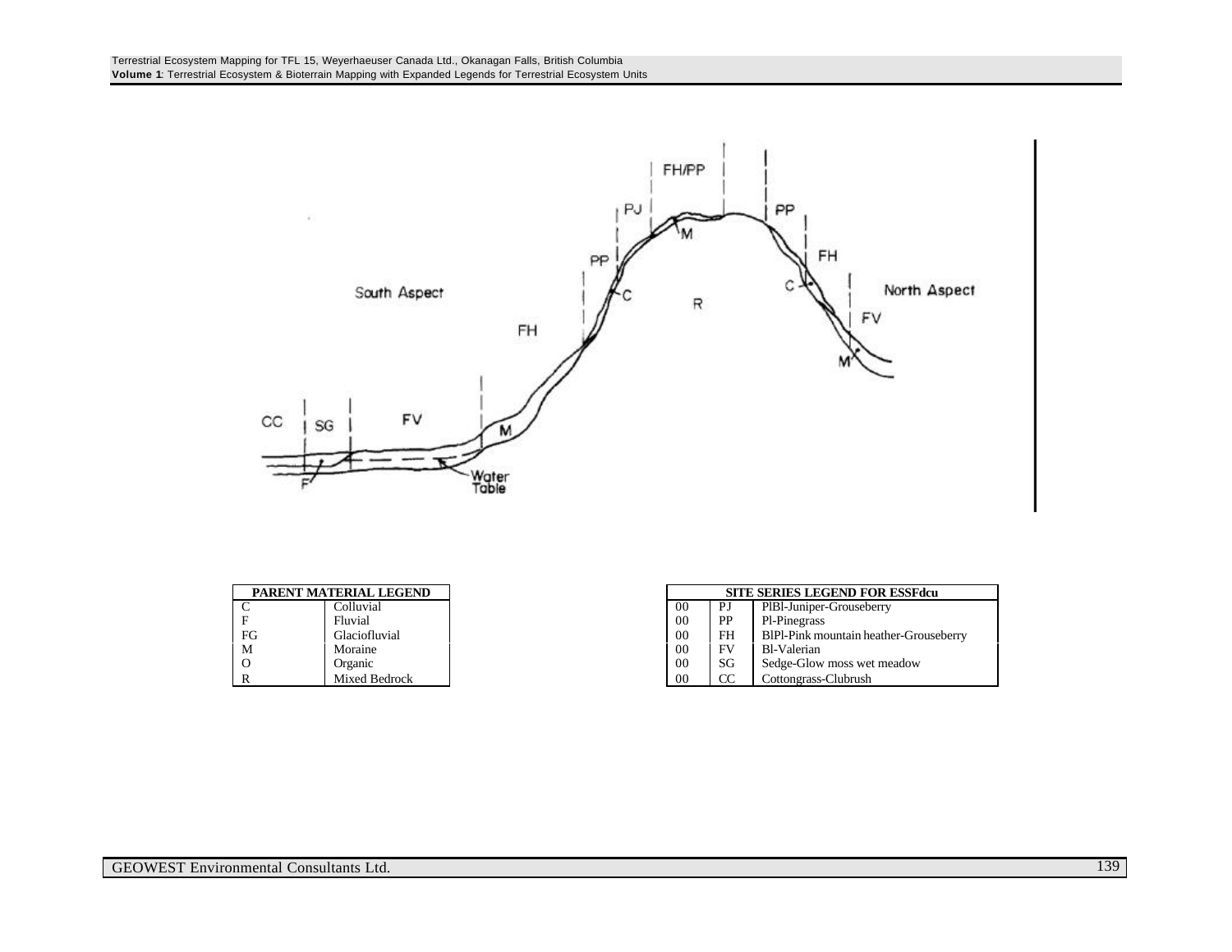| PARENT MATERIAL LEGEND | |
|---|---|
| C | Colluvial |
| F | Fluvial |
| FG | Glaciofluvial |
| M | Moraine |
| O | Organic |
| R | Mixed Bedrock |

| SITE SERIES LEGEND FOR ESSFdcu | | |
|---|---|---|
| 00 | PJ | PlBl-Juniper-Grouseberry |
| 00 | PP | Pl-Pinegrass |
| 00 | FH | BlPl-Pink mountain heather-Grouseberry |
| 00 | FV | Bl-Valerian |
| 00 | SG | Sedge-Glow moss wet meadow |
| 00 | CC | Cottongrass-Clubrush |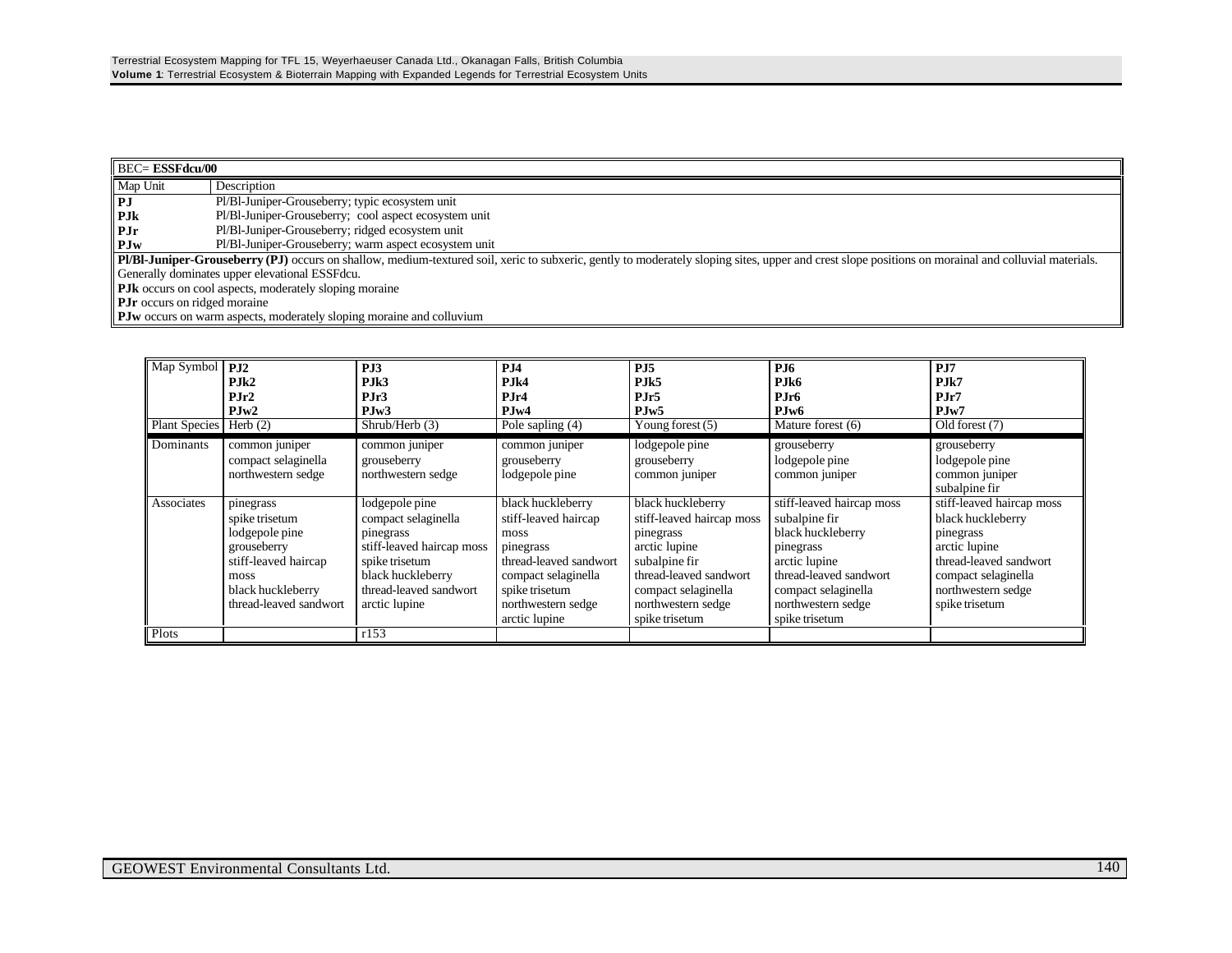| BEC= **ESSFdcu/00** | |
|---|---|
| Map Unit | Description |
| **PJ** | Pl/Bl-Juniper-Grouseberry; typic ecosystem unit |
| **PJk** | Pl/Bl-Juniper-Grouseberry; cool aspect ecosystem unit |
| **PJr** | Pl/Bl-Juniper-Grouseberry; ridged ecosystem unit |
| **PJw** | Pl/Bl-Juniper-Grouseberry; warm aspect ecosystem unit |

**Pl/Bl-Juniper-Grouseberry (PJ)** occurs on shallow, medium-textured soil, xeric to subxeric, gently to moderately sloping sites, upper and crest slope positions on morainal and colluvial materials. Generally dominates upper elevational ESSFdcu.
**PJk** occurs on cool aspects, moderately sloping moraine
**PJr** occurs on ridged moraine
**PJw** occurs on warm aspects, moderately sloping moraine and colluvium

| Map Symbol | **PJ2**<br>**PJk2**<br>**PJr2**<br>**PJw2** | **PJ3**<br>**PJk3**<br>**PJr3**<br>**PJw3** | **PJ4**<br>**PJk4**<br>**PJr4**<br>**PJw4** | **PJ5**<br>**PJk5**<br>**PJr5**<br>**PJw5** | **PJ6**<br>**PJk6**<br>**PJr6**<br>**PJw6** | **PJ7**<br>**PJk7**<br>**PJr7**<br>**PJw7** |
|---|---|---|---|---|---|---|
| Plant Species | Herb (2) | Shrub/Herb (3) | Pole sapling (4) | Young forest (5) | Mature forest (6) | Old forest (7) |
| Dominants | common juniper<br>compact selaginella<br>northwestern sedge | common juniper<br>grouseberry<br>northwestern sedge | common juniper<br>grouseberry<br>lodgepole pine | lodgepole pine<br>grouseberry<br>common juniper | grouseberry<br>lodgepole pine<br>common juniper | grouseberry<br>lodgepole pine<br>common juniper<br>subalpine fir |
| Associates | pinegrass<br>spike trisetum<br>lodgepole pine<br>grouseberry<br>stiff-leaved haircap moss<br>black huckleberry<br>thread-leaved sandwort | lodgepole pine<br>compact selaginella<br>pinegrass<br>stiff-leaved haircap moss<br>spike trisetum<br>black huckleberry<br>thread-leaved sandwort<br>arctic lupine | black huckleberry<br>stiff-leaved haircap moss<br>pinegrass<br>thread-leaved sandwort<br>compact selaginella<br>spike trisetum<br>northwestern sedge<br>arctic lupine | black huckleberry<br>stiff-leaved haircap moss<br>pinegrass<br>arctic lupine<br>subalpine fir<br>thread-leaved sandwort<br>compact selaginella<br>northwestern sedge<br>spike trisetum | stiff-leaved haircap moss<br>subalpine fir<br>black huckleberry<br>pinegrass<br>arctic lupine<br>thread-leaved sandwort<br>compact selaginella<br>northwestern sedge<br>spike trisetum | stiff-leaved haircap moss<br>black huckleberry<br>pinegrass<br>arctic lupine<br>thread-leaved sandwort<br>compact selaginella<br>northwestern sedge<br>spike trisetum |
| Plots | | r153 | | | | |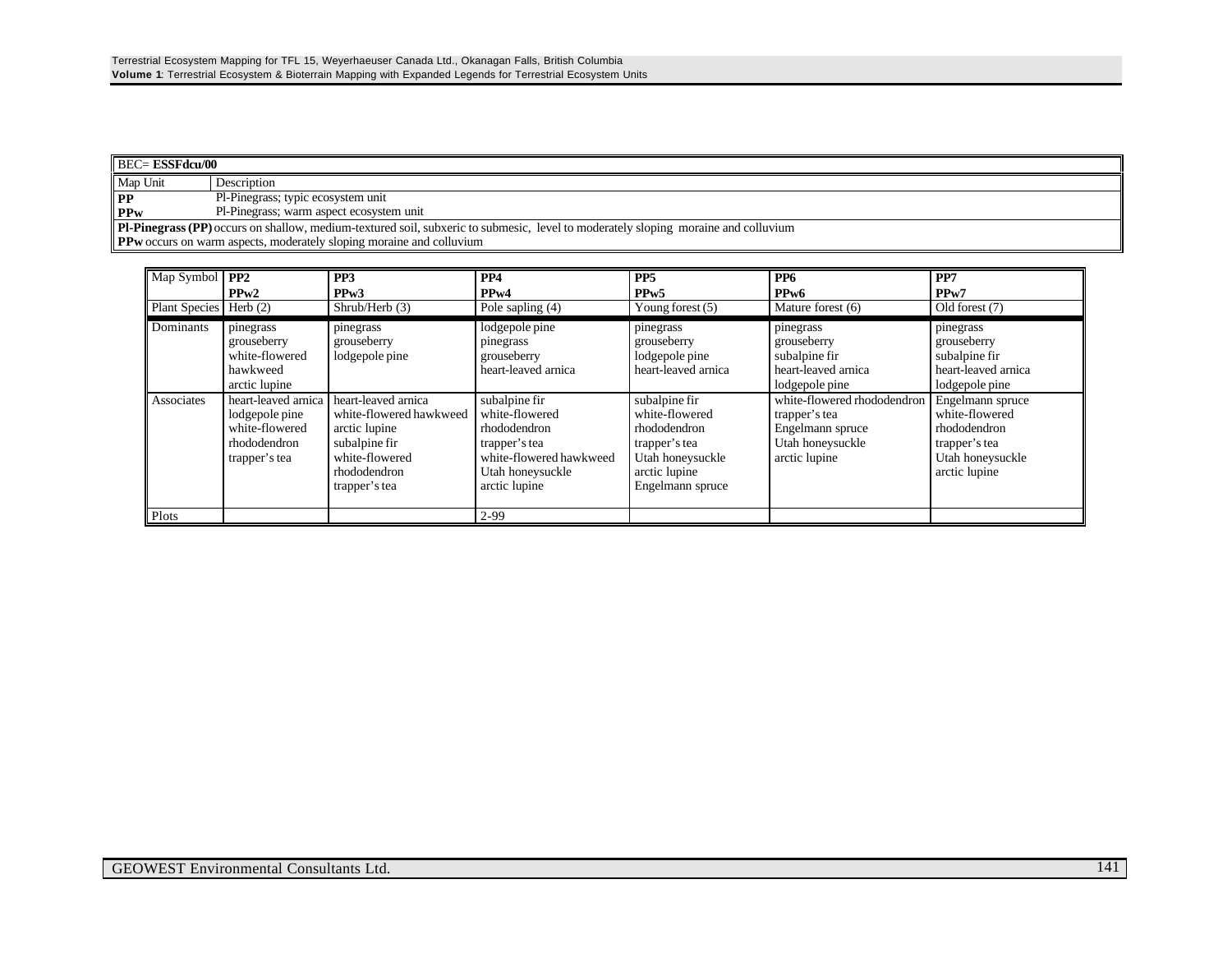| BEC= **ESSFdcu/00** | |
|---|---|
| Map Unit | Description |
| **PP** | Pl-Pinegrass; typic ecosystem unit |
| **PPw** | Pl-Pinegrass; warm aspect ecosystem unit |

**Pl-Pinegrass (PP)** occurs on shallow, medium-textured soil, subxeric to submesic, level to moderately sloping moraine and colluvium
**PPw** occurs on warm aspects, moderately sloping moraine and colluvium

| Map Symbol | **PP2**<br>**PPw2** | **PP3**<br>**PPw3** | **PP4**<br>**PPw4** | **PP5**<br>**PPw5** | **PP6**<br>**PPw6** | **PP7**<br>**PPw7** |
|---|---|---|---|---|---|---|
| Plant Species | Herb (2) | Shrub/Herb (3) | Pole sapling (4) | Young forest (5) | Mature forest (6) | Old forest (7) |
| Dominants | pinegrass<br>grouseberry<br>white-flowered hawkweed<br>arctic lupine | pinegrass<br>grouseberry<br>lodgepole pine | lodgepole pine<br>pinegrass<br>grouseberry<br>heart-leaved arnica | pinegrass<br>grouseberry<br>lodgepole pine<br>heart-leaved arnica | pinegrass<br>grouseberry<br>subalpine fir<br>heart-leaved arnica<br>lodgepole pine | pinegrass<br>grouseberry<br>subalpine fir<br>heart-leaved arnica<br>lodgepole pine |
| Associates | heart-leaved arnica<br>lodgepole pine<br>white-flowered rhododendron<br>trapper's tea | heart-leaved arnica<br>white-flowered hawkweed<br>arctic lupine<br>subalpine fir<br>white-flowered rhododendron<br>trapper's tea | subalpine fir<br>white-flowered rhododendron<br>trapper's tea<br>white-flowered hawkweed<br>Utah honeysuckle<br>arctic lupine | subalpine fir<br>white-flowered rhododendron<br>trapper's tea<br>Utah honeysuckle<br>arctic lupine<br>Engelmann spruce | white-flowered rhododendron<br>trapper's tea<br>Engelmann spruce<br>Utah honeysuckle<br>arctic lupine | Engelmann spruce<br>white-flowered rhododendron<br>trapper's tea<br>Utah honeysuckle<br>arctic lupine |
| Plots | | | 2-99 | | | |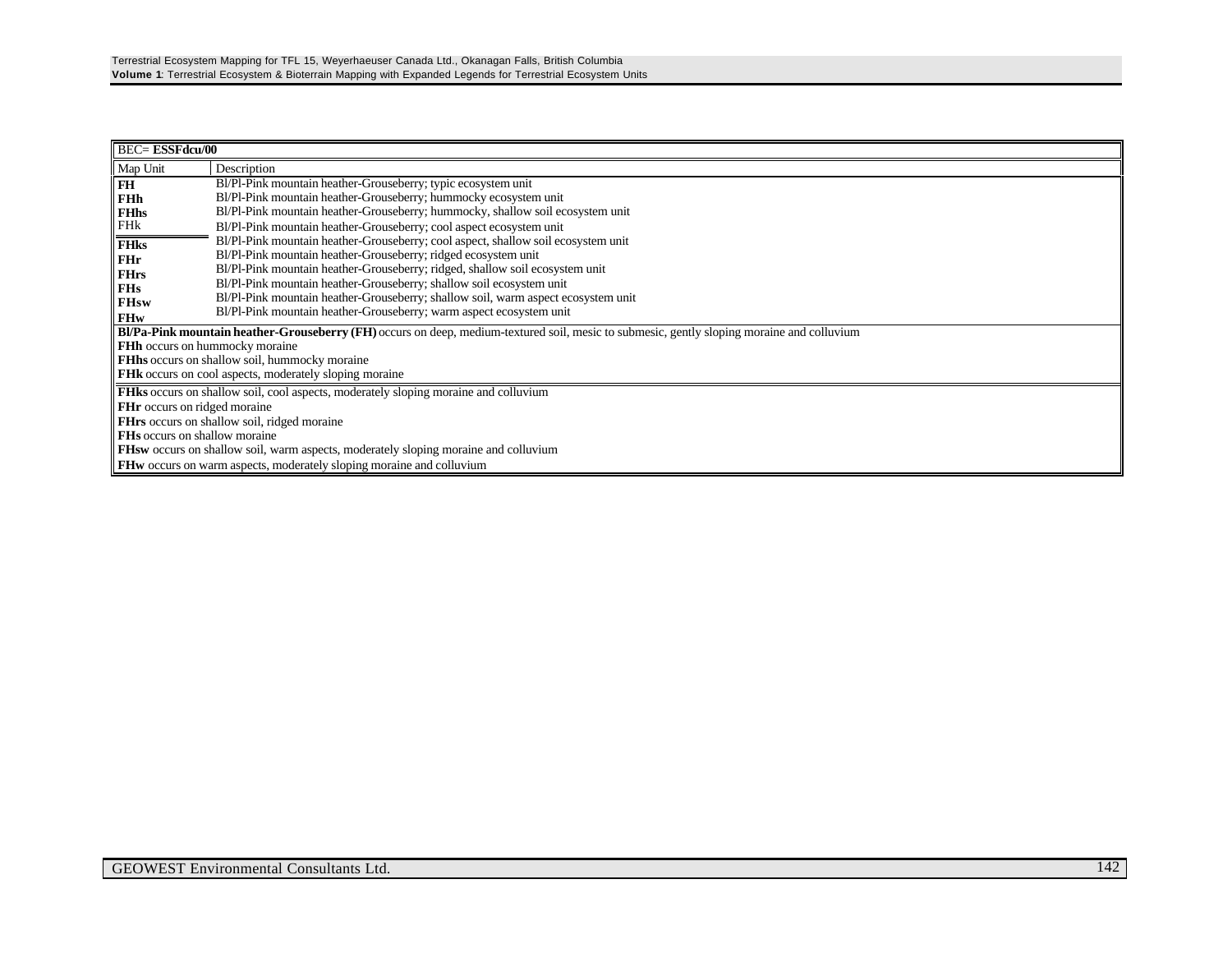| BEC= **ESSFdcu/00** | |
|---|---|
| Map Unit | Description |
| **FH** | Bl/Pl-Pink mountain heather-Grouseberry; typic ecosystem unit |
| **FHh** | Bl/Pl-Pink mountain heather-Grouseberry; hummocky ecosystem unit |
| **FHhs** | Bl/Pl-Pink mountain heather-Grouseberry; hummocky, shallow soil ecosystem unit |
| FHk | Bl/Pl-Pink mountain heather-Grouseberry; cool aspect ecosystem unit |
| **FHks** | Bl/Pl-Pink mountain heather-Grouseberry; cool aspect, shallow soil ecosystem unit |
| **FHr** | Bl/Pl-Pink mountain heather-Grouseberry; ridged ecosystem unit |
| **FHrs** | Bl/Pl-Pink mountain heather-Grouseberry; ridged, shallow soil ecosystem unit |
| **FHs** | Bl/Pl-Pink mountain heather-Grouseberry; shallow soil ecosystem unit |
| **FHsw** | Bl/Pl-Pink mountain heather-Grouseberry; shallow soil, warm aspect ecosystem unit |
| **FHw** | Bl/Pl-Pink mountain heather-Grouseberry; warm aspect ecosystem unit |

**Bl/Pa-Pink mountain heather-Grouseberry (FH)** occurs on deep, medium-textured soil, mesic to submesic, gently sloping moraine and colluvium

**FHh** occurs on hummocky moraine

**FHhs** occurs on shallow soil, hummocky moraine

**FHk** occurs on cool aspects, moderately sloping moraine

**FHks** occurs on shallow soil, cool aspects, moderately sloping moraine and colluvium

**FHr** occurs on ridged moraine

**FHrs** occurs on shallow soil, ridged moraine

**FHs** occurs on shallow moraine

**FHsw** occurs on shallow soil, warm aspects, moderately sloping moraine and colluvium

**FHw** occurs on warm aspects, moderately sloping moraine and colluvium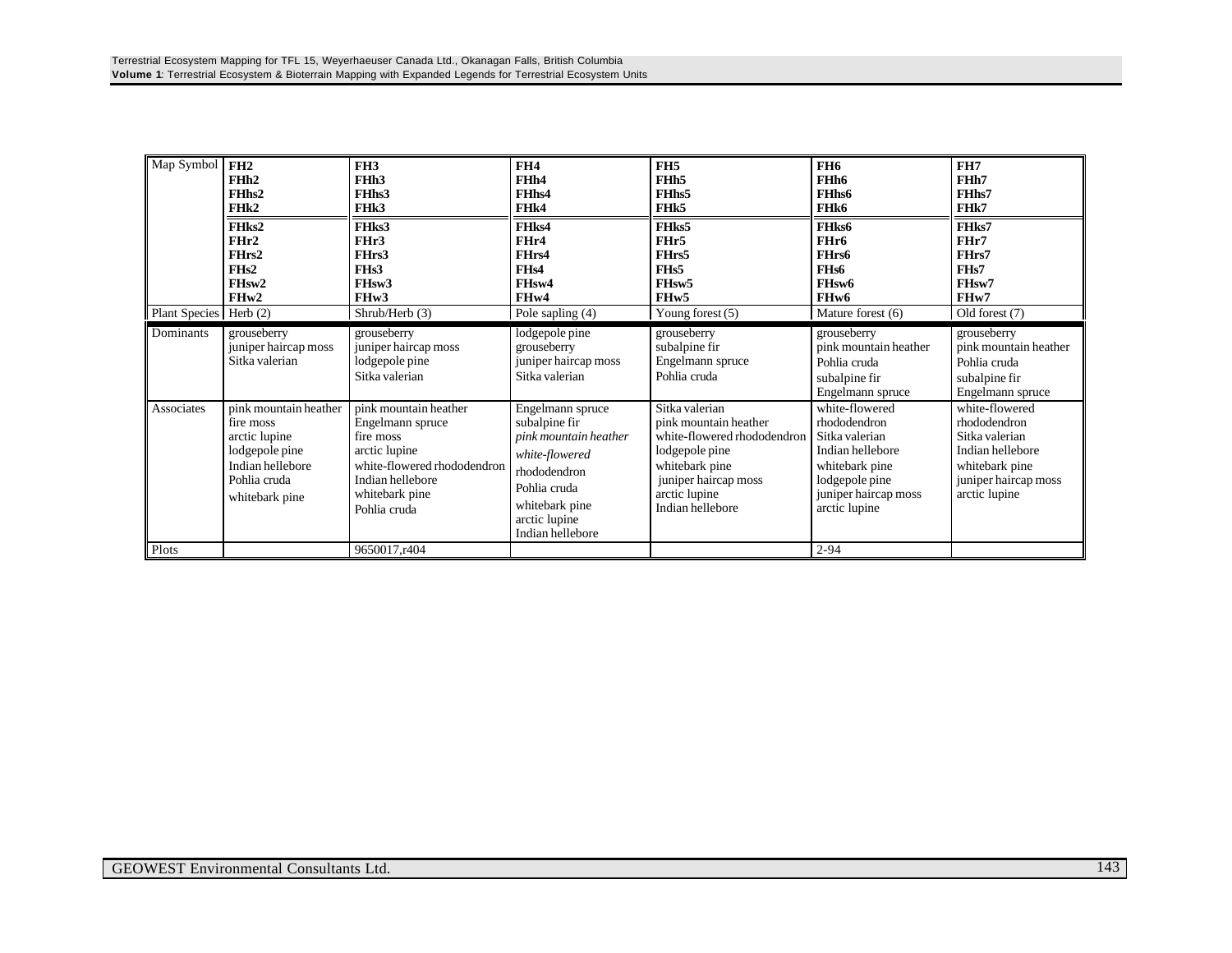| Map Symbol | FH2<br>FHh2<br>FHhs2<br>FHk2<br>FHks2<br>FHr2<br>FHrs2<br>FHs2<br>FHsw2<br>FHw2 | FH3<br>FHh3<br>FHhs3<br>FHk3<br>FHks3<br>FHr3<br>FHrs3<br>FHs3<br>FHsw3<br>FHw3 | FH4<br>FHh4<br>FHhs4<br>FHk4<br>FHks4<br>FHr4<br>FHrs4<br>FHs4<br>FHsw4<br>FHw4 | FH5<br>FHh5<br>FHhs5<br>FHk5<br>FHks5<br>FHr5<br>FHrs5<br>FHs5<br>FHsw5<br>FHw5 | FH6<br>FHh6<br>FHhs6<br>FHk6<br>FHks6<br>FHr6<br>FHrs6<br>FHs6<br>FHsw6<br>FHw6 | FH7<br>FHh7<br>FHhs7<br>FHk7<br>FHks7<br>FHr7<br>FHrs7<br>FHs7<br>FHsw7<br>FHw7 |
|---|---|---|---|---|---|---|
| Plant Species | Herb (2) | Shrub/Herb (3) | Pole sapling (4) | Young forest (5) | Mature forest (6) | Old forest (7) |
| Dominants | grouseberry<br>juniper haircap moss<br>Sitka valerian | grouseberry<br>juniper haircap moss<br>lodgepole pine<br>Sitka valerian | lodgepole pine<br>grouseberry<br>juniper haircap moss<br>Sitka valerian | grouseberry<br>subalpine fir<br>Engelmann spruce<br>Pohlia cruda | grouseberry<br>pink mountain heather<br>Pohlia cruda<br>subalpine fir<br>Engelmann spruce | grouseberry<br>pink mountain heather<br>Pohlia cruda<br>subalpine fir<br>Engelmann spruce |
| Associates | pink mountain heather<br>fire moss<br>arctic lupine<br>lodgepole pine<br>Indian hellebore<br>Pohlia cruda<br>whitebark pine | pink mountain heather<br>Engelmann spruce<br>fire moss<br>arctic lupine<br>white-flowered rhododendron<br>Indian hellebore<br>whitebark pine<br>Pohlia cruda | Engelmann spruce<br>subalpine fir<br>*pink mountain heather*<br>*white-flowered*<br>rhododendron<br>Pohlia cruda<br>whitebark pine<br>arctic lupine<br>Indian hellebore | Sitka valerian<br>pink mountain heather<br>white-flowered rhododendron<br>lodgepole pine<br>whitebark pine<br>juniper haircap moss<br>arctic lupine<br>Indian hellebore | white-flowered rhododendron<br>Sitka valerian<br>Indian hellebore<br>whitebark pine<br>lodgepole pine<br>juniper haircap moss<br>arctic lupine | white-flowered rhododendron<br>Sitka valerian<br>Indian hellebore<br>whitebark pine<br>juniper haircap moss<br>arctic lupine |
| Plots | | 9650017,r404 | | | 2-94 | |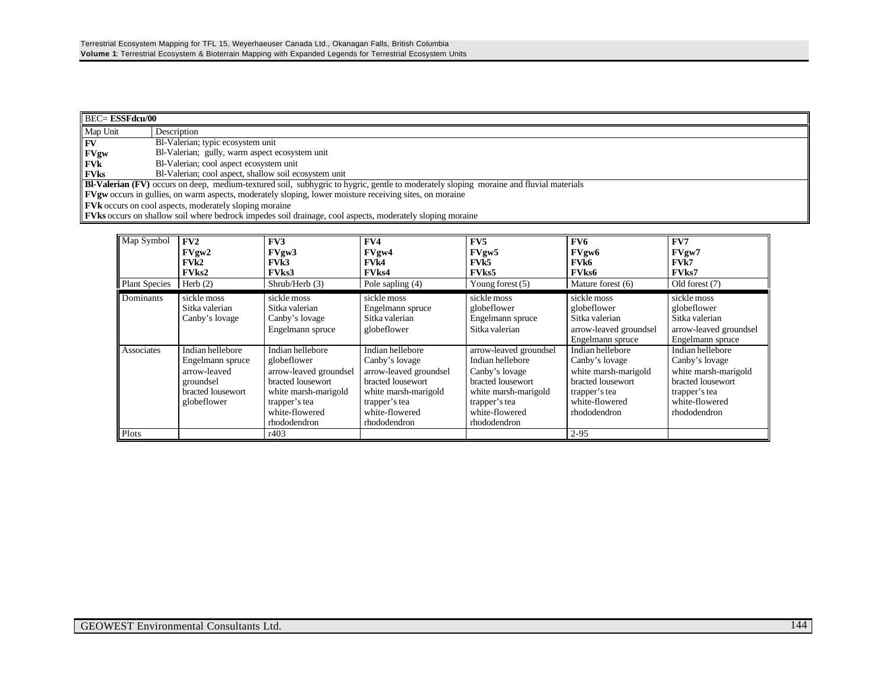| BEC= **ESSFdcu/00** | |
|---|---|
| Map Unit | Description |
| **FV** | Bl-Valerian; typic ecosystem unit |
| **FVgw** | Bl-Valerian; gully, warm aspect ecosystem unit |
| **FVk** | Bl-Valerian; cool aspect ecosystem unit |
| **FVks** | Bl-Valerian; cool aspect, shallow soil ecosystem unit |

**Bl-Valerian (FV)** occurs on deep, medium-textured soil, subhygric to hygric, gentle to moderately sloping moraine and fluvial materials
**FVgw** occurs in gullies, on warm aspects, moderately sloping, lower moisture receiving sites, on moraine
**FVk** occurs on cool aspects, moderately sloping moraine
**FVks** occurs on shallow soil where bedrock impedes soil drainage, cool aspects, moderately sloping moraine

| Map Symbol | **FV2**<br>**FVgw2**<br>**FVk2**<br>**FVks2** | **FV3**<br>**FVgw3**<br>**FVk3**<br>**FVks3** | **FV4**<br>**FVgw4**<br>**FVk4**<br>**FVks4** | **FV5**<br>**FVgw5**<br>**FVk5**<br>**FVks5** | **FV6**<br>**FVgw6**<br>**FVk6**<br>**FVks6** | **FV7**<br>**FVgw7**<br>**FVk7**<br>**FVks7** |
|---|---|---|---|---|---|---|
| Plant Species | Herb (2) | Shrub/Herb (3) | Pole sapling (4) | Young forest (5) | Mature forest (6) | Old forest (7) |
| Dominants | sickle moss<br>Sitka valerian<br>Canby's lovage | sickle moss<br>Sitka valerian<br>Canby's lovage<br>Engelmann spruce | sickle moss<br>Engelmann spruce<br>Sitka valerian<br>globeflower | sickle moss<br>globeflower<br>Engelmann spruce<br>Sitka valerian | sickle moss<br>globeflower<br>Sitka valerian<br>arrow-leaved groundsel<br>Engelmann spruce | sickle moss<br>globeflower<br>Sitka valerian<br>arrow-leaved groundsel<br>Engelmann spruce |
| Associates | Indian hellebore<br>Engelmann spruce<br>arrow-leaved groundsel<br>bracted lousewort<br>globeflower | Indian hellebore<br>globeflower<br>arrow-leaved groundsel<br>bracted lousewort<br>white marsh-marigold<br>trapper's tea<br>white-flowered rhododendron | Indian hellebore<br>Canby's lovage<br>arrow-leaved groundsel<br>bracted lousewort<br>white marsh-marigold<br>trapper's tea<br>white-flowered rhododendron | arrow-leaved groundsel<br>Indian hellebore<br>Canby's lovage<br>bracted lousewort<br>white marsh-marigold<br>trapper's tea<br>white-flowered rhododendron | Indian hellebore<br>Canby's lovage<br>white marsh-marigold<br>bracted lousewort<br>trapper's tea<br>white-flowered rhododendron | Indian hellebore<br>Canby's lovage<br>white marsh-marigold<br>bracted lousewort<br>trapper's tea<br>white-flowered rhododendron |
| Plots | | r403 | | | 2-95 | |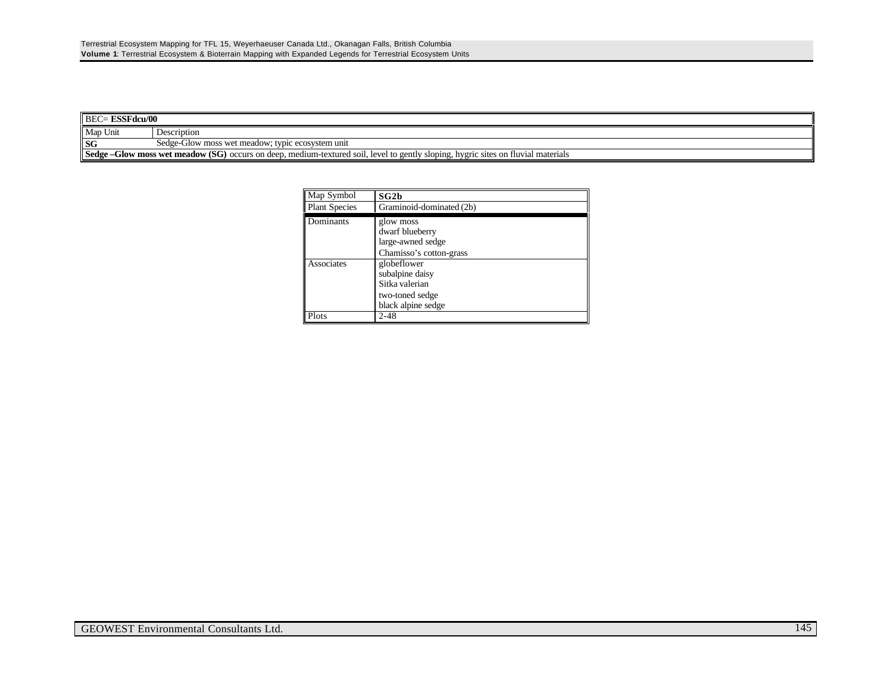| BEC= **ESSFdcu/00** | |
|---|---|
| Map Unit | Description |
| **SG** | Sedge-Glow moss wet meadow; typic ecosystem unit |
| **Sedge –Glow moss wet meadow (SG)** occurs on deep, medium-textured soil, level to gently sloping, hygric sites on fluvial materials | |

| Map Symbol | **SG2b** |
|---|---|
| Plant Species | Graminoid-dominated (2b) |
| Dominants | glow moss<br>dwarf blueberry<br>large-awned sedge<br>Chamisso's cotton-grass |
| Associates | globeflower<br>subalpine daisy<br>Sitka valerian<br>two-toned sedge<br>black alpine sedge |
| Plots | 2-48 |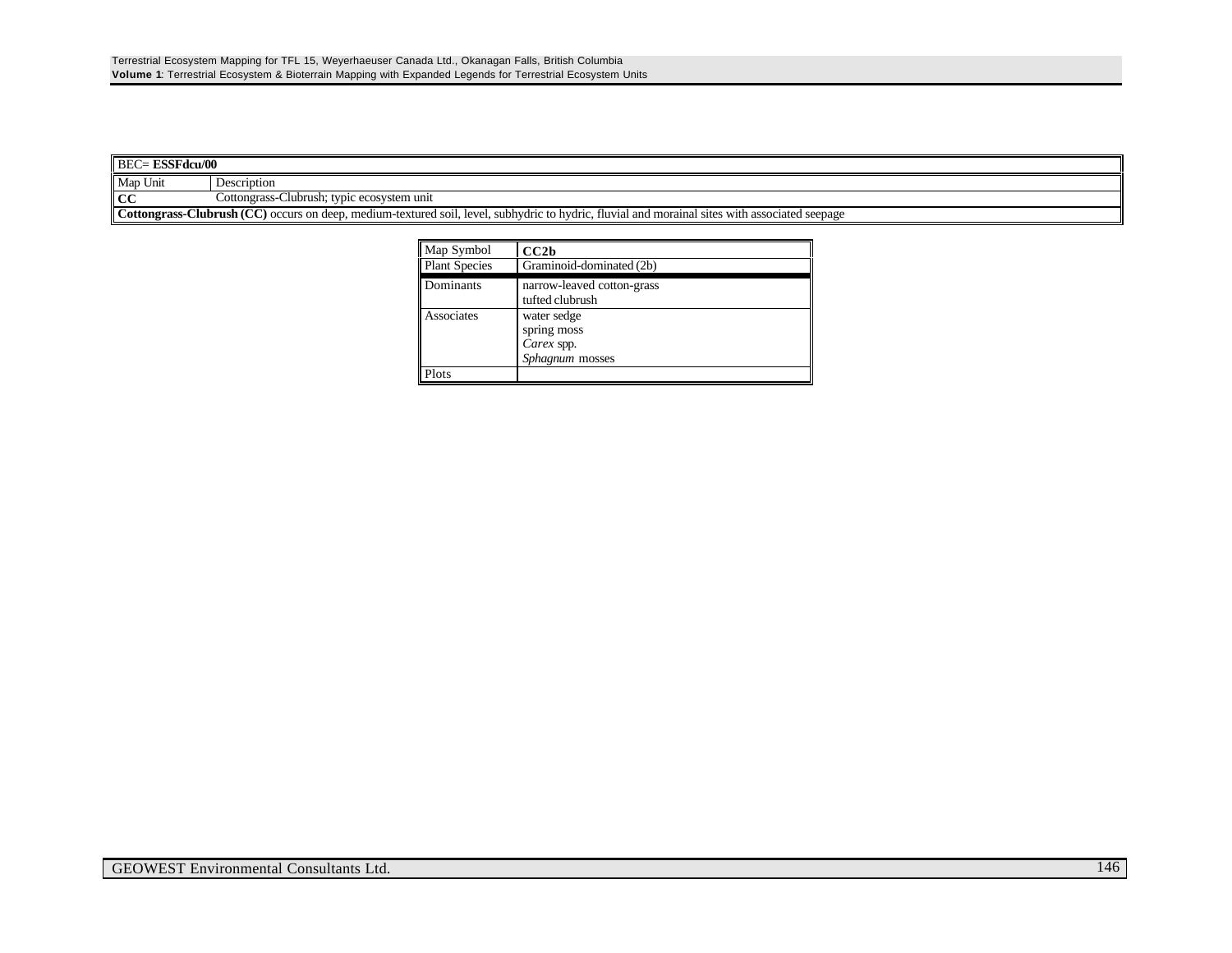| BEC= **ESSFdcu/00** | |
|---|---|
| Map Unit | Description |
| **CC** | Cottongrass-Clubrush; typic ecosystem unit |
| **Cottongrass-Clubrush (CC)** occurs on deep, medium-textured soil, level, subhydric to hydric, fluvial and morainal sites with associated seepage | |

| Map Symbol | **CC2b** |
|---|---|
| Plant Species | Graminoid-dominated (2b) |
| Dominants | narrow-leaved cotton-grass<br>tufted clubrush |
| Associates | water sedge<br>spring moss<br>*Carex* spp.<br>*Sphagnum* mosses |
| Plots | |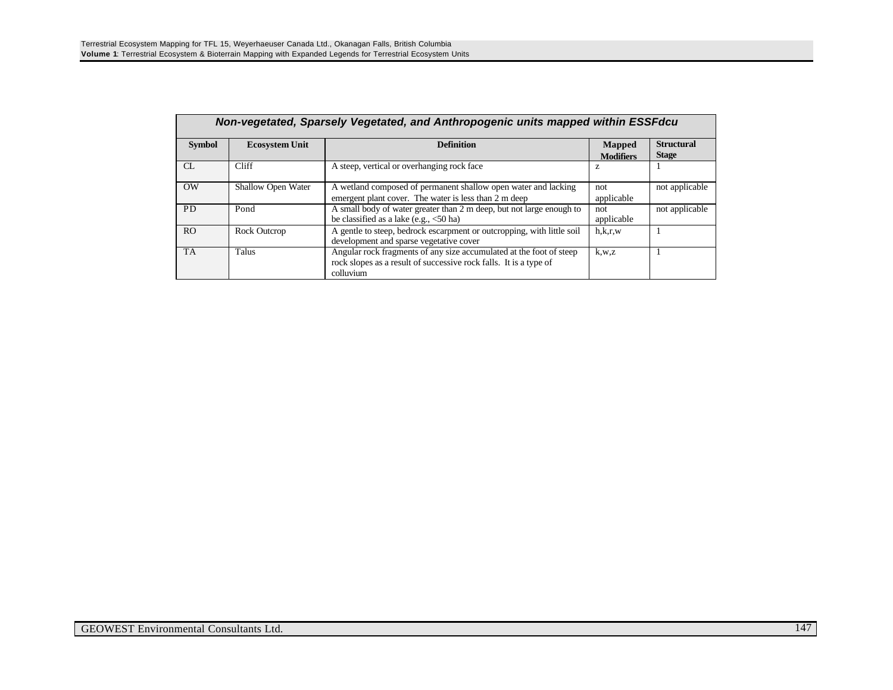| Non-vegetated, Sparsely Vegetated, and Anthropogenic units mapped within ESSFdcu | | | | |
|---|---|---|---|---|
| **Symbol** | **Ecosystem Unit** | **Definition** | **Mapped Modifiers** | **Structural Stage** |
| CL | Cliff | A steep, vertical or overhanging rock face | z | 1 |
| OW | Shallow Open Water | A wetland composed of permanent shallow open water and lacking emergent plant cover. The water is less than 2 m deep | not applicable | not applicable |
| PD | Pond | A small body of water greater than 2 m deep, but not large enough to be classified as a lake (e.g., <50 ha) | not applicable | not applicable |
| RO | Rock Outcrop | A gentle to steep, bedrock escarpment or outcropping, with little soil development and sparse vegetative cover | h,k,r,w | 1 |
| TA | Talus | Angular rock fragments of any size accumulated at the foot of steep rock slopes as a result of successive rock falls. It is a type of colluvium | k,w,z | 1 |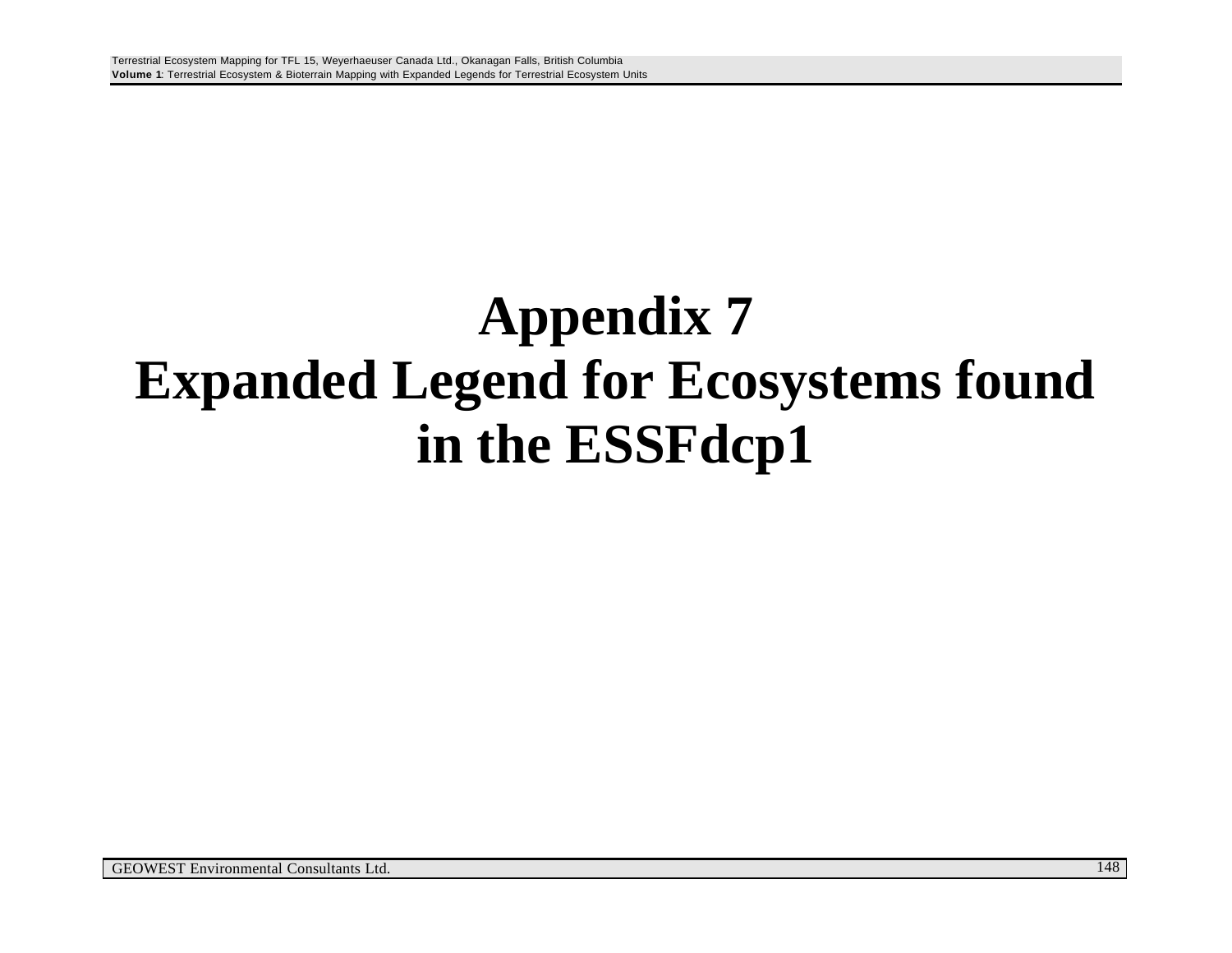# Appendix 7
# Expanded Legend for Ecosystems found in the ESSFdcp1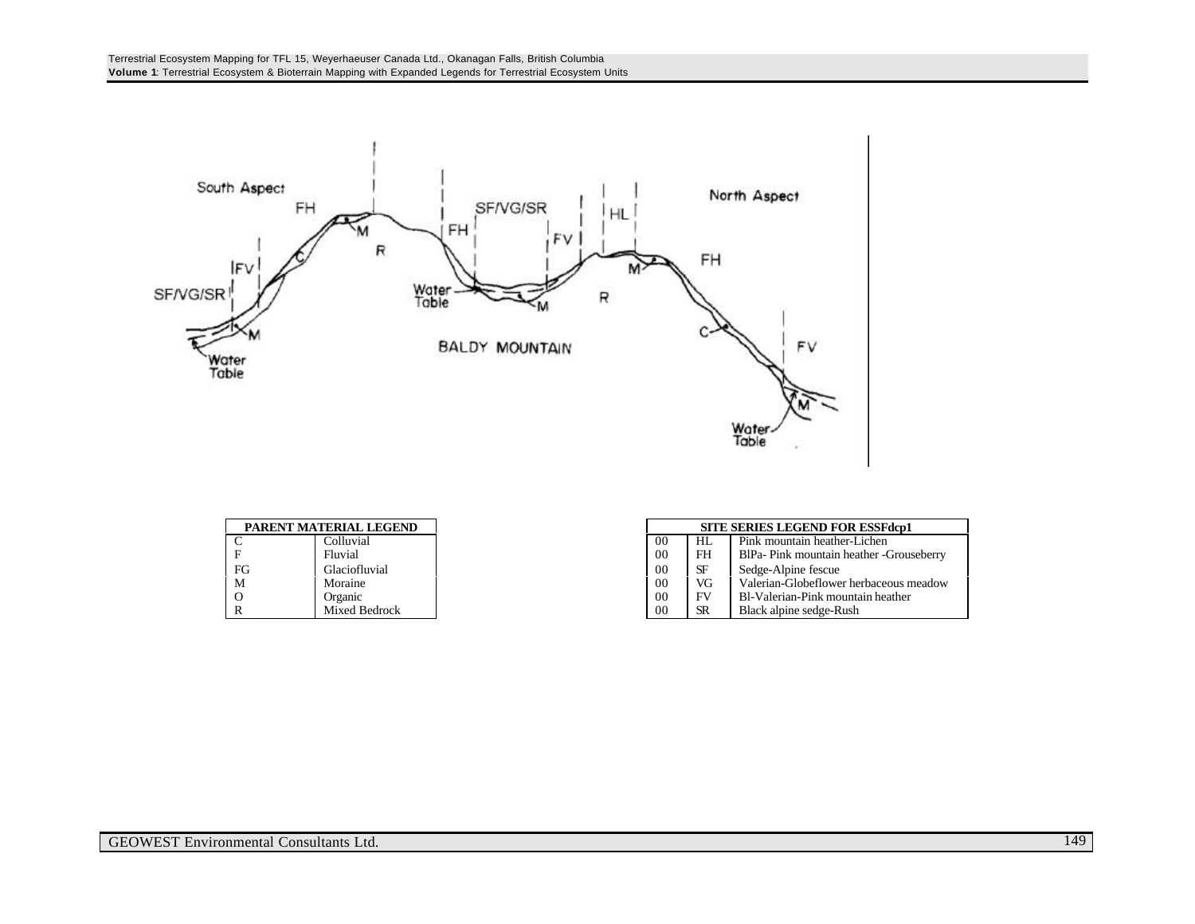| PARENT MATERIAL LEGEND | |
|---|---|
| C | Colluvial |
| F | Fluvial |
| FG | Glaciofluvial |
| M | Moraine |
| O | Organic |
| R | Mixed Bedrock |

| SITE SERIES LEGEND FOR ESSFdcp1 | | |
|---|---|---|
| 00 | HL | Pink mountain heather-Lichen |
| 00 | FH | BlPa- Pink mountain heather -Grouseberry |
| 00 | SF | Sedge-Alpine fescue |
| 00 | VG | Valerian-Globeflower herbaceous meadow |
| 00 | FV | Bl-Valerian-Pink mountain heather |
| 00 | SR | Black alpine sedge-Rush |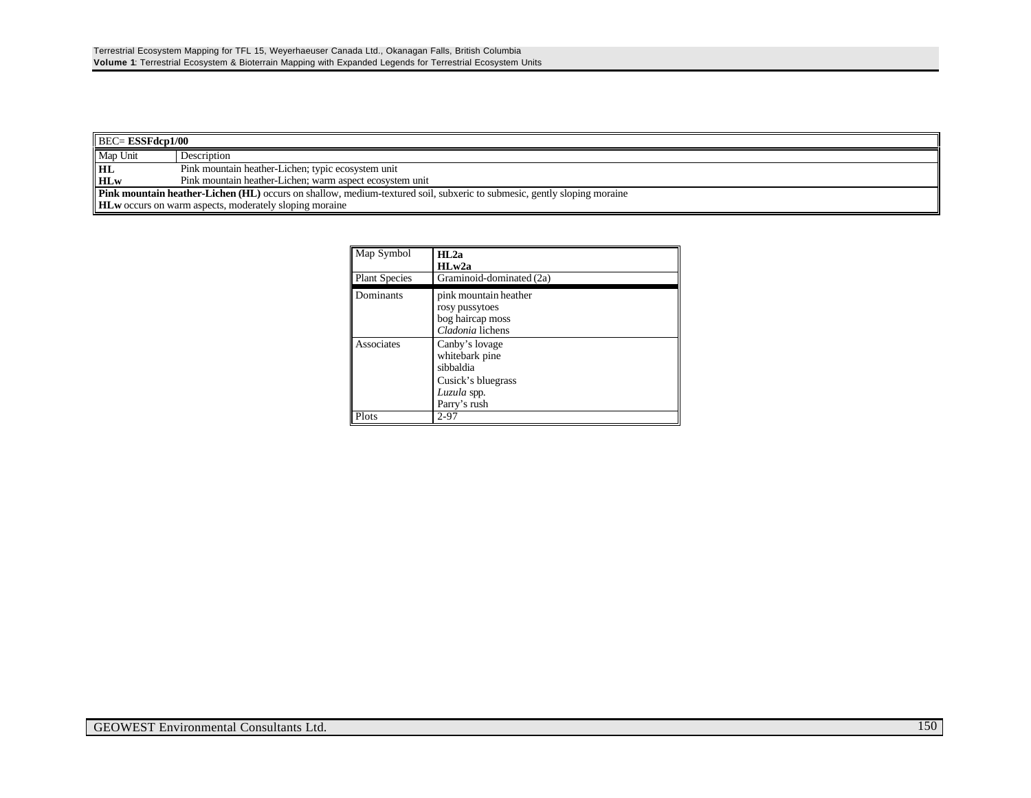| BEC= **ESSFdcp1/00** | |
|---|---|
| Map Unit | Description |
| **HL** | Pink mountain heather-Lichen; typic ecosystem unit |
| **HLw** | Pink mountain heather-Lichen; warm aspect ecosystem unit |
| **Pink mountain heather-Lichen (HL)** occurs on shallow, medium-textured soil, subxeric to submesic, gently sloping moraine<br>**HLw** occurs on warm aspects, moderately sloping moraine | |

| Map Symbol | **HL2a**<br>**HLw2a** |
|---|---|
| Plant Species | Graminoid-dominated (2a) |
| Dominants | pink mountain heather<br>rosy pussytoes<br>bog haircap moss<br>*Cladonia* lichens |
| Associates | Canby's lovage<br>whitebark pine<br>sibbaldia<br>Cusick's bluegrass<br>*Luzula* spp.<br>Parry's rush |
| Plots | 2-97 |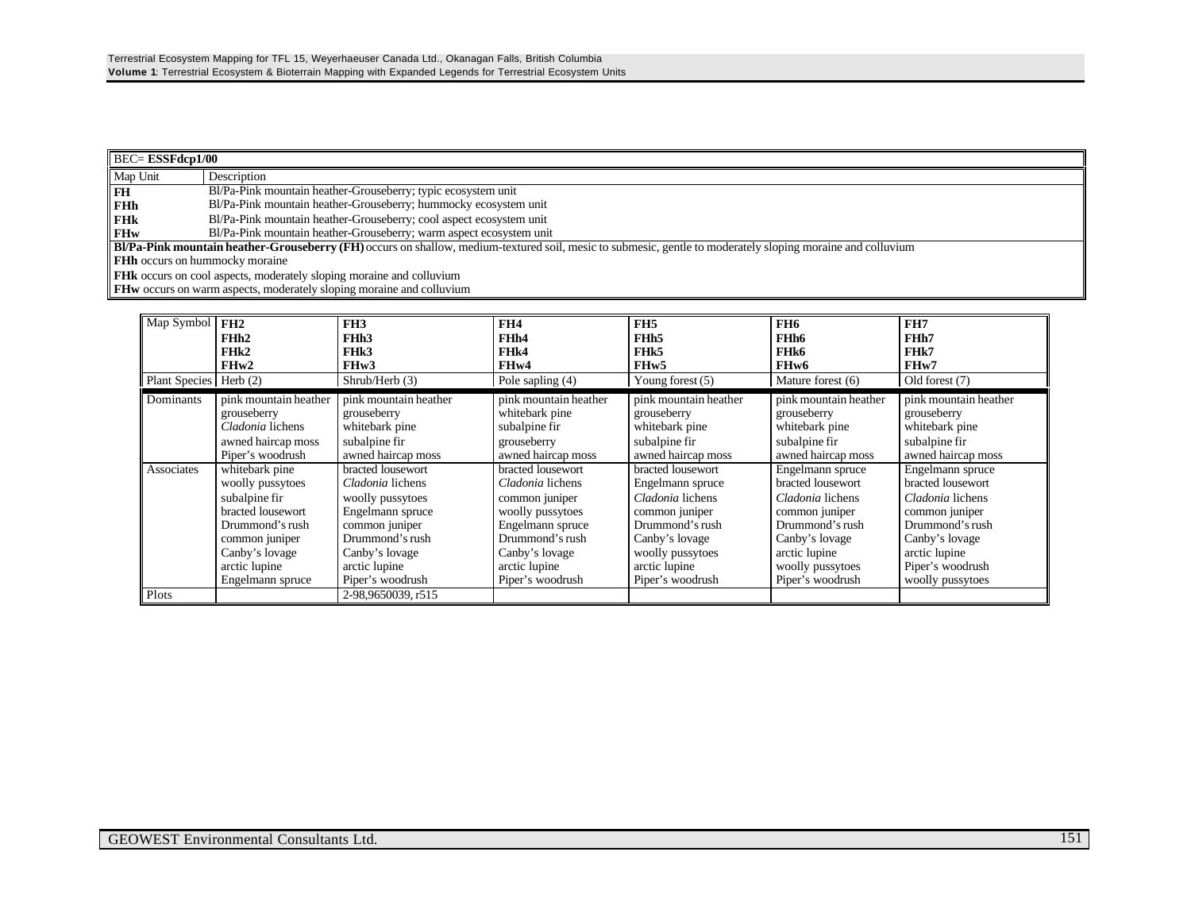| BEC= **ESSFdcp1/00** | |
|---|---|
| Map Unit | Description |
| **FH** | Bl/Pa-Pink mountain heather-Grouseberry; typic ecosystem unit |
| **FHh** | Bl/Pa-Pink mountain heather-Grouseberry; hummocky ecosystem unit |
| **FHk** | Bl/Pa-Pink mountain heather-Grouseberry; cool aspect ecosystem unit |
| **FHw** | Bl/Pa-Pink mountain heather-Grouseberry; warm aspect ecosystem unit |

**Bl/Pa-Pink mountain heather-Grouseberry (FH)** occurs on shallow, medium-textured soil, mesic to submesic, gentle to moderately sloping moraine and colluvium
**FHh** occurs on hummocky moraine
**FHk** occurs on cool aspects, moderately sloping moraine and colluvium
**FHw** occurs on warm aspects, moderately sloping moraine and colluvium

| Map Symbol | **FH2**<br>**FHh2**<br>**FHk2**<br>**FHw2** | **FH3**<br>**FHh3**<br>**FHk3**<br>**FHw3** | **FH4**<br>**FHh4**<br>**FHk4**<br>**FHw4** | **FH5**<br>**FHh5**<br>**FHk5**<br>**FHw5** | **FH6**<br>**FHh6**<br>**FHk6**<br>**FHw6** | **FH7**<br>**FHh7**<br>**FHk7**<br>**FHw7** |
|---|---|---|---|---|---|---|
| Plant Species | Herb (2) | Shrub/Herb (3) | Pole sapling (4) | Young forest (5) | Mature forest (6) | Old forest (7) |
| Dominants | pink mountain heather<br>grouseberry<br>*Cladonia* lichens<br>awned haircap moss<br>Piper's woodrush | pink mountain heather<br>grouseberry<br>whitebark pine<br>subalpine fir<br>awned haircap moss | pink mountain heather<br>whitebark pine<br>subalpine fir<br>grouseberry<br>awned haircap moss | pink mountain heather<br>grouseberry<br>whitebark pine<br>subalpine fir<br>awned haircap moss | pink mountain heather<br>grouseberry<br>whitebark pine<br>subalpine fir<br>awned haircap moss | pink mountain heather<br>grouseberry<br>whitebark pine<br>subalpine fir<br>awned haircap moss |
| Associates | whitebark pine<br>woolly pussytoes<br>subalpine fir<br>bracted lousewort<br>Drummond's rush<br>common juniper<br>Canby's lovage<br>arctic lupine<br>Engelmann spruce | bracted lousewort<br>*Cladonia* lichens<br>woolly pussytoes<br>Engelmann spruce<br>common juniper<br>Drummond's rush<br>Canby's lovage<br>arctic lupine<br>Piper's woodrush | bracted lousewort<br>*Cladonia* lichens<br>common juniper<br>woolly pussytoes<br>Engelmann spruce<br>Drummond's rush<br>Canby's lovage<br>arctic lupine<br>Piper's woodrush | bracted lousewort<br>Engelmann spruce<br>*Cladonia* lichens<br>common juniper<br>Drummond's rush<br>Canby's lovage<br>woolly pussytoes<br>arctic lupine<br>Piper's woodrush | Engelmann spruce<br>bracted lousewort<br>*Cladonia* lichens<br>common juniper<br>Drummond's rush<br>Canby's lovage<br>arctic lupine<br>woolly pussytoes<br>Piper's woodrush | Engelmann spruce<br>bracted lousewort<br>*Cladonia* lichens<br>common juniper<br>Drummond's rush<br>Canby's lovage<br>arctic lupine<br>Piper's woodrush<br>woolly pussytoes |
| Plots | | 2-98,9650039, r515 | | | | |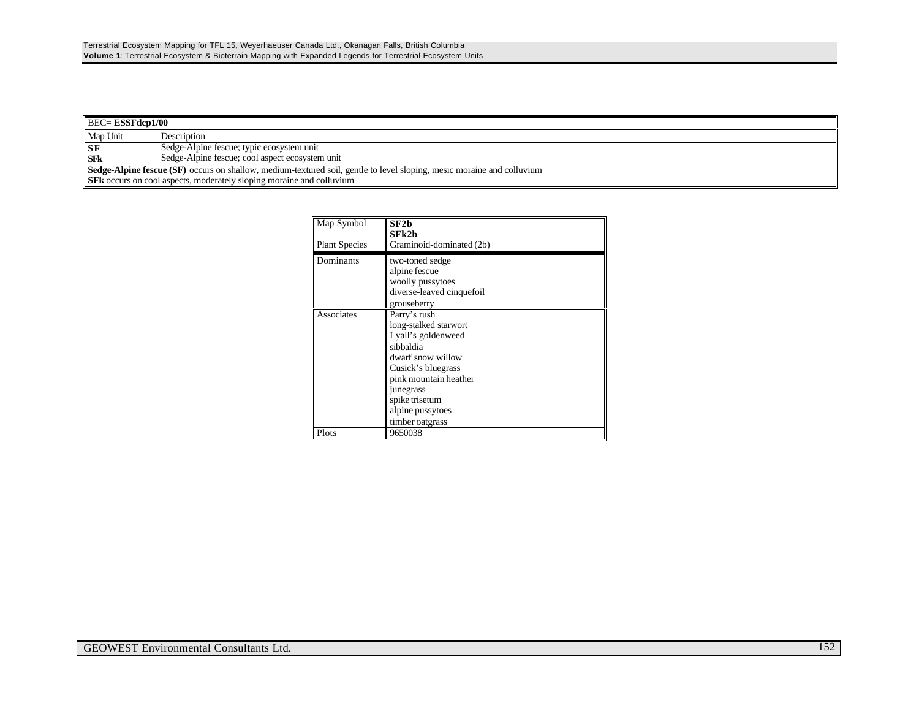| BEC= **ESSFdcp1/00** | |
|---|---|
| Map Unit | Description |
| **SF** | Sedge-Alpine fescue; typic ecosystem unit |
| **SFk** | Sedge-Alpine fescue; cool aspect ecosystem unit |

**Sedge-Alpine fescue (SF)** occurs on shallow, medium-textured soil, gentle to level sloping, mesic moraine and colluvium
**SFk** occurs on cool aspects, moderately sloping moraine and colluvium

| Map Symbol | **SF2b**<br>**SFk2b** |
|---|---|
| Plant Species | Graminoid-dominated (2b) |
| Dominants | two-toned sedge<br>alpine fescue<br>woolly pussytoes<br>diverse-leaved cinquefoil<br>grouseberry |
| Associates | Parry's rush<br>long-stalked starwort<br>Lyall's goldenweed<br>sibbaldia<br>dwarf snow willow<br>Cusick's bluegrass<br>pink mountain heather<br>junegrass<br>spike trisetum<br>alpine pussytoes<br>timber oatgrass |
| Plots | 9650038 |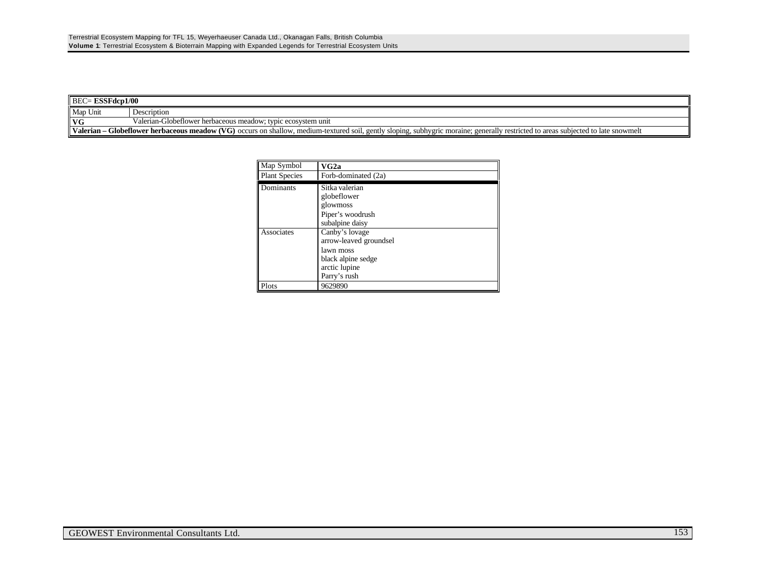| BEC= **ESSFdcp1/00** | |
|---|---|
| Map Unit | Description |
| **VG** | Valerian-Globeflower herbaceous meadow; typic ecosystem unit |
| **Valerian – Globeflower herbaceous meadow (VG)** occurs on shallow, medium-textured soil, gently sloping, subhygric moraine; generally restricted to areas subjected to late snowmelt | |

| Map Symbol | **VG2a** |
|---|---|
| Plant Species | Forb-dominated (2a) |
| Dominants | Sitka valerian<br>globeflower<br>glowmoss<br>Piper's woodrush<br>subalpine daisy |
| Associates | Canby's lovage<br>arrow-leaved groundsel<br>lawn moss<br>black alpine sedge<br>arctic lupine<br>Parry's rush |
| Plots | 9629890 |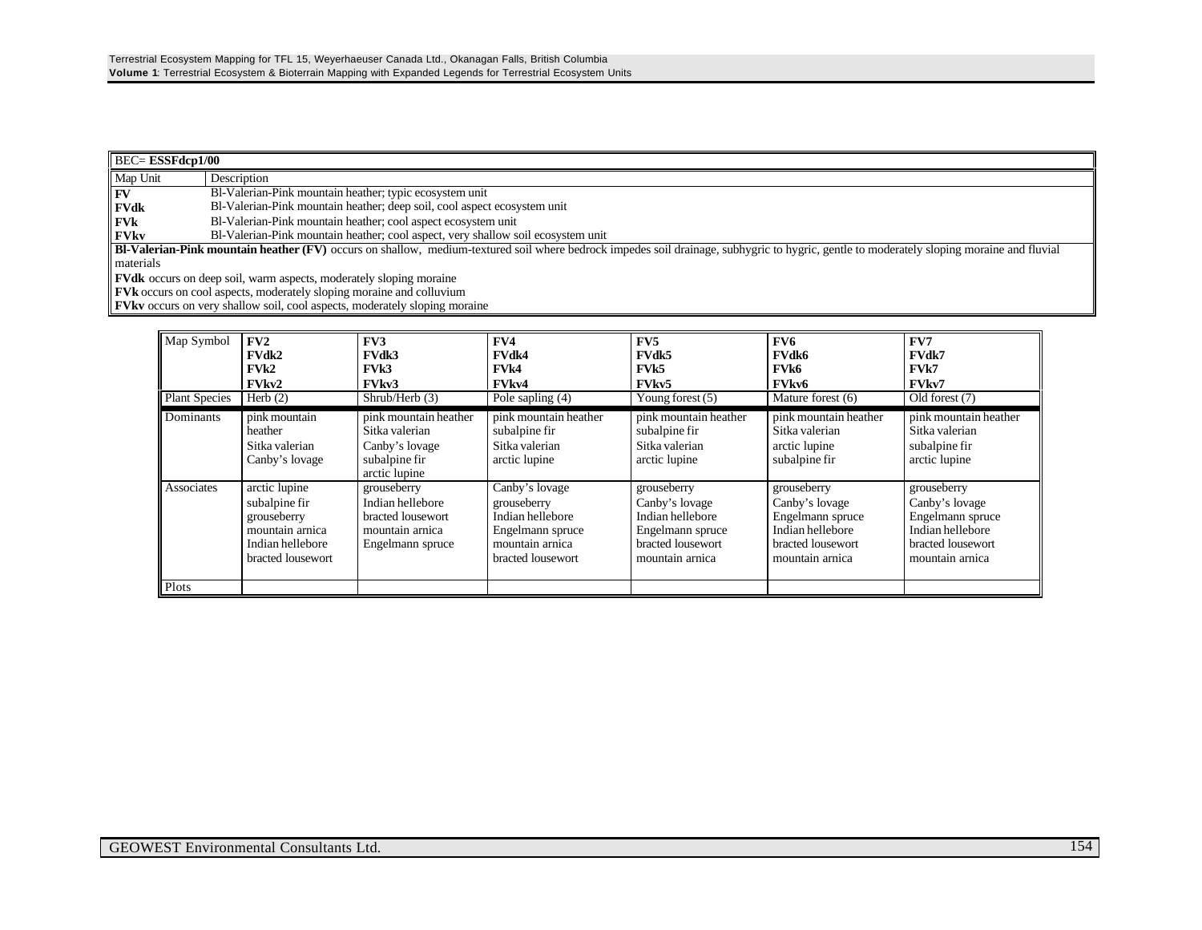| BEC= **ESSFdcp1/00** | |
|---|---|
| Map Unit | Description |
| **FV** | Bl-Valerian-Pink mountain heather; typic ecosystem unit |
| **FVdk** | Bl-Valerian-Pink mountain heather; deep soil, cool aspect ecosystem unit |
| **FVk** | Bl-Valerian-Pink mountain heather; cool aspect ecosystem unit |
| **FVkv** | Bl-Valerian-Pink mountain heather; cool aspect, very shallow soil ecosystem unit |

**Bl-Valerian-Pink mountain heather (FV)** occurs on shallow, medium-textured soil where bedrock impedes soil drainage, subhygric to hygric, gentle to moderately sloping moraine and fluvial materials

**FVdk** occurs on deep soil, warm aspects, moderately sloping moraine

**FVk** occurs on cool aspects, moderately sloping moraine and colluvium

**FVkv** occurs on very shallow soil, cool aspects, moderately sloping moraine

| Map Symbol | **FV2**<br>**FVdk2**<br>**FVk2**<br>**FVkv2** | **FV3**<br>**FVdk3**<br>**FVk3**<br>**FVkv3** | **FV4**<br>**FVdk4**<br>**FVk4**<br>**FVkv4** | **FV5**<br>**FVdk5**<br>**FVk5**<br>**FVkv5** | **FV6**<br>**FVdk6**<br>**FVk6**<br>**FVkv6** | **FV7**<br>**FVdk7**<br>**FVk7**<br>**FVkv7** |
|---|---|---|---|---|---|---|
| Plant Species | Herb (2) | Shrub/Herb (3) | Pole sapling (4) | Young forest (5) | Mature forest (6) | Old forest (7) |
| Dominants | pink mountain heather<br>Sitka valerian<br>Canby's lovage | pink mountain heather<br>Sitka valerian<br>Canby's lovage<br>subalpine fir<br>arctic lupine | pink mountain heather<br>subalpine fir<br>Sitka valerian<br>arctic lupine | pink mountain heather<br>subalpine fir<br>Sitka valerian<br>arctic lupine | pink mountain heather<br>Sitka valerian<br>arctic lupine<br>subalpine fir | pink mountain heather<br>Sitka valerian<br>subalpine fir<br>arctic lupine |
| Associates | arctic lupine<br>subalpine fir<br>grouseberry<br>mountain arnica<br>Indian hellebore<br>bracted lousewort | grouseberry<br>Indian hellebore<br>bracted lousewort<br>mountain arnica<br>Engelmann spruce | Canby's lovage<br>grouseberry<br>Indian hellebore<br>Engelmann spruce<br>mountain arnica<br>bracted lousewort | grouseberry<br>Canby's lovage<br>Indian hellebore<br>Engelmann spruce<br>bracted lousewort<br>mountain arnica | grouseberry<br>Canby's lovage<br>Engelmann spruce<br>Indian hellebore<br>bracted lousewort<br>mountain arnica | grouseberry<br>Canby's lovage<br>Engelmann spruce<br>Indian hellebore<br>bracted lousewort<br>mountain arnica |
| Plots | | | | | | |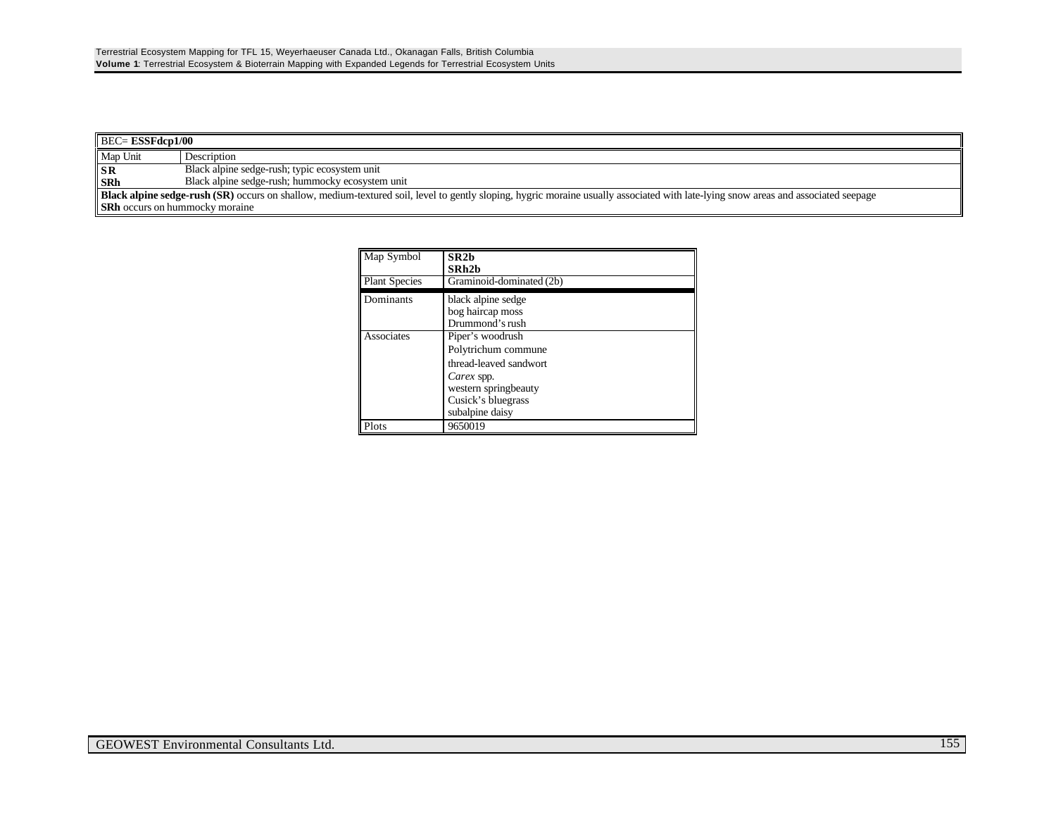| BEC= **ESSFdcp1/00** | |
|---|---|
| Map Unit | Description |
| **SR** | Black alpine sedge-rush; typic ecosystem unit |
| **SRh** | Black alpine sedge-rush; hummocky ecosystem unit |

**Black alpine sedge-rush (SR)** occurs on shallow, medium-textured soil, level to gently sloping, hygric moraine usually associated with late-lying snow areas and associated seepage
**SRh** occurs on hummocky moraine

| Map Symbol | **SR2b**<br>**SRh2b** |
|---|---|
| Plant Species | Graminoid-dominated (2b) |
| Dominants | black alpine sedge<br>bog haircap moss<br>Drummond's rush |
| Associates | Piper's woodrush<br>Polytrichum commune<br>thread-leaved sandwort<br>*Carex* spp.<br>western springbeauty<br>Cusick's bluegrass<br>subalpine daisy |
| Plots | 9650019 |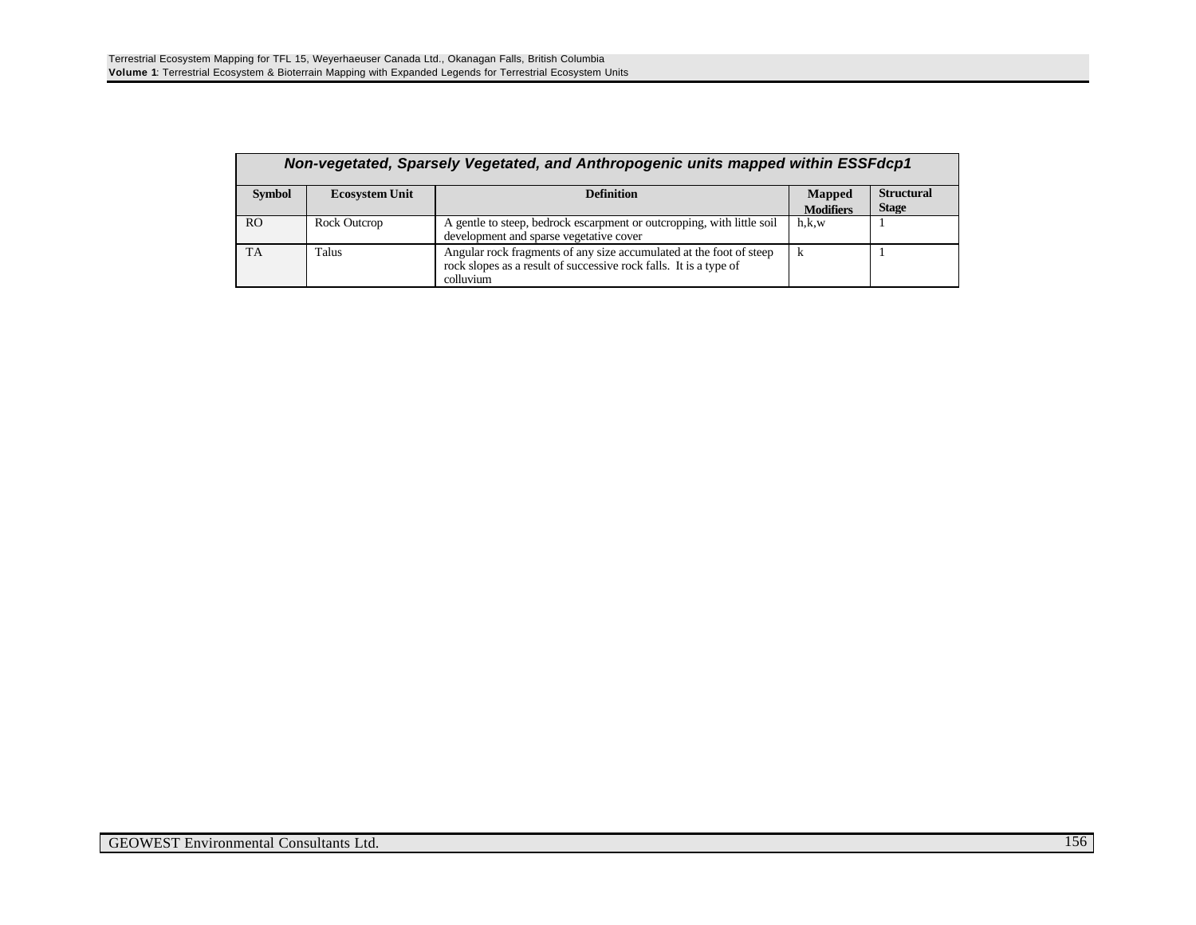| Non-vegetated, Sparsely Vegetated, and Anthropogenic units mapped within ESSFdcp1 | | | | |
|---|---|---|---|---|
| **Symbol** | **Ecosystem Unit** | **Definition** | **Mapped Modifiers** | **Structural Stage** |
| RO | Rock Outcrop | A gentle to steep, bedrock escarpment or outcropping, with little soil development and sparse vegetative cover | h,k,w | 1 |
| TA | Talus | Angular rock fragments of any size accumulated at the foot of steep rock slopes as a result of successive rock falls. It is a type of colluvium | k | 1 |